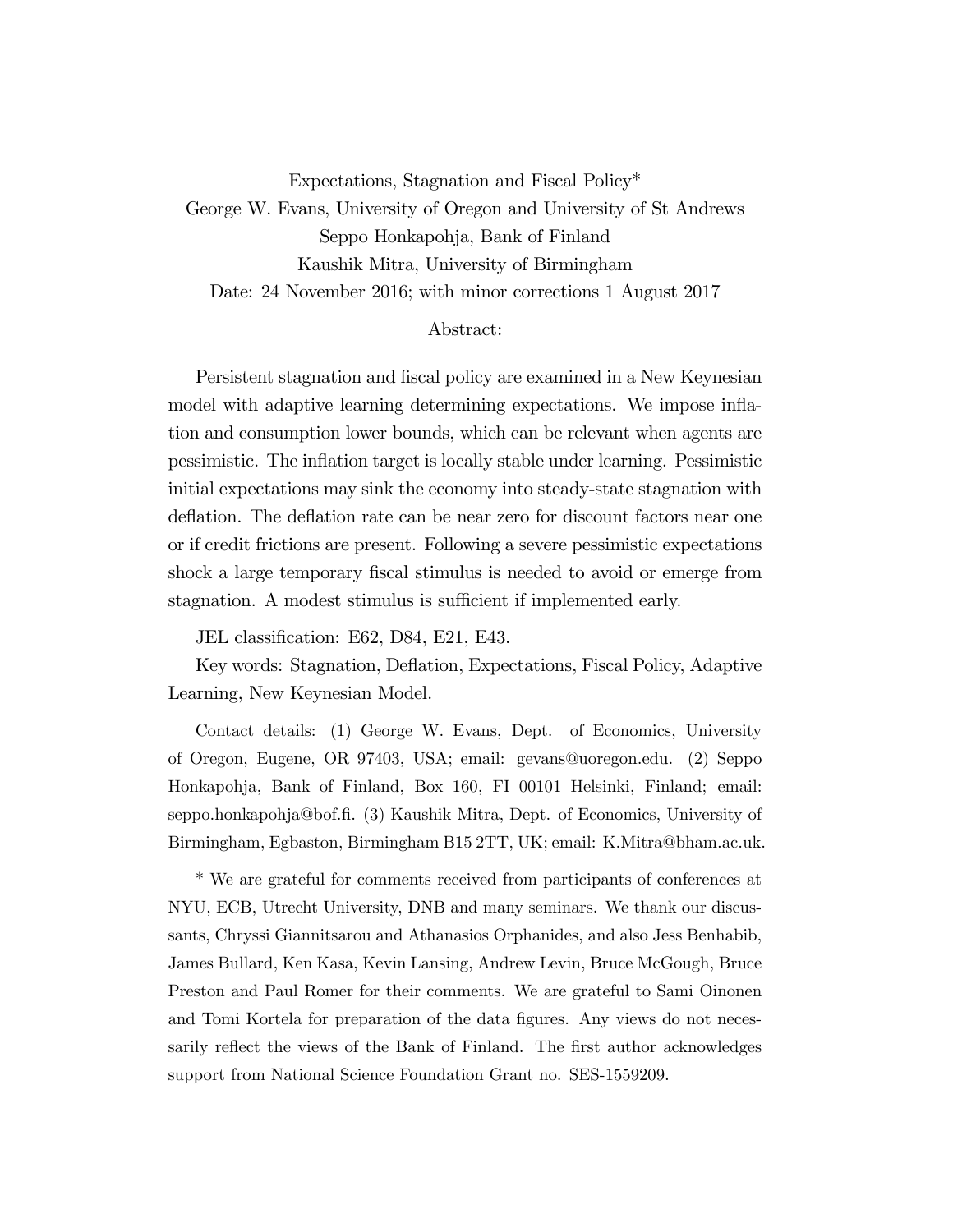# Expectations, Stagnation and Fiscal Policy*

George W. Evans, University of Oregon and University of St Andrews

Seppo Honkapohja, Bank of Finland

Kaushik Mitra, University of Birmingham

Date: 24 November 2016; with minor corrections 1 August 2017

## Abstract:

Persistent stagnation and fiscal policy are examined in a New Keynesian model with adaptive learning determining expectations. We impose inflation and consumption lower bounds, which can be relevant when agents are pessimistic. The inflation target is locally stable under learning. Pessimistic initial expectations may sink the economy into steady-state stagnation with deflation. The deflation rate can be near zero for discount factors near one or if credit frictions are present. Following a severe pessimistic expectations shock a large temporary fiscal stimulus is needed to avoid or emerge from stagnation. A modest stimulus is sufficient if implemented early.

JEL classification: E62, D84, E21, E43.

Key words: Stagnation, Deflation, Expectations, Fiscal Policy, Adaptive Learning, New Keynesian Model.

Contact details: (1) George W. Evans, Dept. of Economics, University of Oregon, Eugene, OR 97403, USA; email: gevans@uoregon.edu. (2) Seppo Honkapohja, Bank of Finland, Box 160, FI 00101 Helsinki, Finland; email: seppo.honkapohja@bof.fi. (3) Kaushik Mitra, Dept. of Economics, University of Birmingham, Egbaston, Birmingham B15 2TT, UK; email: K.Mitra@bham.ac.uk.

\* We are grateful for comments received from participants of conferences at NYU, ECB, Utrecht University, DNB and many seminars. We thank our discussants, Chryssi Giannitsarou and Athanasios Orphanides, and also Jess Benhabib, James Bullard, Ken Kasa, Kevin Lansing, Andrew Levin, Bruce McGough, Bruce Preston and Paul Romer for their comments. We are grateful to Sami Oinonen and Tomi Kortela for preparation of the data figures. Any views do not necessarily reflect the views of the Bank of Finland. The first author acknowledges support from National Science Foundation Grant no. SES-1559209.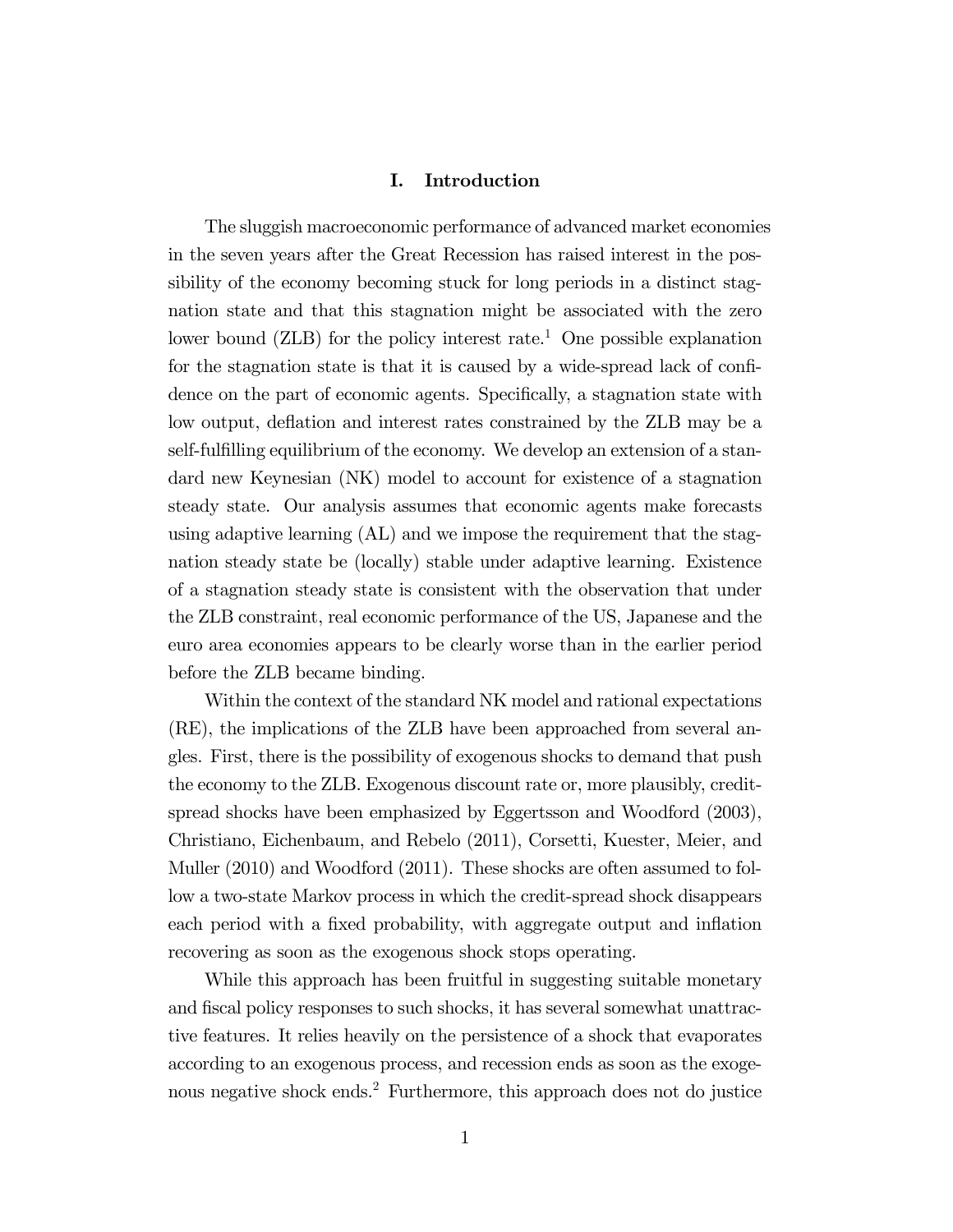## I. Introduction

The sluggish macroeconomic performance of advanced market economies in the seven years after the Great Recession has raised interest in the possibility of the economy becoming stuck for long periods in a distinct stagnation state and that this stagnation might be associated with the zero lower bound (ZLB) for the policy interest rate.[1] One possible explanation for the stagnation state is that it is caused by a wide-spread lack of confidence on the part of economic agents. Specifically, a stagnation state with low output, deflation and interest rates constrained by the ZLB may be a self-fulfilling equilibrium of the economy. We develop an extension of a standard new Keynesian (NK) model to account for existence of a stagnation steady state. Our analysis assumes that economic agents make forecasts using adaptive learning (AL) and we impose the requirement that the stagnation steady state be (locally) stable under adaptive learning. Existence of a stagnation steady state is consistent with the observation that under the ZLB constraint, real economic performance of the US, Japanese and the euro area economies appears to be clearly worse than in the earlier period before the ZLB became binding.

Within the context of the standard NK model and rational expectations (RE), the implications of the ZLB have been approached from several angles. First, there is the possibility of exogenous shocks to demand that push the economy to the ZLB. Exogenous discount rate or, more plausibly, credit-spread shocks have been emphasized by Eggertsson and Woodford (2003), Christiano, Eichenbaum, and Rebelo (2011), Corsetti, Kuester, Meier, and Muller (2010) and Woodford (2011). These shocks are often assumed to follow a two-state Markov process in which the credit-spread shock disappears each period with a fixed probability, with aggregate output and inflation recovering as soon as the exogenous shock stops operating.

While this approach has been fruitful in suggesting suitable monetary and fiscal policy responses to such shocks, it has several somewhat unattractive features. It relies heavily on the persistence of a shock that evaporates according to an exogenous process, and recession ends as soon as the exogenous negative shock ends.[2] Furthermore, this approach does not do justice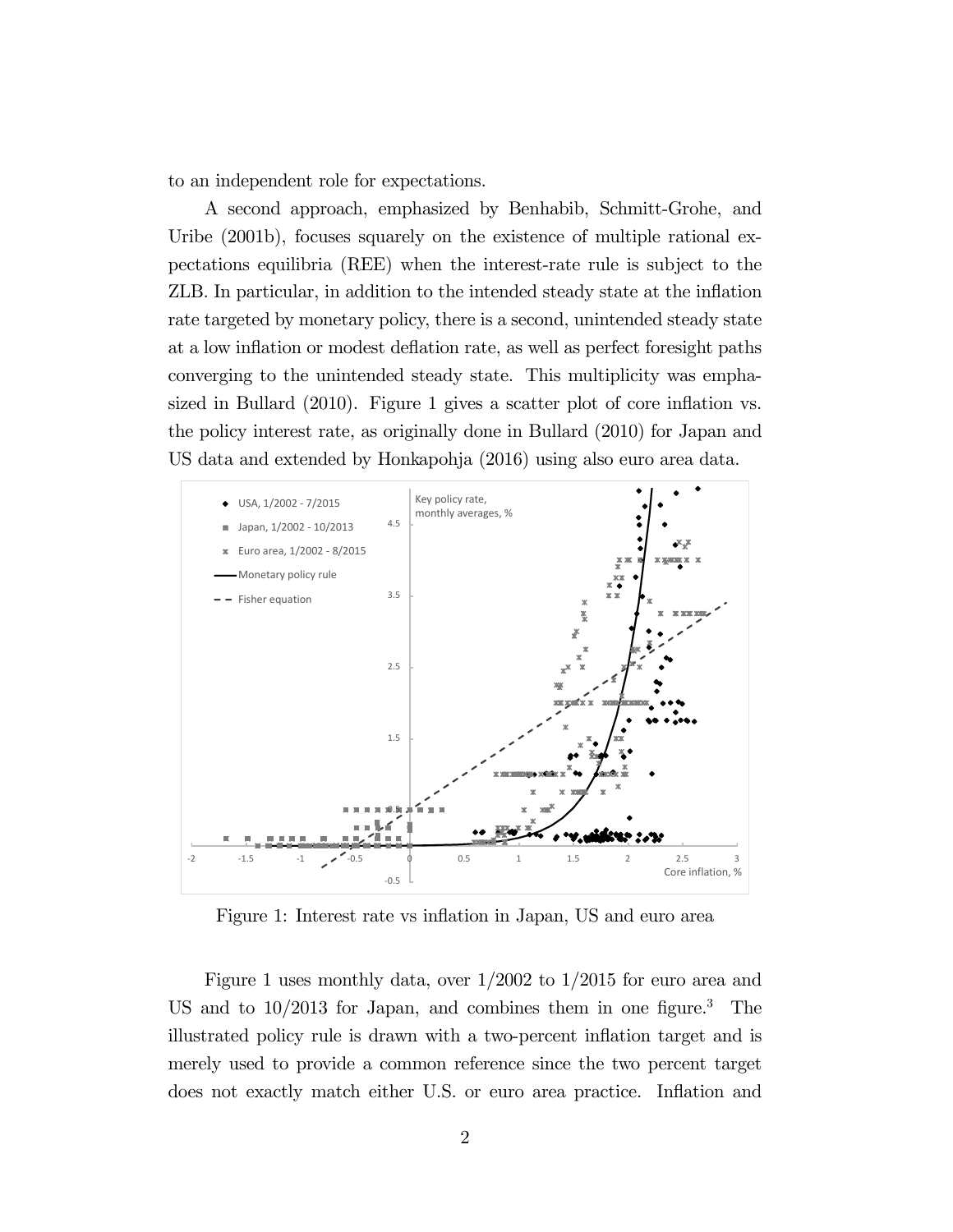to an independent role for expectations.

A second approach, emphasized by Benhabib, Schmitt-Grohe, and Uribe (2001b), focuses squarely on the existence of multiple rational expectations equilibria (REE) when the interest-rate rule is subject to the ZLB. In particular, in addition to the intended steady state at the inflation rate targeted by monetary policy, there is a second, unintended steady state at a low inflation or modest deflation rate, as well as perfect foresight paths converging to the unintended steady state. This multiplicity was emphasized in Bullard (2010). Figure 1 gives a scatter plot of core inflation vs. the policy interest rate, as originally done in Bullard (2010) for Japan and US data and extended by Honkapohja (2016) using also euro area data.

Figure 1: Interest rate vs inflation in Japan, US and euro area

Figure 1 uses monthly data, over 1/2002 to 1/2015 for euro area and US and to 10/2013 for Japan, and combines them in one figure.[3] The illustrated policy rule is drawn with a two-percent inflation target and is merely used to provide a common reference since the two percent target does not exactly match either U.S. or euro area practice. Inflation and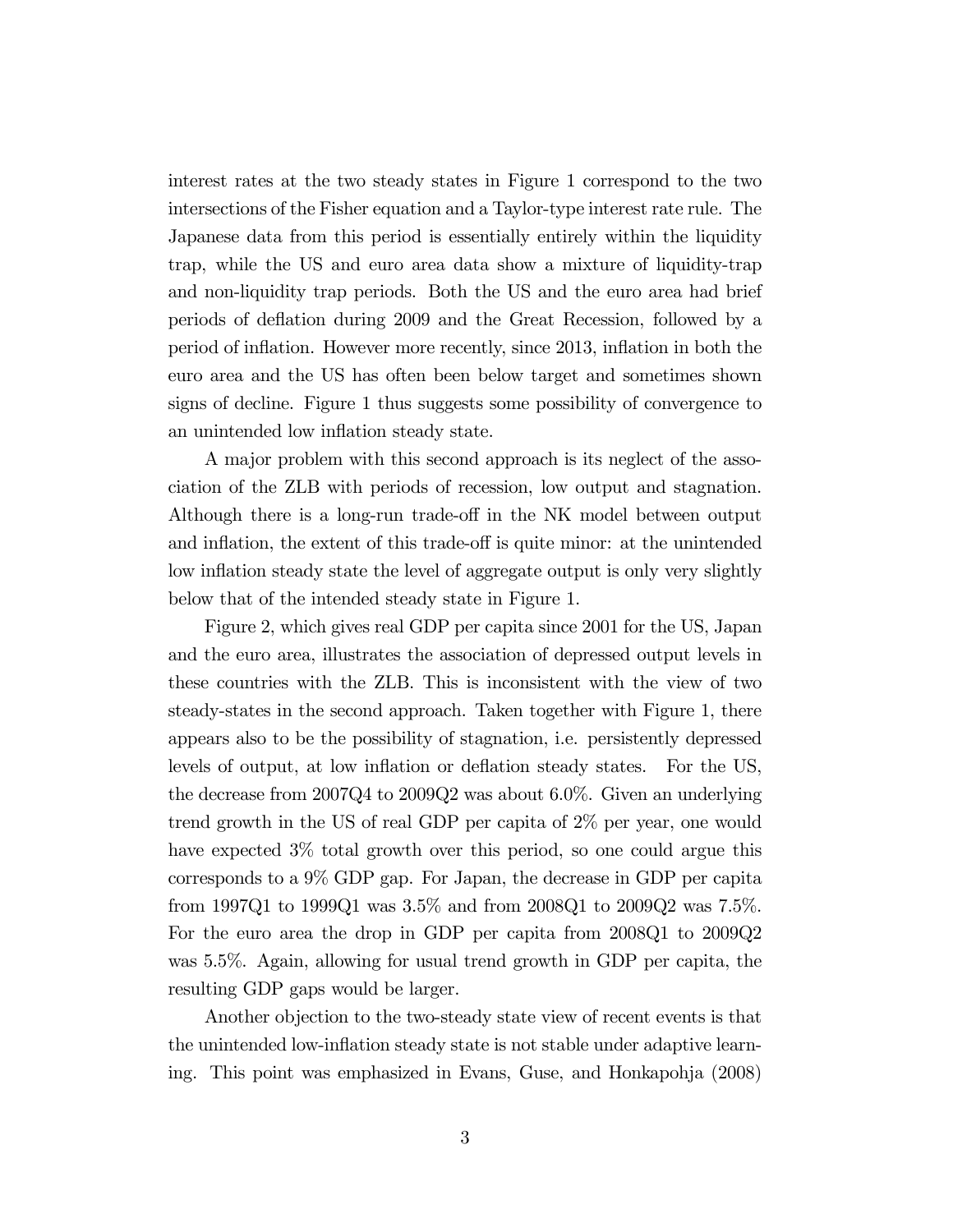interest rates at the two steady states in Figure 1 correspond to the two intersections of the Fisher equation and a Taylor-type interest rate rule. The Japanese data from this period is essentially entirely within the liquidity trap, while the US and euro area data show a mixture of liquidity-trap and non-liquidity trap periods. Both the US and the euro area had brief periods of deflation during 2009 and the Great Recession, followed by a period of inflation. However more recently, since 2013, inflation in both the euro area and the US has often been below target and sometimes shown signs of decline. Figure 1 thus suggests some possibility of convergence to an unintended low inflation steady state.

A major problem with this second approach is its neglect of the association of the ZLB with periods of recession, low output and stagnation. Although there is a long-run trade-off in the NK model between output and inflation, the extent of this trade-off is quite minor: at the unintended low inflation steady state the level of aggregate output is only very slightly below that of the intended steady state in Figure 1.

Figure 2, which gives real GDP per capita since 2001 for the US, Japan and the euro area, illustrates the association of depressed output levels in these countries with the ZLB. This is inconsistent with the view of two steady-states in the second approach. Taken together with Figure 1, there appears also to be the possibility of stagnation, i.e. persistently depressed levels of output, at low inflation or deflation steady states. For the US, the decrease from 2007Q4 to 2009Q2 was about 6.0%. Given an underlying trend growth in the US of real GDP per capita of 2% per year, one would have expected 3% total growth over this period, so one could argue this corresponds to a 9% GDP gap. For Japan, the decrease in GDP per capita from 1997Q1 to 1999Q1 was 3.5% and from 2008Q1 to 2009Q2 was 7.5%. For the euro area the drop in GDP per capita from 2008Q1 to 2009Q2 was 5.5%. Again, allowing for usual trend growth in GDP per capita, the resulting GDP gaps would be larger.

Another objection to the two-steady state view of recent events is that the unintended low-inflation steady state is not stable under adaptive learning. This point was emphasized in Evans, Guse, and Honkapohja (2008)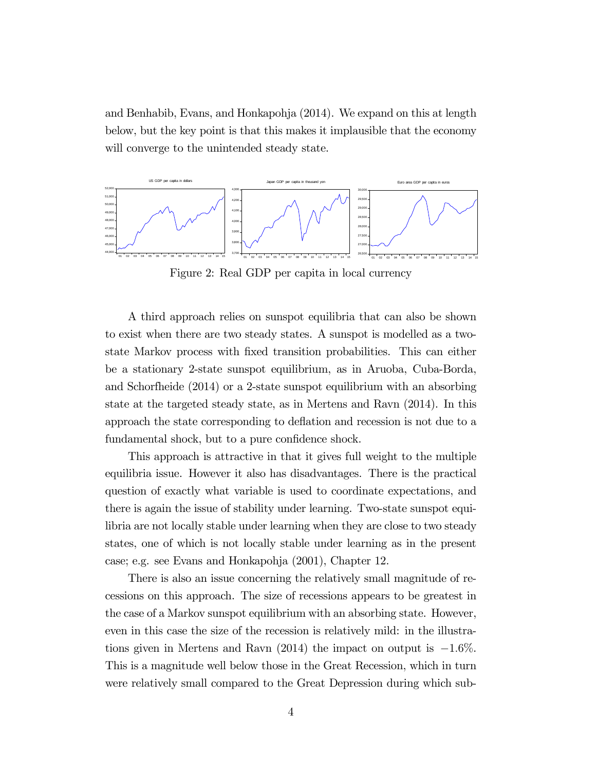and Benhabib, Evans, and Honkapohja (2014). We expand on this at length below, but the key point is that this makes it implausible that the economy will converge to the unintended steady state.

Figure 2: Real GDP per capita in local currency

A third approach relies on sunspot equilibria that can also be shown to exist when there are two steady states. A sunspot is modelled as a two-state Markov process with fixed transition probabilities. This can either be a stationary 2-state sunspot equilibrium, as in Aruoba, Cuba-Borda, and Schorfheide (2014) or a 2-state sunspot equilibrium with an absorbing state at the targeted steady state, as in Mertens and Ravn (2014). In this approach the state corresponding to deflation and recession is not due to a fundamental shock, but to a pure confidence shock.

This approach is attractive in that it gives full weight to the multiple equilibria issue. However it also has disadvantages. There is the practical question of exactly what variable is used to coordinate expectations, and there is again the issue of stability under learning. Two-state sunspot equilibria are not locally stable under learning when they are close to two steady states, one of which is not locally stable under learning as in the present case; e.g. see Evans and Honkapohja (2001), Chapter 12.

There is also an issue concerning the relatively small magnitude of recessions on this approach. The size of recessions appears to be greatest in the case of a Markov sunspot equilibrium with an absorbing state. However, even in this case the size of the recession is relatively mild: in the illustrations given in Mertens and Ravn (2014) the impact on output is $-1.6\%$. This is a magnitude well below those in the Great Recession, which in turn were relatively small compared to the Great Depression during which sub-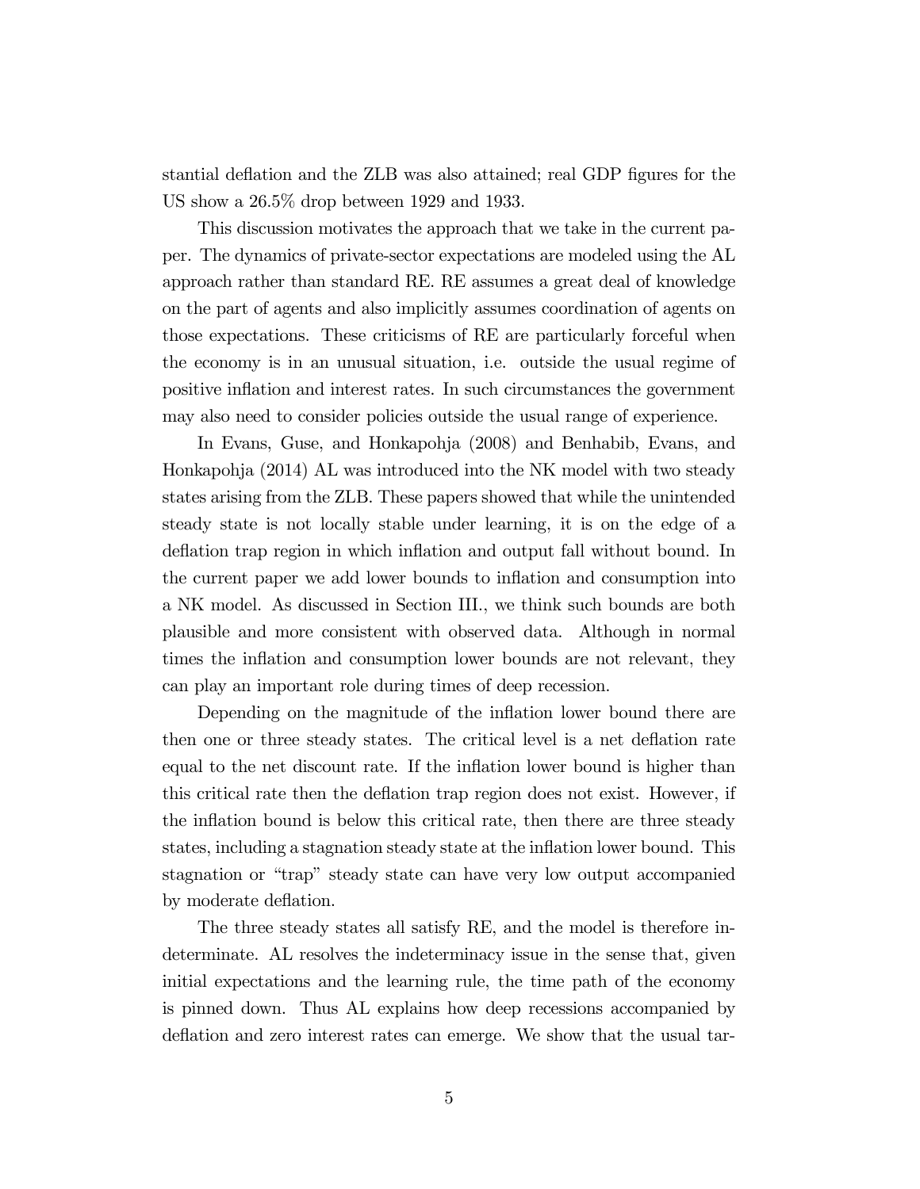stantial deflation and the ZLB was also attained; real GDP figures for the US show a 26.5% drop between 1929 and 1933.

This discussion motivates the approach that we take in the current paper. The dynamics of private-sector expectations are modeled using the AL approach rather than standard RE. RE assumes a great deal of knowledge on the part of agents and also implicitly assumes coordination of agents on those expectations. These criticisms of RE are particularly forceful when the economy is in an unusual situation, i.e. outside the usual regime of positive inflation and interest rates. In such circumstances the government may also need to consider policies outside the usual range of experience.

In Evans, Guse, and Honkapohja (2008) and Benhabib, Evans, and Honkapohja (2014) AL was introduced into the NK model with two steady states arising from the ZLB. These papers showed that while the unintended steady state is not locally stable under learning, it is on the edge of a deflation trap region in which inflation and output fall without bound. In the current paper we add lower bounds to inflation and consumption into a NK model. As discussed in Section III., we think such bounds are both plausible and more consistent with observed data. Although in normal times the inflation and consumption lower bounds are not relevant, they can play an important role during times of deep recession.

Depending on the magnitude of the inflation lower bound there are then one or three steady states. The critical level is a net deflation rate equal to the net discount rate. If the inflation lower bound is higher than this critical rate then the deflation trap region does not exist. However, if the inflation bound is below this critical rate, then there are three steady states, including a stagnation steady state at the inflation lower bound. This stagnation or "trap" steady state can have very low output accompanied by moderate deflation.

The three steady states all satisfy RE, and the model is therefore indeterminate. AL resolves the indeterminacy issue in the sense that, given initial expectations and the learning rule, the time path of the economy is pinned down. Thus AL explains how deep recessions accompanied by deflation and zero interest rates can emerge. We show that the usual tar-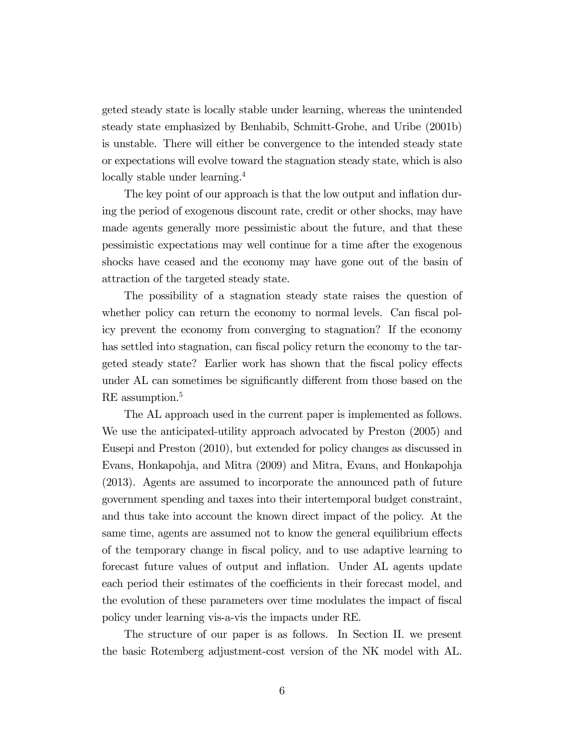geted steady state is locally stable under learning, whereas the unintended steady state emphasized by Benhabib, Schmitt-Grohe, and Uribe (2001b) is unstable. There will either be convergence to the intended steady state or expectations will evolve toward the stagnation steady state, which is also locally stable under learning.[4]

The key point of our approach is that the low output and inflation during the period of exogenous discount rate, credit or other shocks, may have made agents generally more pessimistic about the future, and that these pessimistic expectations may well continue for a time after the exogenous shocks have ceased and the economy may have gone out of the basin of attraction of the targeted steady state.

The possibility of a stagnation steady state raises the question of whether policy can return the economy to normal levels. Can fiscal policy prevent the economy from converging to stagnation? If the economy has settled into stagnation, can fiscal policy return the economy to the targeted steady state? Earlier work has shown that the fiscal policy effects under AL can sometimes be significantly different from those based on the RE assumption.[5]

The AL approach used in the current paper is implemented as follows. We use the anticipated-utility approach advocated by Preston (2005) and Eusepi and Preston (2010), but extended for policy changes as discussed in Evans, Honkapohja, and Mitra (2009) and Mitra, Evans, and Honkapohja (2013). Agents are assumed to incorporate the announced path of future government spending and taxes into their intertemporal budget constraint, and thus take into account the known direct impact of the policy. At the same time, agents are assumed not to know the general equilibrium effects of the temporary change in fiscal policy, and to use adaptive learning to forecast future values of output and inflation. Under AL agents update each period their estimates of the coefficients in their forecast model, and the evolution of these parameters over time modulates the impact of fiscal policy under learning vis-a-vis the impacts under RE.

The structure of our paper is as follows. In Section II. we present the basic Rotemberg adjustment-cost version of the NK model with AL.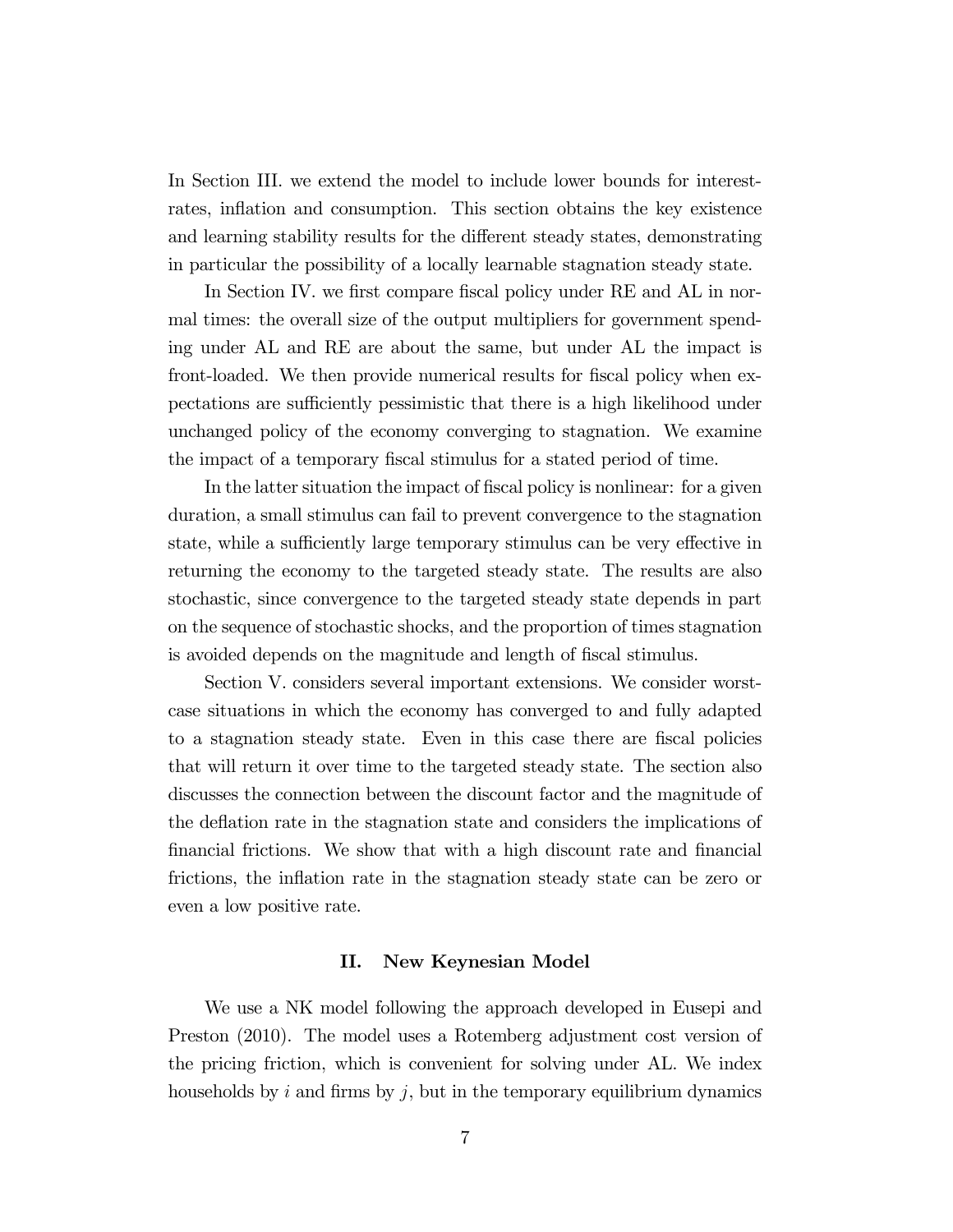In Section III. we extend the model to include lower bounds for interest-rates, inflation and consumption. This section obtains the key existence and learning stability results for the different steady states, demonstrating in particular the possibility of a locally learnable stagnation steady state.

In Section IV. we first compare fiscal policy under RE and AL in normal times: the overall size of the output multipliers for government spending under AL and RE are about the same, but under AL the impact is front-loaded. We then provide numerical results for fiscal policy when expectations are sufficiently pessimistic that there is a high likelihood under unchanged policy of the economy converging to stagnation. We examine the impact of a temporary fiscal stimulus for a stated period of time.

In the latter situation the impact of fiscal policy is nonlinear: for a given duration, a small stimulus can fail to prevent convergence to the stagnation state, while a sufficiently large temporary stimulus can be very effective in returning the economy to the targeted steady state. The results are also stochastic, since convergence to the targeted steady state depends in part on the sequence of stochastic shocks, and the proportion of times stagnation is avoided depends on the magnitude and length of fiscal stimulus.

Section V. considers several important extensions. We consider worst-case situations in which the economy has converged to and fully adapted to a stagnation steady state. Even in this case there are fiscal policies that will return it over time to the targeted steady state. The section also discusses the connection between the discount factor and the magnitude of the deflation rate in the stagnation state and considers the implications of financial frictions. We show that with a high discount rate and financial frictions, the inflation rate in the stagnation steady state can be zero or even a low positive rate.

## II. New Keynesian Model

We use a NK model following the approach developed in Eusepi and Preston (2010). The model uses a Rotemberg adjustment cost version of the pricing friction, which is convenient for solving under AL. We index households by $i$ and firms by $j$, but in the temporary equilibrium dynamics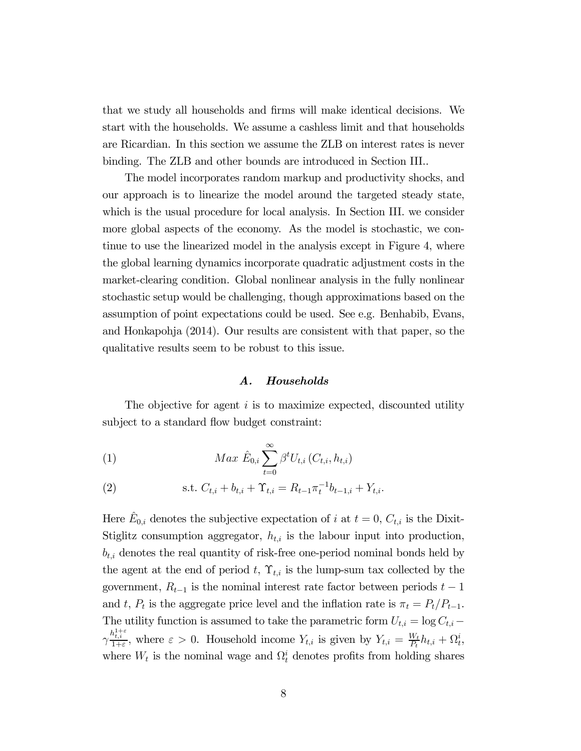that we study all households and firms will make identical decisions. We start with the households. We assume a cashless limit and that households are Ricardian. In this section we assume the ZLB on interest rates is never binding. The ZLB and other bounds are introduced in Section III..

The model incorporates random markup and productivity shocks, and our approach is to linearize the model around the targeted steady state, which is the usual procedure for local analysis. In Section III. we consider more global aspects of the economy. As the model is stochastic, we continue to use the linearized model in the analysis except in Figure 4, where the global learning dynamics incorporate quadratic adjustment costs in the market-clearing condition. Global nonlinear analysis in the fully nonlinear stochastic setup would be challenging, though approximations based on the assumption of point expectations could be used. See e.g. Benhabib, Evans, and Honkapohja (2014). Our results are consistent with that paper, so the qualitative results seem to be robust to this issue.

### *A. Households*

The objective for agent $i$ is to maximize expected, discounted utility subject to a standard flow budget constraint:

$$Max\ \hat{E}_{0,i} \sum_{t=0}^{\infty} \beta^t U_{t,i}\left(C_{t,i}, h_{t,i}\right) \tag{1}$$

$$\text{s.t. } C_{t,i} + b_{t,i} + \Upsilon_{t,i} = R_{t-1}\pi_t^{-1} b_{t-1,i} + Y_{t,i}. \tag{2}$$

Here $\hat{E}_{0,i}$ denotes the subjective expectation of $i$ at $t = 0$, $C_{t,i}$ is the Dixit-Stiglitz consumption aggregator, $h_{t,i}$ is the labour input into production, $b_{t,i}$ denotes the real quantity of risk-free one-period nominal bonds held by the agent at the end of period $t$, $\Upsilon_{t,i}$ is the lump-sum tax collected by the government, $R_{t-1}$ is the nominal interest rate factor between periods $t-1$ and $t$, $P_t$ is the aggregate price level and the inflation rate is $\pi_t = P_t/P_{t-1}$. The utility function is assumed to take the parametric form $U_{t,i} = \log C_{t,i} - \gamma \frac{h_{t,i}^{1+\varepsilon}}{1+\varepsilon}$, where $\varepsilon > 0$. Household income $Y_{t,i}$ is given by $Y_{t,i} = \frac{W_t}{P_t} h_{t,i} + \Omega_t^i$, where $W_t$ is the nominal wage and $\Omega_t^i$ denotes profits from holding shares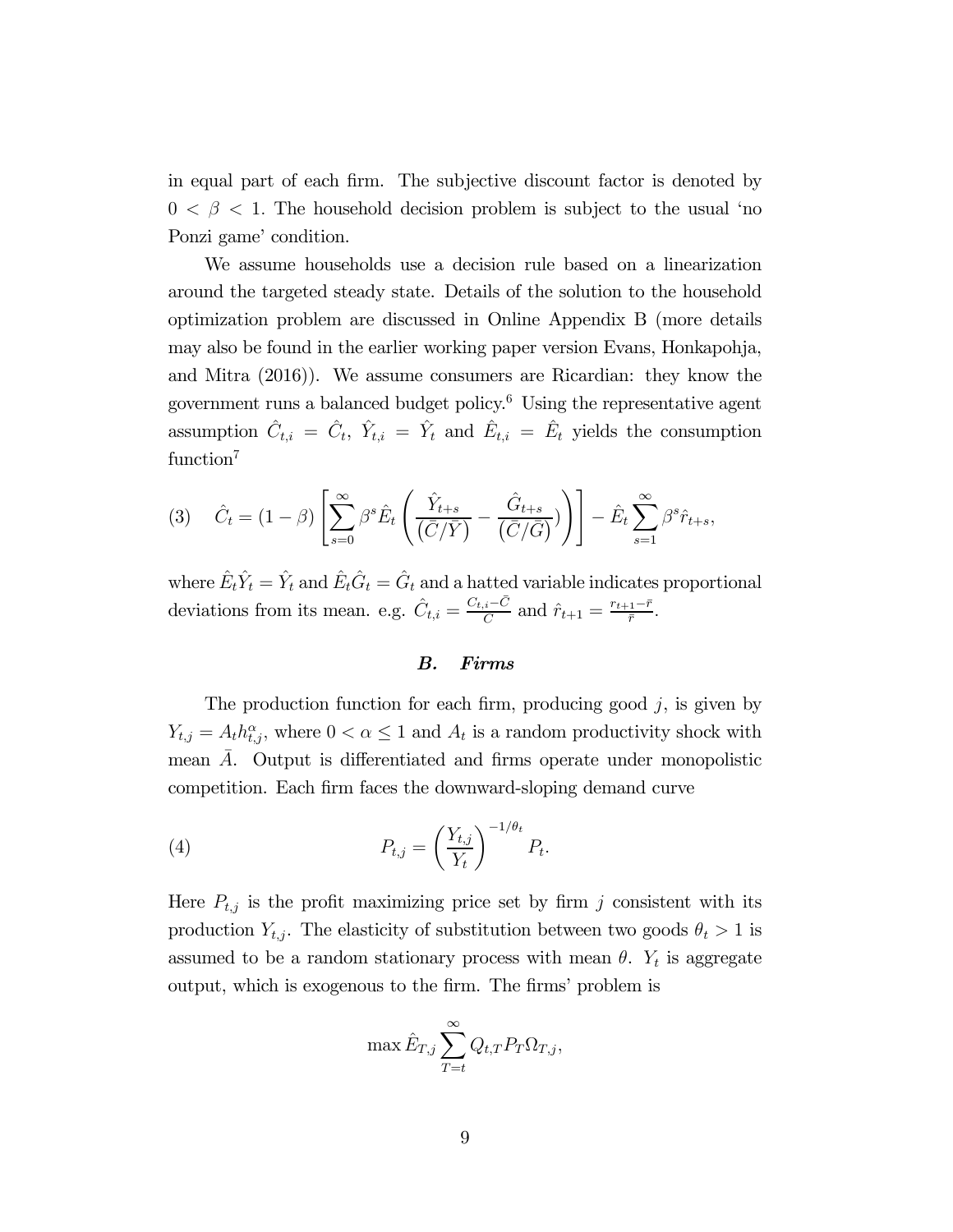in equal part of each firm. The subjective discount factor is denoted by $0 < \beta < 1$. The household decision problem is subject to the usual 'no Ponzi game' condition.

We assume households use a decision rule based on a linearization around the targeted steady state. Details of the solution to the household optimization problem are discussed in Online Appendix B (more details may also be found in the earlier working paper version Evans, Honkapohja, and Mitra (2016)). We assume consumers are Ricardian: they know the government runs a balanced budget policy.[6] Using the representative agent assumption $\hat{C}_{t,i} = \hat{C}_t$, $\hat{Y}_{t,i} = \hat{Y}_t$ and $\hat{E}_{t,i} = \hat{E}_t$ yields the consumption function[7]

$$\text{(3)} \quad \hat{C}_t = (1-\beta)\left[\sum_{s=0}^{\infty} \beta^s \hat{E}_t \left( \frac{\hat{Y}_{t+s}}{(\bar{C}/\bar{Y})} - \frac{\hat{G}_{t+s}}{(\bar{C}/\bar{G})}) \right) \right] - \hat{E}_t \sum_{s=1}^{\infty} \beta^s \hat{r}_{t+s},$$

where $\hat{E}_t \hat{Y}_t = \hat{Y}_t$ and $\hat{E}_t \hat{G}_t = \hat{G}_t$ and a hatted variable indicates proportional deviations from its mean. e.g. $\hat{C}_{t,i} = \frac{C_{t,i} - \bar{C}}{C}$ and $\hat{r}_{t+1} = \frac{r_{t+1} - \bar{r}}{\bar{r}}$.

### *B. Firms*

The production function for each firm, producing good $j$, is given by $Y_{t,j} = A_t h_{t,j}^{\alpha}$, where $0 < \alpha \leq 1$ and $A_t$ is a random productivity shock with mean $\bar{A}$. Output is differentiated and firms operate under monopolistic competition. Each firm faces the downward-sloping demand curve

$$\text{(4)} \qquad P_{t,j} = \left( \frac{Y_{t,j}}{Y_t} \right)^{-1/\theta_t} P_t.$$

Here $P_{t,j}$ is the profit maximizing price set by firm $j$ consistent with its production $Y_{t,j}$. The elasticity of substitution between two goods $\theta_t > 1$ is assumed to be a random stationary process with mean $\theta$. $Y_t$ is aggregate output, which is exogenous to the firm. The firms' problem is

$$\max \hat{E}_{T,j} \sum_{T=t}^{\infty} Q_{t,T} P_T \Omega_{T,j},$$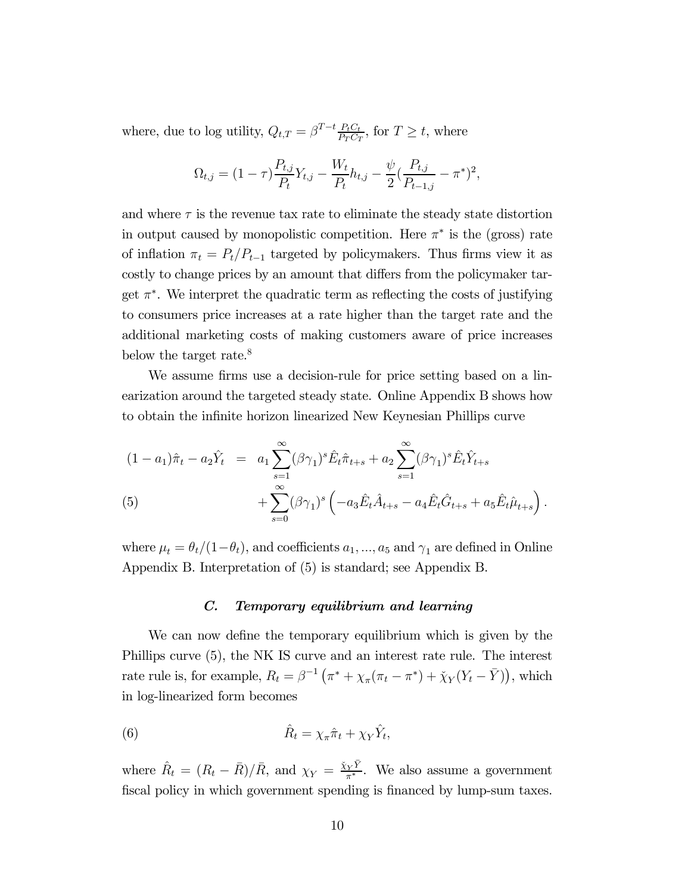where, due to log utility, $Q_{t,T} = \beta^{T-t}\frac{P_t C_t}{P_T C_T}$, for $T \geq t$, where

$$\Omega_{t,j} = (1-\tau)\frac{P_{t,j}}{P_t}Y_{t,j} - \frac{W_t}{P_t}h_{t,j} - \frac{\psi}{2}(\frac{P_{t,j}}{P_{t-1,j}} - \pi^*)^2,$$

and where $\tau$ is the revenue tax rate to eliminate the steady state distortion in output caused by monopolistic competition. Here $\pi^*$ is the (gross) rate of inflation $\pi_t = P_t/P_{t-1}$ targeted by policymakers. Thus firms view it as costly to change prices by an amount that differs from the policymaker target $\pi^*$. We interpret the quadratic term as reflecting the costs of justifying to consumers price increases at a rate higher than the target rate and the additional marketing costs of making customers aware of price increases below the target rate.[8]

We assume firms use a decision-rule for price setting based on a linearization around the targeted steady state. Online Appendix B shows how to obtain the infinite horizon linearized New Keynesian Phillips curve

$$\begin{aligned}(1-a_1)\hat{\pi}_t - a_2\hat{Y}_t &= a_1\sum_{s=1}^{\infty}(\beta\gamma_1)^s\hat{E}_t\hat{\pi}_{t+s} + a_2\sum_{s=1}^{\infty}(\beta\gamma_1)^s\hat{E}_t\hat{Y}_{t+s} \\ &\quad + \sum_{s=0}^{\infty}(\beta\gamma_1)^s\left(-a_3\hat{E}_t\hat{A}_{t+s} - a_4\hat{E}_t\hat{G}_{t+s} + a_5\hat{E}_t\hat{\mu}_{t+s}\right). \qquad (5)\end{aligned}$$

where $\mu_t = \theta_t/(1-\theta_t)$, and coefficients $a_1, ..., a_5$ and $\gamma_1$ are defined in Online Appendix B. Interpretation of (5) is standard; see Appendix B.

### C. *Temporary equilibrium and learning*

We can now define the temporary equilibrium which is given by the Phillips curve (5), the NK IS curve and an interest rate rule. The interest rate rule is, for example, $R_t = \beta^{-1}\left(\pi^* + \chi_\pi(\pi_t - \pi^*) + \check{\chi}_Y(Y_t - \bar{Y})\right)$, which in log-linearized form becomes

$$\hat{R}_t = \chi_\pi\hat{\pi}_t + \chi_Y\hat{Y}_t, \qquad (6)$$

where $\hat{R}_t = (R_t - \bar{R})/\bar{R}$, and $\chi_Y = \frac{\check{\chi}_Y\bar{Y}}{\pi^*}$. We also assume a government fiscal policy in which government spending is financed by lump-sum taxes.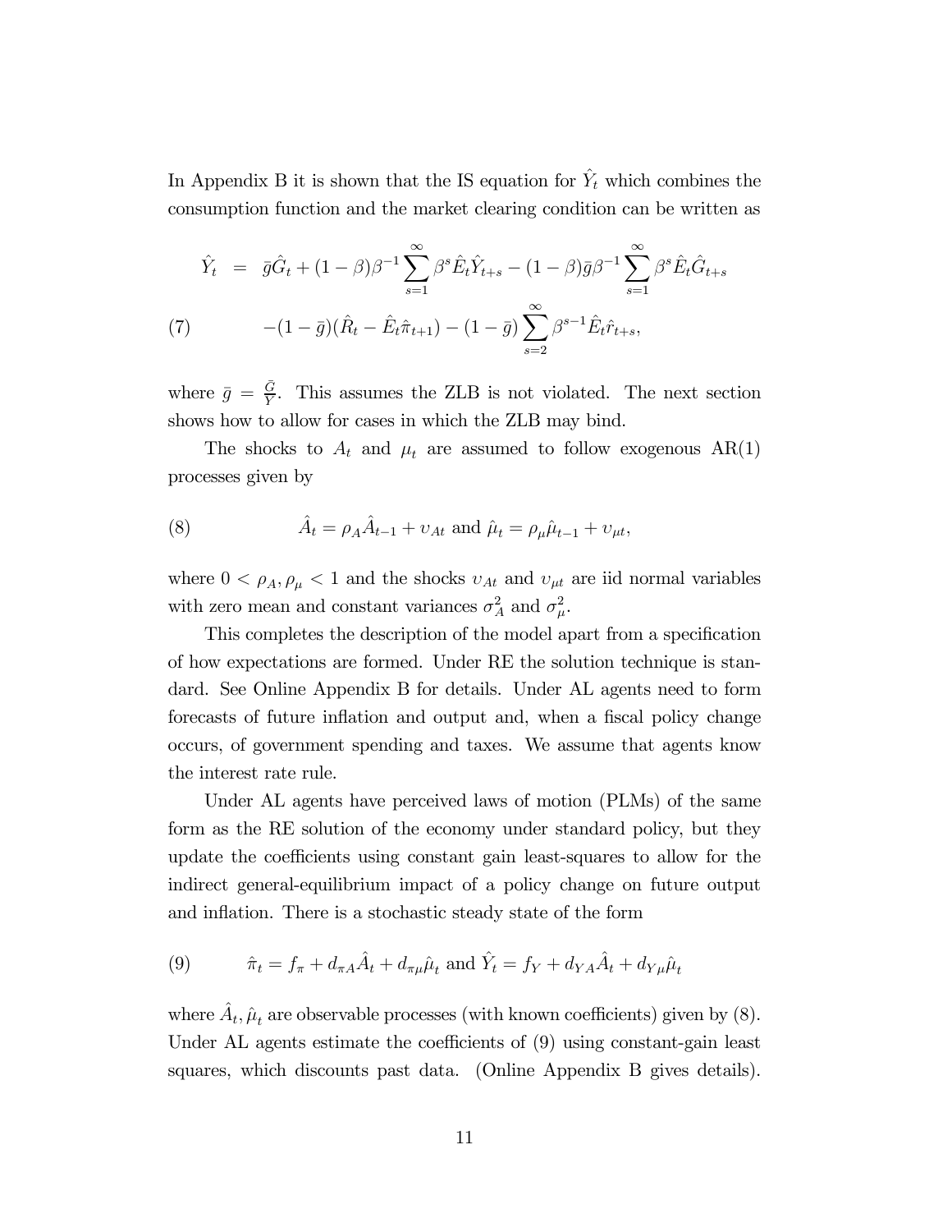In Appendix B it is shown that the IS equation for $\hat{Y}_t$ which combines the consumption function and the market clearing condition can be written as

$$
\begin{aligned}
\hat{Y}_t &= \bar{g}\hat{G}_t + (1-\beta)\beta^{-1}\sum_{s=1}^{\infty}\beta^s \hat{E}_t\hat{Y}_{t+s} - (1-\beta)\bar{g}\beta^{-1}\sum_{s=1}^{\infty}\beta^s \hat{E}_t\hat{G}_{t+s} \\
&\quad -(1-\bar{g})(\hat{R}_t - \hat{E}_t\hat{\pi}_{t+1}) - (1-\bar{g})\sum_{s=2}^{\infty}\beta^{s-1}\hat{E}_t\hat{r}_{t+s}, \qquad (7)
\end{aligned}
$$

where $\bar{g} = \frac{\bar{G}}{\bar{Y}}$. This assumes the ZLB is not violated. The next section shows how to allow for cases in which the ZLB may bind.

The shocks to $A_t$ and $\mu_t$ are assumed to follow exogenous AR(1) processes given by

$$
\hat{A}_t = \rho_A \hat{A}_{t-1} + \upsilon_{At} \text{ and } \hat{\mu}_t = \rho_\mu \hat{\mu}_{t-1} + \upsilon_{\mu t}, \qquad (8)
$$

where $0 < \rho_A, \rho_\mu < 1$ and the shocks $\upsilon_{At}$ and $\upsilon_{\mu t}$ are iid normal variables with zero mean and constant variances $\sigma_A^2$ and $\sigma_\mu^2$.

This completes the description of the model apart from a specification of how expectations are formed. Under RE the solution technique is standard. See Online Appendix B for details. Under AL agents need to form forecasts of future inflation and output and, when a fiscal policy change occurs, of government spending and taxes. We assume that agents know the interest rate rule.

Under AL agents have perceived laws of motion (PLMs) of the same form as the RE solution of the economy under standard policy, but they update the coefficients using constant gain least-squares to allow for the indirect general-equilibrium impact of a policy change on future output and inflation. There is a stochastic steady state of the form

$$
\hat{\pi}_t = f_\pi + d_{\pi A}\hat{A}_t + d_{\pi\mu}\hat{\mu}_t \text{ and } \hat{Y}_t = f_Y + d_{YA}\hat{A}_t + d_{Y\mu}\hat{\mu}_t \qquad (9)
$$

where $\hat{A}_t, \hat{\mu}_t$ are observable processes (with known coefficients) given by (8). Under AL agents estimate the coefficients of (9) using constant-gain least squares, which discounts past data. (Online Appendix B gives details).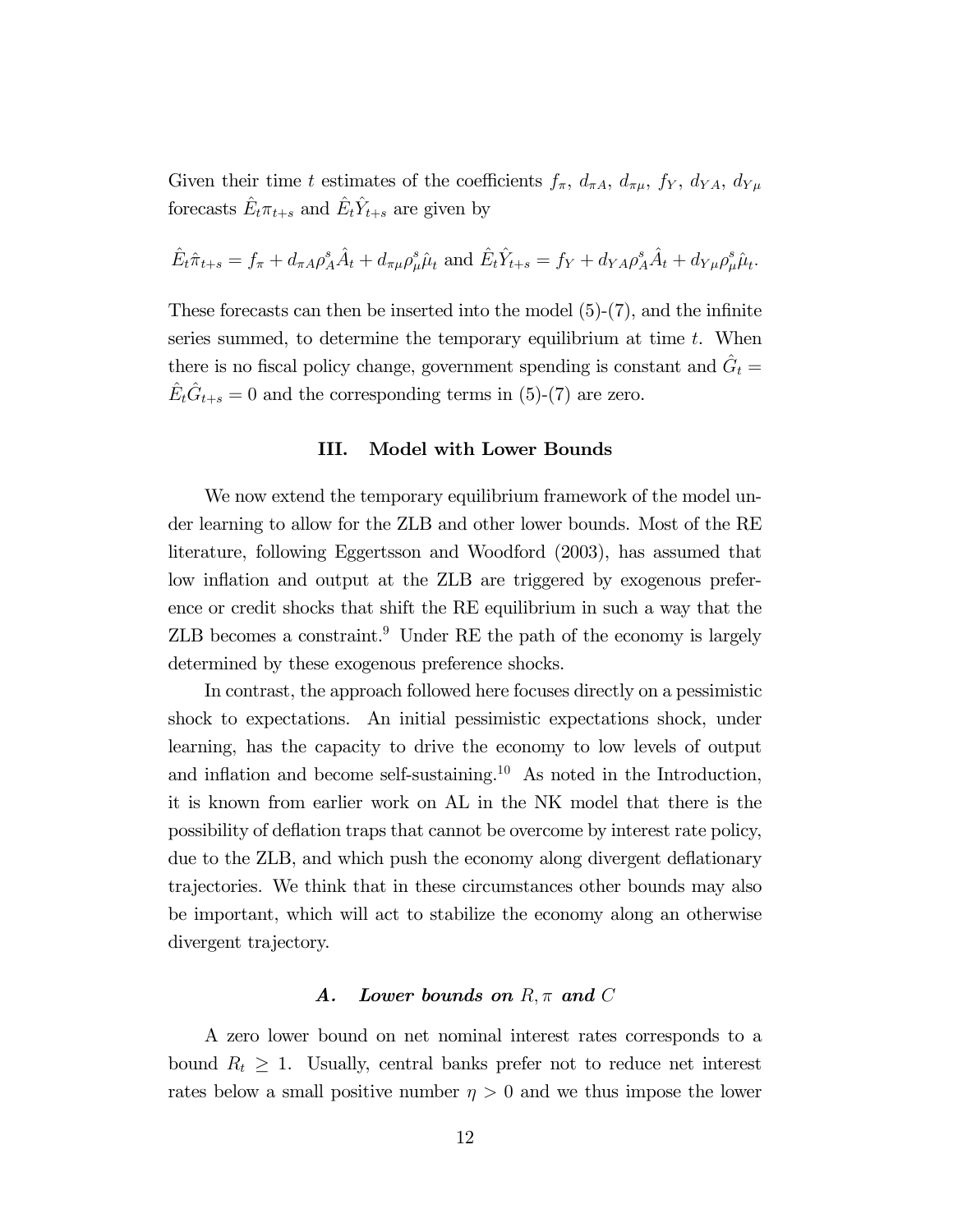Given their time $t$ estimates of the coefficients $f_\pi$, $d_{\pi A}$, $d_{\pi\mu}$, $f_Y$, $d_{YA}$, $d_{Y\mu}$ forecasts $\hat{E}_t\pi_{t+s}$ and $\hat{E}_t\hat{Y}_{t+s}$ are given by

$$\hat{E}_t\hat{\pi}_{t+s} = f_\pi + d_{\pi A}\rho_A^s\hat{A}_t + d_{\pi\mu}\rho_\mu^s\hat{\mu}_t \text{ and } \hat{E}_t\hat{Y}_{t+s} = f_Y + d_{YA}\rho_A^s\hat{A}_t + d_{Y\mu}\rho_\mu^s\hat{\mu}_t.$$

These forecasts can then be inserted into the model (5)-(7), and the infinite series summed, to determine the temporary equilibrium at time $t$. When there is no fiscal policy change, government spending is constant and $\hat{G}_t = \hat{E}_t\hat{G}_{t+s} = 0$ and the corresponding terms in (5)-(7) are zero.

## III. Model with Lower Bounds

We now extend the temporary equilibrium framework of the model under learning to allow for the ZLB and other lower bounds. Most of the RE literature, following Eggertsson and Woodford (2003), has assumed that low inflation and output at the ZLB are triggered by exogenous preference or credit shocks that shift the RE equilibrium in such a way that the ZLB becomes a constraint.[9] Under RE the path of the economy is largely determined by these exogenous preference shocks.

In contrast, the approach followed here focuses directly on a pessimistic shock to expectations. An initial pessimistic expectations shock, under learning, has the capacity to drive the economy to low levels of output and inflation and become self-sustaining.[10] As noted in the Introduction, it is known from earlier work on AL in the NK model that there is the possibility of deflation traps that cannot be overcome by interest rate policy, due to the ZLB, and which push the economy along divergent deflationary trajectories. We think that in these circumstances other bounds may also be important, which will act to stabilize the economy along an otherwise divergent trajectory.

### *A. Lower bounds on $R, \pi$ and $C$*

A zero lower bound on net nominal interest rates corresponds to a bound $R_t \geq 1$. Usually, central banks prefer not to reduce net interest rates below a small positive number $\eta > 0$ and we thus impose the lower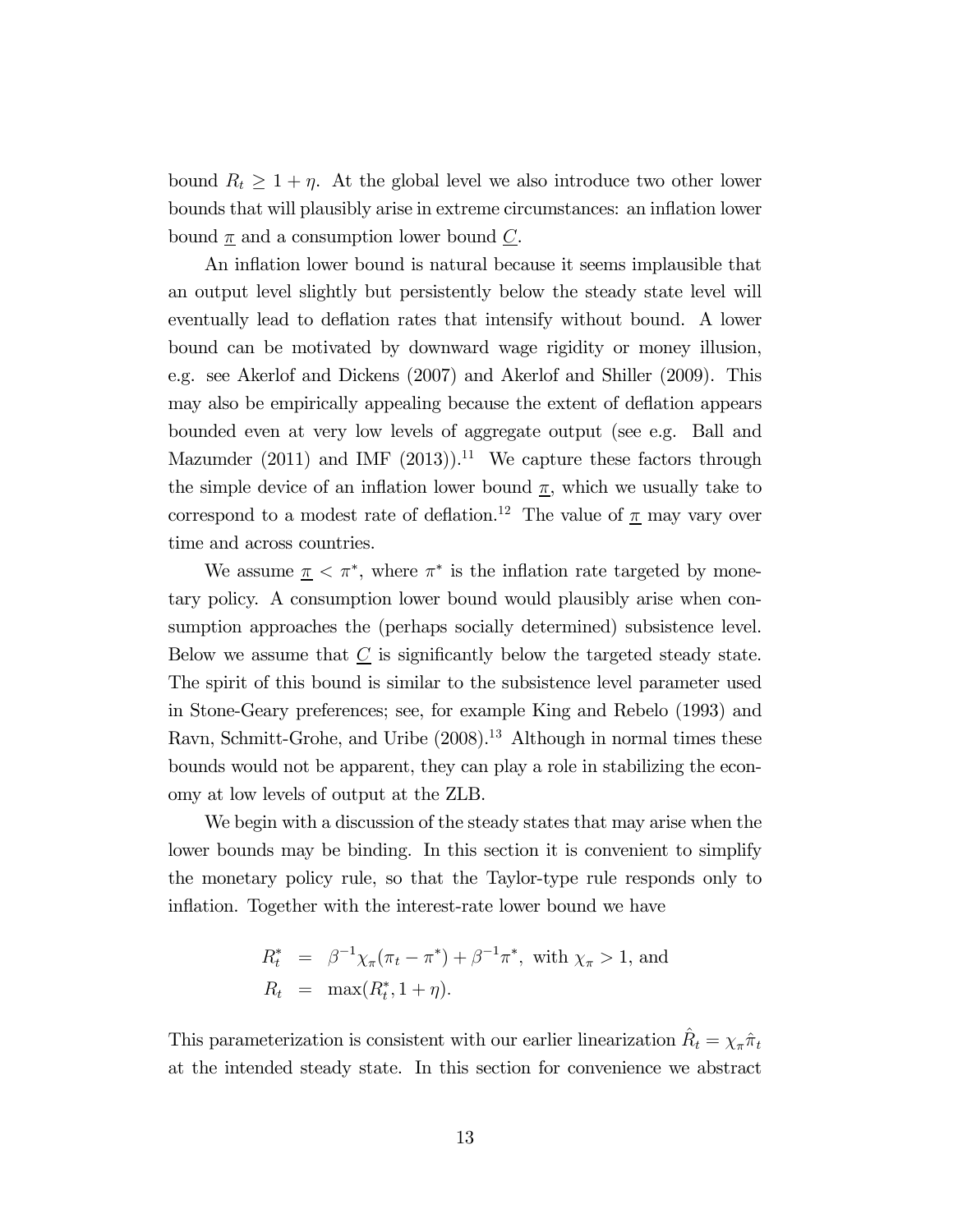bound $R_t \geq 1 + \eta$. At the global level we also introduce two other lower bounds that will plausibly arise in extreme circumstances: an inflation lower bound $\underline{\pi}$ and a consumption lower bound $\underline{C}$.

An inflation lower bound is natural because it seems implausible that an output level slightly but persistently below the steady state level will eventually lead to deflation rates that intensify without bound. A lower bound can be motivated by downward wage rigidity or money illusion, e.g. see Akerlof and Dickens (2007) and Akerlof and Shiller (2009). This may also be empirically appealing because the extent of deflation appears bounded even at very low levels of aggregate output (see e.g. Ball and Mazumder (2011) and IMF (2013)).[11] We capture these factors through the simple device of an inflation lower bound $\underline{\pi}$, which we usually take to correspond to a modest rate of deflation.[12] The value of $\underline{\pi}$ may vary over time and across countries.

We assume $\underline{\pi} < \pi^*$, where $\pi^*$ is the inflation rate targeted by monetary policy. A consumption lower bound would plausibly arise when consumption approaches the (perhaps socially determined) subsistence level. Below we assume that $\underline{C}$ is significantly below the targeted steady state. The spirit of this bound is similar to the subsistence level parameter used in Stone-Geary preferences; see, for example King and Rebelo (1993) and Ravn, Schmitt-Grohe, and Uribe (2008).[13] Although in normal times these bounds would not be apparent, they can play a role in stabilizing the economy at low levels of output at the ZLB.

We begin with a discussion of the steady states that may arise when the lower bounds may be binding. In this section it is convenient to simplify the monetary policy rule, so that the Taylor-type rule responds only to inflation. Together with the interest-rate lower bound we have

$$
\begin{aligned}
R_t^* &= \beta^{-1}\chi_\pi(\pi_t - \pi^*) + \beta^{-1}\pi^*, \text{ with } \chi_\pi > 1, \text{ and} \\
R_t &= \max(R_t^*, 1 + \eta).
\end{aligned}
$$

This parameterization is consistent with our earlier linearization $\hat{R}_t = \chi_\pi \hat{\pi}_t$ at the intended steady state. In this section for convenience we abstract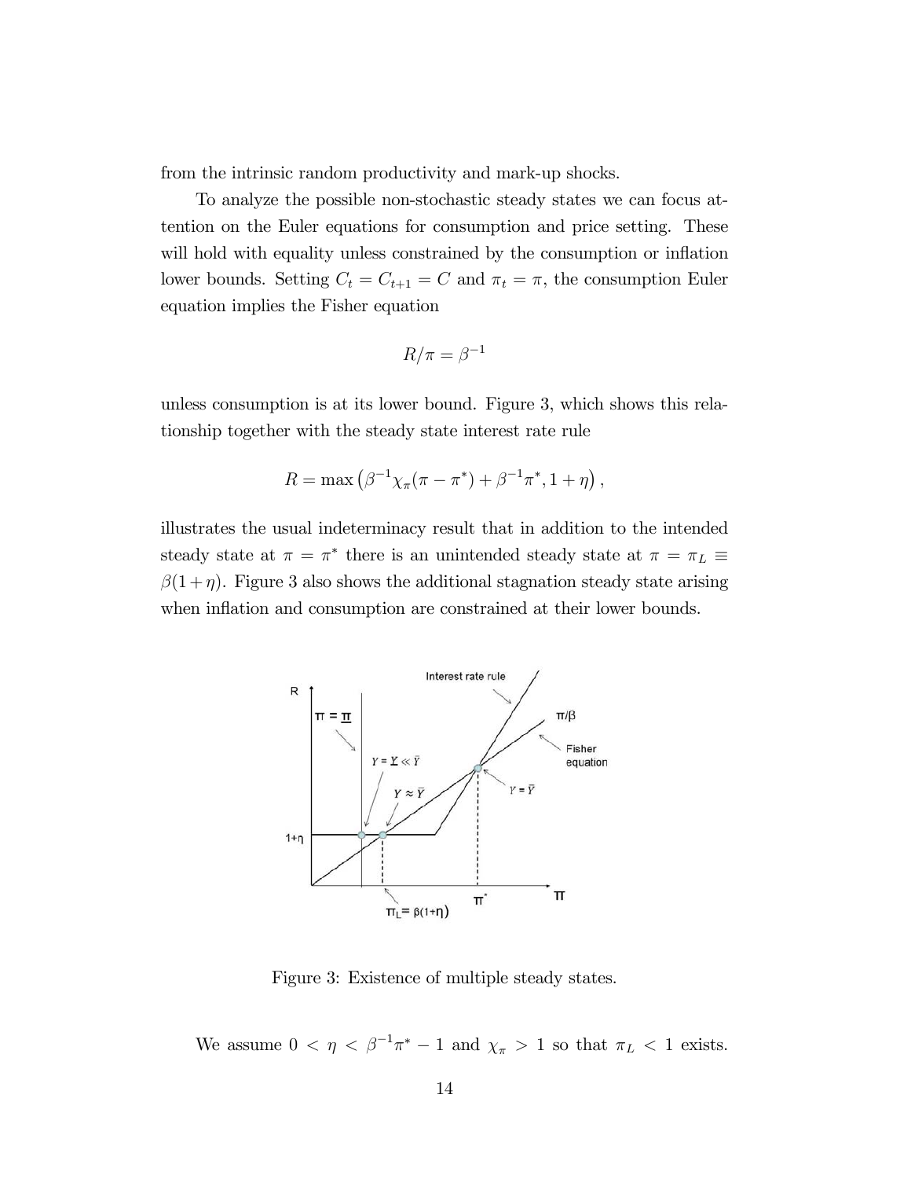from the intrinsic random productivity and mark-up shocks.

To analyze the possible non-stochastic steady states we can focus attention on the Euler equations for consumption and price setting. These will hold with equality unless constrained by the consumption or inflation lower bounds. Setting $C_t = C_{t+1} = C$ and $\pi_t = \pi$, the consumption Euler equation implies the Fisher equation

$$R/\pi = \beta^{-1}$$

unless consumption is at its lower bound. Figure 3, which shows this relationship together with the steady state interest rate rule

$$R = \max\left(\beta^{-1}\chi_\pi(\pi - \pi^*) + \beta^{-1}\pi^*, 1 + \eta\right),$$

illustrates the usual indeterminacy result that in addition to the intended steady state at $\pi = \pi^*$ there is an unintended steady state at $\pi = \pi_L \equiv \beta(1+\eta)$. Figure 3 also shows the additional stagnation steady state arising when inflation and consumption are constrained at their lower bounds.

Figure 3: Existence of multiple steady states.

We assume $0 < \eta < \beta^{-1}\pi^* - 1$ and $\chi_\pi > 1$ so that $\pi_L < 1$ exists.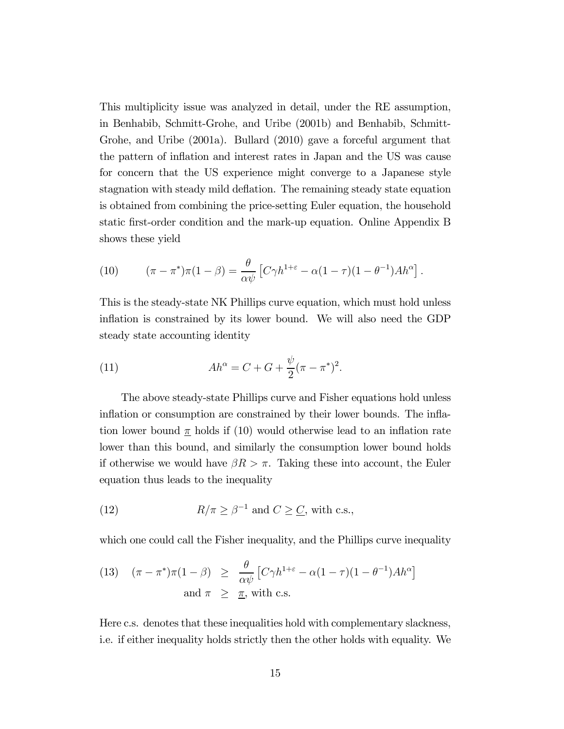This multiplicity issue was analyzed in detail, under the RE assumption, in Benhabib, Schmitt-Grohe, and Uribe (2001b) and Benhabib, Schmitt-Grohe, and Uribe (2001a). Bullard (2010) gave a forceful argument that the pattern of inflation and interest rates in Japan and the US was cause for concern that the US experience might converge to a Japanese style stagnation with steady mild deflation. The remaining steady state equation is obtained from combining the price-setting Euler equation, the household static first-order condition and the mark-up equation. Online Appendix B shows these yield

$$(10) \qquad (\pi - \pi^*)\pi(1-\beta) = \frac{\theta}{\alpha\psi}\left[C\gamma h^{1+\varepsilon} - \alpha(1-\tau)(1-\theta^{-1})Ah^{\alpha}\right].$$

This is the steady-state NK Phillips curve equation, which must hold unless inflation is constrained by its lower bound. We will also need the GDP steady state accounting identity

$$(11) \qquad Ah^{\alpha} = C + G + \frac{\psi}{2}(\pi - \pi^*)^2.$$

The above steady-state Phillips curve and Fisher equations hold unless inflation or consumption are constrained by their lower bounds. The inflation lower bound $\underline{\pi}$ holds if (10) would otherwise lead to an inflation rate lower than this bound, and similarly the consumption lower bound holds if otherwise we would have $\beta R > \pi$. Taking these into account, the Euler equation thus leads to the inequality

$$(12) \qquad R/\pi \geq \beta^{-1} \text{ and } C \geq \underline{C}, \text{ with c.s.,}$$

which one could call the Fisher inequality, and the Phillips curve inequality

$$(13) \qquad \begin{aligned} (\pi - \pi^*)\pi(1-\beta) &\geq \frac{\theta}{\alpha\psi}\left[C\gamma h^{1+\varepsilon} - \alpha(1-\tau)(1-\theta^{-1})Ah^{\alpha}\right] \\ \text{and } \pi &\geq \underline{\pi}, \text{ with c.s.} \end{aligned}$$

Here c.s. denotes that these inequalities hold with complementary slackness, i.e. if either inequality holds strictly then the other holds with equality. We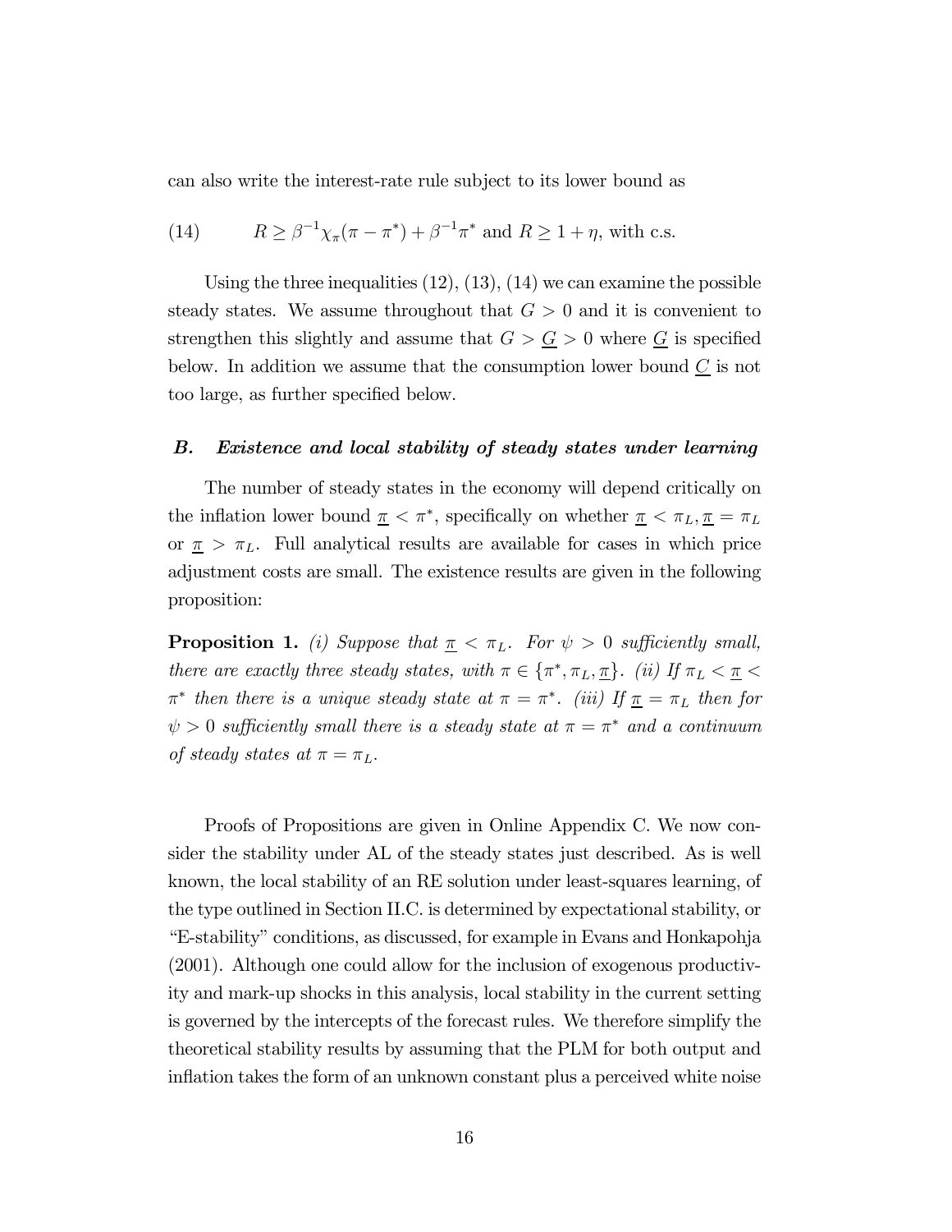can also write the interest-rate rule subject to its lower bound as

$$R \geq \beta^{-1}\chi_{\pi}(\pi - \pi^*) + \beta^{-1}\pi^* \text{ and } R \geq 1 + \eta, \text{ with c.s.} \tag{14}$$

Using the three inequalities (12), (13), (14) we can examine the possible steady states. We assume throughout that $G > 0$ and it is convenient to strengthen this slightly and assume that $G > \underline{G} > 0$ where $\underline{G}$ is specified below. In addition we assume that the consumption lower bound $\underline{C}$ is not too large, as further specified below.

### *B. Existence and local stability of steady states under learning*

The number of steady states in the economy will depend critically on the inflation lower bound $\underline{\pi} < \pi^*$, specifically on whether $\underline{\pi} < \pi_L, \underline{\pi} = \pi_L$ or $\underline{\pi} > \pi_L$. Full analytical results are available for cases in which price adjustment costs are small. The existence results are given in the following proposition:

**Proposition 1.** *(i) Suppose that $\underline{\pi} < \pi_L$. For $\psi > 0$ sufficiently small, there are exactly three steady states, with $\pi \in \{\pi^*, \pi_L, \underline{\pi}\}$. (ii) If $\pi_L < \underline{\pi} < \pi^*$ then there is a unique steady state at $\pi = \pi^*$. (iii) If $\underline{\pi} = \pi_L$ then for $\psi > 0$ sufficiently small there is a steady state at $\pi = \pi^*$ and a continuum of steady states at $\pi = \pi_L$.*

Proofs of Propositions are given in Online Appendix C. We now consider the stability under AL of the steady states just described. As is well known, the local stability of an RE solution under least-squares learning, of the type outlined in Section II.C. is determined by expectational stability, or "E-stability" conditions, as discussed, for example in Evans and Honkapohja (2001). Although one could allow for the inclusion of exogenous productivity and mark-up shocks in this analysis, local stability in the current setting is governed by the intercepts of the forecast rules. We therefore simplify the theoretical stability results by assuming that the PLM for both output and inflation takes the form of an unknown constant plus a perceived white noise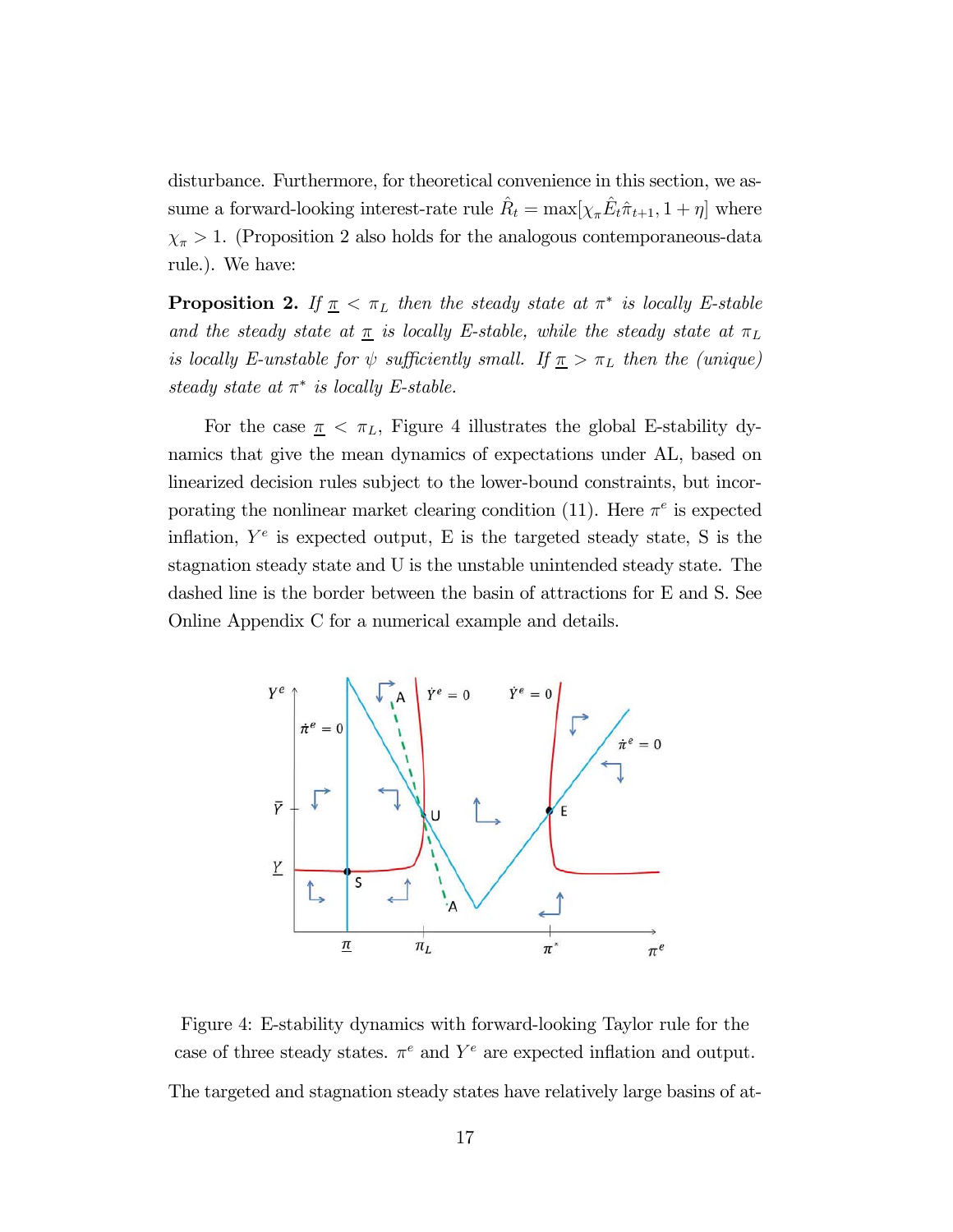disturbance. Furthermore, for theoretical convenience in this section, we assume a forward-looking interest-rate rule $\hat{R}_t = \max[\chi_\pi \hat{E}_t \hat{\pi}_{t+1}, 1+\eta]$ where $\chi_\pi > 1$. (Proposition 2 also holds for the analogous contemporaneous-data rule.). We have:

**Proposition 2.** *If $\underline{\pi} < \pi_L$ then the steady state at $\pi^*$ is locally E-stable and the steady state at $\underline{\pi}$ is locally E-stable, while the steady state at $\pi_L$ is locally E-unstable for $\psi$ sufficiently small. If $\underline{\pi} > \pi_L$ then the (unique) steady state at $\pi^*$ is locally E-stable.*

For the case $\underline{\pi} < \pi_L$, Figure 4 illustrates the global E-stability dynamics that give the mean dynamics of expectations under AL, based on linearized decision rules subject to the lower-bound constraints, but incorporating the nonlinear market clearing condition (11). Here $\pi^e$ is expected inflation, $Y^e$ is expected output, E is the targeted steady state, S is the stagnation steady state and U is the unstable unintended steady state. The dashed line is the border between the basin of attractions for E and S. See Online Appendix C for a numerical example and details.

Figure 4: E-stability dynamics with forward-looking Taylor rule for the case of three steady states. $\pi^e$ and $Y^e$ are expected inflation and output.

The targeted and stagnation steady states have relatively large basins of at-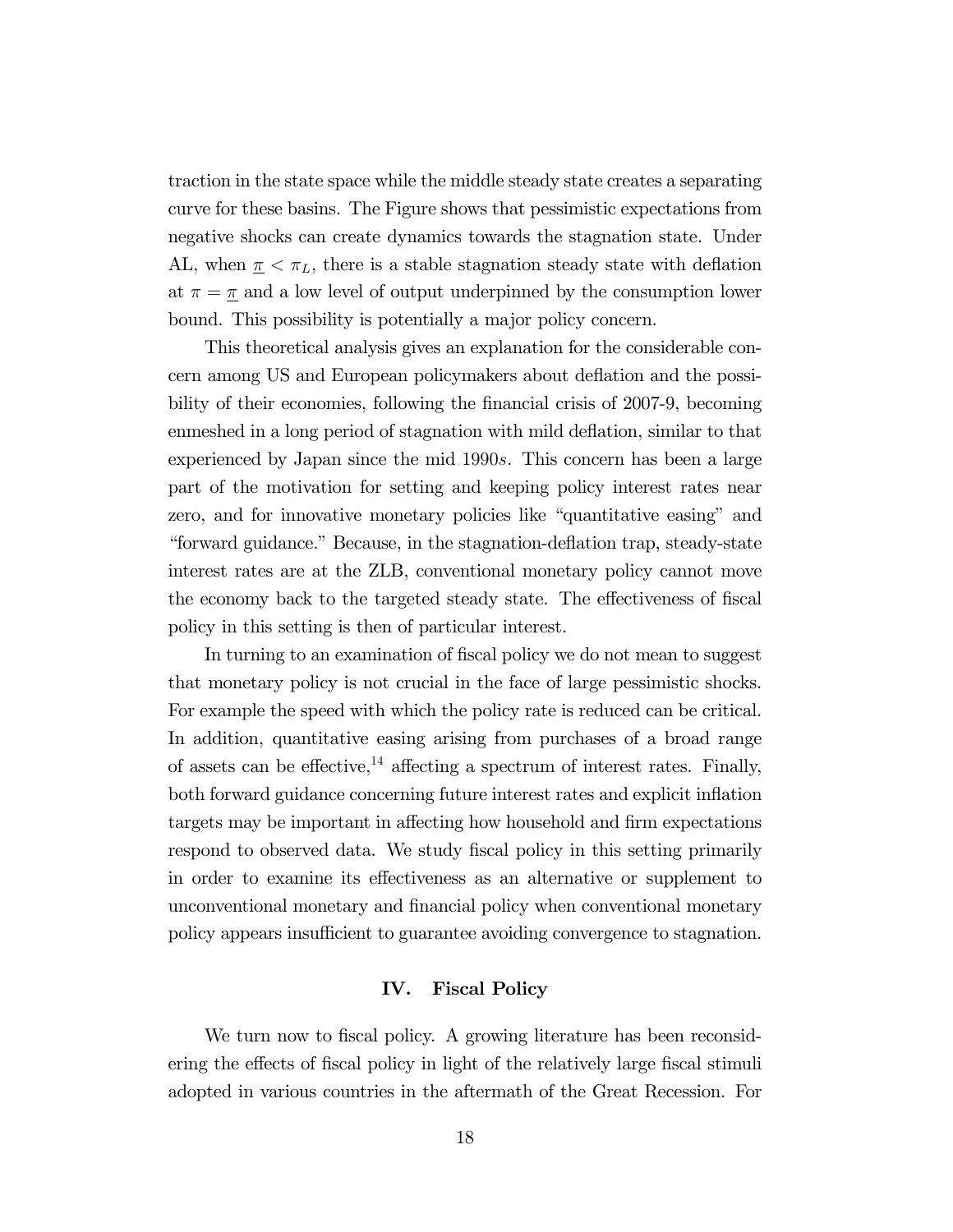traction in the state space while the middle steady state creates a separating curve for these basins. The Figure shows that pessimistic expectations from negative shocks can create dynamics towards the stagnation state. Under AL, when $\underline{\pi} < \pi_L$, there is a stable stagnation steady state with deflation at $\pi = \underline{\pi}$ and a low level of output underpinned by the consumption lower bound. This possibility is potentially a major policy concern.

This theoretical analysis gives an explanation for the considerable concern among US and European policymakers about deflation and the possibility of their economies, following the financial crisis of 2007-9, becoming enmeshed in a long period of stagnation with mild deflation, similar to that experienced by Japan since the mid 1990$s$. This concern has been a large part of the motivation for setting and keeping policy interest rates near zero, and for innovative monetary policies like "quantitative easing" and "forward guidance." Because, in the stagnation-deflation trap, steady-state interest rates are at the ZLB, conventional monetary policy cannot move the economy back to the targeted steady state. The effectiveness of fiscal policy in this setting is then of particular interest.

In turning to an examination of fiscal policy we do not mean to suggest that monetary policy is not crucial in the face of large pessimistic shocks. For example the speed with which the policy rate is reduced can be critical. In addition, quantitative easing arising from purchases of a broad range of assets can be effective,[14] affecting a spectrum of interest rates. Finally, both forward guidance concerning future interest rates and explicit inflation targets may be important in affecting how household and firm expectations respond to observed data. We study fiscal policy in this setting primarily in order to examine its effectiveness as an alternative or supplement to unconventional monetary and financial policy when conventional monetary policy appears insufficient to guarantee avoiding convergence to stagnation.

## IV. Fiscal Policy

We turn now to fiscal policy. A growing literature has been reconsidering the effects of fiscal policy in light of the relatively large fiscal stimuli adopted in various countries in the aftermath of the Great Recession. For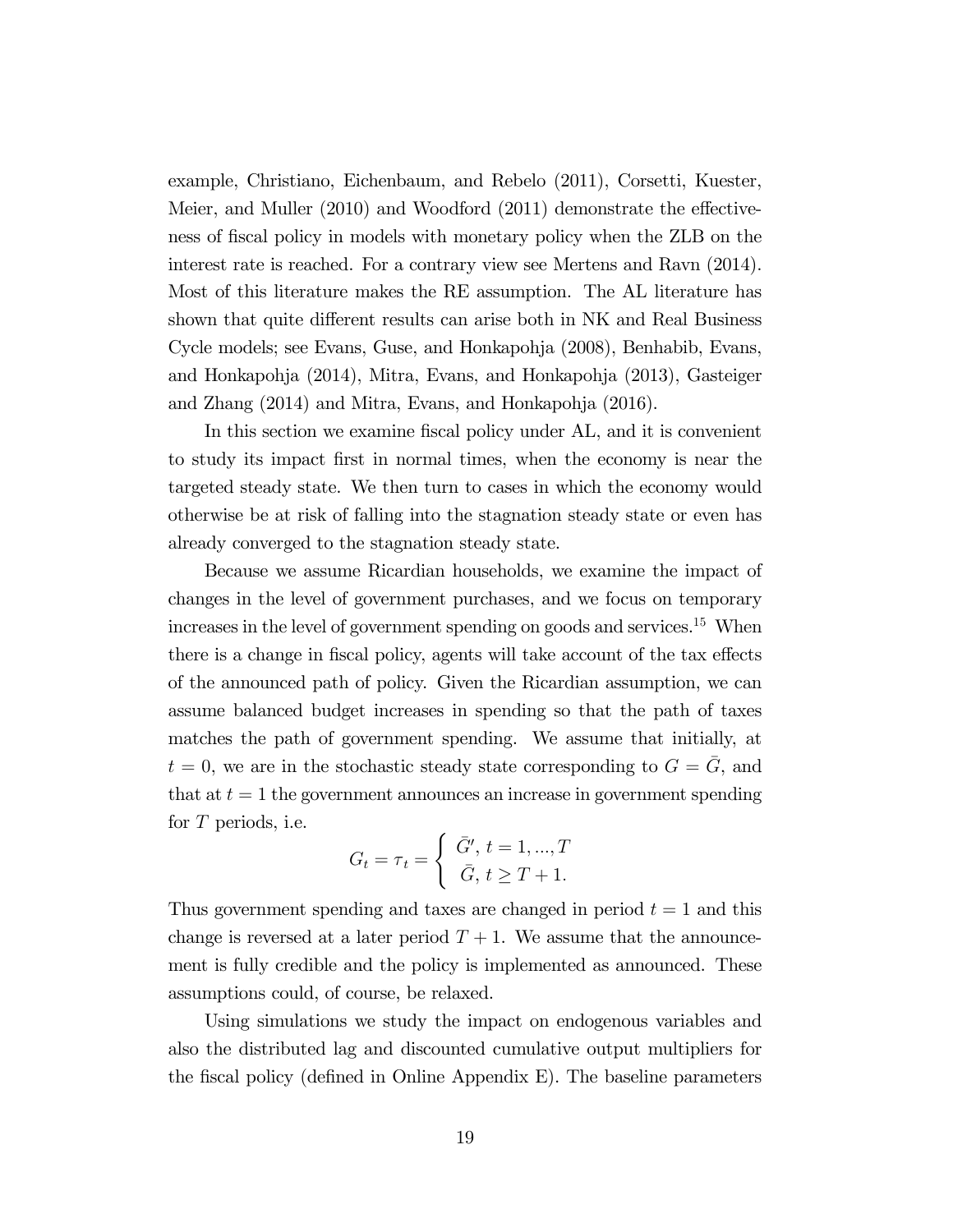example, Christiano, Eichenbaum, and Rebelo (2011), Corsetti, Kuester, Meier, and Muller (2010) and Woodford (2011) demonstrate the effectiveness of fiscal policy in models with monetary policy when the ZLB on the interest rate is reached. For a contrary view see Mertens and Ravn (2014). Most of this literature makes the RE assumption. The AL literature has shown that quite different results can arise both in NK and Real Business Cycle models; see Evans, Guse, and Honkapohja (2008), Benhabib, Evans, and Honkapohja (2014), Mitra, Evans, and Honkapohja (2013), Gasteiger and Zhang (2014) and Mitra, Evans, and Honkapohja (2016).

In this section we examine fiscal policy under AL, and it is convenient to study its impact first in normal times, when the economy is near the targeted steady state. We then turn to cases in which the economy would otherwise be at risk of falling into the stagnation steady state or even has already converged to the stagnation steady state.

Because we assume Ricardian households, we examine the impact of changes in the level of government purchases, and we focus on temporary increases in the level of government spending on goods and services.[15] When there is a change in fiscal policy, agents will take account of the tax effects of the announced path of policy. Given the Ricardian assumption, we can assume balanced budget increases in spending so that the path of taxes matches the path of government spending. We assume that initially, at $t = 0$, we are in the stochastic steady state corresponding to $G = \bar{G}$, and that at $t = 1$ the government announces an increase in government spending for $T$ periods, i.e.

$$G_t = \tau_t = \begin{cases} \bar{G}', \, t = 1, ..., T \\ \bar{G}, \, t \geq T + 1. \end{cases}$$

Thus government spending and taxes are changed in period $t = 1$ and this change is reversed at a later period $T + 1$. We assume that the announcement is fully credible and the policy is implemented as announced. These assumptions could, of course, be relaxed.

Using simulations we study the impact on endogenous variables and also the distributed lag and discounted cumulative output multipliers for the fiscal policy (defined in Online Appendix E). The baseline parameters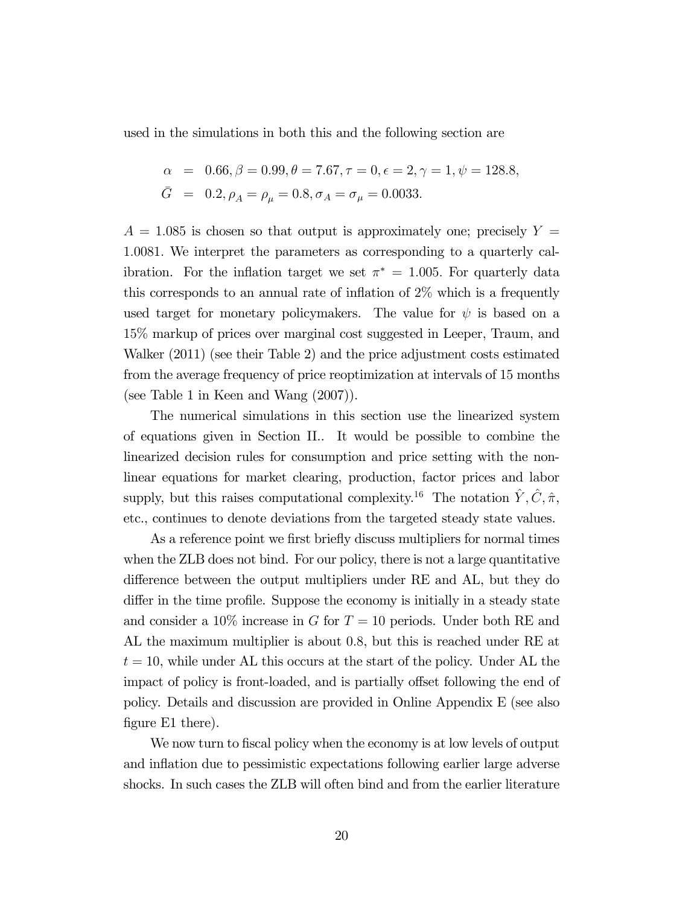used in the simulations in both this and the following section are

$$
\begin{aligned}
\alpha &= 0.66, \beta = 0.99, \theta = 7.67, \tau = 0, \epsilon = 2, \gamma = 1, \psi = 128.8, \\
\bar{G} &= 0.2, \rho_A = \rho_\mu = 0.8, \sigma_A = \sigma_\mu = 0.0033.
\end{aligned}
$$

$A = 1.085$ is chosen so that output is approximately one; precisely $Y = 1.0081$. We interpret the parameters as corresponding to a quarterly calibration. For the inflation target we set $\pi^* = 1.005$. For quarterly data this corresponds to an annual rate of inflation of 2% which is a frequently used target for monetary policymakers. The value for $\psi$ is based on a 15% markup of prices over marginal cost suggested in Leeper, Traum, and Walker (2011) (see their Table 2) and the price adjustment costs estimated from the average frequency of price reoptimization at intervals of 15 months (see Table 1 in Keen and Wang (2007)).

The numerical simulations in this section use the linearized system of equations given in Section II.. It would be possible to combine the linearized decision rules for consumption and price setting with the non-linear equations for market clearing, production, factor prices and labor supply, but this raises computational complexity.[16] The notation $\hat{Y}, \hat{C}, \hat{\pi}$, etc., continues to denote deviations from the targeted steady state values.

As a reference point we first briefly discuss multipliers for normal times when the ZLB does not bind. For our policy, there is not a large quantitative difference between the output multipliers under RE and AL, but they do differ in the time profile. Suppose the economy is initially in a steady state and consider a 10% increase in $G$ for $T = 10$ periods. Under both RE and AL the maximum multiplier is about 0.8, but this is reached under RE at $t = 10$, while under AL this occurs at the start of the policy. Under AL the impact of policy is front-loaded, and is partially offset following the end of policy. Details and discussion are provided in Online Appendix E (see also figure E1 there).

We now turn to fiscal policy when the economy is at low levels of output and inflation due to pessimistic expectations following earlier large adverse shocks. In such cases the ZLB will often bind and from the earlier literature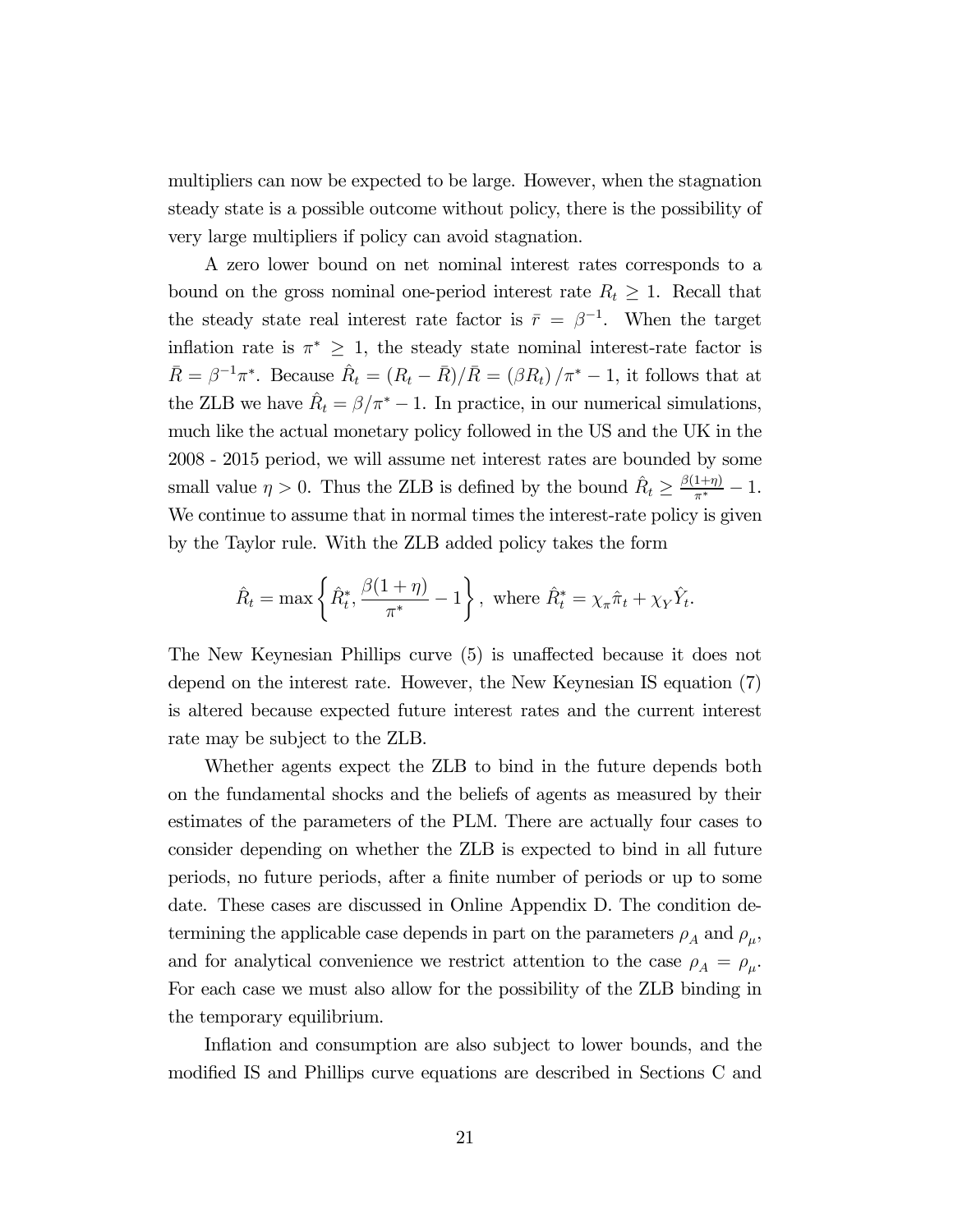multipliers can now be expected to be large. However, when the stagnation steady state is a possible outcome without policy, there is the possibility of very large multipliers if policy can avoid stagnation.

A zero lower bound on net nominal interest rates corresponds to a bound on the gross nominal one-period interest rate $R_t \geq 1$. Recall that the steady state real interest rate factor is $\bar{r} = \beta^{-1}$. When the target inflation rate is $\pi^* \geq 1$, the steady state nominal interest-rate factor is $\bar{R} = \beta^{-1}\pi^*$. Because $\hat{R}_t = (R_t - \bar{R})/\bar{R} = (\beta R_t)/\pi^* - 1$, it follows that at the ZLB we have $\hat{R}_t = \beta/\pi^* - 1$. In practice, in our numerical simulations, much like the actual monetary policy followed in the US and the UK in the 2008 - 2015 period, we will assume net interest rates are bounded by some small value $\eta > 0$. Thus the ZLB is defined by the bound $\hat{R}_t \geq \frac{\beta(1+\eta)}{\pi^*} - 1$. We continue to assume that in normal times the interest-rate policy is given by the Taylor rule. With the ZLB added policy takes the form

$$\hat{R}_t = \max\left\{\hat{R}_t^*, \frac{\beta(1+\eta)}{\pi^*} - 1\right\}, \text{ where } \hat{R}_t^* = \chi_\pi \hat{\pi}_t + \chi_Y \hat{Y}_t.$$

The New Keynesian Phillips curve (5) is unaffected because it does not depend on the interest rate. However, the New Keynesian IS equation (7) is altered because expected future interest rates and the current interest rate may be subject to the ZLB.

Whether agents expect the ZLB to bind in the future depends both on the fundamental shocks and the beliefs of agents as measured by their estimates of the parameters of the PLM. There are actually four cases to consider depending on whether the ZLB is expected to bind in all future periods, no future periods, after a finite number of periods or up to some date. These cases are discussed in Online Appendix D. The condition determining the applicable case depends in part on the parameters $\rho_A$ and $\rho_\mu$, and for analytical convenience we restrict attention to the case $\rho_A = \rho_\mu$. For each case we must also allow for the possibility of the ZLB binding in the temporary equilibrium.

Inflation and consumption are also subject to lower bounds, and the modified IS and Phillips curve equations are described in Sections C and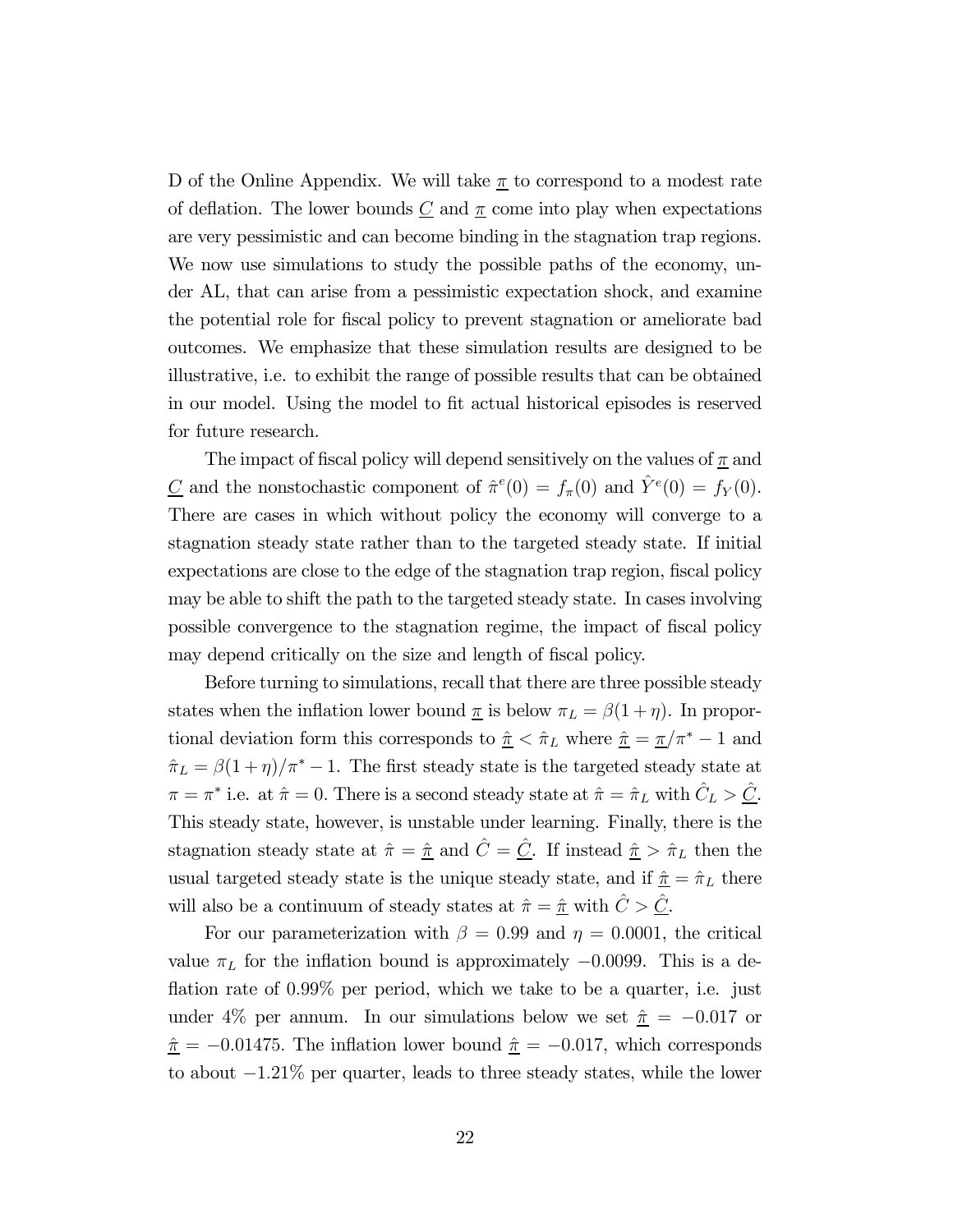D of the Online Appendix. We will take $\underline{\pi}$ to correspond to a modest rate of deflation. The lower bounds $\underline{C}$ and $\underline{\pi}$ come into play when expectations are very pessimistic and can become binding in the stagnation trap regions. We now use simulations to study the possible paths of the economy, under AL, that can arise from a pessimistic expectation shock, and examine the potential role for fiscal policy to prevent stagnation or ameliorate bad outcomes. We emphasize that these simulation results are designed to be illustrative, i.e. to exhibit the range of possible results that can be obtained in our model. Using the model to fit actual historical episodes is reserved for future research.

The impact of fiscal policy will depend sensitively on the values of $\underline{\pi}$ and $\underline{C}$ and the nonstochastic component of $\hat{\pi}^e(0) = f_\pi(0)$ and $\hat{Y}^e(0) = f_Y(0)$. There are cases in which without policy the economy will converge to a stagnation steady state rather than to the targeted steady state. If initial expectations are close to the edge of the stagnation trap region, fiscal policy may be able to shift the path to the targeted steady state. In cases involving possible convergence to the stagnation regime, the impact of fiscal policy may depend critically on the size and length of fiscal policy.

Before turning to simulations, recall that there are three possible steady states when the inflation lower bound $\underline{\pi}$ is below $\pi_L = \beta(1+\eta)$. In proportional deviation form this corresponds to $\hat{\underline{\pi}} < \hat{\pi}_L$ where $\hat{\underline{\pi}} = \underline{\pi}/\pi^* - 1$ and $\hat{\pi}_L = \beta(1+\eta)/\pi^* - 1$. The first steady state is the targeted steady state at $\pi = \pi^*$ i.e. at $\hat{\pi} = 0$. There is a second steady state at $\hat{\pi} = \hat{\pi}_L$ with $\hat{C}_L > \hat{\underline{C}}$. This steady state, however, is unstable under learning. Finally, there is the stagnation steady state at $\hat{\pi} = \hat{\underline{\pi}}$ and $\hat{C} = \hat{\underline{C}}$. If instead $\hat{\underline{\pi}} > \hat{\pi}_L$ then the usual targeted steady state is the unique steady state, and if $\hat{\underline{\pi}} = \hat{\pi}_L$ there will also be a continuum of steady states at $\hat{\pi} = \hat{\underline{\pi}}$ with $\hat{C} > \hat{\underline{C}}$.

For our parameterization with $\beta = 0.99$ and $\eta = 0.0001$, the critical value $\pi_L$ for the inflation bound is approximately $-0.0099$. This is a deflation rate of 0.99% per period, which we take to be a quarter, i.e. just under 4% per annum. In our simulations below we set $\hat{\underline{\pi}} = -0.017$ or $\hat{\underline{\pi}} = -0.01475$. The inflation lower bound $\hat{\underline{\pi}} = -0.017$, which corresponds to about $-1.21\%$ per quarter, leads to three steady states, while the lower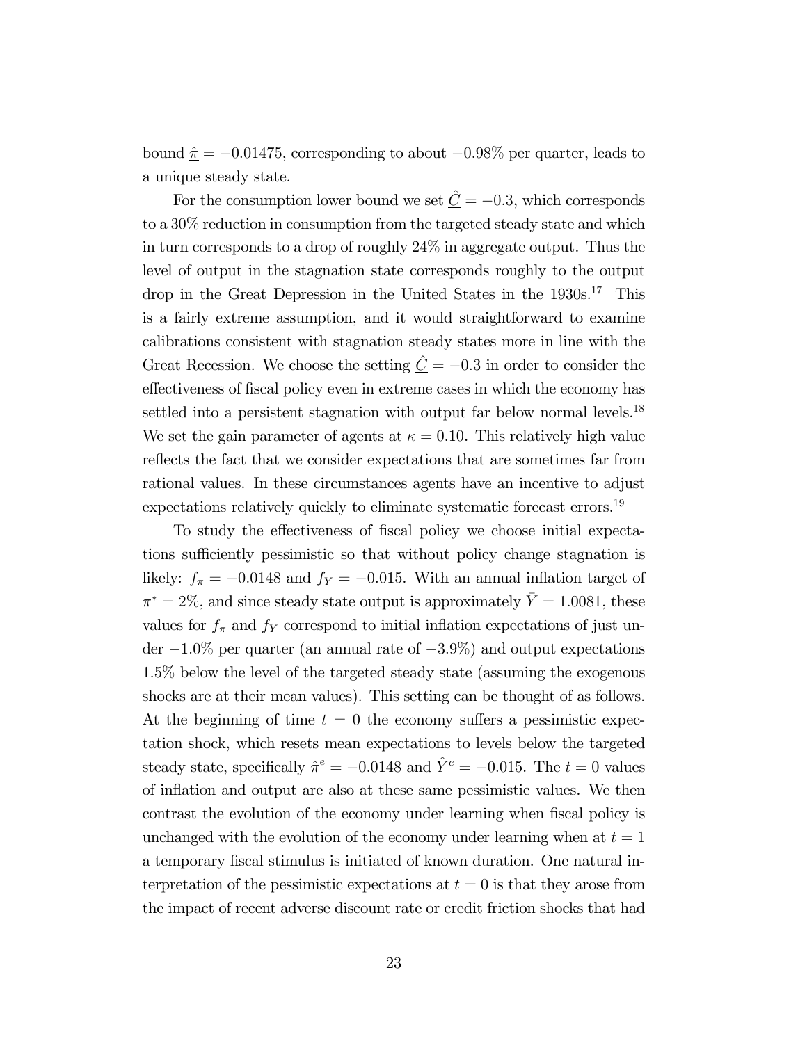bound $\underline{\hat{\pi}} = -0.01475$, corresponding to about $-0.98\%$ per quarter, leads to a unique steady state.

For the consumption lower bound we set $\underline{\hat{C}} = -0.3$, which corresponds to a 30% reduction in consumption from the targeted steady state and which in turn corresponds to a drop of roughly 24% in aggregate output. Thus the level of output in the stagnation state corresponds roughly to the output drop in the Great Depression in the United States in the 1930s.[17] This is a fairly extreme assumption, and it would straightforward to examine calibrations consistent with stagnation steady states more in line with the Great Recession. We choose the setting $\underline{\hat{C}} = -0.3$ in order to consider the effectiveness of fiscal policy even in extreme cases in which the economy has settled into a persistent stagnation with output far below normal levels.[18] We set the gain parameter of agents at $\kappa = 0.10$. This relatively high value reflects the fact that we consider expectations that are sometimes far from rational values. In these circumstances agents have an incentive to adjust expectations relatively quickly to eliminate systematic forecast errors.[19]

To study the effectiveness of fiscal policy we choose initial expectations sufficiently pessimistic so that without policy change stagnation is likely: $f_\pi = -0.0148$ and $f_Y = -0.015$. With an annual inflation target of $\pi^* = 2\%$, and since steady state output is approximately $\bar{Y} = 1.0081$, these values for $f_\pi$ and $f_Y$ correspond to initial inflation expectations of just under $-1.0\%$ per quarter (an annual rate of $-3.9\%$) and output expectations 1.5% below the level of the targeted steady state (assuming the exogenous shocks are at their mean values). This setting can be thought of as follows. At the beginning of time $t = 0$ the economy suffers a pessimistic expectation shock, which resets mean expectations to levels below the targeted steady state, specifically $\hat{\pi}^e = -0.0148$ and $\hat{Y}^e = -0.015$. The $t = 0$ values of inflation and output are also at these same pessimistic values. We then contrast the evolution of the economy under learning when fiscal policy is unchanged with the evolution of the economy under learning when at $t = 1$ a temporary fiscal stimulus is initiated of known duration. One natural interpretation of the pessimistic expectations at $t = 0$ is that they arose from the impact of recent adverse discount rate or credit friction shocks that had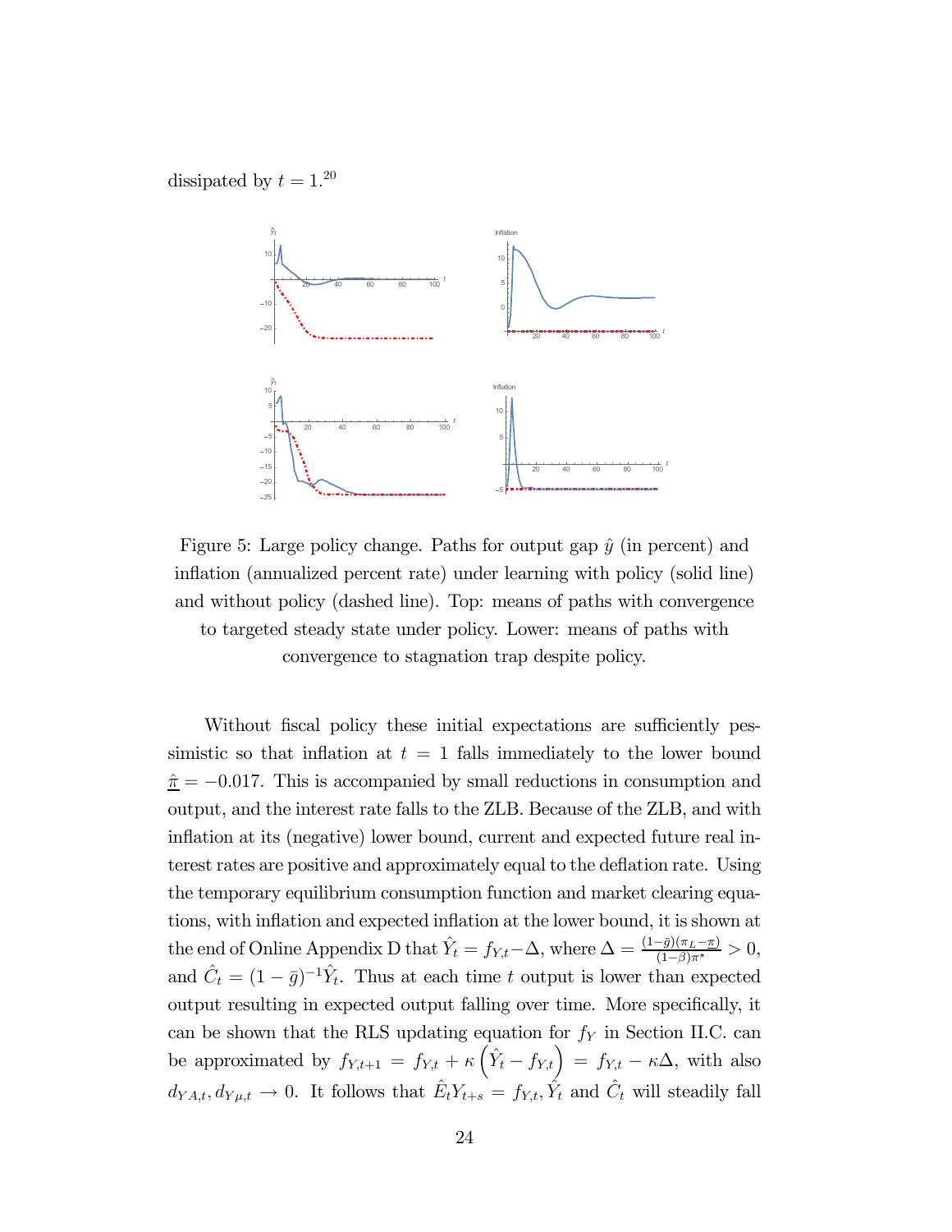dissipated by $t = 1$.[20]

Figure 5: Large policy change. Paths for output gap $\hat{y}$ (in percent) and inflation (annualized percent rate) under learning with policy (solid line) and without policy (dashed line). Top: means of paths with convergence to targeted steady state under policy. Lower: means of paths with convergence to stagnation trap despite policy.

Without fiscal policy these initial expectations are sufficiently pessimistic so that inflation at $t = 1$ falls immediately to the lower bound $\underline{\hat{\pi}} = -0.017$. This is accompanied by small reductions in consumption and output, and the interest rate falls to the ZLB. Because of the ZLB, and with inflation at its (negative) lower bound, current and expected future real interest rates are positive and approximately equal to the deflation rate. Using the temporary equilibrium consumption function and market clearing equations, with inflation and expected inflation at the lower bound, it is shown at the end of Online Appendix D that $\hat{Y}_t = f_{Y,t} - \Delta$, where $\Delta = \frac{(1-\bar{g})(\pi_L - \pi)}{(1-\beta)\pi^*} > 0$, and $\hat{C}_t = (1-\bar{g})^{-1}\hat{Y}_t$. Thus at each time $t$ output is lower than expected output resulting in expected output falling over time. More specifically, it can be shown that the RLS updating equation for $f_Y$ in Section II.C. can be approximated by $f_{Y,t+1} = f_{Y,t} + \kappa \left( \hat{Y}_t - f_{Y,t} \right) = f_{Y,t} - \kappa\Delta$, with also $d_{YA,t}, d_{Y\mu,t} \to 0$. It follows that $\hat{E}_t Y_{t+s} = f_{Y,t}$, $\hat{Y}_t$ and $\hat{C}_t$ will steadily fall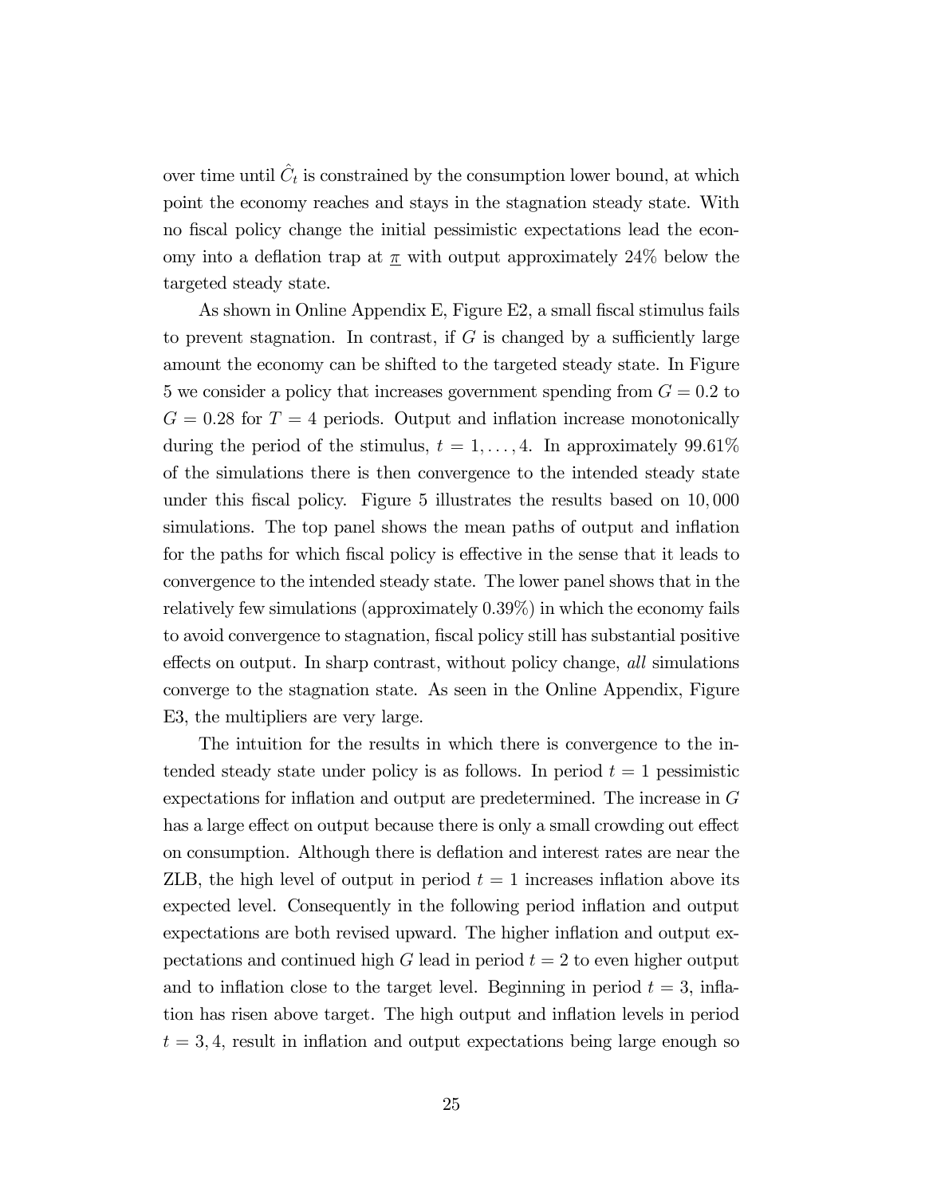over time until $\hat{C}_t$ is constrained by the consumption lower bound, at which point the economy reaches and stays in the stagnation steady state. With no fiscal policy change the initial pessimistic expectations lead the economy into a deflation trap at $\underline{\pi}$ with output approximately 24% below the targeted steady state.

As shown in Online Appendix E, Figure E2, a small fiscal stimulus fails to prevent stagnation. In contrast, if $G$ is changed by a sufficiently large amount the economy can be shifted to the targeted steady state. In Figure 5 we consider a policy that increases government spending from $G = 0.2$ to $G = 0.28$ for $T = 4$ periods. Output and inflation increase monotonically during the period of the stimulus, $t = 1, \ldots, 4$. In approximately 99.61% of the simulations there is then convergence to the intended steady state under this fiscal policy. Figure 5 illustrates the results based on 10,000 simulations. The top panel shows the mean paths of output and inflation for the paths for which fiscal policy is effective in the sense that it leads to convergence to the intended steady state. The lower panel shows that in the relatively few simulations (approximately 0.39%) in which the economy fails to avoid convergence to stagnation, fiscal policy still has substantial positive effects on output. In sharp contrast, without policy change, *all* simulations converge to the stagnation state. As seen in the Online Appendix, Figure E3, the multipliers are very large.

The intuition for the results in which there is convergence to the intended steady state under policy is as follows. In period $t = 1$ pessimistic expectations for inflation and output are predetermined. The increase in $G$ has a large effect on output because there is only a small crowding out effect on consumption. Although there is deflation and interest rates are near the ZLB, the high level of output in period $t = 1$ increases inflation above its expected level. Consequently in the following period inflation and output expectations are both revised upward. The higher inflation and output expectations and continued high $G$ lead in period $t = 2$ to even higher output and to inflation close to the target level. Beginning in period $t = 3$, inflation has risen above target. The high output and inflation levels in period $t = 3, 4$, result in inflation and output expectations being large enough so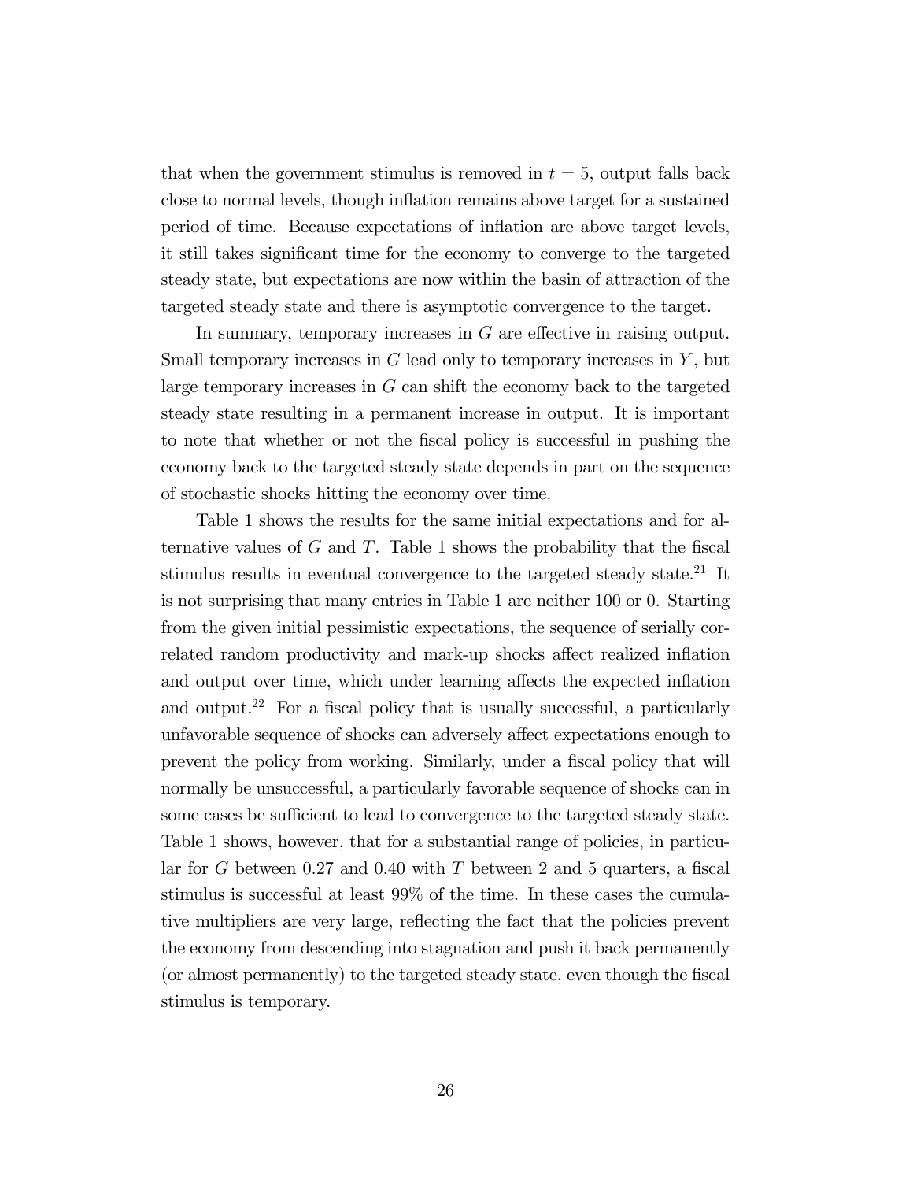that when the government stimulus is removed in $t = 5$, output falls back close to normal levels, though inflation remains above target for a sustained period of time. Because expectations of inflation are above target levels, it still takes significant time for the economy to converge to the targeted steady state, but expectations are now within the basin of attraction of the targeted steady state and there is asymptotic convergence to the target.

In summary, temporary increases in $G$ are effective in raising output. Small temporary increases in $G$ lead only to temporary increases in $Y$, but large temporary increases in $G$ can shift the economy back to the targeted steady state resulting in a permanent increase in output. It is important to note that whether or not the fiscal policy is successful in pushing the economy back to the targeted steady state depends in part on the sequence of stochastic shocks hitting the economy over time.

Table 1 shows the results for the same initial expectations and for alternative values of $G$ and $T$. Table 1 shows the probability that the fiscal stimulus results in eventual convergence to the targeted steady state.[21] It is not surprising that many entries in Table 1 are neither 100 or 0. Starting from the given initial pessimistic expectations, the sequence of serially correlated random productivity and mark-up shocks affect realized inflation and output over time, which under learning affects the expected inflation and output.[22] For a fiscal policy that is usually successful, a particularly unfavorable sequence of shocks can adversely affect expectations enough to prevent the policy from working. Similarly, under a fiscal policy that will normally be unsuccessful, a particularly favorable sequence of shocks can in some cases be sufficient to lead to convergence to the targeted steady state. Table 1 shows, however, that for a substantial range of policies, in particular for $G$ between 0.27 and 0.40 with $T$ between 2 and 5 quarters, a fiscal stimulus is successful at least 99% of the time. In these cases the cumulative multipliers are very large, reflecting the fact that the policies prevent the economy from descending into stagnation and push it back permanently (or almost permanently) to the targeted steady state, even though the fiscal stimulus is temporary.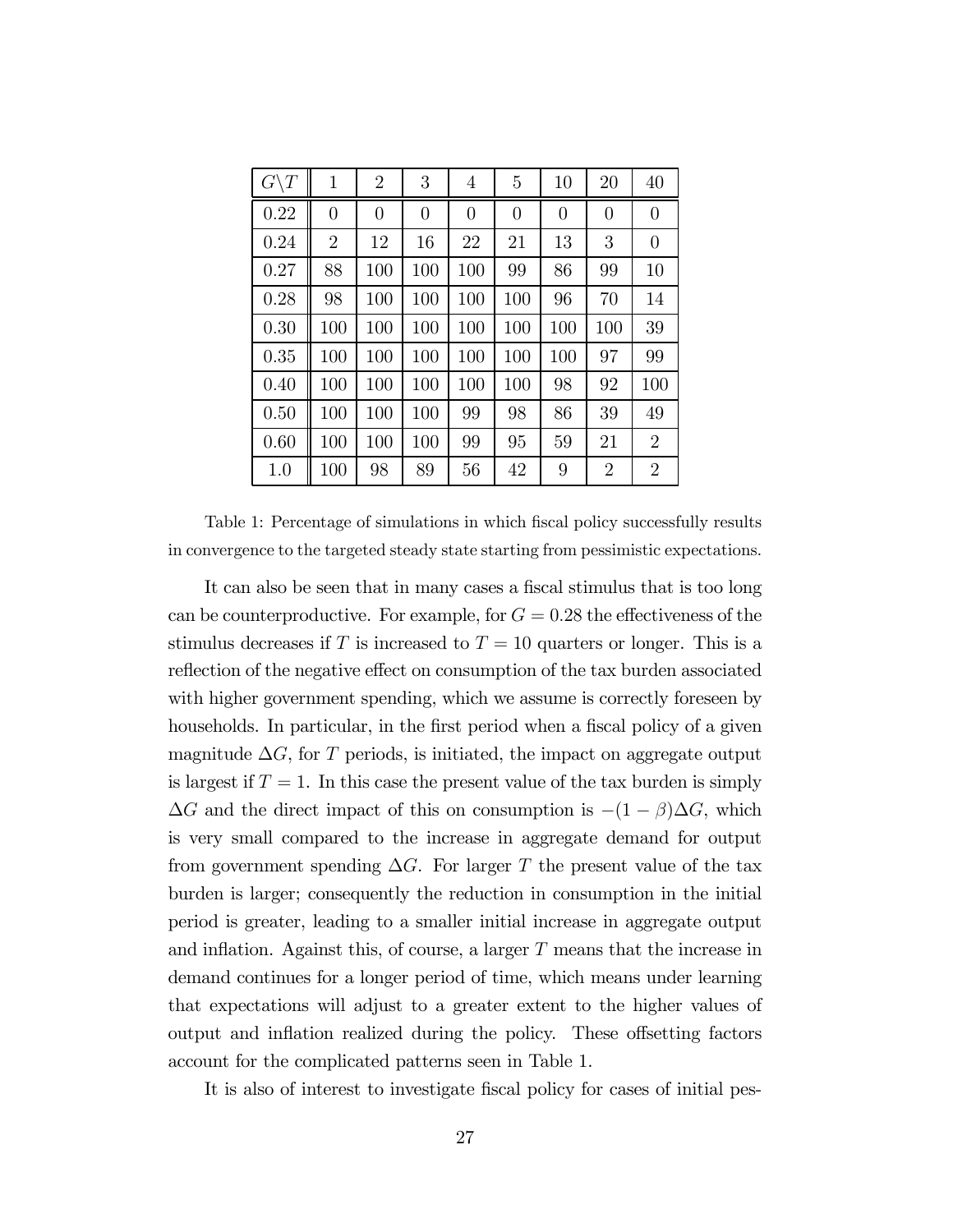| $G \backslash T$ | 1 | 2 | 3 | 4 | 5 | 10 | 20 | 40 |
|---|---|---|---|---|---|---|---|---|
| 0.22 | 0 | 0 | 0 | 0 | 0 | 0 | 0 | 0 |
| 0.24 | 2 | 12 | 16 | 22 | 21 | 13 | 3 | 0 |
| 0.27 | 88 | 100 | 100 | 100 | 99 | 86 | 99 | 10 |
| 0.28 | 98 | 100 | 100 | 100 | 100 | 96 | 70 | 14 |
| 0.30 | 100 | 100 | 100 | 100 | 100 | 100 | 100 | 39 |
| 0.35 | 100 | 100 | 100 | 100 | 100 | 100 | 97 | 99 |
| 0.40 | 100 | 100 | 100 | 100 | 100 | 98 | 92 | 100 |
| 0.50 | 100 | 100 | 100 | 99 | 98 | 86 | 39 | 49 |
| 0.60 | 100 | 100 | 100 | 99 | 95 | 59 | 21 | 2 |
| 1.0 | 100 | 98 | 89 | 56 | 42 | 9 | 2 | 2 |

Table 1: Percentage of simulations in which fiscal policy successfully results in convergence to the targeted steady state starting from pessimistic expectations.

It can also be seen that in many cases a fiscal stimulus that is too long can be counterproductive. For example, for $G = 0.28$ the effectiveness of the stimulus decreases if $T$ is increased to $T = 10$ quarters or longer. This is a reflection of the negative effect on consumption of the tax burden associated with higher government spending, which we assume is correctly foreseen by households. In particular, in the first period when a fiscal policy of a given magnitude $\Delta G$, for $T$ periods, is initiated, the impact on aggregate output is largest if $T = 1$. In this case the present value of the tax burden is simply $\Delta G$ and the direct impact of this on consumption is $-(1 - \beta)\Delta G$, which is very small compared to the increase in aggregate demand for output from government spending $\Delta G$. For larger $T$ the present value of the tax burden is larger; consequently the reduction in consumption in the initial period is greater, leading to a smaller initial increase in aggregate output and inflation. Against this, of course, a larger $T$ means that the increase in demand continues for a longer period of time, which means under learning that expectations will adjust to a greater extent to the higher values of output and inflation realized during the policy. These offsetting factors account for the complicated patterns seen in Table 1.

It is also of interest to investigate fiscal policy for cases of initial pes-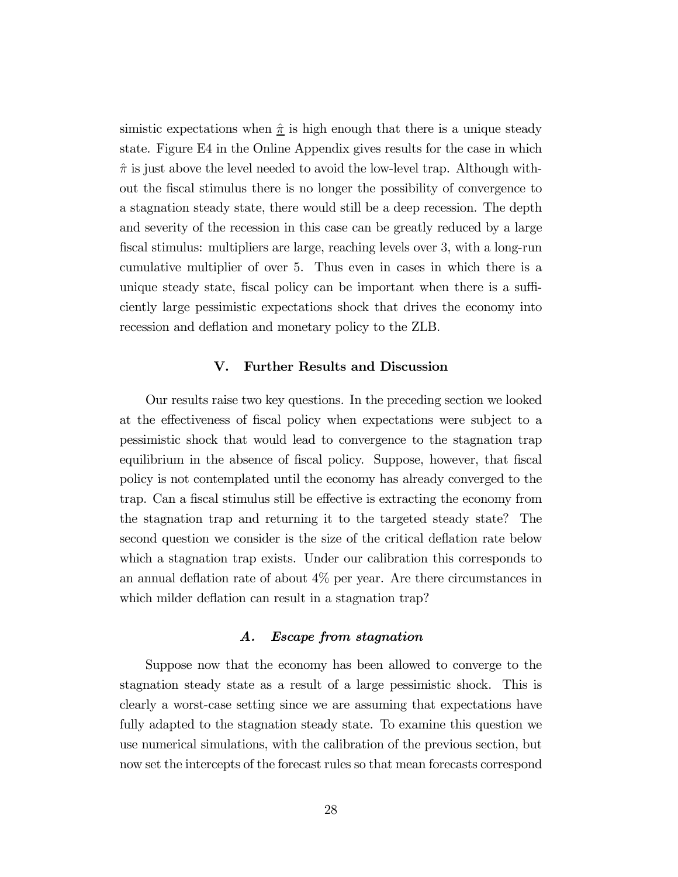simistic expectations when $\underline{\hat{\pi}}$ is high enough that there is a unique steady state. Figure E4 in the Online Appendix gives results for the case in which $\hat{\pi}$ is just above the level needed to avoid the low-level trap. Although without the fiscal stimulus there is no longer the possibility of convergence to a stagnation steady state, there would still be a deep recession. The depth and severity of the recession in this case can be greatly reduced by a large fiscal stimulus: multipliers are large, reaching levels over 3, with a long-run cumulative multiplier of over 5. Thus even in cases in which there is a unique steady state, fiscal policy can be important when there is a sufficiently large pessimistic expectations shock that drives the economy into recession and deflation and monetary policy to the ZLB.

## V. Further Results and Discussion

Our results raise two key questions. In the preceding section we looked at the effectiveness of fiscal policy when expectations were subject to a pessimistic shock that would lead to convergence to the stagnation trap equilibrium in the absence of fiscal policy. Suppose, however, that fiscal policy is not contemplated until the economy has already converged to the trap. Can a fiscal stimulus still be effective is extracting the economy from the stagnation trap and returning it to the targeted steady state? The second question we consider is the size of the critical deflation rate below which a stagnation trap exists. Under our calibration this corresponds to an annual deflation rate of about 4% per year. Are there circumstances in which milder deflation can result in a stagnation trap?

### *A. Escape from stagnation*

Suppose now that the economy has been allowed to converge to the stagnation steady state as a result of a large pessimistic shock. This is clearly a worst-case setting since we are assuming that expectations have fully adapted to the stagnation steady state. To examine this question we use numerical simulations, with the calibration of the previous section, but now set the intercepts of the forecast rules so that mean forecasts correspond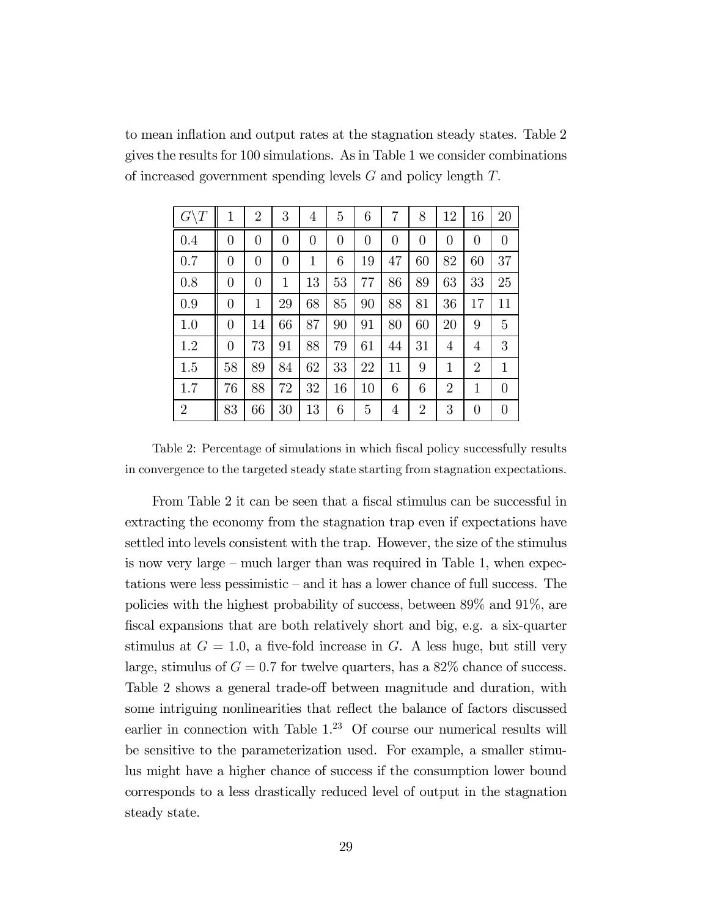to mean inflation and output rates at the stagnation steady states. Table 2 gives the results for 100 simulations. As in Table 1 we consider combinations of increased government spending levels $G$ and policy length $T$.

| $G \backslash T$ | 1 | 2 | 3 | 4 | 5 | 6 | 7 | 8 | 12 | 16 | 20 |
|---|---|---|---|---|---|---|---|---|---|---|---|
| 0.4 | 0 | 0 | 0 | 0 | 0 | 0 | 0 | 0 | 0 | 0 | 0 |
| 0.7 | 0 | 0 | 0 | 1 | 6 | 19 | 47 | 60 | 82 | 60 | 37 |
| 0.8 | 0 | 0 | 1 | 13 | 53 | 77 | 86 | 89 | 63 | 33 | 25 |
| 0.9 | 0 | 1 | 29 | 68 | 85 | 90 | 88 | 81 | 36 | 17 | 11 |
| 1.0 | 0 | 14 | 66 | 87 | 90 | 91 | 80 | 60 | 20 | 9 | 5 |
| 1.2 | 0 | 73 | 91 | 88 | 79 | 61 | 44 | 31 | 4 | 4 | 3 |
| 1.5 | 58 | 89 | 84 | 62 | 33 | 22 | 11 | 9 | 1 | 2 | 1 |
| 1.7 | 76 | 88 | 72 | 32 | 16 | 10 | 6 | 6 | 2 | 1 | 0 |
| 2 | 83 | 66 | 30 | 13 | 6 | 5 | 4 | 2 | 3 | 0 | 0 |

Table 2: Percentage of simulations in which fiscal policy successfully results in convergence to the targeted steady state starting from stagnation expectations.

From Table 2 it can be seen that a fiscal stimulus can be successful in extracting the economy from the stagnation trap even if expectations have settled into levels consistent with the trap. However, the size of the stimulus is now very large – much larger than was required in Table 1, when expectations were less pessimistic – and it has a lower chance of full success. The policies with the highest probability of success, between 89% and 91%, are fiscal expansions that are both relatively short and big, e.g. a six-quarter stimulus at $G = 1.0$, a five-fold increase in $G$. A less huge, but still very large, stimulus of $G = 0.7$ for twelve quarters, has a 82% chance of success. Table 2 shows a general trade-off between magnitude and duration, with some intriguing nonlinearities that reflect the balance of factors discussed earlier in connection with Table 1.[23] Of course our numerical results will be sensitive to the parameterization used. For example, a smaller stimulus might have a higher chance of success if the consumption lower bound corresponds to a less drastically reduced level of output in the stagnation steady state.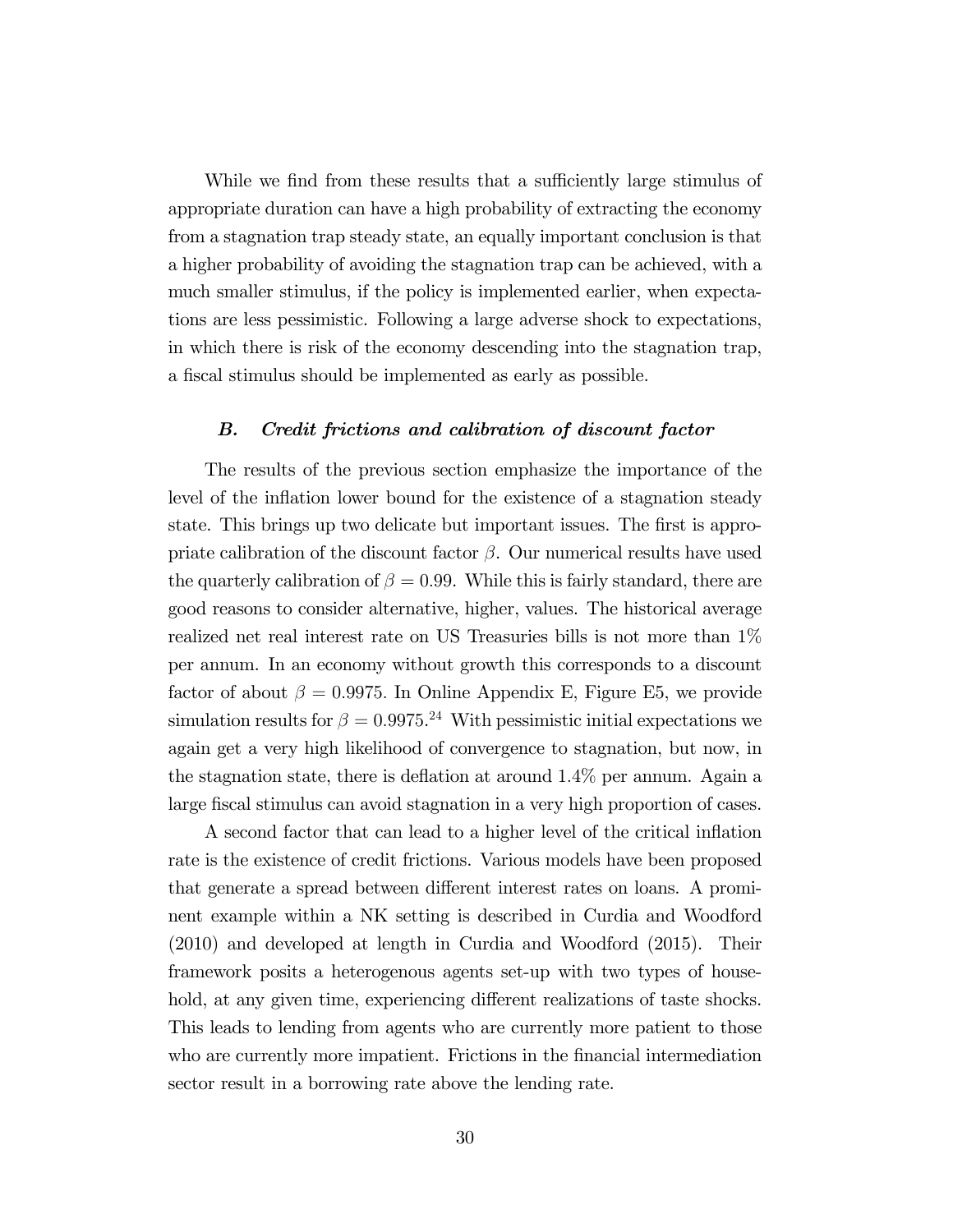While we find from these results that a sufficiently large stimulus of appropriate duration can have a high probability of extracting the economy from a stagnation trap steady state, an equally important conclusion is that a higher probability of avoiding the stagnation trap can be achieved, with a much smaller stimulus, if the policy is implemented earlier, when expectations are less pessimistic. Following a large adverse shock to expectations, in which there is risk of the economy descending into the stagnation trap, a fiscal stimulus should be implemented as early as possible.

### *B. Credit frictions and calibration of discount factor*

The results of the previous section emphasize the importance of the level of the inflation lower bound for the existence of a stagnation steady state. This brings up two delicate but important issues. The first is appropriate calibration of the discount factor $\beta$. Our numerical results have used the quarterly calibration of $\beta = 0.99$. While this is fairly standard, there are good reasons to consider alternative, higher, values. The historical average realized net real interest rate on US Treasuries bills is not more than 1% per annum. In an economy without growth this corresponds to a discount factor of about $\beta = 0.9975$. In Online Appendix E, Figure E5, we provide simulation results for $\beta = 0.9975$.[24] With pessimistic initial expectations we again get a very high likelihood of convergence to stagnation, but now, in the stagnation state, there is deflation at around 1.4% per annum. Again a large fiscal stimulus can avoid stagnation in a very high proportion of cases.

A second factor that can lead to a higher level of the critical inflation rate is the existence of credit frictions. Various models have been proposed that generate a spread between different interest rates on loans. A prominent example within a NK setting is described in Curdia and Woodford (2010) and developed at length in Curdia and Woodford (2015). Their framework posits a heterogenous agents set-up with two types of household, at any given time, experiencing different realizations of taste shocks. This leads to lending from agents who are currently more patient to those who are currently more impatient. Frictions in the financial intermediation sector result in a borrowing rate above the lending rate.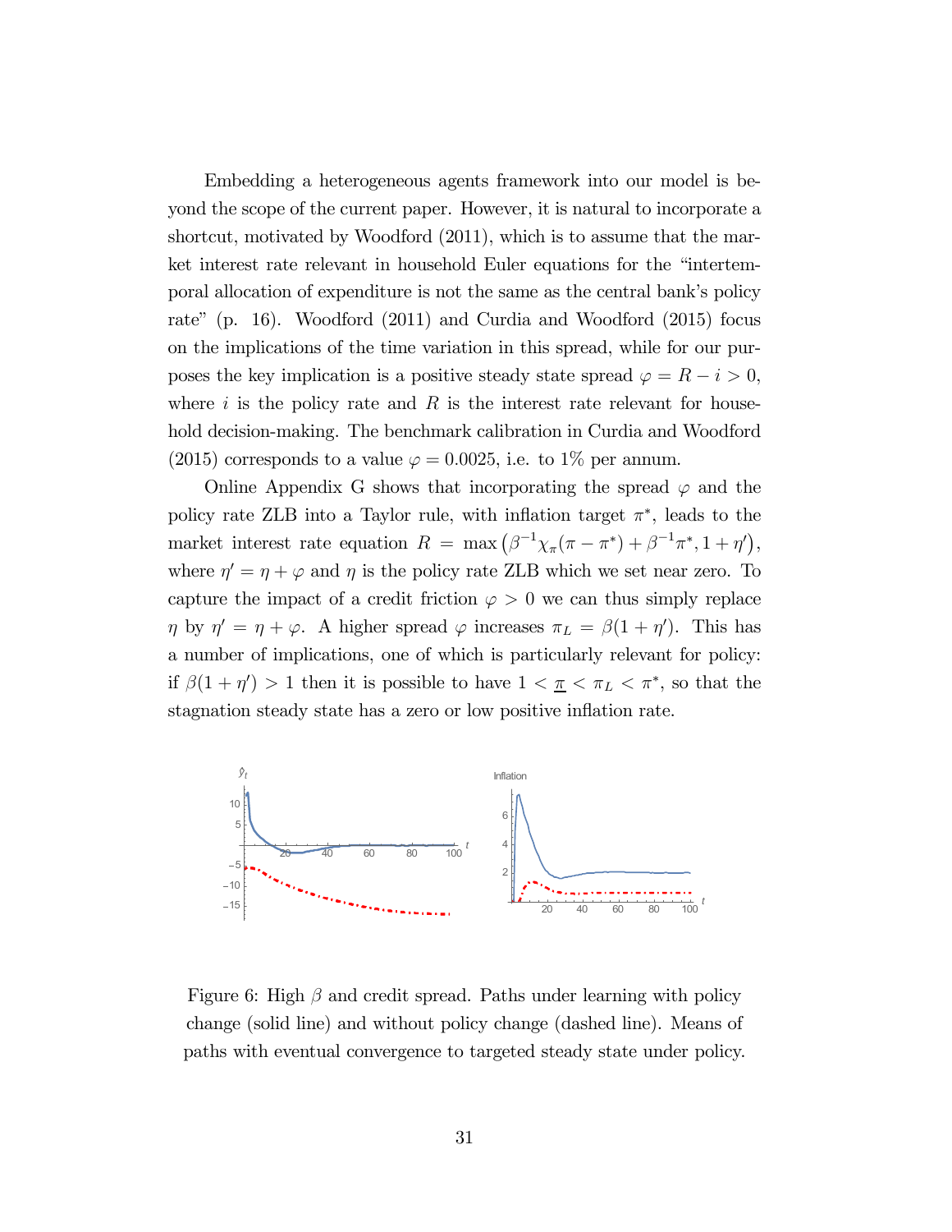Embedding a heterogeneous agents framework into our model is beyond the scope of the current paper. However, it is natural to incorporate a shortcut, motivated by Woodford (2011), which is to assume that the market interest rate relevant in household Euler equations for the "intertemporal allocation of expenditure is not the same as the central bank's policy rate" (p. 16). Woodford (2011) and Curdia and Woodford (2015) focus on the implications of the time variation in this spread, while for our purposes the key implication is a positive steady state spread $\varphi = R - i > 0$, where $i$ is the policy rate and $R$ is the interest rate relevant for household decision-making. The benchmark calibration in Curdia and Woodford (2015) corresponds to a value $\varphi = 0.0025$, i.e. to 1% per annum.

Online Appendix G shows that incorporating the spread $\varphi$ and the policy rate ZLB into a Taylor rule, with inflation target $\pi^*$, leads to the market interest rate equation $R = \max\left(\beta^{-1}\chi_\pi(\pi - \pi^*) + \beta^{-1}\pi^*, 1 + \eta'\right)$, where $\eta' = \eta + \varphi$ and $\eta$ is the policy rate ZLB which we set near zero. To capture the impact of a credit friction $\varphi > 0$ we can thus simply replace $\eta$ by $\eta' = \eta + \varphi$. A higher spread $\varphi$ increases $\pi_L = \beta(1 + \eta')$. This has a number of implications, one of which is particularly relevant for policy: if $\beta(1 + \eta') > 1$ then it is possible to have $1 < \underline{\pi} < \pi_L < \pi^*$, so that the stagnation steady state has a zero or low positive inflation rate.

Figure 6: High $\beta$ and credit spread. Paths under learning with policy change (solid line) and without policy change (dashed line). Means of paths with eventual convergence to targeted steady state under policy.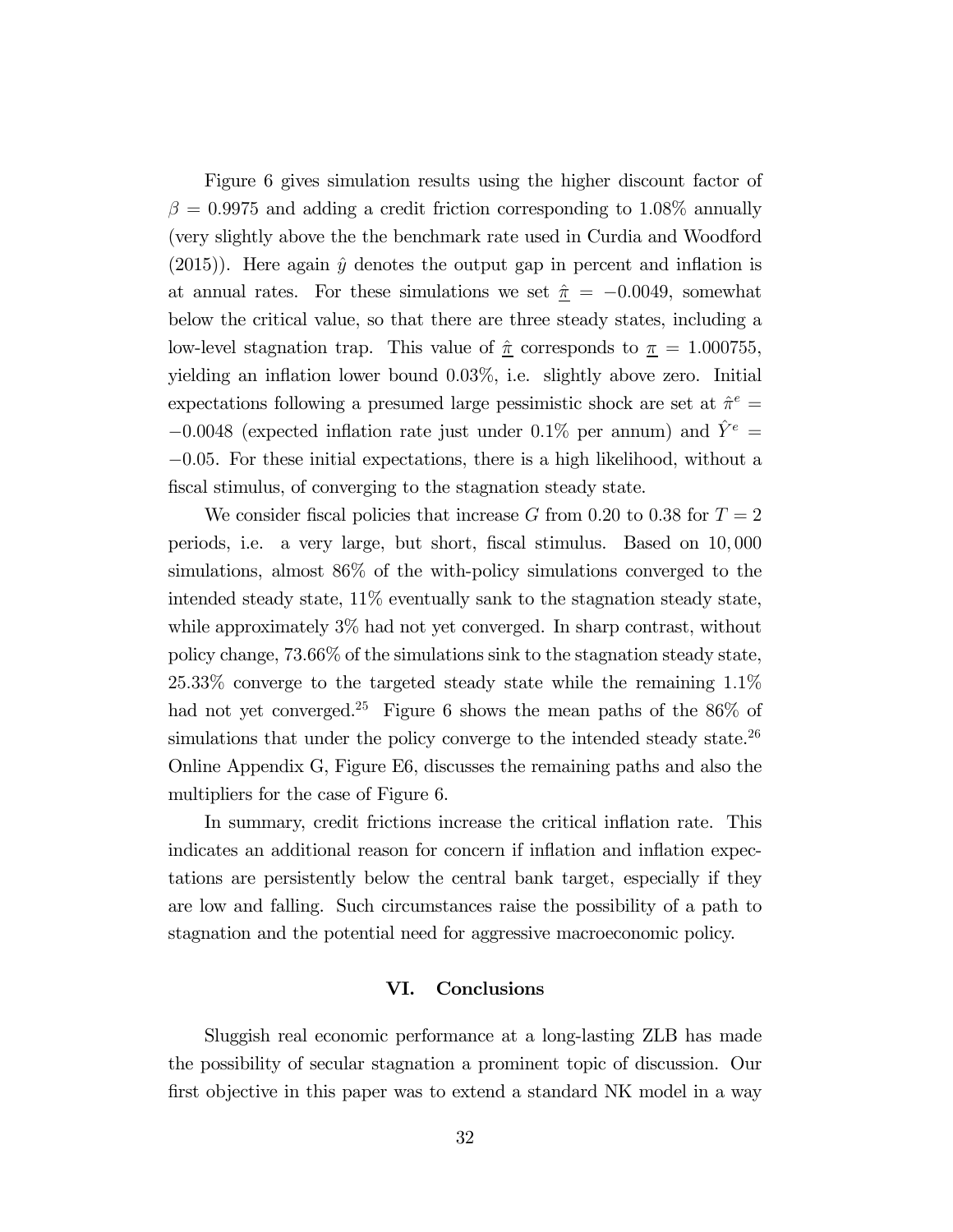Figure 6 gives simulation results using the higher discount factor of $\beta = 0.9975$ and adding a credit friction corresponding to 1.08% annually (very slightly above the the benchmark rate used in Curdia and Woodford (2015)). Here again $\hat{y}$ denotes the output gap in percent and inflation is at annual rates. For these simulations we set $\underline{\hat{\pi}} = -0.0049$, somewhat below the critical value, so that there are three steady states, including a low-level stagnation trap. This value of $\underline{\hat{\pi}}$ corresponds to $\underline{\pi} = 1.000755$, yielding an inflation lower bound 0.03%, i.e. slightly above zero. Initial expectations following a presumed large pessimistic shock are set at $\hat{\pi}^e = -0.0048$ (expected inflation rate just under 0.1% per annum) and $\hat{Y}^e = -0.05$. For these initial expectations, there is a high likelihood, without a fiscal stimulus, of converging to the stagnation steady state.

We consider fiscal policies that increase $G$ from 0.20 to 0.38 for $T = 2$ periods, i.e. a very large, but short, fiscal stimulus. Based on 10,000 simulations, almost 86% of the with-policy simulations converged to the intended steady state, 11% eventually sank to the stagnation steady state, while approximately 3% had not yet converged. In sharp contrast, without policy change, 73.66% of the simulations sink to the stagnation steady state, 25.33% converge to the targeted steady state while the remaining 1.1% had not yet converged.[25] Figure 6 shows the mean paths of the 86% of simulations that under the policy converge to the intended steady state.[26] Online Appendix G, Figure E6, discusses the remaining paths and also the multipliers for the case of Figure 6.

In summary, credit frictions increase the critical inflation rate. This indicates an additional reason for concern if inflation and inflation expectations are persistently below the central bank target, especially if they are low and falling. Such circumstances raise the possibility of a path to stagnation and the potential need for aggressive macroeconomic policy.

## VI. Conclusions

Sluggish real economic performance at a long-lasting ZLB has made the possibility of secular stagnation a prominent topic of discussion. Our first objective in this paper was to extend a standard NK model in a way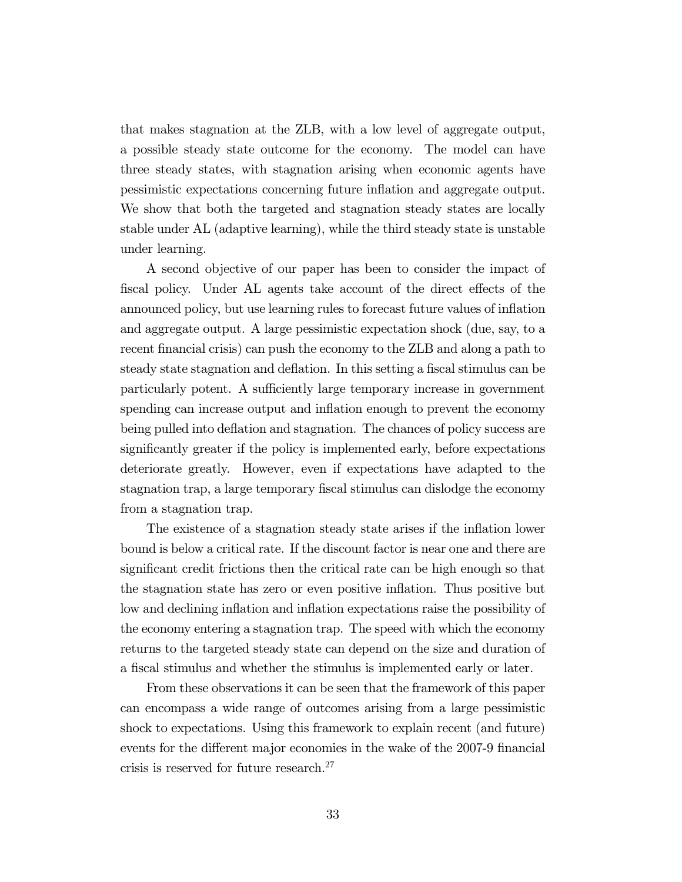that makes stagnation at the ZLB, with a low level of aggregate output, a possible steady state outcome for the economy. The model can have three steady states, with stagnation arising when economic agents have pessimistic expectations concerning future inflation and aggregate output. We show that both the targeted and stagnation steady states are locally stable under AL (adaptive learning), while the third steady state is unstable under learning.

A second objective of our paper has been to consider the impact of fiscal policy. Under AL agents take account of the direct effects of the announced policy, but use learning rules to forecast future values of inflation and aggregate output. A large pessimistic expectation shock (due, say, to a recent financial crisis) can push the economy to the ZLB and along a path to steady state stagnation and deflation. In this setting a fiscal stimulus can be particularly potent. A sufficiently large temporary increase in government spending can increase output and inflation enough to prevent the economy being pulled into deflation and stagnation. The chances of policy success are significantly greater if the policy is implemented early, before expectations deteriorate greatly. However, even if expectations have adapted to the stagnation trap, a large temporary fiscal stimulus can dislodge the economy from a stagnation trap.

The existence of a stagnation steady state arises if the inflation lower bound is below a critical rate. If the discount factor is near one and there are significant credit frictions then the critical rate can be high enough so that the stagnation state has zero or even positive inflation. Thus positive but low and declining inflation and inflation expectations raise the possibility of the economy entering a stagnation trap. The speed with which the economy returns to the targeted steady state can depend on the size and duration of a fiscal stimulus and whether the stimulus is implemented early or later.

From these observations it can be seen that the framework of this paper can encompass a wide range of outcomes arising from a large pessimistic shock to expectations. Using this framework to explain recent (and future) events for the different major economies in the wake of the 2007-9 financial crisis is reserved for future research.[27]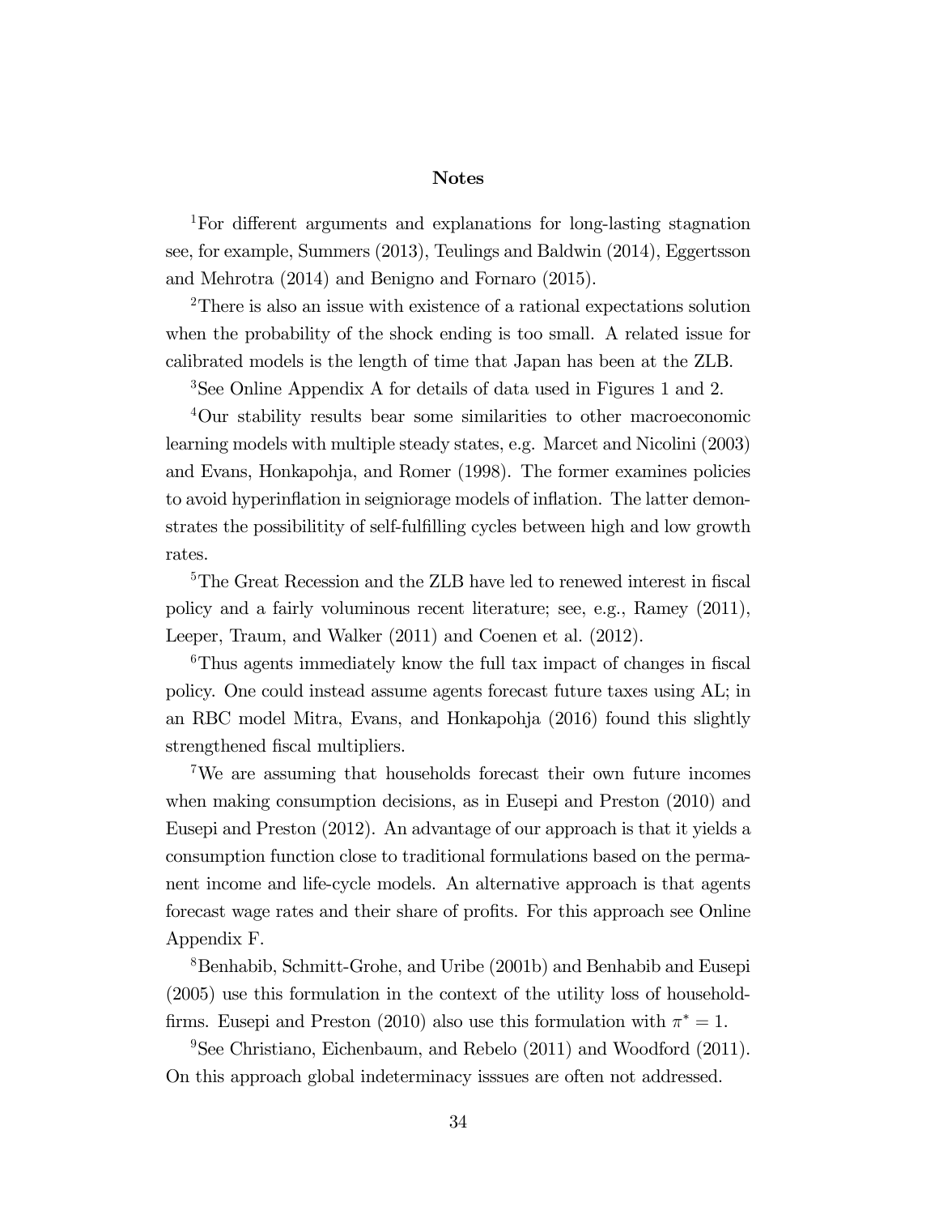## Notes

[1]For different arguments and explanations for long-lasting stagnation see, for example, Summers (2013), Teulings and Baldwin (2014), Eggertsson and Mehrotra (2014) and Benigno and Fornaro (2015).

[2]There is also an issue with existence of a rational expectations solution when the probability of the shock ending is too small. A related issue for calibrated models is the length of time that Japan has been at the ZLB.

[3]See Online Appendix A for details of data used in Figures 1 and 2.

[4]Our stability results bear some similarities to other macroeconomic learning models with multiple steady states, e.g. Marcet and Nicolini (2003) and Evans, Honkapohja, and Romer (1998). The former examines policies to avoid hyperinflation in seigniorage models of inflation. The latter demonstrates the possibilitity of self-fulfilling cycles between high and low growth rates.

[5]The Great Recession and the ZLB have led to renewed interest in fiscal policy and a fairly voluminous recent literature; see, e.g., Ramey (2011), Leeper, Traum, and Walker (2011) and Coenen et al. (2012).

[6]Thus agents immediately know the full tax impact of changes in fiscal policy. One could instead assume agents forecast future taxes using AL; in an RBC model Mitra, Evans, and Honkapohja (2016) found this slightly strengthened fiscal multipliers.

[7]We are assuming that households forecast their own future incomes when making consumption decisions, as in Eusepi and Preston (2010) and Eusepi and Preston (2012). An advantage of our approach is that it yields a consumption function close to traditional formulations based on the permanent income and life-cycle models. An alternative approach is that agents forecast wage rates and their share of profits. For this approach see Online Appendix F.

[8]Benhabib, Schmitt-Grohe, and Uribe (2001b) and Benhabib and Eusepi (2005) use this formulation in the context of the utility loss of household-firms. Eusepi and Preston (2010) also use this formulation with $\pi^* = 1$.

[9]See Christiano, Eichenbaum, and Rebelo (2011) and Woodford (2011). On this approach global indeterminacy isssues are often not addressed.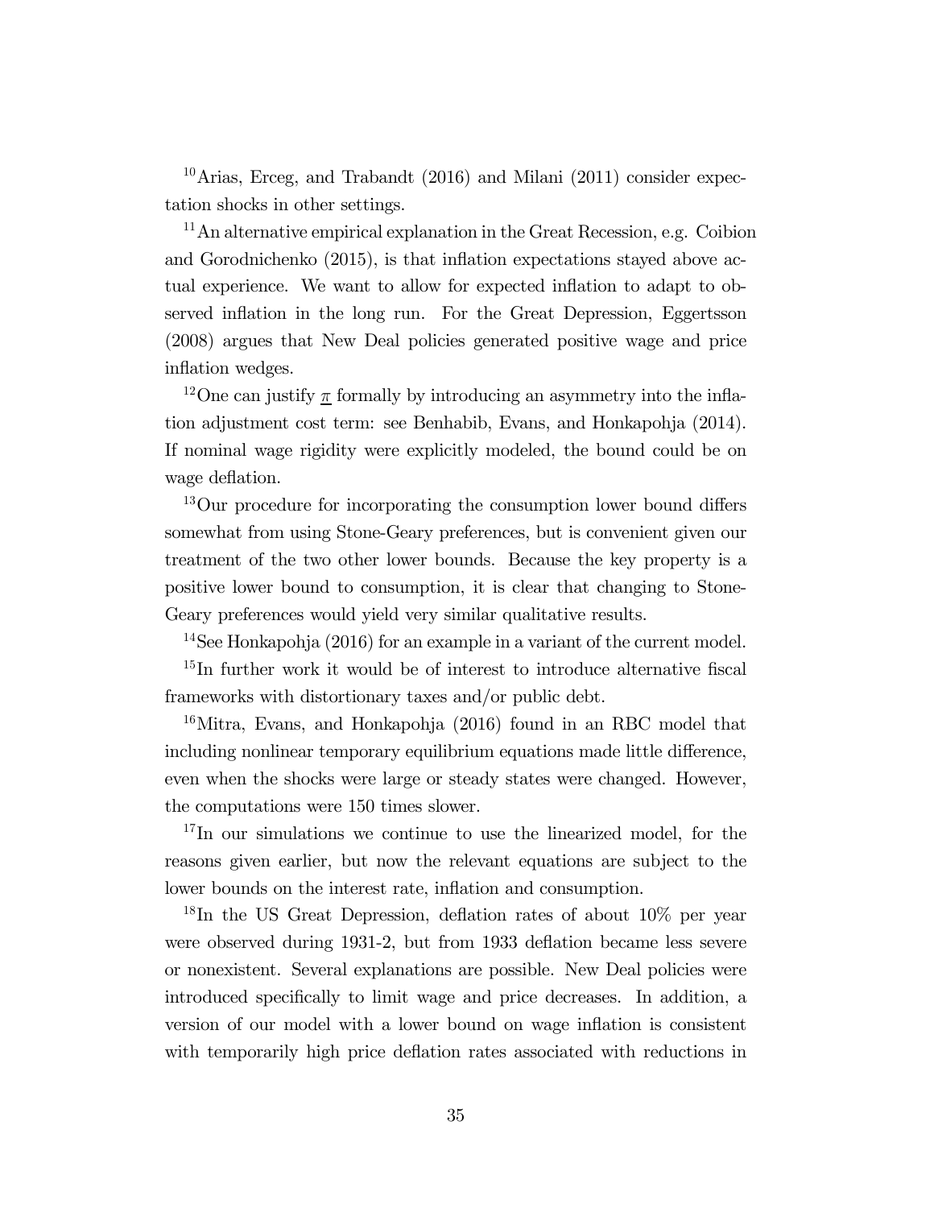[10] Arias, Erceg, and Trabandt (2016) and Milani (2011) consider expectation shocks in other settings.

[11] An alternative empirical explanation in the Great Recession, e.g. Coibion and Gorodnichenko (2015), is that inflation expectations stayed above actual experience. We want to allow for expected inflation to adapt to observed inflation in the long run. For the Great Depression, Eggertsson (2008) argues that New Deal policies generated positive wage and price inflation wedges.

[12] One can justify $\underline{\pi}$ formally by introducing an asymmetry into the inflation adjustment cost term: see Benhabib, Evans, and Honkapohja (2014). If nominal wage rigidity were explicitly modeled, the bound could be on wage deflation.

[13] Our procedure for incorporating the consumption lower bound differs somewhat from using Stone-Geary preferences, but is convenient given our treatment of the two other lower bounds. Because the key property is a positive lower bound to consumption, it is clear that changing to Stone-Geary preferences would yield very similar qualitative results.

[14] See Honkapohja (2016) for an example in a variant of the current model.

[15] In further work it would be of interest to introduce alternative fiscal frameworks with distortionary taxes and/or public debt.

[16] Mitra, Evans, and Honkapohja (2016) found in an RBC model that including nonlinear temporary equilibrium equations made little difference, even when the shocks were large or steady states were changed. However, the computations were 150 times slower.

[17] In our simulations we continue to use the linearized model, for the reasons given earlier, but now the relevant equations are subject to the lower bounds on the interest rate, inflation and consumption.

[18] In the US Great Depression, deflation rates of about 10% per year were observed during 1931-2, but from 1933 deflation became less severe or nonexistent. Several explanations are possible. New Deal policies were introduced specifically to limit wage and price decreases. In addition, a version of our model with a lower bound on wage inflation is consistent with temporarily high price deflation rates associated with reductions in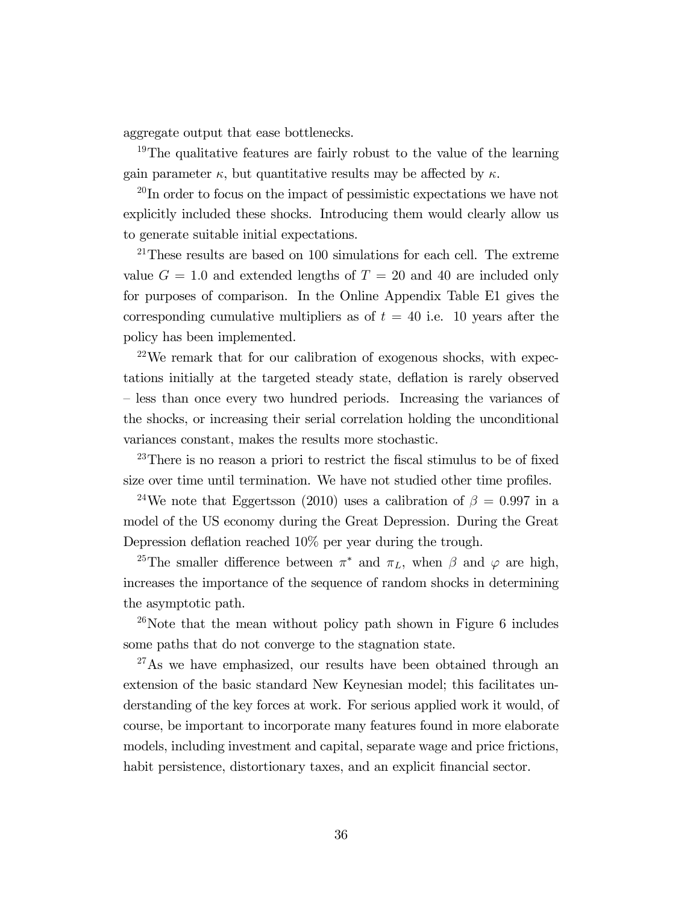aggregate output that ease bottlenecks.

[19]The qualitative features are fairly robust to the value of the learning gain parameter $\kappa$, but quantitative results may be affected by $\kappa$.

[20]In order to focus on the impact of pessimistic expectations we have not explicitly included these shocks. Introducing them would clearly allow us to generate suitable initial expectations.

[21]These results are based on 100 simulations for each cell. The extreme value $G = 1.0$ and extended lengths of $T = 20$ and 40 are included only for purposes of comparison. In the Online Appendix Table E1 gives the corresponding cumulative multipliers as of $t = 40$ i.e. 10 years after the policy has been implemented.

[22]We remark that for our calibration of exogenous shocks, with expectations initially at the targeted steady state, deflation is rarely observed – less than once every two hundred periods. Increasing the variances of the shocks, or increasing their serial correlation holding the unconditional variances constant, makes the results more stochastic.

[23]There is no reason a priori to restrict the fiscal stimulus to be of fixed size over time until termination. We have not studied other time profiles.

[24]We note that Eggertsson (2010) uses a calibration of $\beta = 0.997$ in a model of the US economy during the Great Depression. During the Great Depression deflation reached 10% per year during the trough.

[25]The smaller difference between $\pi^*$ and $\pi_L$, when $\beta$ and $\varphi$ are high, increases the importance of the sequence of random shocks in determining the asymptotic path.

[26]Note that the mean without policy path shown in Figure 6 includes some paths that do not converge to the stagnation state.

[27]As we have emphasized, our results have been obtained through an extension of the basic standard New Keynesian model; this facilitates understanding of the key forces at work. For serious applied work it would, of course, be important to incorporate many features found in more elaborate models, including investment and capital, separate wage and price frictions, habit persistence, distortionary taxes, and an explicit financial sector.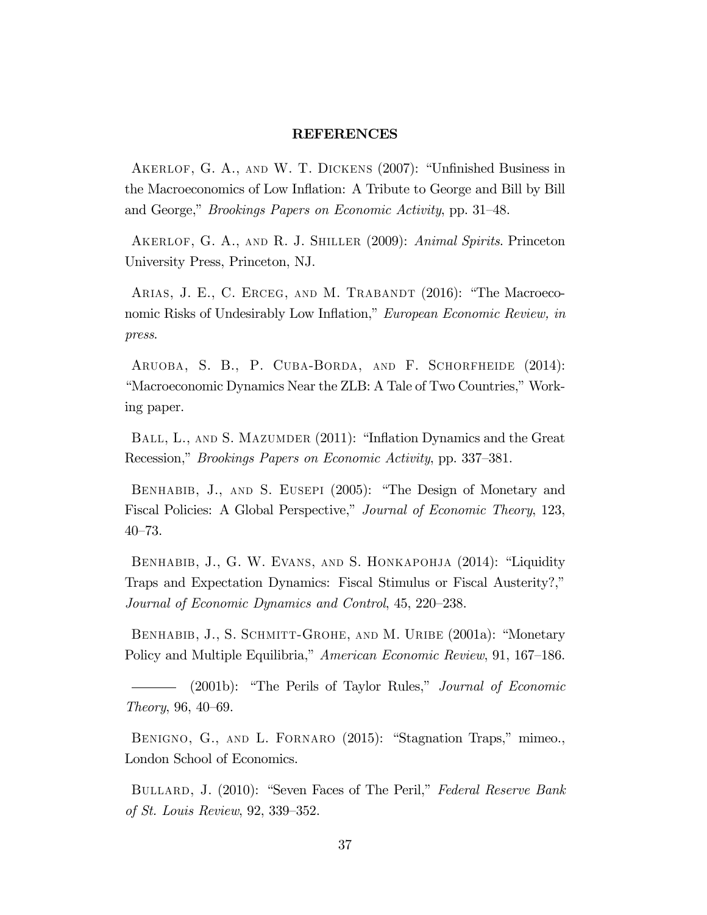## REFERENCES

Akerlof, G. A., and W. T. Dickens (2007): "Unfinished Business in the Macroeconomics of Low Inflation: A Tribute to George and Bill by Bill and George," *Brookings Papers on Economic Activity*, pp. 31–48.

Akerlof, G. A., and R. J. Shiller (2009): *Animal Spirits*. Princeton University Press, Princeton, NJ.

Arias, J. E., C. Erceg, and M. Trabandt (2016): "The Macroeconomic Risks of Undesirably Low Inflation," *European Economic Review, in press*.

Aruoba, S. B., P. Cuba-Borda, and F. Schorfheide (2014): "Macroeconomic Dynamics Near the ZLB: A Tale of Two Countries," Working paper.

Ball, L., and S. Mazumder (2011): "Inflation Dynamics and the Great Recession," *Brookings Papers on Economic Activity*, pp. 337–381.

Benhabib, J., and S. Eusepi (2005): "The Design of Monetary and Fiscal Policies: A Global Perspective," *Journal of Economic Theory*, 123, 40–73.

Benhabib, J., G. W. Evans, and S. Honkapohja (2014): "Liquidity Traps and Expectation Dynamics: Fiscal Stimulus or Fiscal Austerity?," *Journal of Economic Dynamics and Control*, 45, 220–238.

Benhabib, J., S. Schmitt-Grohe, and M. Uribe (2001a): "Monetary Policy and Multiple Equilibria," *American Economic Review*, 91, 167–186.

——— (2001b): "The Perils of Taylor Rules," *Journal of Economic Theory*, 96, 40–69.

Benigno, G., and L. Fornaro (2015): "Stagnation Traps," mimeo., London School of Economics.

Bullard, J. (2010): "Seven Faces of The Peril," *Federal Reserve Bank of St. Louis Review*, 92, 339–352.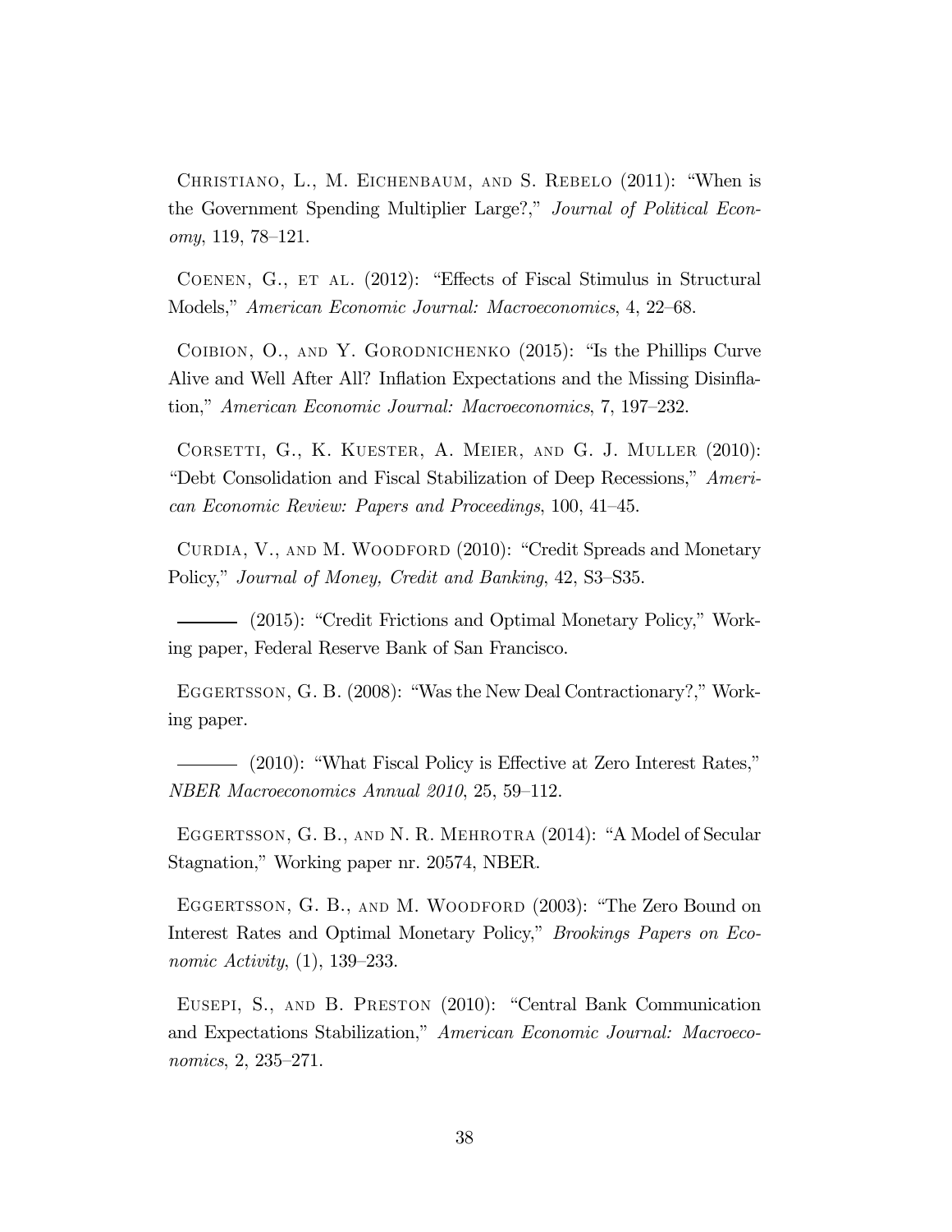Christiano, L., M. Eichenbaum, and S. Rebelo (2011): "When is the Government Spending Multiplier Large?," *Journal of Political Economy*, 119, 78–121.

Coenen, G., et al. (2012): "Effects of Fiscal Stimulus in Structural Models," *American Economic Journal: Macroeconomics*, 4, 22–68.

Coibion, O., and Y. Gorodnichenko (2015): "Is the Phillips Curve Alive and Well After All? Inflation Expectations and the Missing Disinflation," *American Economic Journal: Macroeconomics*, 7, 197–232.

Corsetti, G., K. Kuester, A. Meier, and G. J. Muller (2010): "Debt Consolidation and Fiscal Stabilization of Deep Recessions," *American Economic Review: Papers and Proceedings*, 100, 41–45.

Curdia, V., and M. Woodford (2010): "Credit Spreads and Monetary Policy," *Journal of Money, Credit and Banking*, 42, S3–S35.

——— (2015): "Credit Frictions and Optimal Monetary Policy," Working paper, Federal Reserve Bank of San Francisco.

Eggertsson, G. B. (2008): "Was the New Deal Contractionary?," Working paper.

——— (2010): "What Fiscal Policy is Effective at Zero Interest Rates," *NBER Macroeconomics Annual 2010*, 25, 59–112.

Eggertsson, G. B., and N. R. Mehrotra (2014): "A Model of Secular Stagnation," Working paper nr. 20574, NBER.

Eggertsson, G. B., and M. Woodford (2003): "The Zero Bound on Interest Rates and Optimal Monetary Policy," *Brookings Papers on Economic Activity*, (1), 139–233.

Eusepi, S., and B. Preston (2010): "Central Bank Communication and Expectations Stabilization," *American Economic Journal: Macroeconomics*, 2, 235–271.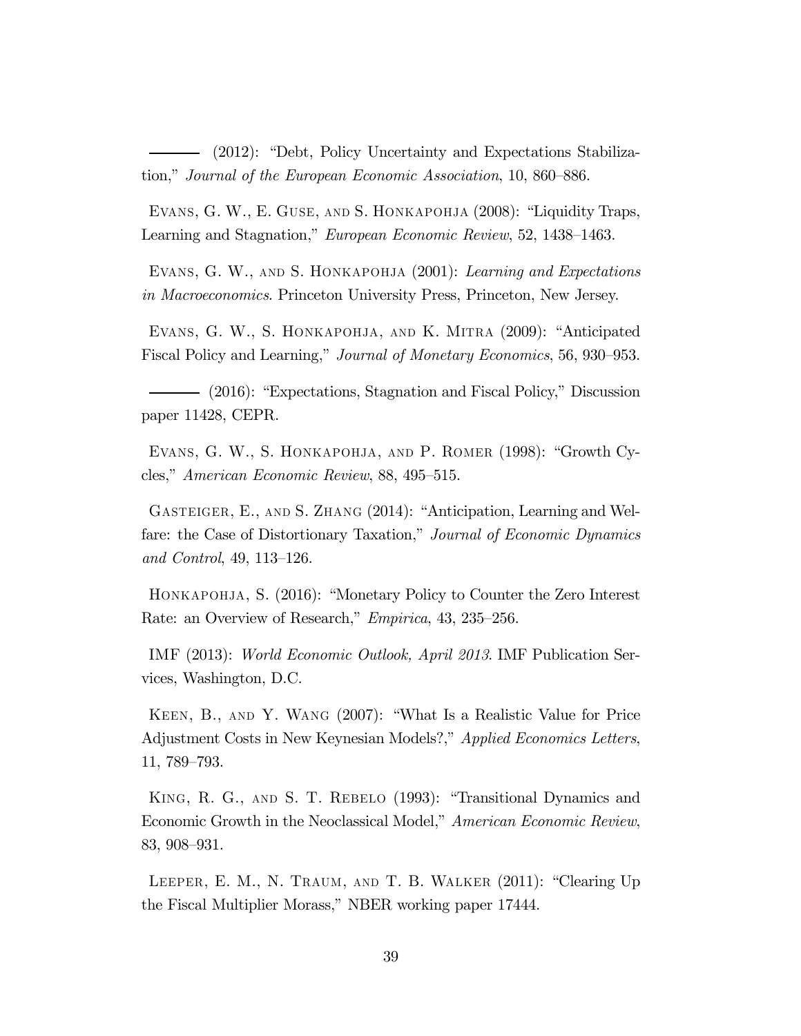——— (2012): "Debt, Policy Uncertainty and Expectations Stabilization," *Journal of the European Economic Association*, 10, 860–886.

Evans, G. W., E. Guse, and S. Honkapohja (2008): "Liquidity Traps, Learning and Stagnation," *European Economic Review*, 52, 1438–1463.

Evans, G. W., and S. Honkapohja (2001): *Learning and Expectations in Macroeconomics*. Princeton University Press, Princeton, New Jersey.

Evans, G. W., S. Honkapohja, and K. Mitra (2009): "Anticipated Fiscal Policy and Learning," *Journal of Monetary Economics*, 56, 930–953.

——— (2016): "Expectations, Stagnation and Fiscal Policy," Discussion paper 11428, CEPR.

Evans, G. W., S. Honkapohja, and P. Romer (1998): "Growth Cycles," *American Economic Review*, 88, 495–515.

Gasteiger, E., and S. Zhang (2014): "Anticipation, Learning and Welfare: the Case of Distortionary Taxation," *Journal of Economic Dynamics and Control*, 49, 113–126.

Honkapohja, S. (2016): "Monetary Policy to Counter the Zero Interest Rate: an Overview of Research," *Empirica*, 43, 235–256.

IMF (2013): *World Economic Outlook, April 2013*. IMF Publication Services, Washington, D.C.

Keen, B., and Y. Wang (2007): "What Is a Realistic Value for Price Adjustment Costs in New Keynesian Models?," *Applied Economics Letters*, 11, 789–793.

King, R. G., and S. T. Rebelo (1993): "Transitional Dynamics and Economic Growth in the Neoclassical Model," *American Economic Review*, 83, 908–931.

Leeper, E. M., N. Traum, and T. B. Walker (2011): "Clearing Up the Fiscal Multiplier Morass," NBER working paper 17444.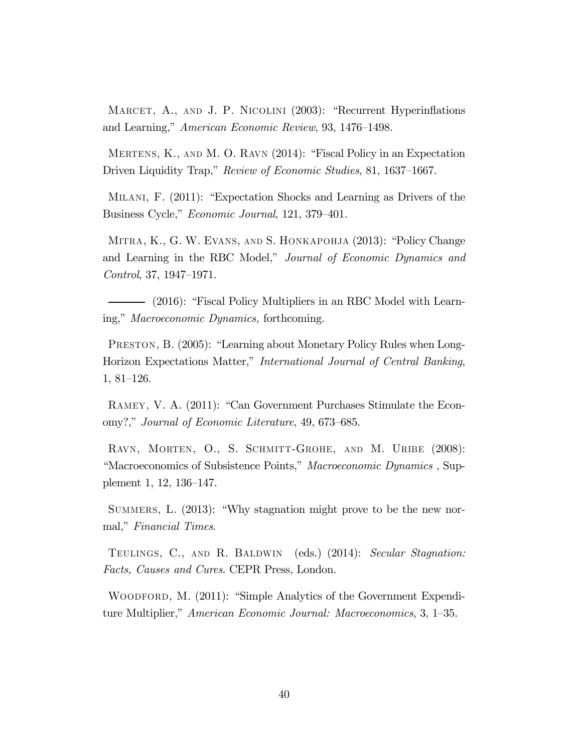Marcet, A., and J. P. Nicolini (2003): "Recurrent Hyperinflations and Learning," *American Economic Review*, 93, 1476–1498.

Mertens, K., and M. O. Ravn (2014): "Fiscal Policy in an Expectation Driven Liquidity Trap," *Review of Economic Studies*, 81, 1637–1667.

Milani, F. (2011): "Expectation Shocks and Learning as Drivers of the Business Cycle," *Economic Journal*, 121, 379–401.

Mitra, K., G. W. Evans, and S. Honkapohja (2013): "Policy Change and Learning in the RBC Model," *Journal of Economic Dynamics and Control*, 37, 1947–1971.

——— (2016): "Fiscal Policy Multipliers in an RBC Model with Learning," *Macroeconomic Dynamics,* forthcoming.

Preston, B. (2005): "Learning about Monetary Policy Rules when Long-Horizon Expectations Matter," *International Journal of Central Banking*, 1, 81–126.

Ramey, V. A. (2011): "Can Government Purchases Stimulate the Economy?," *Journal of Economic Literature*, 49, 673–685.

Ravn, Morten, O., S. Schmitt-Grohe, and M. Uribe (2008): "Macroeconomics of Subsistence Points," *Macroeconomic Dynamics* , Supplement 1, 12, 136–147.

Summers, L. (2013): "Why stagnation might prove to be the new normal," *Financial Times*.

Teulings, C., and R. Baldwin (eds.) (2014): *Secular Stagnation: Facts, Causes and Cures*. CEPR Press, London.

Woodford, M. (2011): "Simple Analytics of the Government Expenditure Multiplier," *American Economic Journal: Macroeconomics*, 3, 1–35.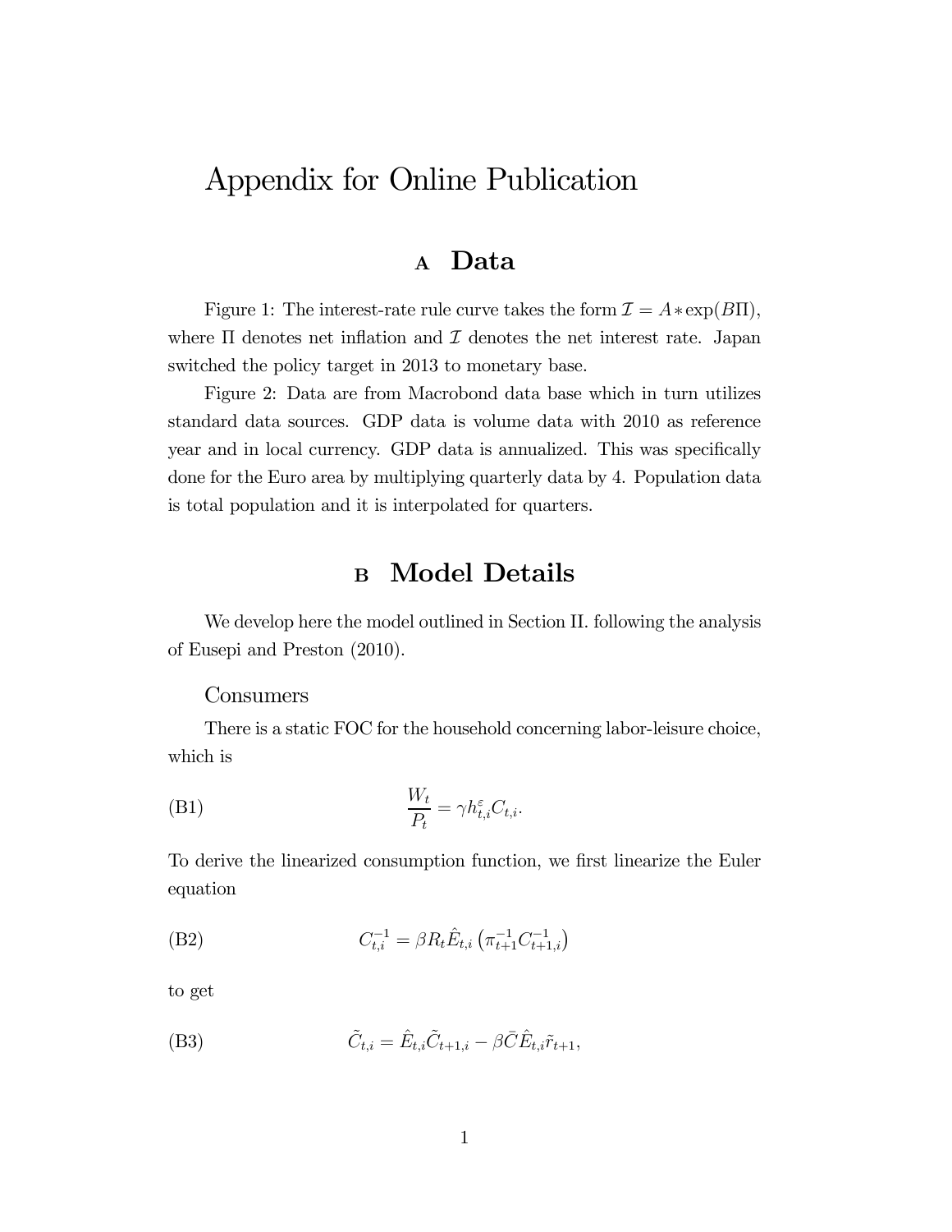# Appendix for Online Publication

## A Data

Figure 1: The interest-rate rule curve takes the form $\mathcal{I} = A * \exp(B\Pi)$, where $\Pi$ denotes net inflation and $\mathcal{I}$ denotes the net interest rate. Japan switched the policy target in 2013 to monetary base.

Figure 2: Data are from Macrobond data base which in turn utilizes standard data sources. GDP data is volume data with 2010 as reference year and in local currency. GDP data is annualized. This was specifically done for the Euro area by multiplying quarterly data by 4. Population data is total population and it is interpolated for quarters.

## B Model Details

We develop here the model outlined in Section II. following the analysis of Eusepi and Preston (2010).

### Consumers

There is a static FOC for the household concerning labor-leisure choice, which is

$$\text{(B1)} \qquad \frac{W_t}{P_t} = \gamma h_{t,i}^{\varepsilon} C_{t,i}.$$

To derive the linearized consumption function, we first linearize the Euler equation

$$\text{(B2)} \qquad C_{t,i}^{-1} = \beta R_t \hat{E}_{t,i} \left( \pi_{t+1}^{-1} C_{t+1,i}^{-1} \right)$$

to get

$$\text{(B3)} \qquad \tilde{C}_{t,i} = \hat{E}_{t,i} \tilde{C}_{t+1,i} - \beta \bar{C} \hat{E}_{t,i} \tilde{r}_{t+1},$$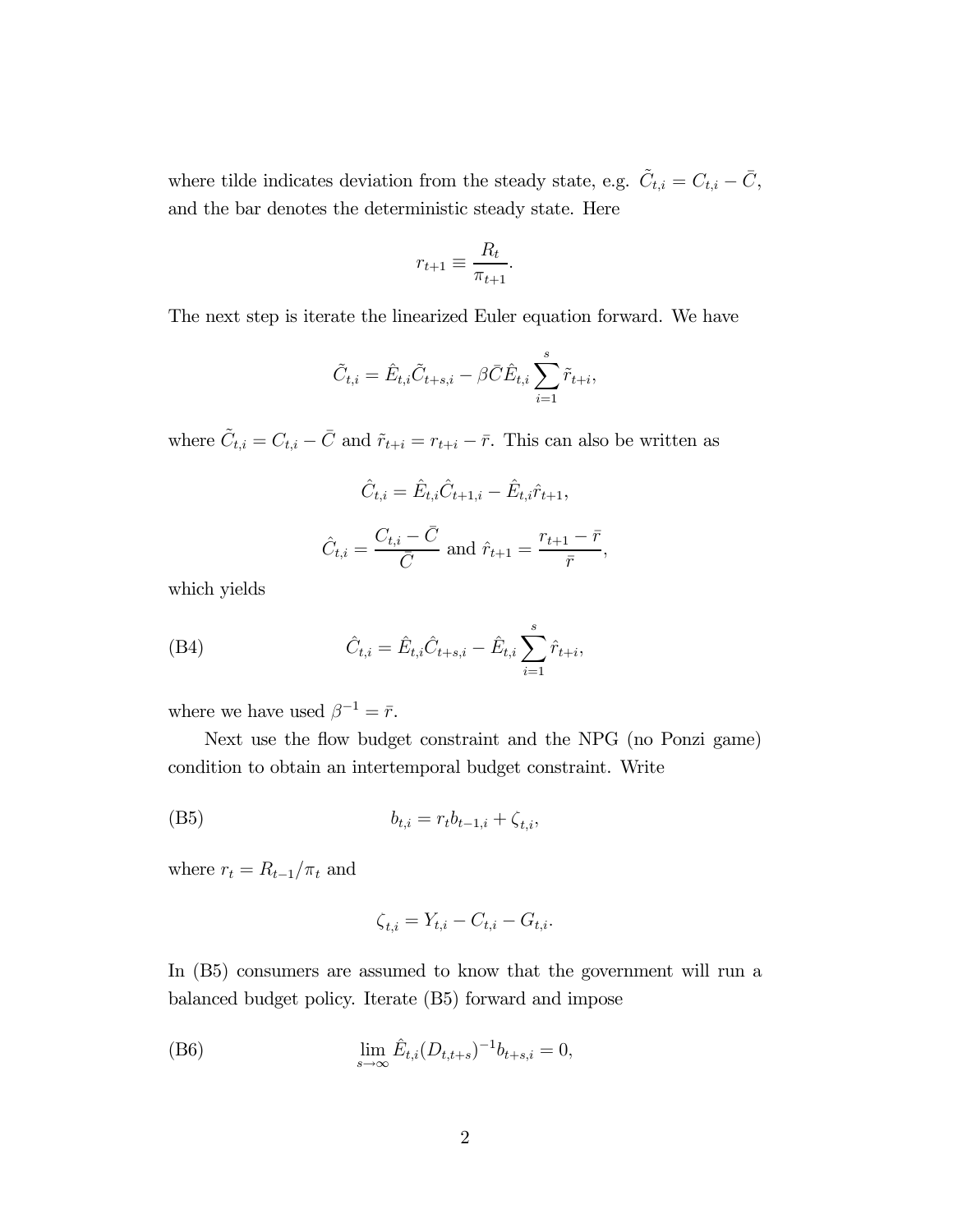where tilde indicates deviation from the steady state, e.g. $\tilde{C}_{t,i} = C_{t,i} - \bar{C}$, and the bar denotes the deterministic steady state. Here

$$r_{t+1} \equiv \frac{R_t}{\pi_{t+1}}.$$

The next step is iterate the linearized Euler equation forward. We have

$$\tilde{C}_{t,i} = \hat{E}_{t,i}\tilde{C}_{t+s,i} - \beta\bar{C}\hat{E}_{t,i}\sum_{i=1}^{s}\tilde{r}_{t+i},$$

where $\tilde{C}_{t,i} = C_{t,i} - \bar{C}$ and $\tilde{r}_{t+i} = r_{t+i} - \bar{r}$. This can also be written as

$$\hat{C}_{t,i} = \hat{E}_{t,i}\hat{C}_{t+1,i} - \hat{E}_{t,i}\hat{r}_{t+1},$$

$$\hat{C}_{t,i} = \frac{C_{t,i} - \bar{C}}{\bar{C}} \text{ and } \hat{r}_{t+1} = \frac{r_{t+1} - \bar{r}}{\bar{r}},$$

which yields

$$\hat{C}_{t,i} = \hat{E}_{t,i}\hat{C}_{t+s,i} - \hat{E}_{t,i}\sum_{i=1}^{s}\hat{r}_{t+i}, \tag{B4}$$

where we have used $\beta^{-1} = \bar{r}$.

Next use the flow budget constraint and the NPG (no Ponzi game) condition to obtain an intertemporal budget constraint. Write

$$b_{t,i} = r_t b_{t-1,i} + \zeta_{t,i}, \tag{B5}$$

where $r_t = R_{t-1}/\pi_t$ and

$$\zeta_{t,i} = Y_{t,i} - C_{t,i} - G_{t,i}.$$

In (B5) consumers are assumed to know that the government will run a balanced budget policy. Iterate (B5) forward and impose

$$\lim_{s\to\infty}\hat{E}_{t,i}(D_{t,t+s})^{-1}b_{t+s,i} = 0, \tag{B6}$$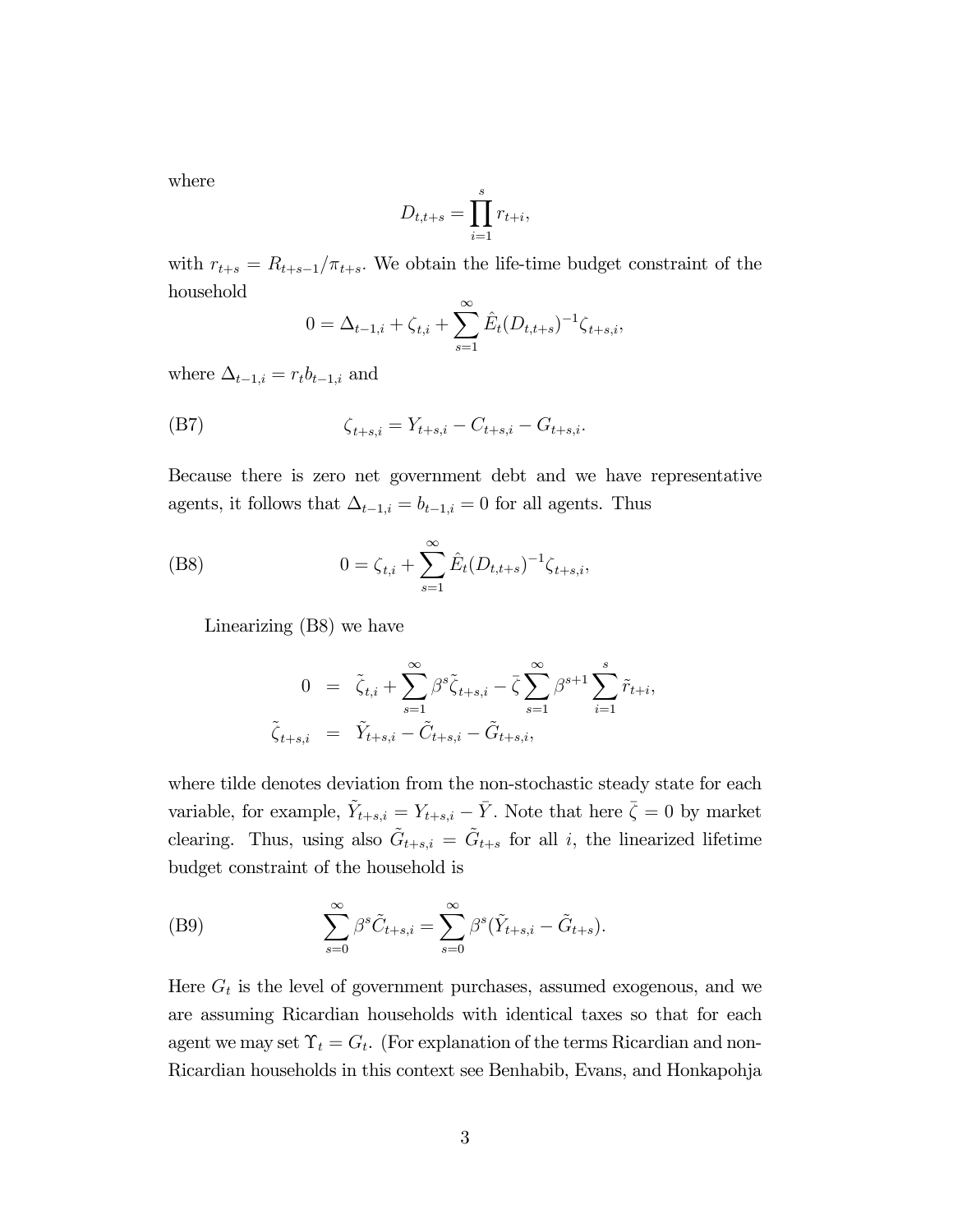where

$$D_{t,t+s} = \prod_{i=1}^{s} r_{t+i},$$

with $r_{t+s} = R_{t+s-1}/\pi_{t+s}$. We obtain the life-time budget constraint of the household

$$0 = \Delta_{t-1,i} + \zeta_{t,i} + \sum_{s=1}^{\infty} \hat{E}_t (D_{t,t+s})^{-1} \zeta_{t+s,i},$$

where $\Delta_{t-1,i} = r_t b_{t-1,i}$ and

$$\text{(B7)} \qquad \zeta_{t+s,i} = Y_{t+s,i} - C_{t+s,i} - G_{t+s,i}.$$

Because there is zero net government debt and we have representative agents, it follows that $\Delta_{t-1,i} = b_{t-1,i} = 0$ for all agents. Thus

$$\text{(B8)} \qquad 0 = \zeta_{t,i} + \sum_{s=1}^{\infty} \hat{E}_t (D_{t,t+s})^{-1} \zeta_{t+s,i},$$

Linearizing (B8) we have

$$\begin{aligned} 0 &= \tilde{\zeta}_{t,i} + \sum_{s=1}^{\infty} \beta^s \tilde{\zeta}_{t+s,i} - \bar{\zeta} \sum_{s=1}^{\infty} \beta^{s+1} \sum_{i=1}^{s} \tilde{r}_{t+i}, \\ \tilde{\zeta}_{t+s,i} &= \tilde{Y}_{t+s,i} - \tilde{C}_{t+s,i} - \tilde{G}_{t+s,i}, \end{aligned}$$

where tilde denotes deviation from the non-stochastic steady state for each variable, for example, $\tilde{Y}_{t+s,i} = Y_{t+s,i} - \bar{Y}$. Note that here $\bar{\zeta} = 0$ by market clearing. Thus, using also $\tilde{G}_{t+s,i} = \tilde{G}_{t+s}$ for all $i$, the linearized lifetime budget constraint of the household is

$$\text{(B9)} \qquad \sum_{s=0}^{\infty} \beta^s \tilde{C}_{t+s,i} = \sum_{s=0}^{\infty} \beta^s (\tilde{Y}_{t+s,i} - \tilde{G}_{t+s}).$$

Here $G_t$ is the level of government purchases, assumed exogenous, and we are assuming Ricardian households with identical taxes so that for each agent we may set $\Upsilon_t = G_t$. (For explanation of the terms Ricardian and non-Ricardian households in this context see Benhabib, Evans, and Honkapohja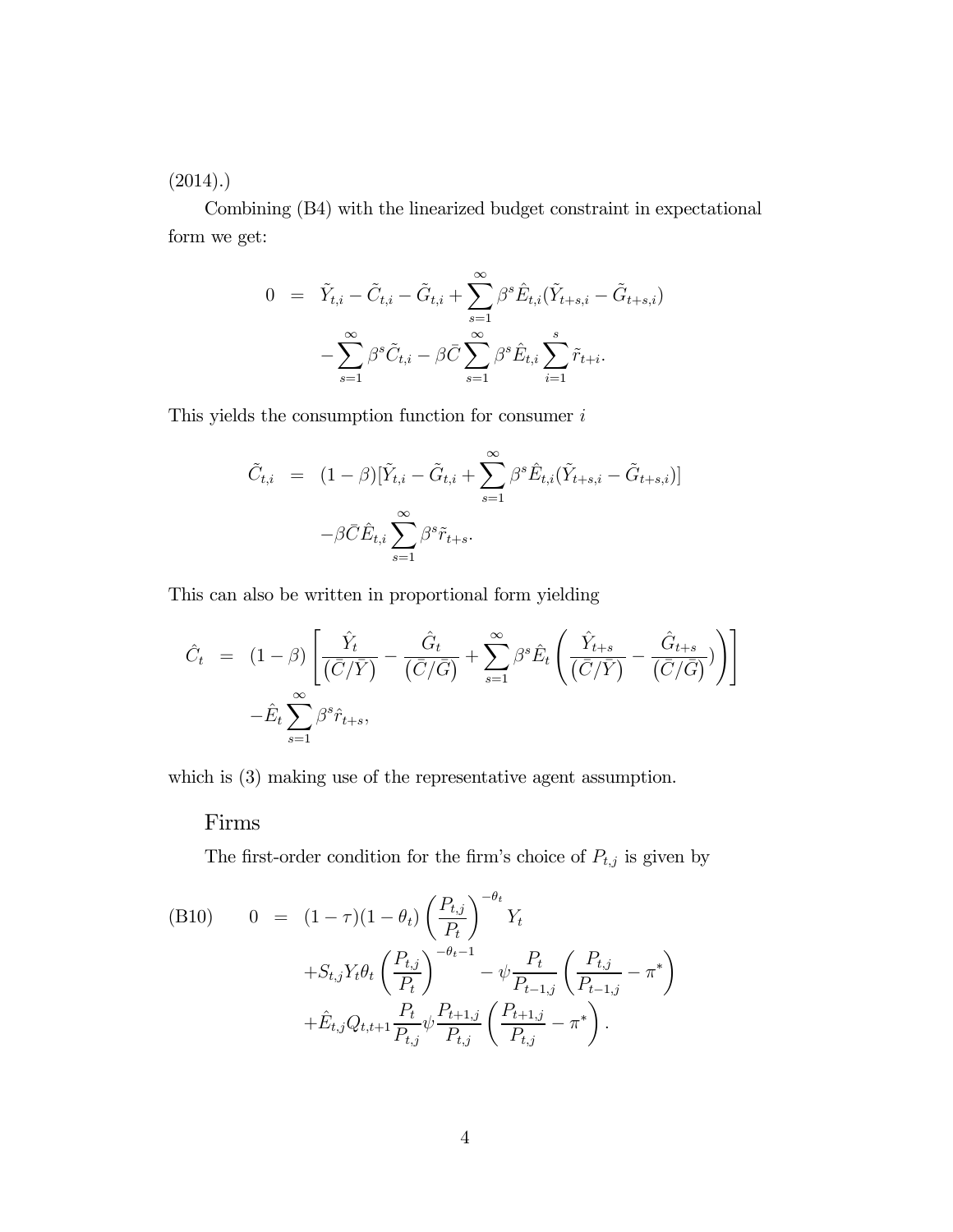(2014).)

Combining (B4) with the linearized budget constraint in expectational form we get:

$$
\begin{aligned}
0 &= \tilde{Y}_{t,i} - \tilde{C}_{t,i} - \tilde{G}_{t,i} + \sum_{s=1}^{\infty} \beta^s \hat{E}_{t,i}(\tilde{Y}_{t+s,i} - \tilde{G}_{t+s,i}) \\
&\quad - \sum_{s=1}^{\infty} \beta^s \tilde{C}_{t,i} - \beta \bar{C} \sum_{s=1}^{\infty} \beta^s \hat{E}_{t,i} \sum_{i=1}^{s} \tilde{r}_{t+i}.
\end{aligned}
$$

This yields the consumption function for consumer $i$

$$
\begin{aligned}
\tilde{C}_{t,i} &= (1-\beta)[\tilde{Y}_{t,i} - \tilde{G}_{t,i} + \sum_{s=1}^{\infty} \beta^s \hat{E}_{t,i}(\tilde{Y}_{t+s,i} - \tilde{G}_{t+s,i})] \\
&\quad - \beta \bar{C} \hat{E}_{t,i} \sum_{s=1}^{\infty} \beta^s \tilde{r}_{t+s}.
\end{aligned}
$$

This can also be written in proportional form yielding

$$
\begin{aligned}
\hat{C}_t &= (1-\beta)\left[ \frac{\hat{Y}_t}{(\bar{C}/\bar{Y})} - \frac{\hat{G}_t}{(\bar{C}/\bar{G})} + \sum_{s=1}^{\infty} \beta^s \hat{E}_t \left( \frac{\hat{Y}_{t+s}}{(\bar{C}/\bar{Y})} - \frac{\hat{G}_{t+s}}{(\bar{C}/\bar{G})}) \right) \right] \\
&\quad - \hat{E}_t \sum_{s=1}^{\infty} \beta^s \hat{r}_{t+s},
\end{aligned}
$$

which is (3) making use of the representative agent assumption.

## Firms

The first-order condition for the firm's choice of $P_{t,j}$ is given by

$$
\begin{aligned}
\text{(B10)} \qquad 0 &= (1-\tau)(1-\theta_t)\left(\frac{P_{t,j}}{P_t}\right)^{-\theta_t} Y_t \\
&\quad + S_{t,j} Y_t \theta_t \left(\frac{P_{t,j}}{P_t}\right)^{-\theta_t - 1} - \psi \frac{P_t}{P_{t-1,j}} \left( \frac{P_{t,j}}{P_{t-1,j}} - \pi^* \right) \\
&\quad + \hat{E}_{t,j} Q_{t,t+1} \frac{P_t}{P_{t,j}} \psi \frac{P_{t+1,j}}{P_{t,j}} \left( \frac{P_{t+1,j}}{P_{t,j}} - \pi^* \right).
\end{aligned}
$$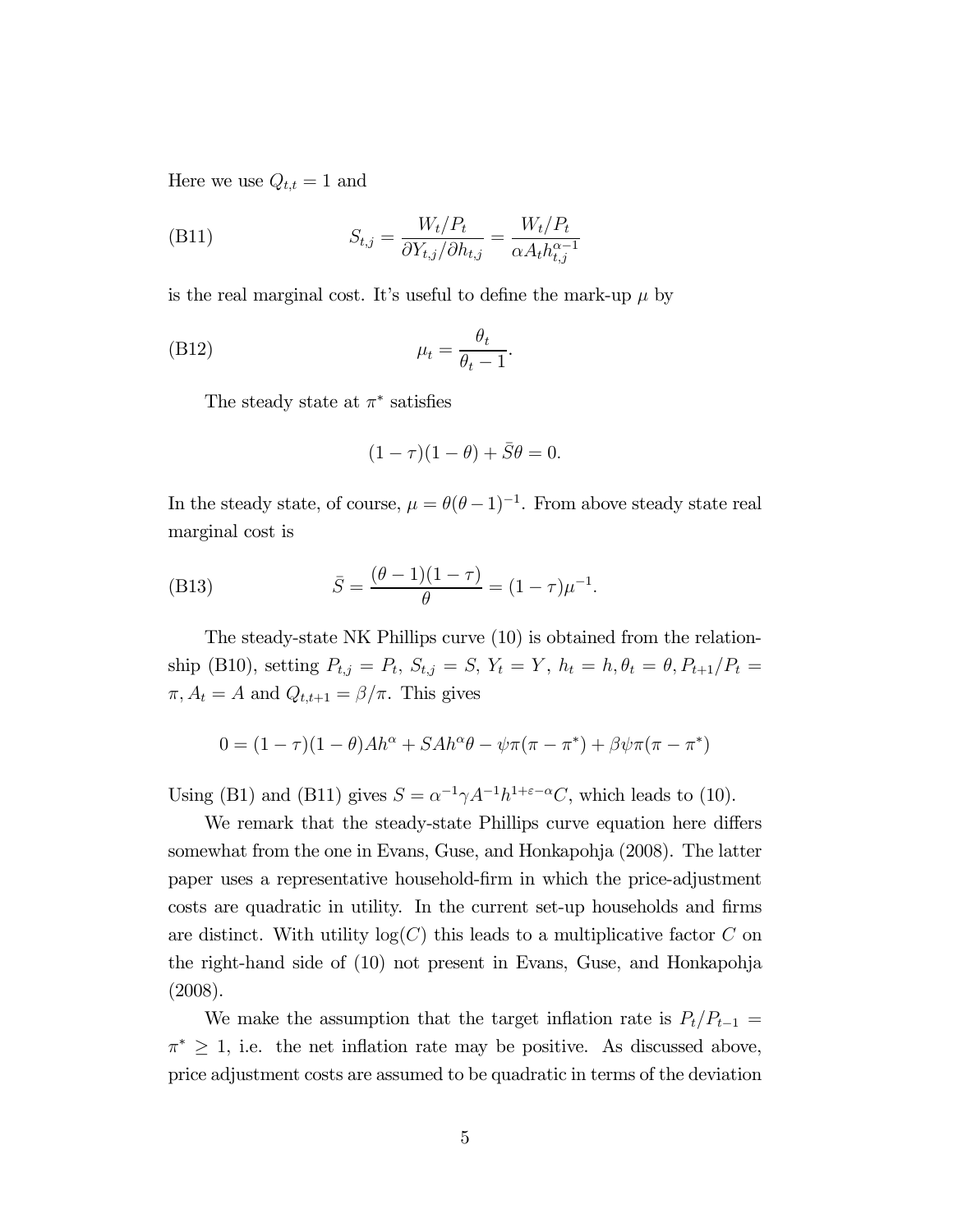Here we use $Q_{t,t} = 1$ and

$$S_{t,j} = \frac{W_t/P_t}{\partial Y_{t,j}/\partial h_{t,j}} = \frac{W_t/P_t}{\alpha A_t h_{t,j}^{\alpha-1}} \tag{B11}$$

is the real marginal cost. It's useful to define the mark-up $\mu$ by

$$\mu_t = \frac{\theta_t}{\theta_t - 1}. \tag{B12}$$

The steady state at $\pi^*$ satisfies

$$(1-\tau)(1-\theta) + \bar{S}\theta = 0.$$

In the steady state, of course, $\mu = \theta(\theta-1)^{-1}$. From above steady state real marginal cost is

$$\bar{S} = \frac{(\theta-1)(1-\tau)}{\theta} = (1-\tau)\mu^{-1}. \tag{B13}$$

The steady-state NK Phillips curve (10) is obtained from the relationship (B10), setting $P_{t,j} = P_t$, $S_{t,j} = S$, $Y_t = Y$, $h_t = h, \theta_t = \theta, P_{t+1}/P_t = \pi, A_t = A$ and $Q_{t,t+1} = \beta/\pi$. This gives

$$0 = (1-\tau)(1-\theta)Ah^\alpha + SAh^\alpha\theta - \psi\pi(\pi - \pi^*) + \beta\psi\pi(\pi - \pi^*)$$

Using (B1) and (B11) gives $S = \alpha^{-1}\gamma A^{-1}h^{1+\varepsilon-\alpha}C$, which leads to (10).

We remark that the steady-state Phillips curve equation here differs somewhat from the one in Evans, Guse, and Honkapohja (2008). The latter paper uses a representative household-firm in which the price-adjustment costs are quadratic in utility. In the current set-up households and firms are distinct. With utility $\log(C)$ this leads to a multiplicative factor $C$ on the right-hand side of (10) not present in Evans, Guse, and Honkapohja (2008).

We make the assumption that the target inflation rate is $P_t/P_{t-1} = \pi^* \geq 1$, i.e. the net inflation rate may be positive. As discussed above, price adjustment costs are assumed to be quadratic in terms of the deviation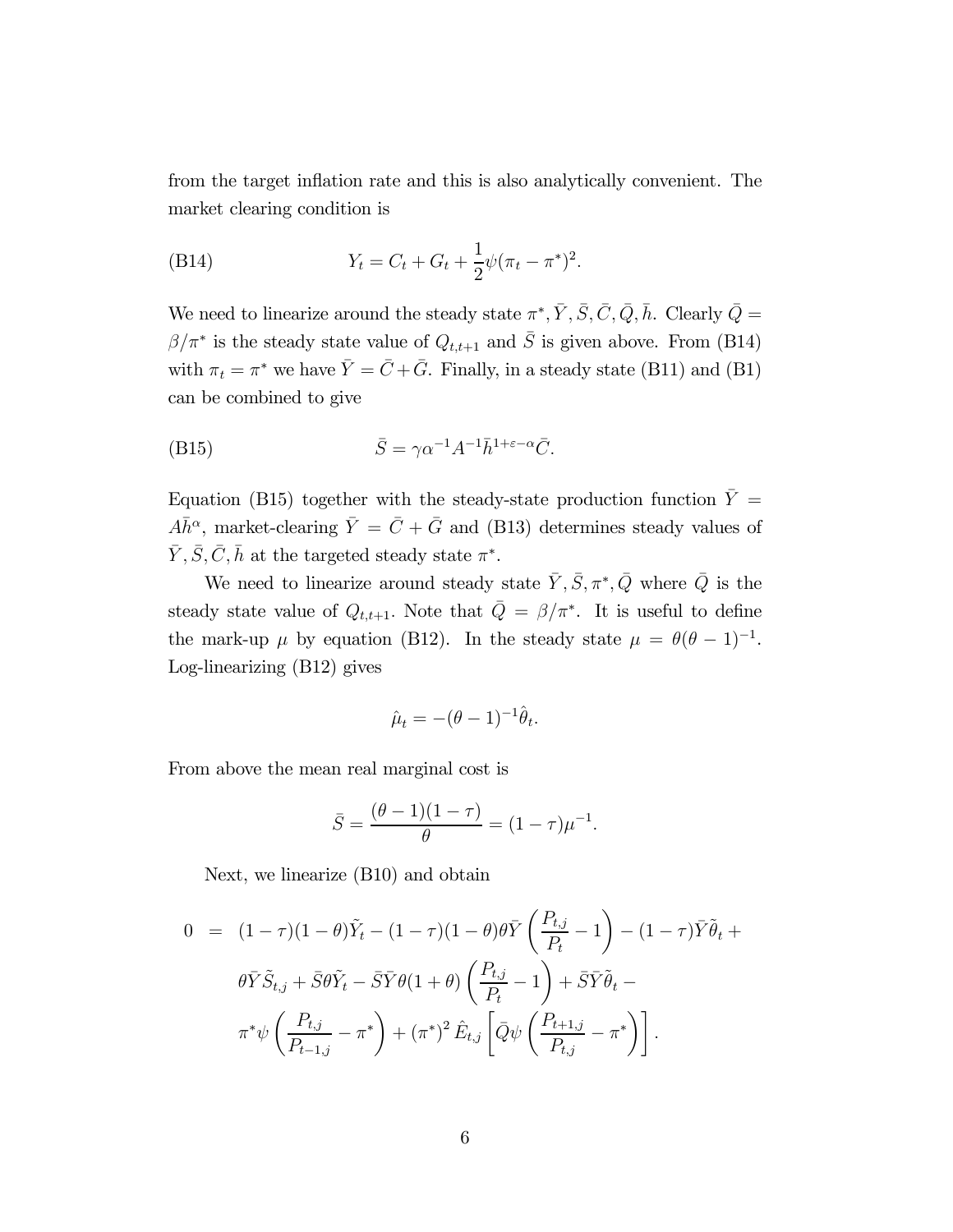from the target inflation rate and this is also analytically convenient. The market clearing condition is

$$Y_t = C_t + G_t + \frac{1}{2}\psi(\pi_t - \pi^*)^2. \tag{B14}$$

We need to linearize around the steady state $\pi^*, \bar{Y}, \bar{S}, \bar{C}, \bar{Q}, \bar{h}$. Clearly $\bar{Q} = \beta/\pi^*$ is the steady state value of $Q_{t,t+1}$ and $\bar{S}$ is given above. From (B14) with $\pi_t = \pi^*$ we have $\bar{Y} = \bar{C} + \bar{G}$. Finally, in a steady state (B11) and (B1) can be combined to give

$$\bar{S} = \gamma\alpha^{-1}A^{-1}\bar{h}^{1+\varepsilon-\alpha}\bar{C}. \tag{B15}$$

Equation (B15) together with the steady-state production function $\bar{Y} = A\bar{h}^{\alpha}$, market-clearing $\bar{Y} = \bar{C} + \bar{G}$ and (B13) determines steady values of $\bar{Y}, \bar{S}, \bar{C}, \bar{h}$ at the targeted steady state $\pi^*$.

We need to linearize around steady state $\bar{Y}, \bar{S}, \pi^*, \bar{Q}$ where $\bar{Q}$ is the steady state value of $Q_{t,t+1}$. Note that $\bar{Q} = \beta/\pi^*$. It is useful to define the mark-up $\mu$ by equation (B12). In the steady state $\mu = \theta(\theta-1)^{-1}$. Log-linearizing (B12) gives

$$\hat{\mu}_t = -(\theta-1)^{-1}\hat{\theta}_t.$$

From above the mean real marginal cost is

$$\bar{S} = \frac{(\theta-1)(1-\tau)}{\theta} = (1-\tau)\mu^{-1}.$$

Next, we linearize (B10) and obtain

$$\begin{aligned}
0 \;=\; & (1-\tau)(1-\theta)\tilde{Y}_t - (1-\tau)(1-\theta)\theta\bar{Y}\left(\frac{P_{t,j}}{P_t} - 1\right) - (1-\tau)\bar{Y}\tilde{\theta}_t + \\
& \theta\bar{Y}\tilde{S}_{t,j} + \bar{S}\theta\tilde{Y}_t - \bar{S}\bar{Y}\theta(1+\theta)\left(\frac{P_{t,j}}{P_t} - 1\right) + \bar{S}\bar{Y}\tilde{\theta}_t - \\
& \pi^*\psi\left(\frac{P_{t,j}}{P_{t-1,j}} - \pi^*\right) + (\pi^*)^2\hat{E}_{t,j}\left[\bar{Q}\psi\left(\frac{P_{t+1,j}}{P_{t,j}} - \pi^*\right)\right].
\end{aligned}$$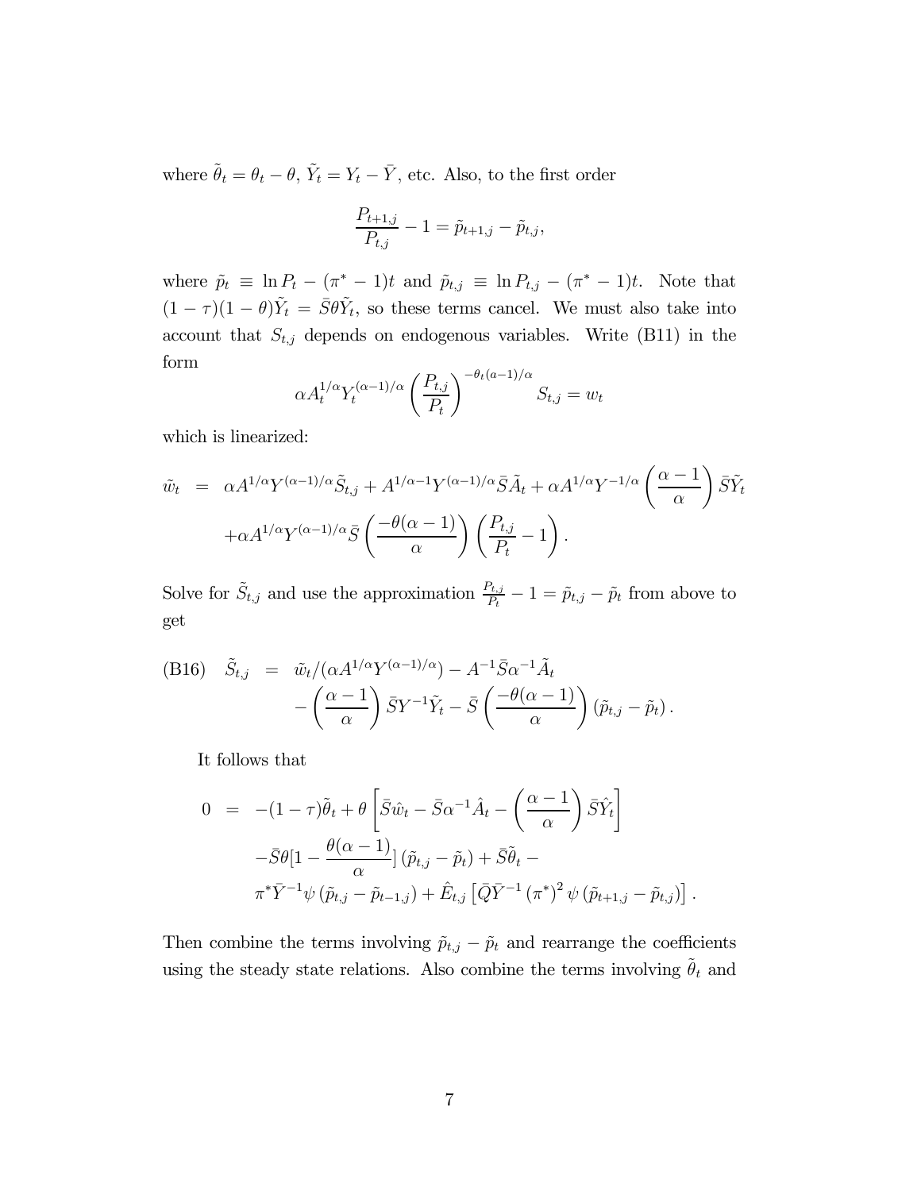where $\tilde{\theta}_t = \theta_t - \theta$, $\tilde{Y}_t = Y_t - \bar{Y}$, etc. Also, to the first order

$$\frac{P_{t+1,j}}{P_{t,j}} - 1 = \tilde{p}_{t+1,j} - \tilde{p}_{t,j},$$

where $\tilde{p}_t \equiv \ln P_t - (\pi^* - 1)t$ and $\tilde{p}_{t,j} \equiv \ln P_{t,j} - (\pi^* - 1)t$. Note that $(1-\tau)(1-\theta)\tilde{Y}_t = \bar{S}\theta\tilde{Y}_t$, so these terms cancel. We must also take into account that $S_{t,j}$ depends on endogenous variables. Write (B11) in the form

$$\alpha A_t^{1/\alpha} Y_t^{(\alpha-1)/\alpha} \left(\frac{P_{t,j}}{P_t}\right)^{-\theta_t(a-1)/\alpha} S_{t,j} = w_t$$

which is linearized:

$$\begin{aligned}
\tilde{w}_t &= \alpha A^{1/\alpha} Y^{(\alpha-1)/\alpha} \tilde{S}_{t,j} + A^{1/\alpha - 1} Y^{(\alpha-1)/\alpha} \bar{S} \tilde{A}_t + \alpha A^{1/\alpha} Y^{-1/\alpha} \left(\frac{\alpha - 1}{\alpha}\right) \bar{S} \tilde{Y}_t \\
&\quad + \alpha A^{1/\alpha} Y^{(\alpha-1)/\alpha} \bar{S} \left(\frac{-\theta(\alpha-1)}{\alpha}\right) \left(\frac{P_{t,j}}{P_t} - 1\right).
\end{aligned}$$

Solve for $\tilde{S}_{t,j}$ and use the approximation $\frac{P_{t,j}}{P_t} - 1 = \tilde{p}_{t,j} - \tilde{p}_t$ from above to get

$$\begin{aligned}
\text{(B16)} \quad \tilde{S}_{t,j} &= \tilde{w}_t / (\alpha A^{1/\alpha} Y^{(\alpha-1)/\alpha}) - A^{-1} \bar{S} \alpha^{-1} \tilde{A}_t \\
&\quad - \left(\frac{\alpha - 1}{\alpha}\right) \bar{S} Y^{-1} \tilde{Y}_t - \bar{S} \left(\frac{-\theta(\alpha-1)}{\alpha}\right) (\tilde{p}_{t,j} - \tilde{p}_t).
\end{aligned}$$

It follows that

$$\begin{aligned}
0 &= -(1-\tau)\tilde{\theta}_t + \theta \left[\bar{S}\hat{w}_t - \bar{S}\alpha^{-1}\hat{A}_t - \left(\frac{\alpha-1}{\alpha}\right)\bar{S}\hat{Y}_t\right] \\
&\quad - \bar{S}\theta[1 - \frac{\theta(\alpha-1)}{\alpha}](\tilde{p}_{t,j} - \tilde{p}_t) + \bar{S}\tilde{\theta}_t - \\
&\quad \pi^* \bar{Y}^{-1} \psi (\tilde{p}_{t,j} - \tilde{p}_{t-1,j}) + \hat{E}_{t,j}\left[\bar{Q}\bar{Y}^{-1} (\pi^*)^2 \psi (\tilde{p}_{t+1,j} - \tilde{p}_{t,j})\right].
\end{aligned}$$

Then combine the terms involving $\tilde{p}_{t,j} - \tilde{p}_t$ and rearrange the coefficients using the steady state relations. Also combine the terms involving $\tilde{\theta}_t$ and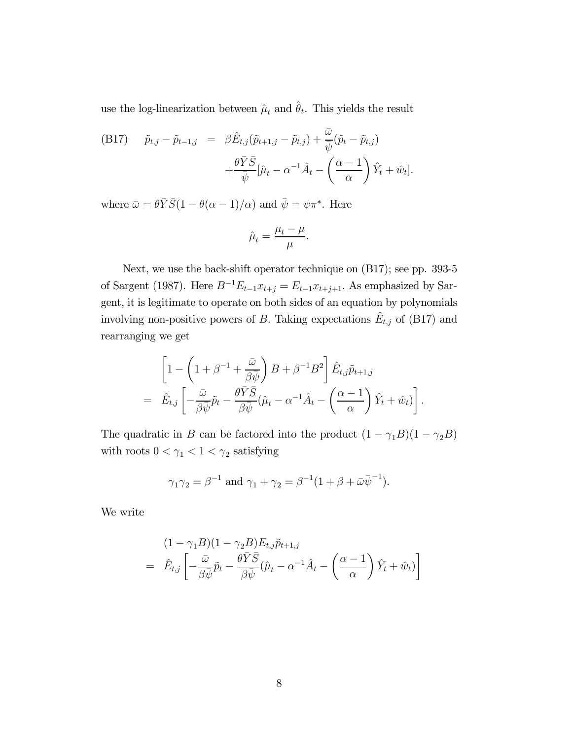use the log-linearization between $\hat{\mu}_t$ and $\hat{\theta}_t$. This yields the result

$$
\text{(B17)} \quad \begin{aligned} \tilde{p}_{t,j} - \tilde{p}_{t-1,j} &= \beta \hat{E}_{t,j}(\tilde{p}_{t+1,j} - \tilde{p}_{t,j}) + \frac{\bar{\omega}}{\bar{\psi}}(\tilde{p}_t - \tilde{p}_{t,j}) \\ &\quad + \frac{\theta \bar{Y} \bar{S}}{\bar{\psi}}[\hat{\mu}_t - \alpha^{-1}\hat{A}_t - \left(\frac{\alpha - 1}{\alpha}\right)\hat{Y}_t + \hat{w}_t]. \end{aligned}
$$

where $\bar{\omega} = \theta \bar{Y} \bar{S}(1 - \theta(\alpha - 1)/\alpha)$ and $\bar{\psi} = \psi \pi^*$. Here

$$
\hat{\mu}_t = \frac{\mu_t - \mu}{\mu}.
$$

Next, we use the back-shift operator technique on (B17); see pp. 393-5 of Sargent (1987). Here $B^{-1}E_{t-1}x_{t+j} = E_{t-1}x_{t+j+1}$. As emphasized by Sargent, it is legitimate to operate on both sides of an equation by polynomials involving non-positive powers of $B$. Taking expectations $\hat{E}_{t,j}$ of (B17) and rearranging we get

$$
\begin{aligned} &\left[1 - \left(1 + \beta^{-1} + \frac{\bar{\omega}}{\beta \bar{\psi}}\right)B + \beta^{-1}B^2\right]\hat{E}_{t,j}\tilde{p}_{t+1,j} \\ = \; &\hat{E}_{t,j}\left[-\frac{\bar{\omega}}{\beta \bar{\psi}}\tilde{p}_t - \frac{\theta \bar{Y}\bar{S}}{\beta \bar{\psi}}(\hat{\mu}_t - \alpha^{-1}\hat{A}_t - \left(\frac{\alpha - 1}{\alpha}\right)\hat{Y}_t + \hat{w}_t)\right]. \end{aligned}
$$

The quadratic in $B$ can be factored into the product $(1 - \gamma_1 B)(1 - \gamma_2 B)$ with roots $0 < \gamma_1 < 1 < \gamma_2$ satisfying

$$
\gamma_1 \gamma_2 = \beta^{-1} \text{ and } \gamma_1 + \gamma_2 = \beta^{-1}(1 + \beta + \bar{\omega}\bar{\psi}^{-1}).
$$

We write

$$
\begin{aligned} &(1 - \gamma_1 B)(1 - \gamma_2 B)E_{t,j}\tilde{p}_{t+1,j} \\ = \; &\hat{E}_{t,j}\left[-\frac{\bar{\omega}}{\beta \bar{\psi}}\tilde{p}_t - \frac{\theta \bar{Y}\bar{S}}{\beta \bar{\psi}}(\hat{\mu}_t - \alpha^{-1}\hat{A}_t - \left(\frac{\alpha - 1}{\alpha}\right)\hat{Y}_t + \hat{w}_t)\right] \end{aligned}
$$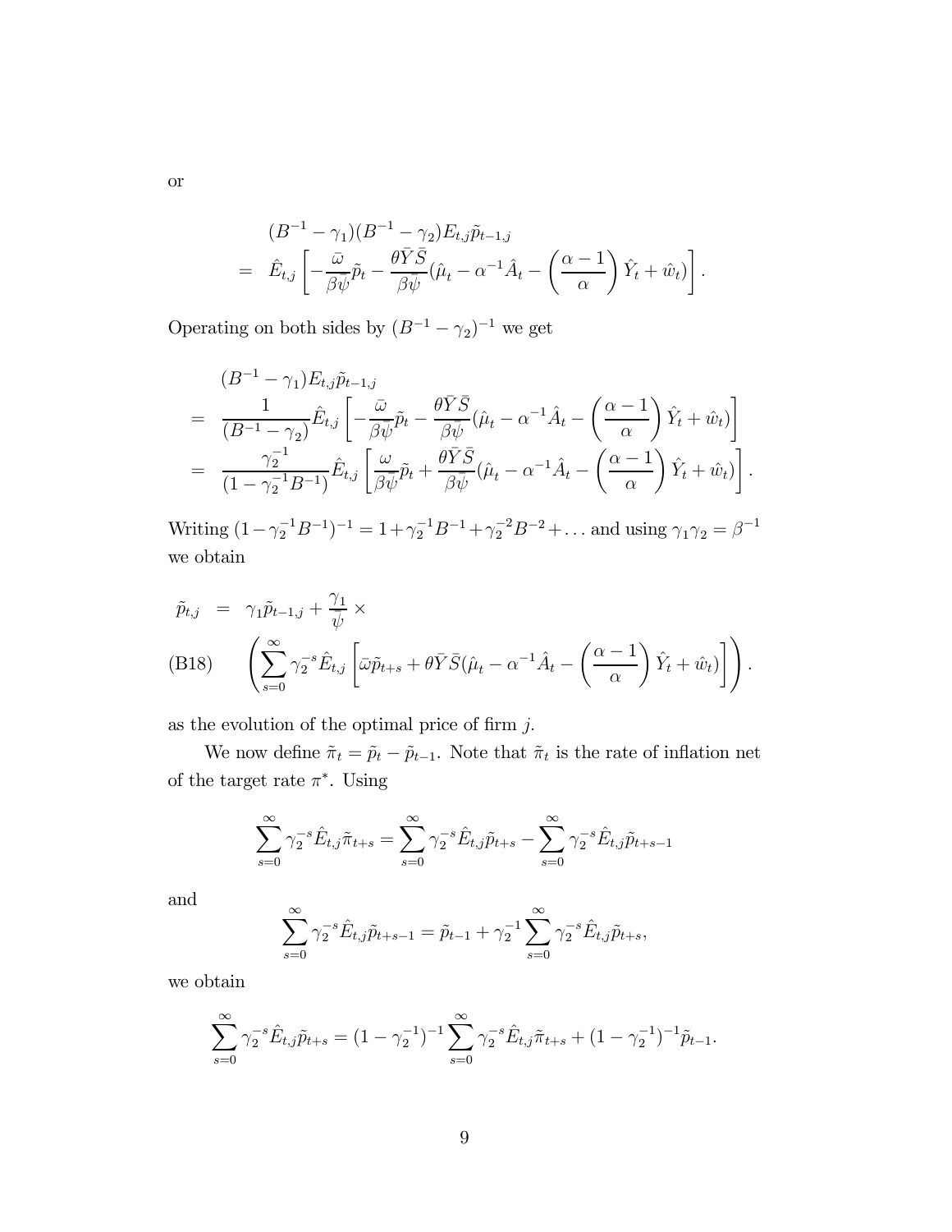or

$$
\begin{aligned}
& (B^{-1} - \gamma_1)(B^{-1} - \gamma_2) E_{t,j} \tilde{p}_{t-1,j} \\
= \;& \hat{E}_{t,j} \left[ -\frac{\bar{\omega}}{\beta \bar{\psi}} \tilde{p}_t - \frac{\theta \bar{Y} \bar{S}}{\beta \bar{\psi}} (\hat{\mu}_t - \alpha^{-1} \hat{A}_t - \left( \frac{\alpha - 1}{\alpha} \right) \hat{Y}_t + \hat{w}_t) \right].
\end{aligned}
$$

Operating on both sides by $(B^{-1} - \gamma_2)^{-1}$ we get

$$
\begin{aligned}
& (B^{-1} - \gamma_1) E_{t,j} \tilde{p}_{t-1,j} \\
= \;& \frac{1}{(B^{-1} - \gamma_2)} \hat{E}_{t,j} \left[ -\frac{\bar{\omega}}{\beta \bar{\psi}} \tilde{p}_t - \frac{\theta \bar{Y} \bar{S}}{\beta \bar{\psi}} (\hat{\mu}_t - \alpha^{-1} \hat{A}_t - \left( \frac{\alpha - 1}{\alpha} \right) \hat{Y}_t + \hat{w}_t) \right] \\
= \;& \frac{\gamma_2^{-1}}{(1 - \gamma_2^{-1} B^{-1})} \hat{E}_{t,j} \left[ \frac{\omega}{\beta \bar{\psi}} \tilde{p}_t + \frac{\theta \bar{Y} \bar{S}}{\beta \bar{\psi}} (\hat{\mu}_t - \alpha^{-1} \hat{A}_t - \left( \frac{\alpha - 1}{\alpha} \right) \hat{Y}_t + \hat{w}_t) \right].
\end{aligned}
$$

Writing $(1 - \gamma_2^{-1} B^{-1})^{-1} = 1 + \gamma_2^{-1} B^{-1} + \gamma_2^{-2} B^{-2} + \ldots$ and using $\gamma_1 \gamma_2 = \beta^{-1}$ we obtain

$$
\begin{aligned}
\tilde{p}_{t,j} \;=\; & \gamma_1 \tilde{p}_{t-1,j} + \frac{\gamma_1}{\bar{\psi}} \times \\
\text{(B18)} \quad & \left( \sum_{s=0}^{\infty} \gamma_2^{-s} \hat{E}_{t,j} \left[ \bar{\omega} \tilde{p}_{t+s} + \theta \bar{Y} \bar{S} (\hat{\mu}_t - \alpha^{-1} \hat{A}_t - \left( \frac{\alpha - 1}{\alpha} \right) \hat{Y}_t + \hat{w}_t) \right] \right).
\end{aligned}
$$

as the evolution of the optimal price of firm $j$.

We now define $\tilde{\pi}_t = \tilde{p}_t - \tilde{p}_{t-1}$. Note that $\tilde{\pi}_t$ is the rate of inflation net of the target rate $\pi^*$. Using

$$
\sum_{s=0}^{\infty} \gamma_2^{-s} \hat{E}_{t,j} \tilde{\pi}_{t+s} = \sum_{s=0}^{\infty} \gamma_2^{-s} \hat{E}_{t,j} \tilde{p}_{t+s} - \sum_{s=0}^{\infty} \gamma_2^{-s} \hat{E}_{t,j} \tilde{p}_{t+s-1}
$$

and

$$
\sum_{s=0}^{\infty} \gamma_2^{-s} \hat{E}_{t,j} \tilde{p}_{t+s-1} = \tilde{p}_{t-1} + \gamma_2^{-1} \sum_{s=0}^{\infty} \gamma_2^{-s} \hat{E}_{t,j} \tilde{p}_{t+s},
$$

we obtain

$$
\sum_{s=0}^{\infty} \gamma_2^{-s} \hat{E}_{t,j} \tilde{p}_{t+s} = (1 - \gamma_2^{-1})^{-1} \sum_{s=0}^{\infty} \gamma_2^{-s} \hat{E}_{t,j} \tilde{\pi}_{t+s} + (1 - \gamma_2^{-1})^{-1} \tilde{p}_{t-1}.
$$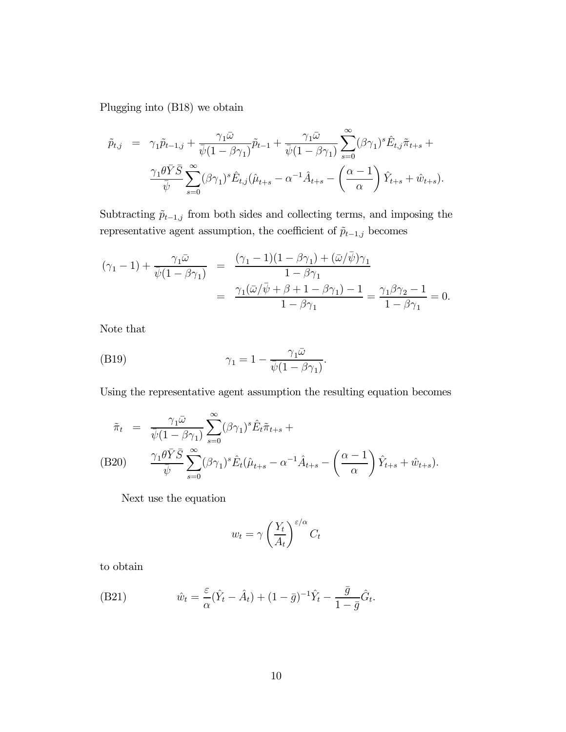Plugging into (B18) we obtain

$$
\begin{aligned}
\tilde{p}_{t,j} &= \gamma_1 \tilde{p}_{t-1,j} + \frac{\gamma_1 \bar{\omega}}{\bar{\psi}(1-\beta\gamma_1)} \tilde{p}_{t-1} + \frac{\gamma_1 \bar{\omega}}{\bar{\psi}(1-\beta\gamma_1)} \sum_{s=0}^{\infty} (\beta\gamma_1)^s \hat{E}_{t,j} \tilde{\pi}_{t+s} + \\
&\quad \frac{\gamma_1 \theta \bar{Y} \bar{S}}{\bar{\psi}} \sum_{s=0}^{\infty} (\beta\gamma_1)^s \hat{E}_{t,j} (\hat{\mu}_{t+s} - \alpha^{-1} \hat{A}_{t+s} - \left(\frac{\alpha - 1}{\alpha}\right) \hat{Y}_{t+s} + \hat{w}_{t+s}).
\end{aligned}
$$

Subtracting $\tilde{p}_{t-1,j}$ from both sides and collecting terms, and imposing the representative agent assumption, the coefficient of $\tilde{p}_{t-1,j}$ becomes

$$
\begin{aligned}
(\gamma_1 - 1) + \frac{\gamma_1 \bar{\omega}}{\bar{\psi}(1-\beta\gamma_1)} &= \frac{(\gamma_1 - 1)(1-\beta\gamma_1) + (\bar{\omega}/\bar{\psi})\gamma_1}{1-\beta\gamma_1} \\
&= \frac{\gamma_1(\bar{\omega}/\bar{\psi} + \beta + 1 - \beta\gamma_1) - 1}{1-\beta\gamma_1} = \frac{\gamma_1 \beta \gamma_2 - 1}{1-\beta\gamma_1} = 0.
\end{aligned}
$$

Note that

$$
\text{(B19)} \qquad \gamma_1 = 1 - \frac{\gamma_1 \bar{\omega}}{\bar{\psi}(1-\beta\gamma_1)}.
$$

Using the representative agent assumption the resulting equation becomes

$$
\begin{aligned}
\tilde{\pi}_t &= \frac{\gamma_1 \bar{\omega}}{\bar{\psi}(1-\beta\gamma_1)} \sum_{s=0}^{\infty} (\beta\gamma_1)^s \hat{E}_t \tilde{\pi}_{t+s} + \\
\text{(B20)} \qquad &\quad \frac{\gamma_1 \theta \bar{Y} \bar{S}}{\bar{\psi}} \sum_{s=0}^{\infty} (\beta\gamma_1)^s \hat{E}_t (\hat{\mu}_{t+s} - \alpha^{-1} \hat{A}_{t+s} - \left(\frac{\alpha - 1}{\alpha}\right) \hat{Y}_{t+s} + \hat{w}_{t+s}).
\end{aligned}
$$

Next use the equation

$$
w_t = \gamma \left(\frac{Y_t}{A_t}\right)^{\varepsilon/\alpha} C_t
$$

to obtain

$$
\text{(B21)} \qquad \hat{w}_t = \frac{\varepsilon}{\alpha}(\hat{Y}_t - \hat{A}_t) + (1-\bar{g})^{-1} \hat{Y}_t - \frac{\bar{g}}{1-\bar{g}} \hat{G}_t.
$$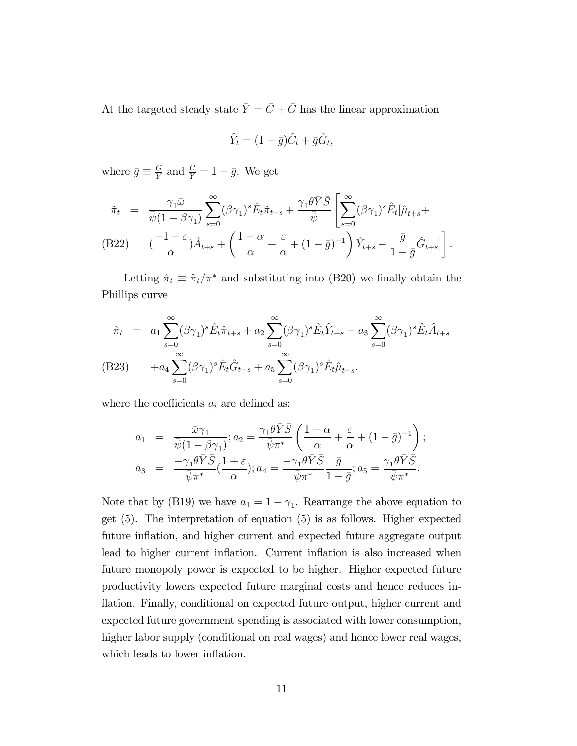At the targeted steady state $\bar{Y} = \bar{C} + \bar{G}$ has the linear approximation

$$\hat{Y}_t = (1 - \bar{g})\hat{C}_t + \bar{g}\hat{G}_t,$$

where $\bar{g} \equiv \frac{\bar{G}}{\bar{Y}}$ and $\frac{\bar{C}}{\bar{Y}} = 1 - \bar{g}$. We get

$$\begin{aligned}
\tilde{\pi}_t &= \frac{\gamma_1 \bar{\omega}}{\bar{\psi}(1-\beta\gamma_1)} \sum_{s=0}^{\infty} (\beta\gamma_1)^s \hat{E}_t \tilde{\pi}_{t+s} + \frac{\gamma_1 \theta \bar{Y} \bar{S}}{\bar{\psi}} \left[ \sum_{s=0}^{\infty} (\beta\gamma_1)^s \hat{E}_t [\hat{\mu}_{t+s} + \right. \\
\text{(B22)} \qquad & \left. (\frac{-1-\varepsilon}{\alpha})\hat{A}_{t+s} + \left( \frac{1-\alpha}{\alpha} + \frac{\varepsilon}{\alpha} + (1-\bar{g})^{-1} \right) \hat{Y}_{t+s} - \frac{\bar{g}}{1-\bar{g}} \hat{G}_{t+s} ] \right].
\end{aligned}$$

Letting $\hat{\pi}_t \equiv \tilde{\pi}_t / \pi^*$ and substituting into (B20) we finally obtain the Phillips curve

$$\begin{aligned}
\hat{\pi}_t &= a_1 \sum_{s=0}^{\infty} (\beta\gamma_1)^s \hat{E}_t \hat{\pi}_{t+s} + a_2 \sum_{s=0}^{\infty} (\beta\gamma_1)^s \hat{E}_t \hat{Y}_{t+s} - a_3 \sum_{s=0}^{\infty} (\beta\gamma_1)^s \hat{E}_t \hat{A}_{t+s} \\
\text{(B23)} \qquad & + a_4 \sum_{s=0}^{\infty} (\beta\gamma_1)^s \hat{E}_t \hat{G}_{t+s} + a_5 \sum_{s=0}^{\infty} (\beta\gamma_1)^s \hat{E}_t \hat{\mu}_{t+s}.
\end{aligned}$$

where the coefficients $a_i$ are defined as:

$$\begin{aligned}
a_1 &= \frac{\bar{\omega}\gamma_1}{\bar{\psi}(1-\beta\gamma_1)}; a_2 = \frac{\gamma_1 \theta \bar{Y} \bar{S}}{\bar{\psi}\pi^*} \left( \frac{1-\alpha}{\alpha} + \frac{\varepsilon}{\alpha} + (1-\bar{g})^{-1} \right); \\
a_3 &= \frac{-\gamma_1 \theta \bar{Y} \bar{S}}{\bar{\psi}\pi^*} (\frac{1+\varepsilon}{\alpha}); a_4 = \frac{-\gamma_1 \theta \bar{Y} \bar{S}}{\bar{\psi}\pi^*} \frac{\bar{g}}{1-\bar{g}}; a_5 = \frac{\gamma_1 \theta \bar{Y} \bar{S}}{\bar{\psi}\pi^*}.
\end{aligned}$$

Note that by (B19) we have $a_1 = 1 - \gamma_1$. Rearrange the above equation to get (5). The interpretation of equation (5) is as follows. Higher expected future inflation, and higher current and expected future aggregate output lead to higher current inflation. Current inflation is also increased when future monopoly power is expected to be higher. Higher expected future productivity lowers expected future marginal costs and hence reduces inflation. Finally, conditional on expected future output, higher current and expected future government spending is associated with lower consumption, higher labor supply (conditional on real wages) and hence lower real wages, which leads to lower inflation.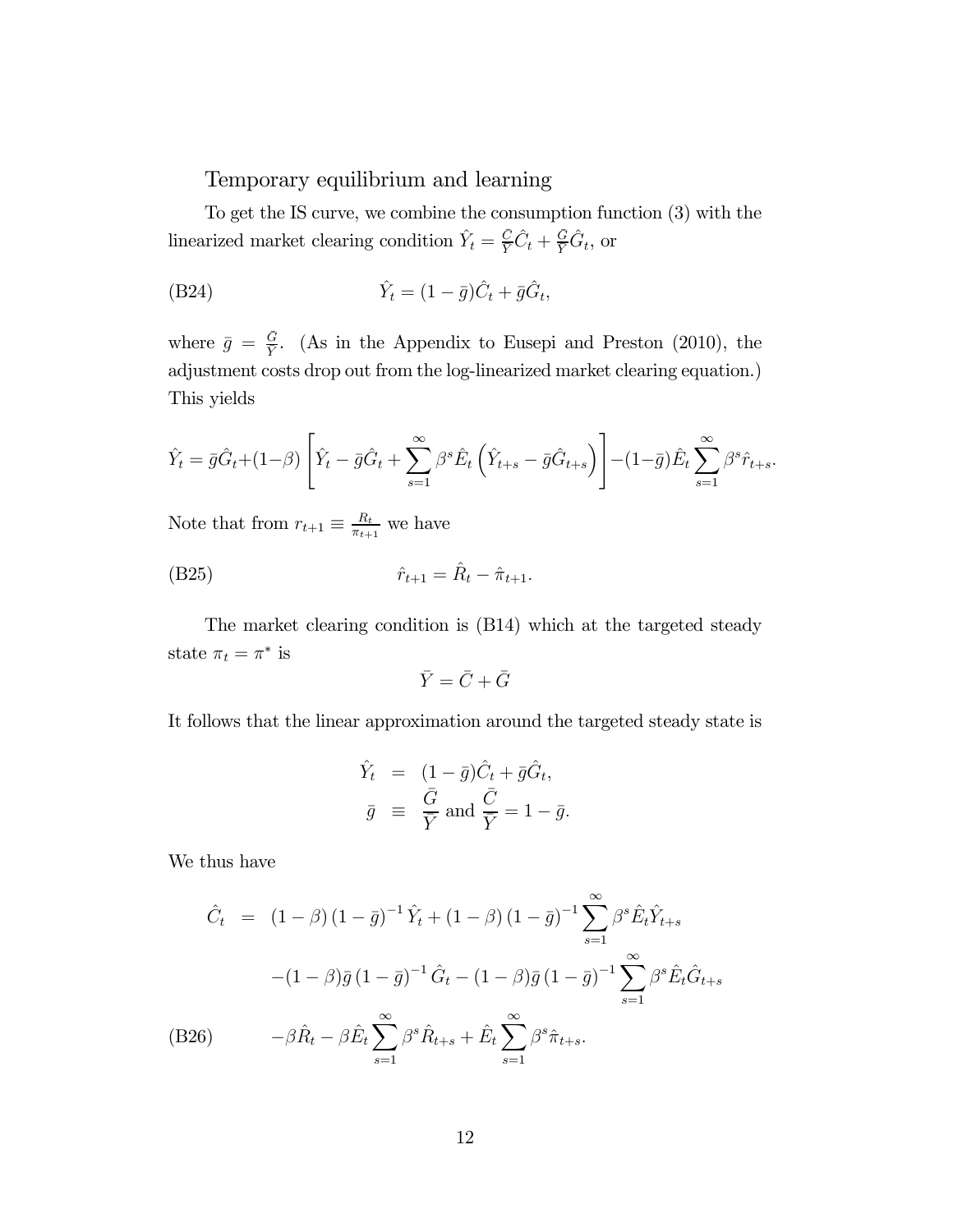Temporary equilibrium and learning

To get the IS curve, we combine the consumption function (3) with the linearized market clearing condition $\hat{Y}_t = \frac{\bar{C}}{\bar{Y}}\hat{C}_t + \frac{\bar{G}}{\bar{Y}}\hat{G}_t$, or

$$\text{(B24)} \qquad \hat{Y}_t = (1-\bar{g})\hat{C}_t + \bar{g}\hat{G}_t,$$

where $\bar{g} = \frac{\bar{G}}{\bar{Y}}$. (As in the Appendix to Eusepi and Preston (2010), the adjustment costs drop out from the log-linearized market clearing equation.) This yields

$$\hat{Y}_t = \bar{g}\hat{G}_t + (1-\beta)\left[\hat{Y}_t - \bar{g}\hat{G}_t + \sum_{s=1}^{\infty}\beta^s \hat{E}_t\left(\hat{Y}_{t+s} - \bar{g}\hat{G}_{t+s}\right)\right] - (1-\bar{g})\hat{E}_t\sum_{s=1}^{\infty}\beta^s \hat{r}_{t+s}.$$

Note that from $r_{t+1} \equiv \frac{R_t}{\pi_{t+1}}$ we have

$$\text{(B25)} \qquad \hat{r}_{t+1} = \hat{R}_t - \hat{\pi}_{t+1}.$$

The market clearing condition is (B14) which at the targeted steady state $\pi_t = \pi^*$ is

$$\bar{Y} = \bar{C} + \bar{G}$$

It follows that the linear approximation around the targeted steady state is

$$\begin{aligned}
\hat{Y}_t &= (1-\bar{g})\hat{C}_t + \bar{g}\hat{G}_t, \\
\bar{g} &\equiv \frac{\bar{G}}{\bar{Y}} \text{ and } \frac{\bar{C}}{\bar{Y}} = 1-\bar{g}.
\end{aligned}$$

We thus have

$$\begin{aligned}
\hat{C}_t = {} & (1-\beta)(1-\bar{g})^{-1}\hat{Y}_t + (1-\beta)(1-\bar{g})^{-1}\sum_{s=1}^{\infty}\beta^s \hat{E}_t\hat{Y}_{t+s} \\
& -(1-\beta)\bar{g}(1-\bar{g})^{-1}\hat{G}_t - (1-\beta)\bar{g}(1-\bar{g})^{-1}\sum_{s=1}^{\infty}\beta^s\hat{E}_t\hat{G}_{t+s} \\
& -\beta\hat{R}_t - \beta\hat{E}_t\sum_{s=1}^{\infty}\beta^s\hat{R}_{t+s} + \hat{E}_t\sum_{s=1}^{\infty}\beta^s\hat{\pi}_{t+s}. \qquad \text{(B26)}
\end{aligned}$$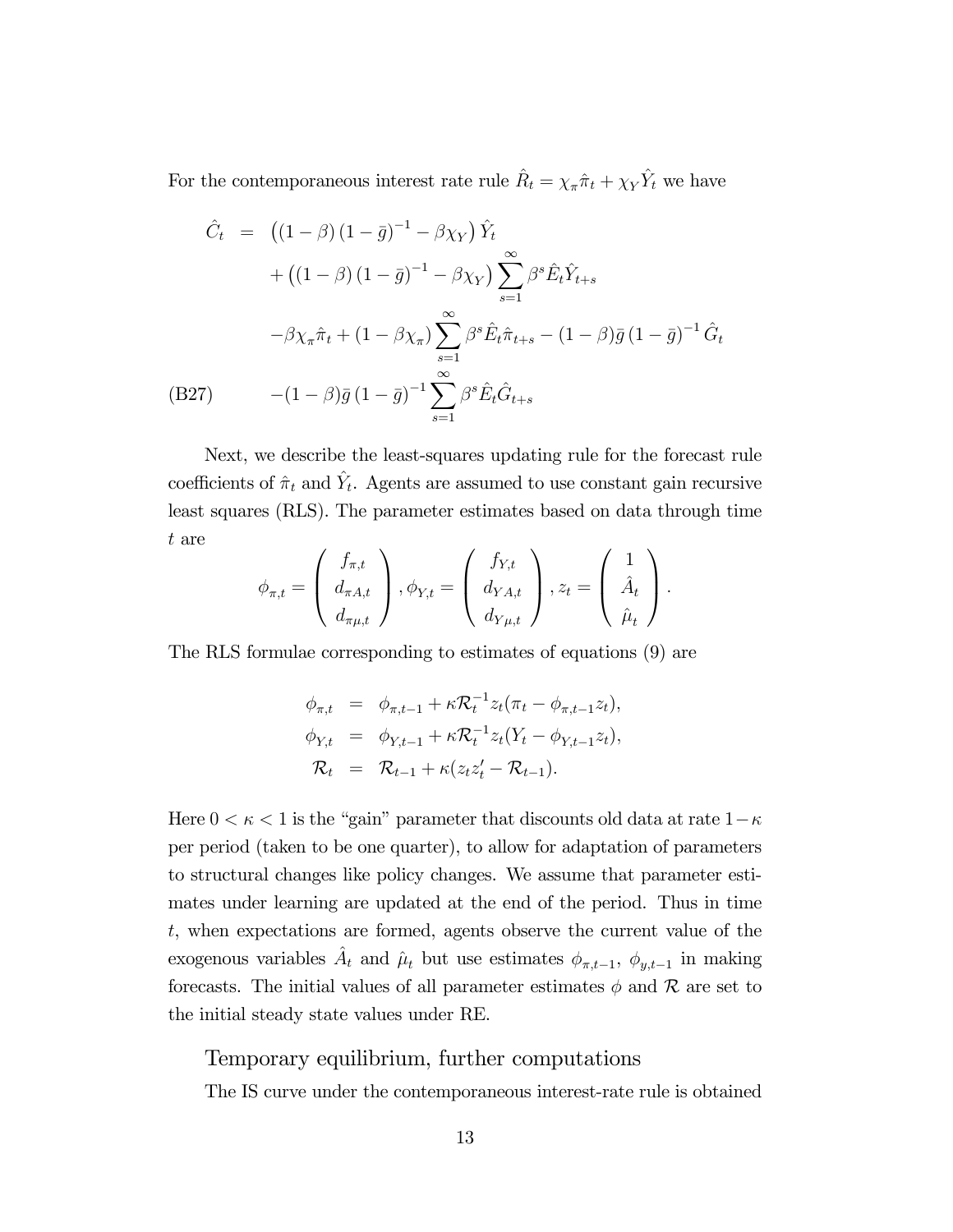For the contemporaneous interest rate rule $\hat{R}_t = \chi_\pi \hat{\pi}_t + \chi_Y \hat{Y}_t$ we have

$$
\begin{aligned}
\hat{C}_t &= \left((1-\beta)(1-\bar{g})^{-1} - \beta\chi_Y\right)\hat{Y}_t \\
&\quad + \left((1-\beta)(1-\bar{g})^{-1} - \beta\chi_Y\right)\sum_{s=1}^{\infty}\beta^s \hat{E}_t \hat{Y}_{t+s} \\
&\quad - \beta\chi_\pi \hat{\pi}_t + (1-\beta\chi_\pi)\sum_{s=1}^{\infty}\beta^s \hat{E}_t \hat{\pi}_{t+s} - (1-\beta)\bar{g}(1-\bar{g})^{-1}\hat{G}_t \\
&\quad - (1-\beta)\bar{g}(1-\bar{g})^{-1}\sum_{s=1}^{\infty}\beta^s \hat{E}_t \hat{G}_{t+s} \qquad \text{(B27)}
\end{aligned}
$$

Next, we describe the least-squares updating rule for the forecast rule coefficients of $\hat{\pi}_t$ and $\hat{Y}_t$. Agents are assumed to use constant gain recursive least squares (RLS). The parameter estimates based on data through time $t$ are

$$
\phi_{\pi,t} = \begin{pmatrix} f_{\pi,t} \\ d_{\pi A,t} \\ d_{\pi\mu,t} \end{pmatrix}, \phi_{Y,t} = \begin{pmatrix} f_{Y,t} \\ d_{YA,t} \\ d_{Y\mu,t} \end{pmatrix}, z_t = \begin{pmatrix} 1 \\ \hat{A}_t \\ \hat{\mu}_t \end{pmatrix}.
$$

The RLS formulae corresponding to estimates of equations (9) are

$$
\begin{aligned}
\phi_{\pi,t} &= \phi_{\pi,t-1} + \kappa\mathcal{R}_t^{-1} z_t(\pi_t - \phi_{\pi,t-1} z_t), \\
\phi_{Y,t} &= \phi_{Y,t-1} + \kappa\mathcal{R}_t^{-1} z_t(Y_t - \phi_{Y,t-1} z_t), \\
\mathcal{R}_t &= \mathcal{R}_{t-1} + \kappa(z_t z_t' - \mathcal{R}_{t-1}).
\end{aligned}
$$

Here $0 < \kappa < 1$ is the "gain" parameter that discounts old data at rate $1-\kappa$ per period (taken to be one quarter), to allow for adaptation of parameters to structural changes like policy changes. We assume that parameter estimates under learning are updated at the end of the period. Thus in time $t$, when expectations are formed, agents observe the current value of the exogenous variables $\hat{A}_t$ and $\hat{\mu}_t$ but use estimates $\phi_{\pi,t-1}$, $\phi_{y,t-1}$ in making forecasts. The initial values of all parameter estimates $\phi$ and $\mathcal{R}$ are set to the initial steady state values under RE.

## Temporary equilibrium, further computations

The IS curve under the contemporaneous interest-rate rule is obtained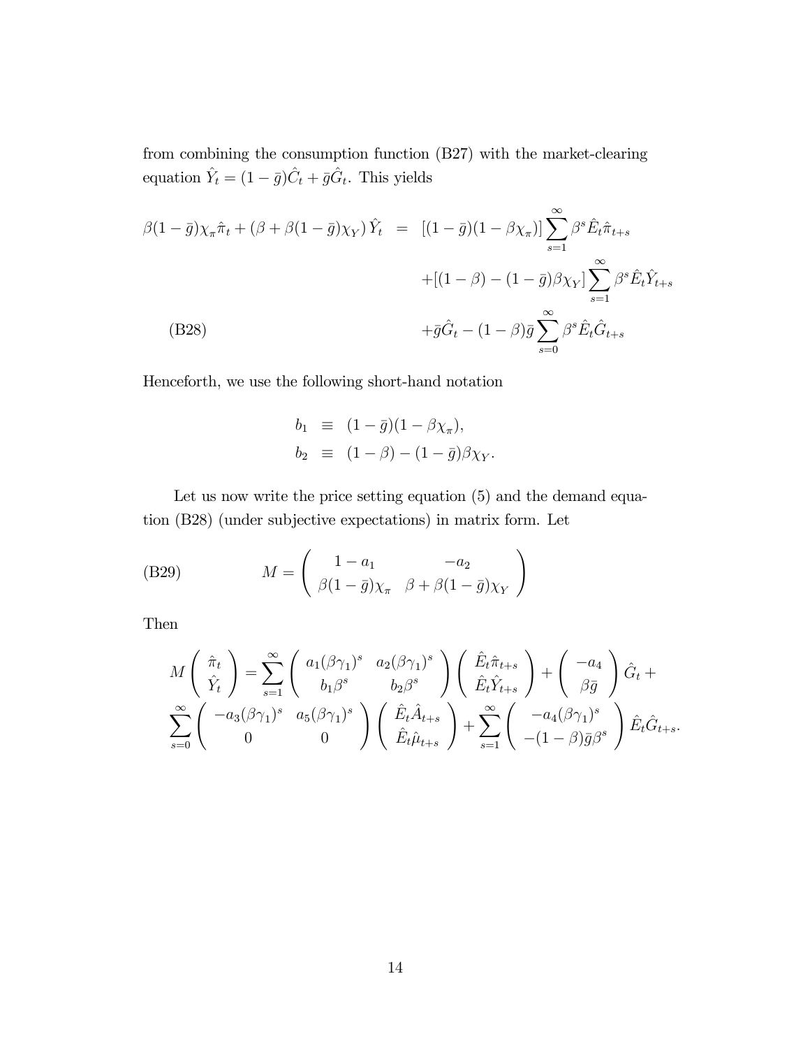from combining the consumption function (B27) with the market-clearing equation $\hat{Y}_t = (1-\bar{g})\hat{C}_t + \bar{g}\hat{G}_t$. This yields

$$
\begin{aligned}
\beta(1-\bar{g})\chi_\pi \hat{\pi}_t + (\beta + \beta(1-\bar{g})\chi_Y)\,\hat{Y}_t \;=\;& [(1-\bar{g})(1-\beta\chi_\pi)] \sum_{s=1}^{\infty} \beta^s \hat{E}_t \hat{\pi}_{t+s} \\
&+ [(1-\beta) - (1-\bar{g})\beta\chi_Y] \sum_{s=1}^{\infty} \beta^s \hat{E}_t \hat{Y}_{t+s} \\
&+ \bar{g}\hat{G}_t - (1-\beta)\bar{g} \sum_{s=0}^{\infty} \beta^s \hat{E}_t \hat{G}_{t+s} \qquad \text{(B28)}
\end{aligned}
$$

Henceforth, we use the following short-hand notation

$$
\begin{aligned}
b_1 &\equiv (1-\bar{g})(1-\beta\chi_\pi), \\
b_2 &\equiv (1-\beta) - (1-\bar{g})\beta\chi_Y.
\end{aligned}
$$

Let us now write the price setting equation (5) and the demand equation (B28) (under subjective expectations) in matrix form. Let

$$
M = \begin{pmatrix} 1-a_1 & -a_2 \\ \beta(1-\bar{g})\chi_\pi & \beta + \beta(1-\bar{g})\chi_Y \end{pmatrix} \qquad \text{(B29)}
$$

Then

$$
\begin{aligned}
M \begin{pmatrix} \hat{\pi}_t \\ \hat{Y}_t \end{pmatrix} =& \sum_{s=1}^{\infty} \begin{pmatrix} a_1(\beta\gamma_1)^s & a_2(\beta\gamma_1)^s \\ b_1\beta^s & b_2\beta^s \end{pmatrix} \begin{pmatrix} \hat{E}_t\hat{\pi}_{t+s} \\ \hat{E}_t\hat{Y}_{t+s} \end{pmatrix} + \begin{pmatrix} -a_4 \\ \beta\bar{g} \end{pmatrix} \hat{G}_t + \\
& \sum_{s=0}^{\infty} \begin{pmatrix} -a_3(\beta\gamma_1)^s & a_5(\beta\gamma_1)^s \\ 0 & 0 \end{pmatrix} \begin{pmatrix} \hat{E}_t\hat{A}_{t+s} \\ \hat{E}_t\hat{\mu}_{t+s} \end{pmatrix} + \sum_{s=1}^{\infty} \begin{pmatrix} -a_4(\beta\gamma_1)^s \\ -(1-\beta)\bar{g}\beta^s \end{pmatrix} \hat{E}_t\hat{G}_{t+s}.
\end{aligned}
$$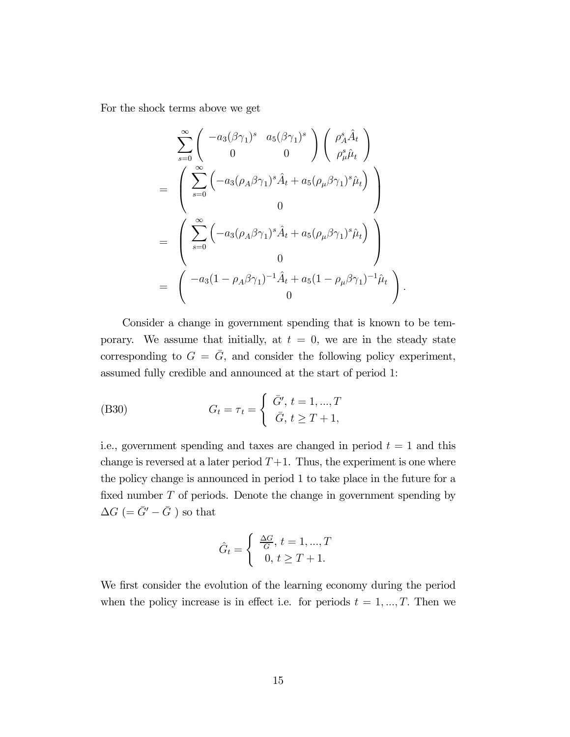For the shock terms above we get

$$
\begin{aligned}
& \sum_{s=0}^{\infty} \begin{pmatrix} -a_3(\beta\gamma_1)^s & a_5(\beta\gamma_1)^s \\ 0 & 0 \end{pmatrix} \begin{pmatrix} \rho_A^s \hat{A}_t \\ \rho_\mu^s \hat{\mu}_t \end{pmatrix} \\
= & \begin{pmatrix} \sum_{s=0}^{\infty} \left( -a_3(\rho_A\beta\gamma_1)^s \hat{A}_t + a_5(\rho_\mu\beta\gamma_1)^s \hat{\mu}_t \right) \\ 0 \end{pmatrix} \\
= & \begin{pmatrix} \sum_{s=0}^{\infty} \left( -a_3(\rho_A\beta\gamma_1)^s \hat{A}_t + a_5(\rho_\mu\beta\gamma_1)^s \hat{\mu}_t \right) \\ 0 \end{pmatrix} \\
= & \begin{pmatrix} -a_3(1-\rho_A\beta\gamma_1)^{-1}\hat{A}_t + a_5(1-\rho_\mu\beta\gamma_1)^{-1}\hat{\mu}_t \\ 0 \end{pmatrix}.
\end{aligned}
$$

Consider a change in government spending that is known to be temporary. We assume that initially, at $t = 0$, we are in the steady state corresponding to $G = \bar{G}$, and consider the following policy experiment, assumed fully credible and announced at the start of period 1:

$$
\text{(B30)} \qquad G_t = \tau_t = \begin{cases} \bar{G}', \ t = 1, ..., T \\ \bar{G}, \ t \geq T+1, \end{cases}
$$

i.e., government spending and taxes are changed in period $t = 1$ and this change is reversed at a later period $T+1$. Thus, the experiment is one where the policy change is announced in period 1 to take place in the future for a fixed number $T$ of periods. Denote the change in government spending by $\Delta G$ $(= \bar{G}' - \bar{G}$ ) so that

$$
\hat{G}_t = \begin{cases} \frac{\Delta G}{G}, \ t = 1, ..., T \\ 0, \ t \geq T+1. \end{cases}
$$

We first consider the evolution of the learning economy during the period when the policy increase is in effect i.e. for periods $t = 1, ..., T$. Then we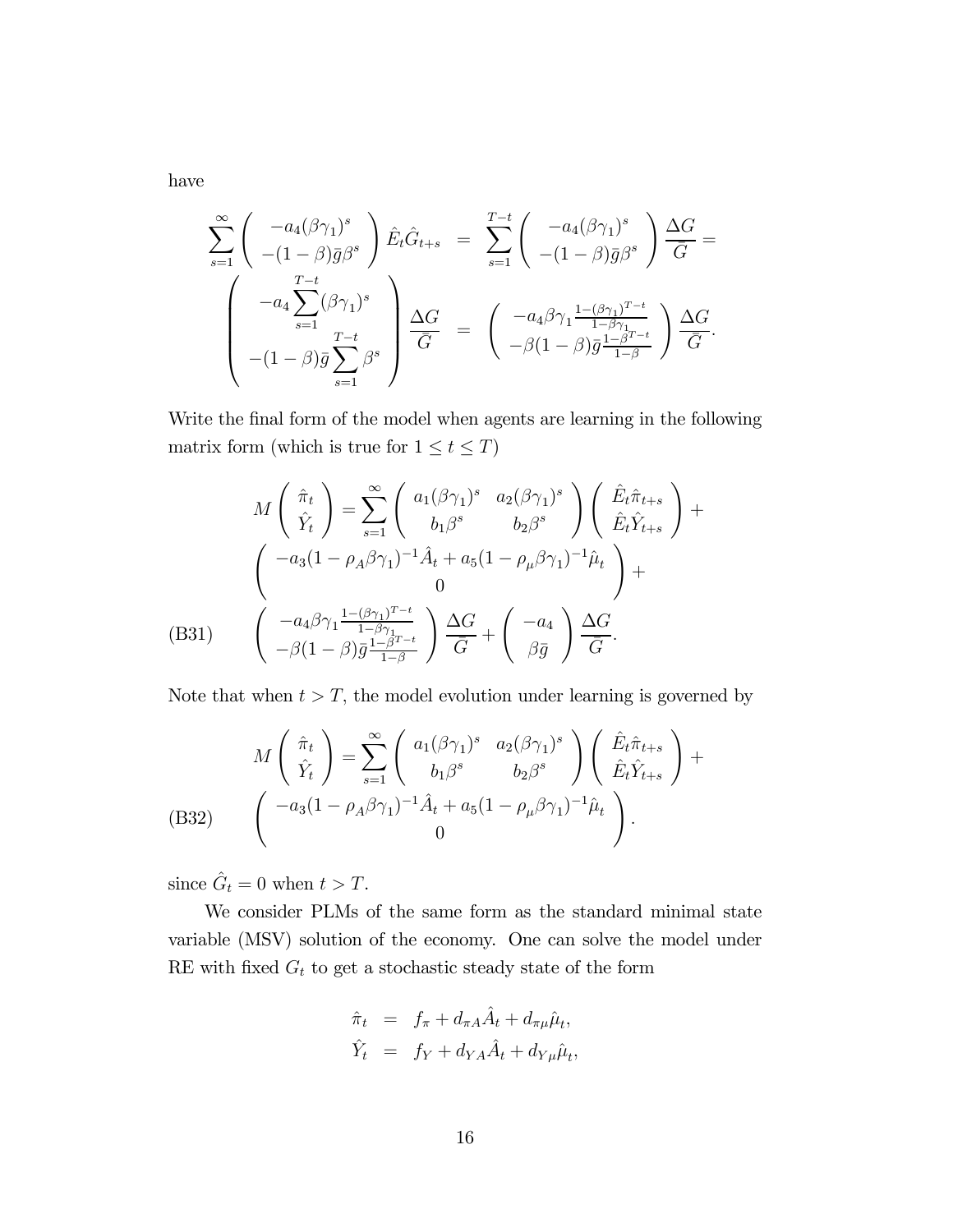have

$$
\sum_{s=1}^{\infty} \begin{pmatrix} -a_4(\beta\gamma_1)^s \\ -(1-\beta)\bar{g}\beta^s \end{pmatrix} \hat{E}_t \hat{G}_{t+s} = \sum_{s=1}^{T-t} \begin{pmatrix} -a_4(\beta\gamma_1)^s \\ -(1-\beta)\bar{g}\beta^s \end{pmatrix} \frac{\Delta G}{\bar{G}} =
$$

$$
\begin{pmatrix} -a_4 \sum_{s=1}^{T-t} (\beta\gamma_1)^s \\ -(1-\beta)\bar{g} \sum_{s=1}^{T-t} \beta^s \end{pmatrix} \frac{\Delta G}{\bar{G}} = \begin{pmatrix} -a_4\beta\gamma_1 \frac{1-(\beta\gamma_1)^{T-t}}{1-\beta\gamma_1} \\ -\beta(1-\beta)\bar{g}\frac{1-\beta^{T-t}}{1-\beta} \end{pmatrix} \frac{\Delta G}{\bar{G}}.
$$

Write the final form of the model when agents are learning in the following matrix form (which is true for $1 \leq t \leq T$)

$$
\begin{aligned}
M \begin{pmatrix} \hat{\pi}_t \\ \hat{Y}_t \end{pmatrix} &= \sum_{s=1}^{\infty} \begin{pmatrix} a_1(\beta\gamma_1)^s & a_2(\beta\gamma_1)^s \\ b_1\beta^s & b_2\beta^s \end{pmatrix} \begin{pmatrix} \hat{E}_t\hat{\pi}_{t+s} \\ \hat{E}_t\hat{Y}_{t+s} \end{pmatrix} + \\
&\begin{pmatrix} -a_3(1-\rho_A\beta\gamma_1)^{-1}\hat{A}_t + a_5(1-\rho_\mu\beta\gamma_1)^{-1}\hat{\mu}_t \\ 0 \end{pmatrix} + \\
&\begin{pmatrix} -a_4\beta\gamma_1\frac{1-(\beta\gamma_1)^{T-t}}{1-\beta\gamma_1} \\ -\beta(1-\beta)\bar{g}\frac{1-\beta^{T-t}}{1-\beta} \end{pmatrix} \frac{\Delta G}{\bar{G}} + \begin{pmatrix} -a_4 \\ \beta\bar{g} \end{pmatrix} \frac{\Delta G}{\bar{G}}.
\end{aligned} \tag{B31}
$$

Note that when $t > T$, the model evolution under learning is governed by

$$
\begin{aligned}
M \begin{pmatrix} \hat{\pi}_t \\ \hat{Y}_t \end{pmatrix} &= \sum_{s=1}^{\infty} \begin{pmatrix} a_1(\beta\gamma_1)^s & a_2(\beta\gamma_1)^s \\ b_1\beta^s & b_2\beta^s \end{pmatrix} \begin{pmatrix} \hat{E}_t\hat{\pi}_{t+s} \\ \hat{E}_t\hat{Y}_{t+s} \end{pmatrix} + \\
&\begin{pmatrix} -a_3(1-\rho_A\beta\gamma_1)^{-1}\hat{A}_t + a_5(1-\rho_\mu\beta\gamma_1)^{-1}\hat{\mu}_t \\ 0 \end{pmatrix}.
\end{aligned} \tag{B32}
$$

since $\hat{G}_t = 0$ when $t > T$.

We consider PLMs of the same form as the standard minimal state variable (MSV) solution of the economy. One can solve the model under RE with fixed $G_t$ to get a stochastic steady state of the form

$$
\begin{aligned}
\hat{\pi}_t &= f_\pi + d_{\pi A}\hat{A}_t + d_{\pi\mu}\hat{\mu}_t, \\
\hat{Y}_t &= f_Y + d_{YA}\hat{A}_t + d_{Y\mu}\hat{\mu}_t,
\end{aligned}
$$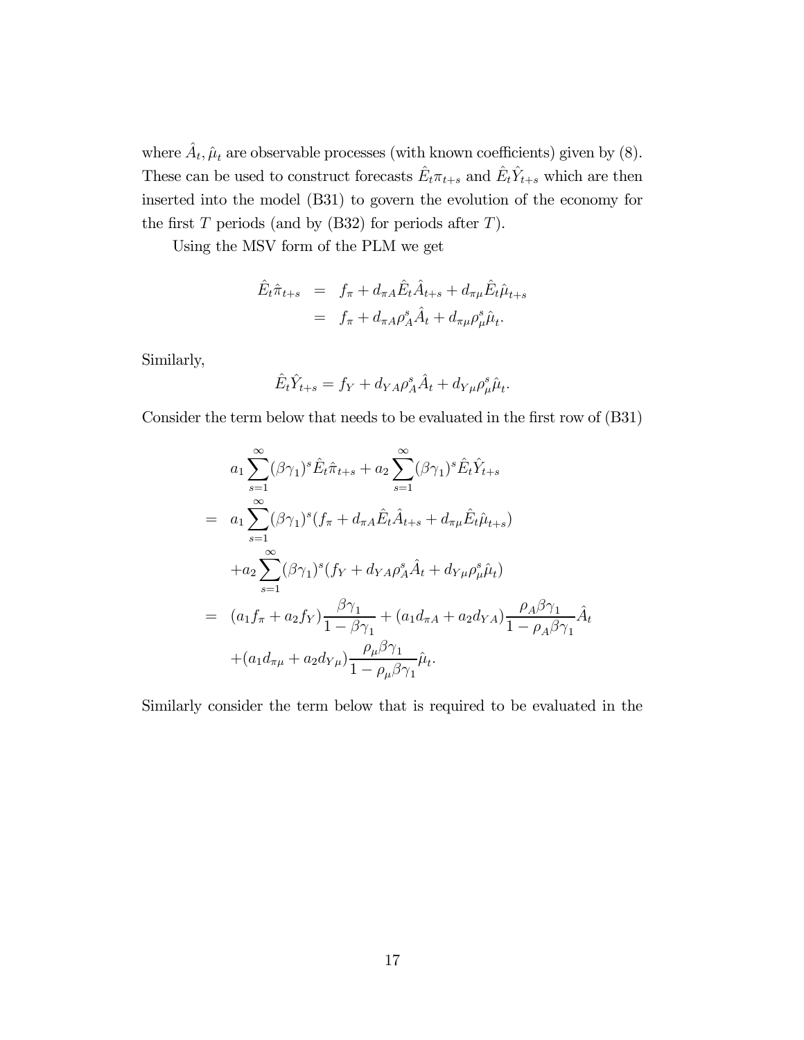where $\hat{A}_t, \hat{\mu}_t$ are observable processes (with known coefficients) given by (8). These can be used to construct forecasts $\hat{E}_t \pi_{t+s}$ and $\hat{E}_t \hat{Y}_{t+s}$ which are then inserted into the model (B31) to govern the evolution of the economy for the first $T$ periods (and by (B32) for periods after $T$).

Using the MSV form of the PLM we get

$$
\begin{aligned}
\hat{E}_t \hat{\pi}_{t+s} &= f_\pi + d_{\pi A} \hat{E}_t \hat{A}_{t+s} + d_{\pi \mu} \hat{E}_t \hat{\mu}_{t+s} \\
&= f_\pi + d_{\pi A} \rho_A^s \hat{A}_t + d_{\pi \mu} \rho_\mu^s \hat{\mu}_t.
\end{aligned}
$$

Similarly,

$$
\hat{E}_t \hat{Y}_{t+s} = f_Y + d_{YA} \rho_A^s \hat{A}_t + d_{Y\mu} \rho_\mu^s \hat{\mu}_t.
$$

Consider the term below that needs to be evaluated in the first row of (B31)

$$
\begin{aligned}
& a_1 \sum_{s=1}^{\infty} (\beta \gamma_1)^s \hat{E}_t \hat{\pi}_{t+s} + a_2 \sum_{s=1}^{\infty} (\beta \gamma_1)^s \hat{E}_t \hat{Y}_{t+s} \\
= \;\; & a_1 \sum_{s=1}^{\infty} (\beta \gamma_1)^s (f_\pi + d_{\pi A} \hat{E}_t \hat{A}_{t+s} + d_{\pi \mu} \hat{E}_t \hat{\mu}_{t+s}) \\
& + a_2 \sum_{s=1}^{\infty} (\beta \gamma_1)^s (f_Y + d_{YA} \rho_A^s \hat{A}_t + d_{Y\mu} \rho_\mu^s \hat{\mu}_t) \\
= \;\; & (a_1 f_\pi + a_2 f_Y) \frac{\beta \gamma_1}{1 - \beta \gamma_1} + (a_1 d_{\pi A} + a_2 d_{YA}) \frac{\rho_A \beta \gamma_1}{1 - \rho_A \beta \gamma_1} \hat{A}_t \\
& + (a_1 d_{\pi \mu} + a_2 d_{Y\mu}) \frac{\rho_\mu \beta \gamma_1}{1 - \rho_\mu \beta \gamma_1} \hat{\mu}_t.
\end{aligned}
$$

Similarly consider the term below that is required to be evaluated in the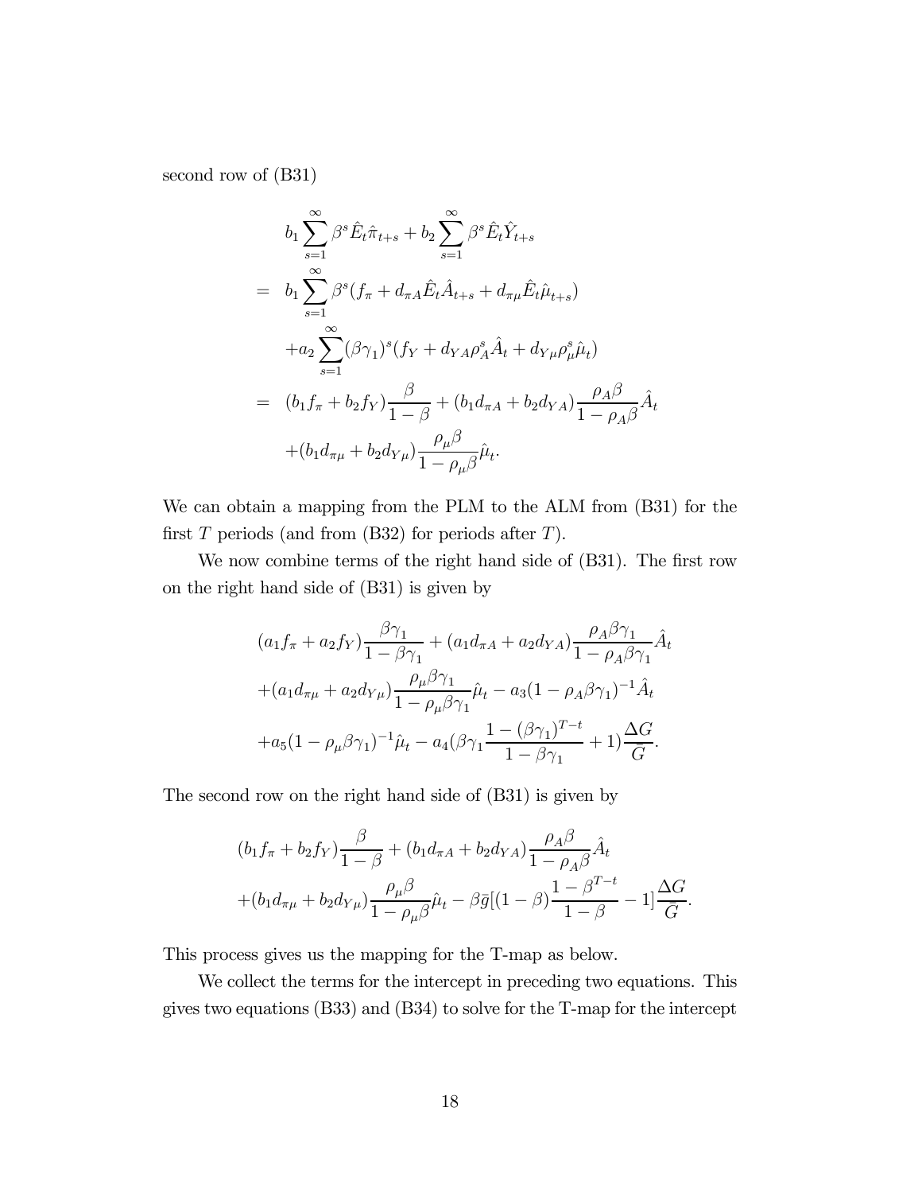second row of (B31)

$$
\begin{aligned}
& b_1 \sum_{s=1}^{\infty} \beta^s \hat{E}_t \hat{\pi}_{t+s} + b_2 \sum_{s=1}^{\infty} \beta^s \hat{E}_t \hat{Y}_{t+s} \\
= \ & b_1 \sum_{s=1}^{\infty} \beta^s (f_\pi + d_{\pi A} \hat{E}_t \hat{A}_{t+s} + d_{\pi\mu} \hat{E}_t \hat{\mu}_{t+s}) \\
& + a_2 \sum_{s=1}^{\infty} (\beta\gamma_1)^s (f_Y + d_{YA} \rho_A^s \hat{A}_t + d_{Y\mu} \rho_\mu^s \hat{\mu}_t) \\
= \ & (b_1 f_\pi + b_2 f_Y) \frac{\beta}{1-\beta} + (b_1 d_{\pi A} + b_2 d_{YA}) \frac{\rho_A \beta}{1 - \rho_A \beta} \hat{A}_t \\
& + (b_1 d_{\pi\mu} + b_2 d_{Y\mu}) \frac{\rho_\mu \beta}{1 - \rho_\mu \beta} \hat{\mu}_t.
\end{aligned}
$$

We can obtain a mapping from the PLM to the ALM from (B31) for the first $T$ periods (and from (B32) for periods after $T$).

We now combine terms of the right hand side of (B31). The first row on the right hand side of (B31) is given by

$$
\begin{aligned}
& (a_1 f_\pi + a_2 f_Y) \frac{\beta\gamma_1}{1 - \beta\gamma_1} + (a_1 d_{\pi A} + a_2 d_{YA}) \frac{\rho_A \beta \gamma_1}{1 - \rho_A \beta \gamma_1} \hat{A}_t \\
& + (a_1 d_{\pi\mu} + a_2 d_{Y\mu}) \frac{\rho_\mu \beta\gamma_1}{1 - \rho_\mu \beta\gamma_1} \hat{\mu}_t - a_3 (1 - \rho_A \beta\gamma_1)^{-1} \hat{A}_t \\
& + a_5 (1 - \rho_\mu \beta\gamma_1)^{-1} \hat{\mu}_t - a_4 (\beta\gamma_1 \frac{1 - (\beta\gamma_1)^{T-t}}{1 - \beta\gamma_1} + 1) \frac{\Delta G}{\bar{G}}.
\end{aligned}
$$

The second row on the right hand side of (B31) is given by

$$
\begin{aligned}
& (b_1 f_\pi + b_2 f_Y) \frac{\beta}{1-\beta} + (b_1 d_{\pi A} + b_2 d_{YA}) \frac{\rho_A \beta}{1 - \rho_A \beta} \hat{A}_t \\
& + (b_1 d_{\pi\mu} + b_2 d_{Y\mu}) \frac{\rho_\mu \beta}{1 - \rho_\mu \beta} \hat{\mu}_t - \beta \bar{g} [(1-\beta) \frac{1 - \beta^{T-t}}{1-\beta} - 1] \frac{\Delta G}{\bar{G}}.
\end{aligned}
$$

This process gives us the mapping for the T-map as below.

We collect the terms for the intercept in preceding two equations. This gives two equations (B33) and (B34) to solve for the T-map for the intercept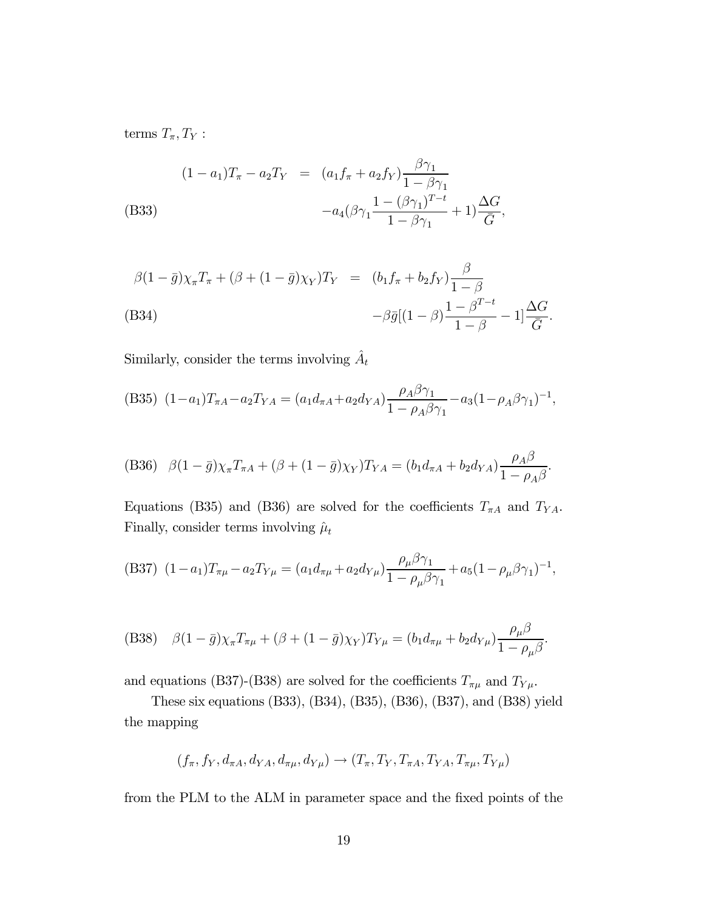terms $T_\pi, T_Y$ :

$$
\text{(B33)} \quad \begin{aligned}
(1-a_1)T_\pi - a_2 T_Y &= (a_1 f_\pi + a_2 f_Y)\frac{\beta\gamma_1}{1-\beta\gamma_1} \\
&\quad - a_4\left(\beta\gamma_1 \frac{1-(\beta\gamma_1)^{T-t}}{1-\beta\gamma_1} + 1\right)\frac{\Delta G}{\bar{G}},
\end{aligned}
$$

$$
\text{(B34)} \quad \begin{aligned}
\beta(1-\bar{g})\chi_\pi T_\pi + (\beta + (1-\bar{g})\chi_Y)T_Y &= (b_1 f_\pi + b_2 f_Y)\frac{\beta}{1-\beta} \\
&\quad - \beta\bar{g}[(1-\beta)\frac{1-\beta^{T-t}}{1-\beta} - 1]\frac{\Delta G}{\bar{G}}.
\end{aligned}
$$

Similarly, consider the terms involving $\hat{A}_t$

$$
\text{(B35)} \quad (1-a_1)T_{\pi A} - a_2 T_{YA} = (a_1 d_{\pi A} + a_2 d_{YA})\frac{\rho_A \beta\gamma_1}{1-\rho_A\beta\gamma_1} - a_3(1-\rho_A\beta\gamma_1)^{-1},
$$

$$
\text{(B36)} \quad \beta(1-\bar{g})\chi_\pi T_{\pi A} + (\beta + (1-\bar{g})\chi_Y)T_{YA} = (b_1 d_{\pi A} + b_2 d_{YA})\frac{\rho_A \beta}{1-\rho_A\beta}.
$$

Equations (B35) and (B36) are solved for the coefficients $T_{\pi A}$ and $T_{YA}$. Finally, consider terms involving $\hat{\mu}_t$

$$
\text{(B37)} \quad (1-a_1)T_{\pi\mu} - a_2 T_{Y\mu} = (a_1 d_{\pi\mu} + a_2 d_{Y\mu})\frac{\rho_\mu \beta\gamma_1}{1-\rho_\mu\beta\gamma_1} + a_5(1-\rho_\mu\beta\gamma_1)^{-1},
$$

$$
\text{(B38)} \quad \beta(1-\bar{g})\chi_\pi T_{\pi\mu} + (\beta + (1-\bar{g})\chi_Y)T_{Y\mu} = (b_1 d_{\pi\mu} + b_2 d_{Y\mu})\frac{\rho_\mu \beta}{1-\rho_\mu\beta}.
$$

and equations (B37)-(B38) are solved for the coefficients $T_{\pi\mu}$ and $T_{Y\mu}$.

These six equations (B33), (B34), (B35), (B36), (B37), and (B38) yield the mapping

$$
(f_\pi, f_Y, d_{\pi A}, d_{YA}, d_{\pi\mu}, d_{Y\mu}) \to (T_\pi, T_Y, T_{\pi A}, T_{YA}, T_{\pi\mu}, T_{Y\mu})
$$

from the PLM to the ALM in parameter space and the fixed points of the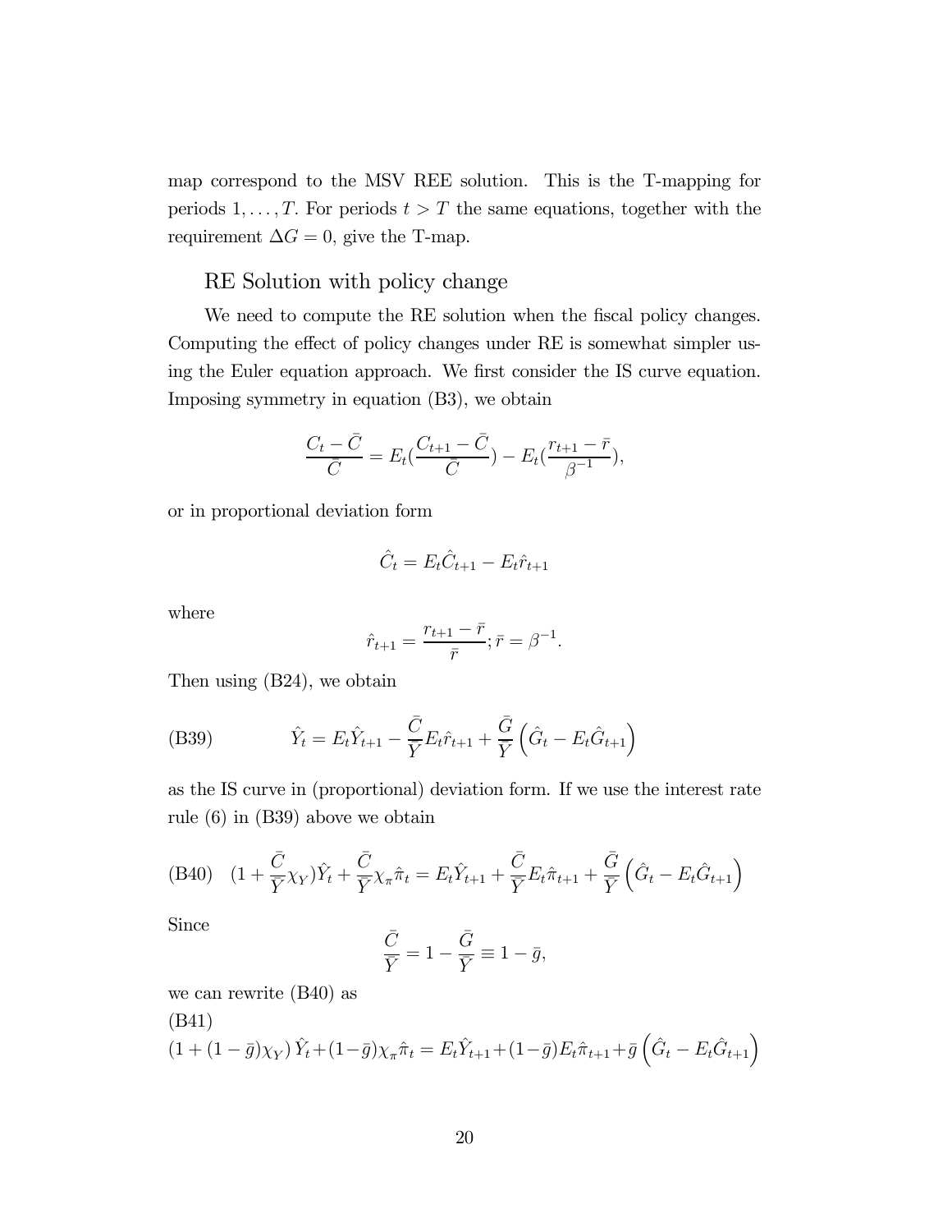map correspond to the MSV REE solution. This is the T-mapping for periods $1, \ldots, T$. For periods $t > T$ the same equations, together with the requirement $\Delta G = 0$, give the T-map.

## RE Solution with policy change

We need to compute the RE solution when the fiscal policy changes. Computing the effect of policy changes under RE is somewhat simpler using the Euler equation approach. We first consider the IS curve equation. Imposing symmetry in equation (B3), we obtain

$$\frac{C_t - \bar{C}}{\bar{C}} = E_t(\frac{C_{t+1} - \bar{C}}{\bar{C}}) - E_t(\frac{r_{t+1} - \bar{r}}{\beta^{-1}}),$$

or in proportional deviation form

$$\hat{C}_t = E_t \hat{C}_{t+1} - E_t \hat{r}_{t+1}$$

where

$$\hat{r}_{t+1} = \frac{r_{t+1} - \bar{r}}{\bar{r}}; \bar{r} = \beta^{-1}.$$

Then using (B24), we obtain

$$\text{(B39)} \qquad \hat{Y}_t = E_t \hat{Y}_{t+1} - \frac{\bar{C}}{\bar{Y}} E_t \hat{r}_{t+1} + \frac{\bar{G}}{\bar{Y}} \left( \hat{G}_t - E_t \hat{G}_{t+1} \right)$$

as the IS curve in (proportional) deviation form. If we use the interest rate rule (6) in (B39) above we obtain

$$\text{(B40)} \quad (1 + \frac{\bar{C}}{\bar{Y}} \chi_Y) \hat{Y}_t + \frac{\bar{C}}{\bar{Y}} \chi_\pi \hat{\pi}_t = E_t \hat{Y}_{t+1} + \frac{\bar{C}}{\bar{Y}} E_t \hat{\pi}_{t+1} + \frac{\bar{G}}{\bar{Y}} \left( \hat{G}_t - E_t \hat{G}_{t+1} \right)$$

Since

$$\frac{\bar{C}}{\bar{Y}} = 1 - \frac{\bar{G}}{\bar{Y}} \equiv 1 - \bar{g},$$

we can rewrite (B40) as

(B41)

$$(1 + (1 - \bar{g}) \chi_Y) \hat{Y}_t + (1 - \bar{g}) \chi_\pi \hat{\pi}_t = E_t \hat{Y}_{t+1} + (1 - \bar{g}) E_t \hat{\pi}_{t+1} + \bar{g} \left( \hat{G}_t - E_t \hat{G}_{t+1} \right)$$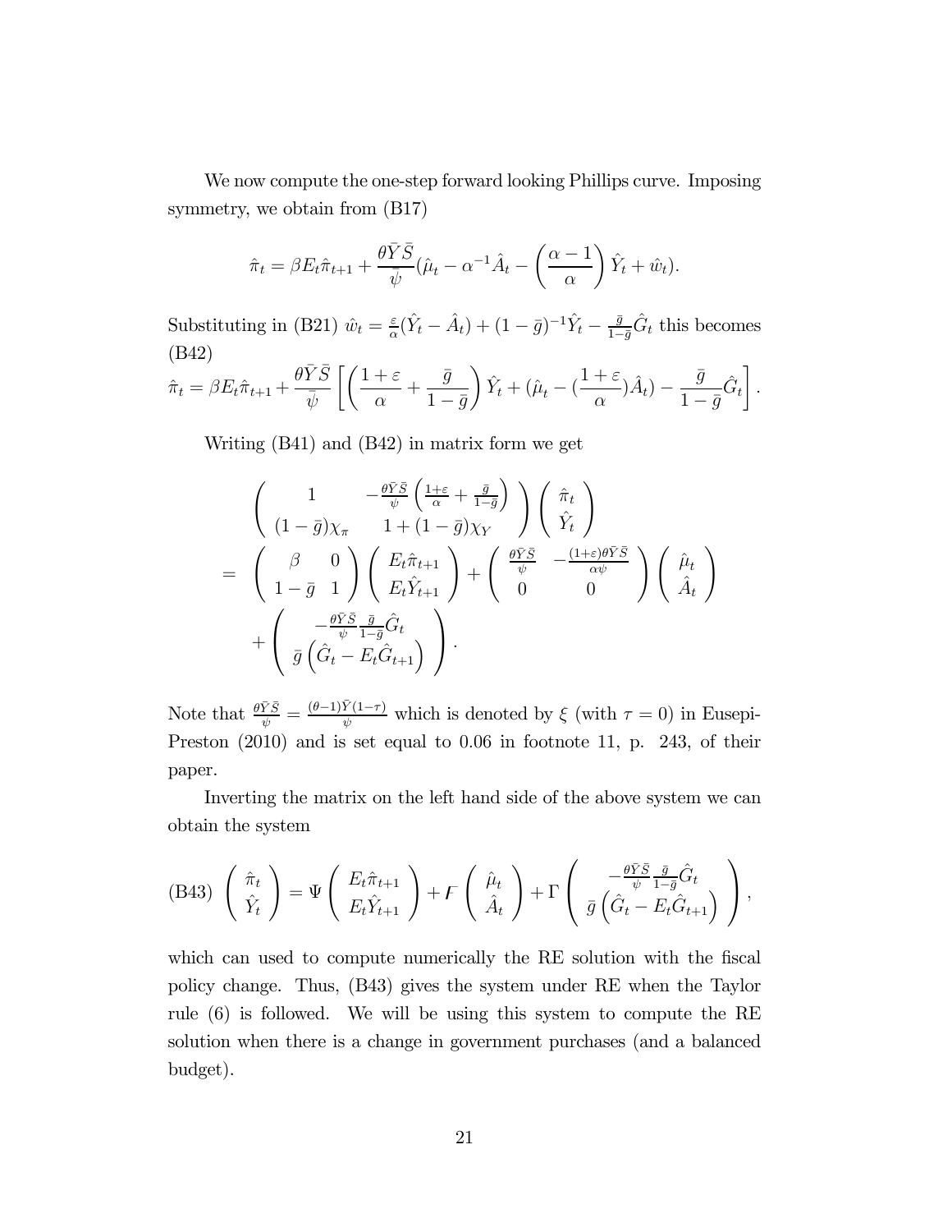We now compute the one-step forward looking Phillips curve. Imposing symmetry, we obtain from (B17)

$$\hat{\pi}_t = \beta E_t \hat{\pi}_{t+1} + \frac{\theta \bar{Y} \bar{S}}{\bar{\psi}} (\hat{\mu}_t - \alpha^{-1} \hat{A}_t - \left( \frac{\alpha - 1}{\alpha} \right) \hat{Y}_t + \hat{w}_t).$$

Substituting in (B21) $\hat{w}_t = \frac{\varepsilon}{\alpha}(\hat{Y}_t - \hat{A}_t) + (1-\bar{g})^{-1}\hat{Y}_t - \frac{\bar{g}}{1-\bar{g}}\hat{G}_t$ this becomes (B42)

$$\hat{\pi}_t = \beta E_t \hat{\pi}_{t+1} + \frac{\theta \bar{Y} \bar{S}}{\bar{\psi}} \left[ \left( \frac{1+\varepsilon}{\alpha} + \frac{\bar{g}}{1-\bar{g}} \right) \hat{Y}_t + (\hat{\mu}_t - (\frac{1+\varepsilon}{\alpha})\hat{A}_t) - \frac{\bar{g}}{1-\bar{g}} \hat{G}_t \right].$$

Writing (B41) and (B42) in matrix form we get

$$\begin{aligned}
&\begin{pmatrix} 1 & -\frac{\theta \bar{Y} \bar{S}}{\psi} \left( \frac{1+\varepsilon}{\alpha} + \frac{\bar{g}}{1-\bar{g}} \right) \\ (1-\bar{g})\chi_\pi & 1 + (1-\bar{g})\chi_Y \end{pmatrix} \begin{pmatrix} \hat{\pi}_t \\ \hat{Y}_t \end{pmatrix} \\
= &\begin{pmatrix} \beta & 0 \\ 1-\bar{g} & 1 \end{pmatrix} \begin{pmatrix} E_t \hat{\pi}_{t+1} \\ E_t \hat{Y}_{t+1} \end{pmatrix} + \begin{pmatrix} \frac{\theta \bar{Y} \bar{S}}{\psi} & -\frac{(1+\varepsilon)\theta \bar{Y} \bar{S}}{\alpha \psi} \\ 0 & 0 \end{pmatrix} \begin{pmatrix} \hat{\mu}_t \\ \hat{A}_t \end{pmatrix} \\
&+ \begin{pmatrix} -\frac{\theta \bar{Y} \bar{S}}{\psi} \frac{\bar{g}}{1-\bar{g}} \hat{G}_t \\ \bar{g} \left( \hat{G}_t - E_t \hat{G}_{t+1} \right) \end{pmatrix}.
\end{aligned}$$

Note that $\frac{\theta \bar{Y} \bar{S}}{\psi} = \frac{(\theta-1)\bar{Y}(1-\tau)}{\psi}$ which is denoted by $\xi$ (with $\tau = 0$) in Eusepi-Preston (2010) and is set equal to 0.06 in footnote 11, p. 243, of their paper.

Inverting the matrix on the left hand side of the above system we can obtain the system

$$\text{(B43)} \quad \begin{pmatrix} \hat{\pi}_t \\ \hat{Y}_t \end{pmatrix} = \Psi \begin{pmatrix} E_t \hat{\pi}_{t+1} \\ E_t \hat{Y}_{t+1} \end{pmatrix} + F \begin{pmatrix} \hat{\mu}_t \\ \hat{A}_t \end{pmatrix} + \Gamma \begin{pmatrix} -\frac{\theta \bar{Y} \bar{S}}{\psi} \frac{\bar{g}}{1-\bar{g}} \hat{G}_t \\ \bar{g} \left( \hat{G}_t - E_t \hat{G}_{t+1} \right) \end{pmatrix},$$

which can used to compute numerically the RE solution with the fiscal policy change. Thus, (B43) gives the system under RE when the Taylor rule (6) is followed. We will be using this system to compute the RE solution when there is a change in government purchases (and a balanced budget).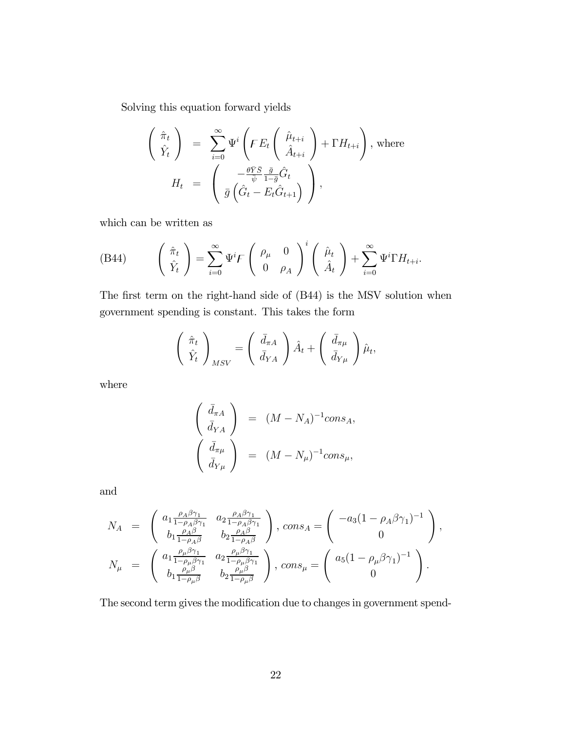Solving this equation forward yields

$$
\begin{aligned}
\begin{pmatrix} \hat{\pi}_t \\ \hat{Y}_t \end{pmatrix} &= \sum_{i=0}^{\infty} \Psi^i \left( F E_t \begin{pmatrix} \hat{\mu}_{t+i} \\ \hat{A}_{t+i} \end{pmatrix} + \Gamma H_{t+i} \right), \text{ where} \\
H_t &= \begin{pmatrix} -\frac{\theta \bar{Y} \bar{S}}{\psi} \frac{\bar{g}}{1-\bar{g}} \hat{G}_t \\ \bar{g} \left( \hat{G}_t - E_t \hat{G}_{t+1} \right) \end{pmatrix},
\end{aligned}
$$

which can be written as

$$
\text{(B44)} \qquad \begin{pmatrix} \hat{\pi}_t \\ \hat{Y}_t \end{pmatrix} = \sum_{i=0}^{\infty} \Psi^i F \begin{pmatrix} \rho_\mu & 0 \\ 0 & \rho_A \end{pmatrix}^i \begin{pmatrix} \hat{\mu}_t \\ \hat{A}_t \end{pmatrix} + \sum_{i=0}^{\infty} \Psi^i \Gamma H_{t+i}.
$$

The first term on the right-hand side of (B44) is the MSV solution when government spending is constant. This takes the form

$$
\begin{pmatrix} \hat{\pi}_t \\ \hat{Y}_t \end{pmatrix}_{MSV} = \begin{pmatrix} \bar{d}_{\pi A} \\ \bar{d}_{YA} \end{pmatrix} \hat{A}_t + \begin{pmatrix} \bar{d}_{\pi \mu} \\ \bar{d}_{Y\mu} \end{pmatrix} \hat{\mu}_t,
$$

where

$$
\begin{aligned}
\begin{pmatrix} \bar{d}_{\pi A} \\ \bar{d}_{YA} \end{pmatrix} &= (M - N_A)^{-1} cons_A, \\
\begin{pmatrix} \bar{d}_{\pi \mu} \\ \bar{d}_{Y\mu} \end{pmatrix} &= (M - N_\mu)^{-1} cons_\mu,
\end{aligned}
$$

and

$$
\begin{aligned}
N_A &= \begin{pmatrix} a_1 \frac{\rho_A \beta \gamma_1}{1-\rho_A \beta \gamma_1} & a_2 \frac{\rho_A \beta \gamma_1}{1-\rho_A \beta \gamma_1} \\ b_1 \frac{\rho_A \beta}{1-\rho_A \beta} & b_2 \frac{\rho_A \beta}{1-\rho_A \beta} \end{pmatrix}, \; cons_A = \begin{pmatrix} -a_3 (1-\rho_A \beta \gamma_1)^{-1} \\ 0 \end{pmatrix}, \\
N_\mu &= \begin{pmatrix} a_1 \frac{\rho_\mu \beta \gamma_1}{1-\rho_\mu \beta \gamma_1} & a_2 \frac{\rho_\mu \beta \gamma_1}{1-\rho_\mu \beta \gamma_1} \\ b_1 \frac{\rho_\mu \beta}{1-\rho_\mu \beta} & b_2 \frac{\rho_\mu \beta}{1-\rho_\mu \beta} \end{pmatrix}, \; cons_\mu = \begin{pmatrix} a_5 (1-\rho_\mu \beta \gamma_1)^{-1} \\ 0 \end{pmatrix}.
\end{aligned}
$$

The second term gives the modification due to changes in government spend-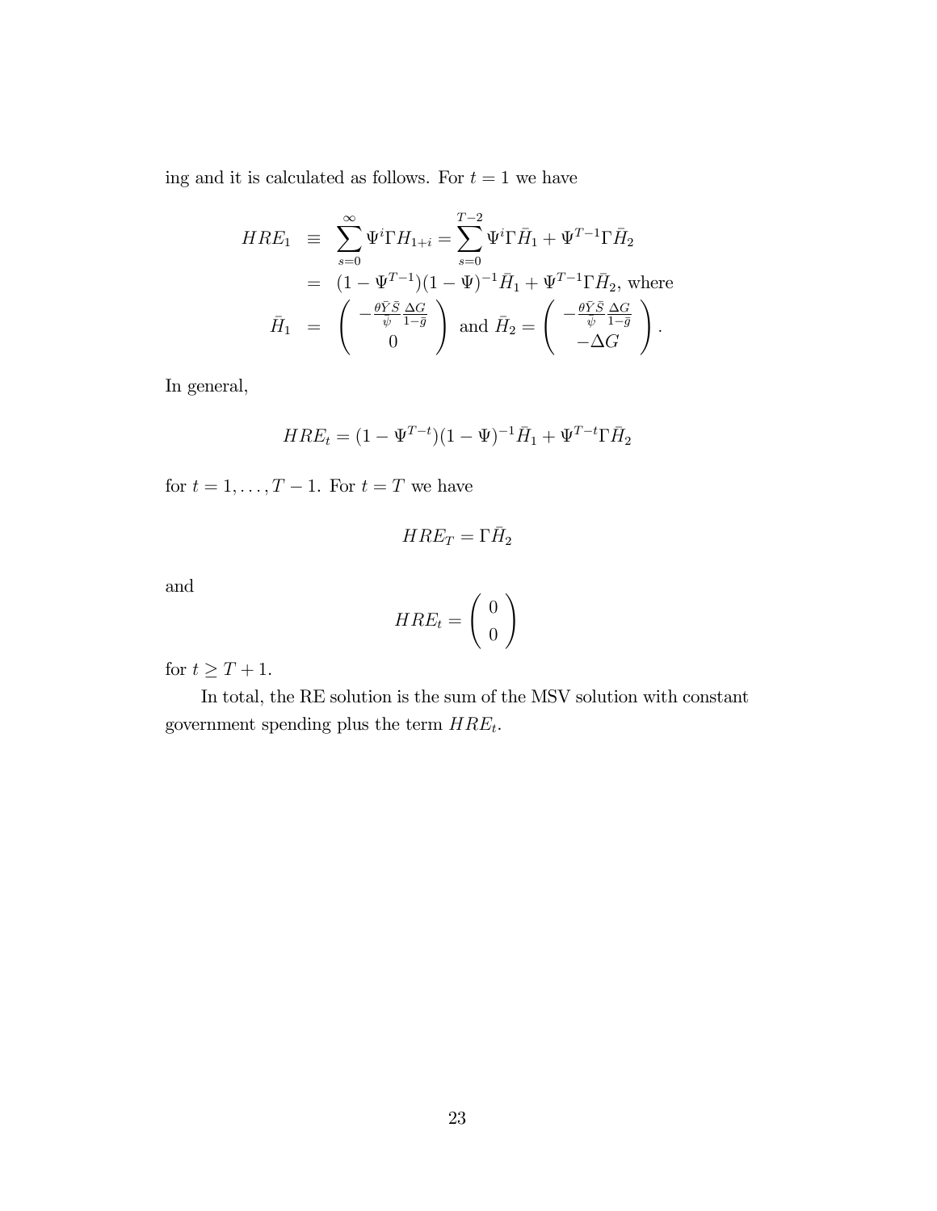ing and it is calculated as follows. For $t = 1$ we have

$$
\begin{aligned}
HRE_1 &\equiv \sum_{s=0}^{\infty} \Psi^i \Gamma H_{1+i} = \sum_{s=0}^{T-2} \Psi^i \Gamma \bar{H}_1 + \Psi^{T-1} \Gamma \bar{H}_2 \\
&= (1 - \Psi^{T-1})(1 - \Psi)^{-1} \bar{H}_1 + \Psi^{T-1} \Gamma \bar{H}_2, \text{ where} \\
\bar{H}_1 &= \begin{pmatrix} -\frac{\theta \bar{Y} \bar{S}}{\psi} \frac{\Delta G}{1 - \bar{g}} \\ 0 \end{pmatrix} \text{ and } \bar{H}_2 = \begin{pmatrix} -\frac{\theta \bar{Y} \bar{S}}{\psi} \frac{\Delta G}{1 - \bar{g}} \\ -\Delta G \end{pmatrix}.
\end{aligned}
$$

In general,

$$
HRE_t = (1 - \Psi^{T-t})(1 - \Psi)^{-1} \bar{H}_1 + \Psi^{T-t} \Gamma \bar{H}_2
$$

for $t = 1, \ldots, T-1$. For $t = T$ we have

$$
HRE_T = \Gamma \bar{H}_2
$$

and

$$
HRE_t = \begin{pmatrix} 0 \\ 0 \end{pmatrix}
$$

for $t \geq T + 1$.

In total, the RE solution is the sum of the MSV solution with constant government spending plus the term $HRE_t$.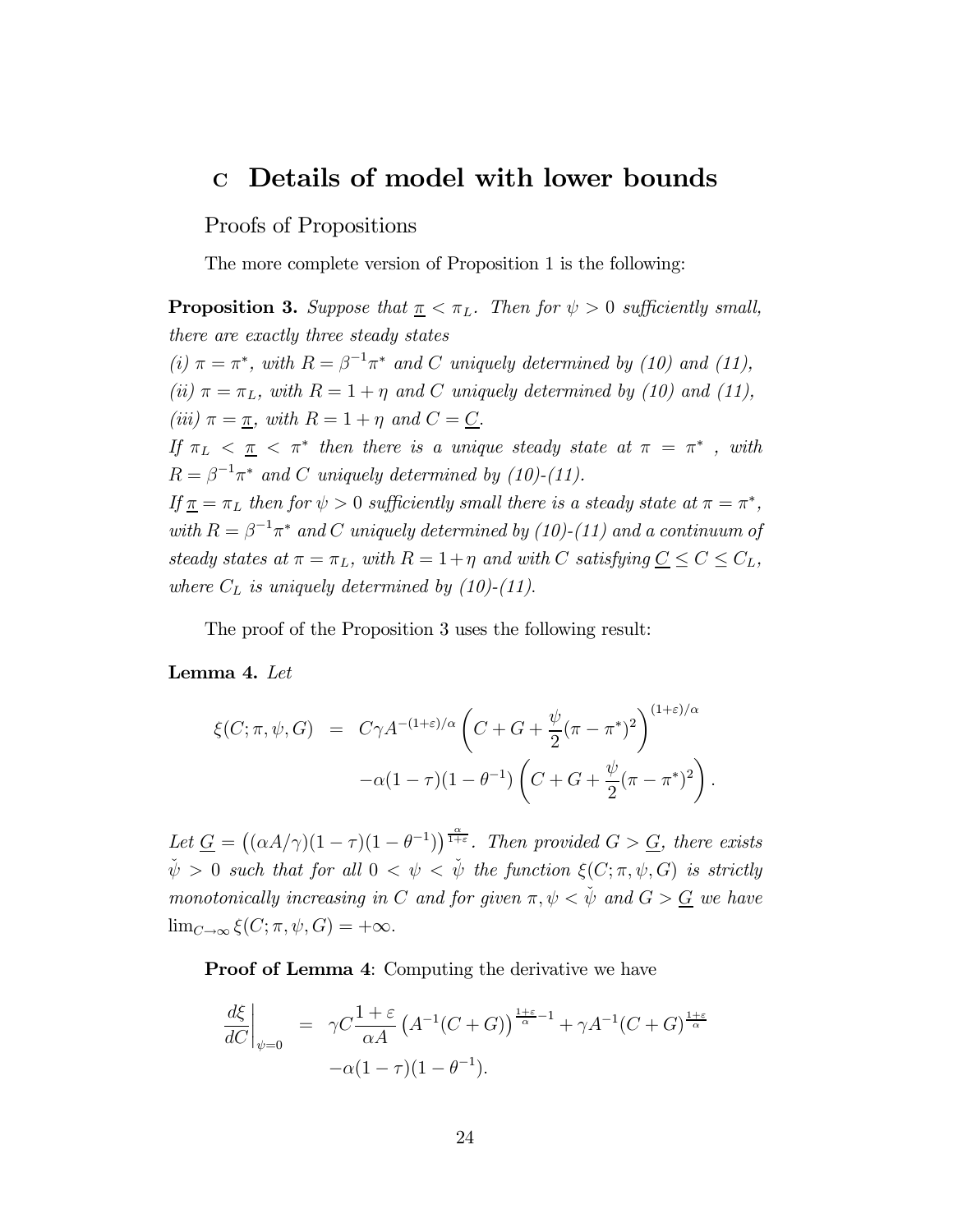# C Details of model with lower bounds

## Proofs of Propositions

The more complete version of Proposition 1 is the following:

**Proposition 3.** *Suppose that $\underline{\pi} < \pi_L$. Then for $\psi > 0$ sufficiently small, there are exactly three steady states*

*(i) $\pi = \pi^*$, with $R = \beta^{-1}\pi^*$ and $C$ uniquely determined by (10) and (11),*

*(ii) $\pi = \pi_L$, with $R = 1 + \eta$ and $C$ uniquely determined by (10) and (11),*

*(iii) $\pi = \underline{\pi}$, with $R = 1 + \eta$ and $C = \underline{C}$.*

*If $\pi_L < \underline{\pi} < \pi^*$ then there is a unique steady state at $\pi = \pi^*$ , with $R = \beta^{-1}\pi^*$ and $C$ uniquely determined by (10)-(11).*

*If $\underline{\pi} = \pi_L$ then for $\psi > 0$ sufficiently small there is a steady state at $\pi = \pi^*$, with $R = \beta^{-1}\pi^*$ and $C$ uniquely determined by (10)-(11) and a continuum of steady states at $\pi = \pi_L$, with $R = 1 + \eta$ and with $C$ satisfying $\underline{C} \leq C \leq C_L$, where $C_L$ is uniquely determined by (10)-(11).*

The proof of the Proposition 3 uses the following result:

**Lemma 4.** *Let*

$$
\begin{aligned}
\xi(C; \pi, \psi, G) &= C\gamma A^{-(1+\varepsilon)/\alpha} \left( C + G + \frac{\psi}{2}(\pi - \pi^*)^2 \right)^{(1+\varepsilon)/\alpha} \\
&\quad - \alpha(1-\tau)(1-\theta^{-1}) \left( C + G + \frac{\psi}{2}(\pi - \pi^*)^2 \right).
\end{aligned}
$$

*Let $\underline{G} = \left( (\alpha A/\gamma)(1-\tau)(1-\theta^{-1}) \right)^{\frac{\alpha}{1+\varepsilon}}$. Then provided $G > \underline{G}$, there exists $\check{\psi} > 0$ such that for all $0 < \psi < \check{\psi}$ the function $\xi(C; \pi, \psi, G)$ is strictly monotonically increasing in $C$ and for given $\pi, \psi < \check{\psi}$ and $G > \underline{G}$ we have $\lim_{C \to \infty} \xi(C; \pi, \psi, G) = +\infty$.*

**Proof of Lemma 4**: Computing the derivative we have

$$
\begin{aligned}
\left. \frac{d\xi}{dC} \right|_{\psi=0} &= \gamma C \frac{1+\varepsilon}{\alpha A} \left( A^{-1}(C+G) \right)^{\frac{1+\varepsilon}{\alpha} - 1} + \gamma A^{-1}(C+G)^{\frac{1+\varepsilon}{\alpha}} \\
&\quad - \alpha(1-\tau)(1-\theta^{-1}).
\end{aligned}
$$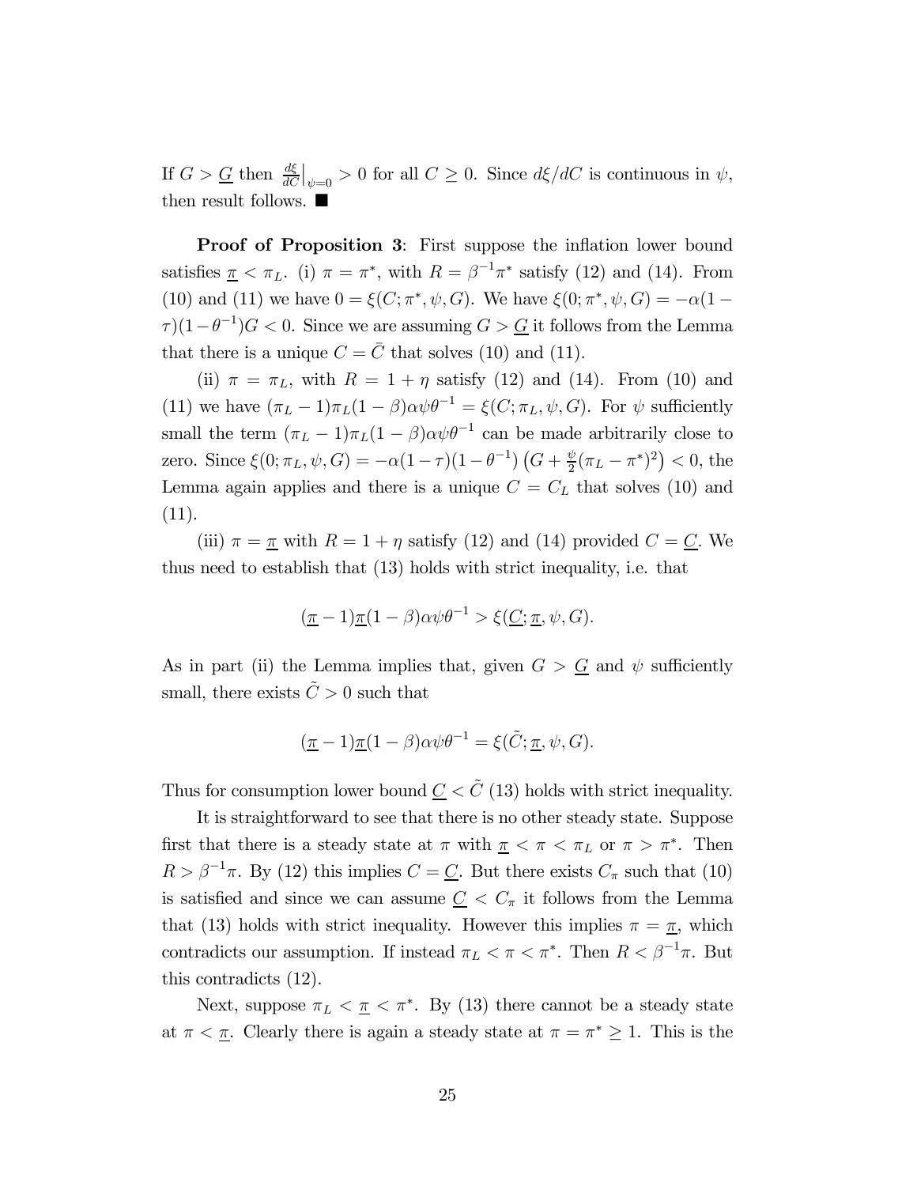If $G > \underline{G}$ then $\frac{d\xi}{dC}\big|_{\psi=0} > 0$ for all $C \geq 0$. Since $d\xi/dC$ is continuous in $\psi$, then result follows. ■

**Proof of Proposition 3**: First suppose the inflation lower bound satisfies $\underline{\pi} < \pi_L$. (i) $\pi = \pi^*$, with $R = \beta^{-1}\pi^*$ satisfy (12) and (14). From (10) and (11) we have $0 = \xi(C; \pi^*, \psi, G)$. We have $\xi(0; \pi^*, \psi, G) = -\alpha(1 - \tau)(1 - \theta^{-1})G < 0$. Since we are assuming $G > \underline{G}$ it follows from the Lemma that there is a unique $C = \bar{C}$ that solves (10) and (11).

(ii) $\pi = \pi_L$, with $R = 1 + \eta$ satisfy (12) and (14). From (10) and (11) we have $(\pi_L - 1)\pi_L(1 - \beta)\alpha\psi\theta^{-1} = \xi(C; \pi_L, \psi, G)$. For $\psi$ sufficiently small the term $(\pi_L - 1)\pi_L(1 - \beta)\alpha\psi\theta^{-1}$ can be made arbitrarily close to zero. Since $\xi(0; \pi_L, \psi, G) = -\alpha(1 - \tau)(1 - \theta^{-1})\left(G + \frac{\psi}{2}(\pi_L - \pi^*)^2\right) < 0$, the Lemma again applies and there is a unique $C = C_L$ that solves (10) and (11).

(iii) $\pi = \underline{\pi}$ with $R = 1 + \eta$ satisfy (12) and (14) provided $C = \underline{C}$. We thus need to establish that (13) holds with strict inequality, i.e. that

$$(\underline{\pi} - 1)\underline{\pi}(1 - \beta)\alpha\psi\theta^{-1} > \xi(\underline{C}; \underline{\pi}, \psi, G).$$

As in part (ii) the Lemma implies that, given $G > \underline{G}$ and $\psi$ sufficiently small, there exists $\tilde{C} > 0$ such that

$$(\underline{\pi} - 1)\underline{\pi}(1 - \beta)\alpha\psi\theta^{-1} = \xi(\tilde{C}; \underline{\pi}, \psi, G).$$

Thus for consumption lower bound $\underline{C} < \tilde{C}$ (13) holds with strict inequality.

It is straightforward to see that there is no other steady state. Suppose first that there is a steady state at $\pi$ with $\underline{\pi} < \pi < \pi_L$ or $\pi > \pi^*$. Then $R > \beta^{-1}\pi$. By (12) this implies $C = \underline{C}$. But there exists $C_\pi$ such that (10) is satisfied and since we can assume $\underline{C} < C_\pi$ it follows from the Lemma that (13) holds with strict inequality. However this implies $\pi = \underline{\pi}$, which contradicts our assumption. If instead $\pi_L < \pi < \pi^*$. Then $R < \beta^{-1}\pi$. But this contradicts (12).

Next, suppose $\pi_L < \underline{\pi} < \pi^*$. By (13) there cannot be a steady state at $\pi < \underline{\pi}$. Clearly there is again a steady state at $\pi = \pi^* \geq 1$. This is the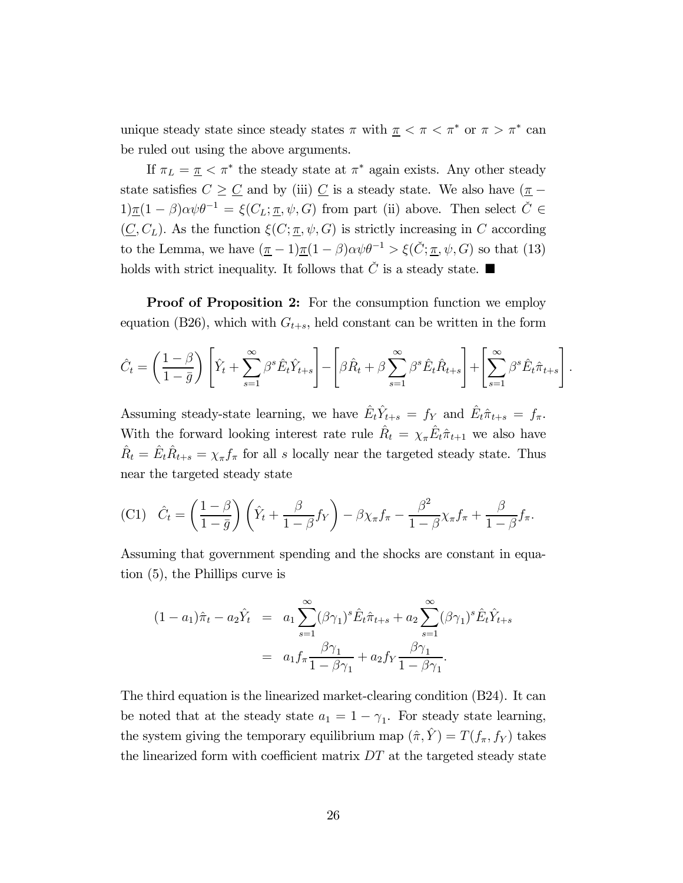unique steady state since steady states $\pi$ with $\underline{\pi} < \pi < \pi^*$ or $\pi > \pi^*$ can be ruled out using the above arguments.

If $\pi_L = \underline{\pi} < \pi^*$ the steady state at $\pi^*$ again exists. Any other steady state satisfies $C \geq \underline{C}$ and by (iii) $\underline{C}$ is a steady state. We also have $(\underline{\pi} - 1)\underline{\pi}(1-\beta)\alpha\psi\theta^{-1} = \xi(C_L; \underline{\pi}, \psi, G)$ from part (ii) above. Then select $\check{C} \in (\underline{C}, C_L)$. As the function $\xi(C; \underline{\pi}, \psi, G)$ is strictly increasing in $C$ according to the Lemma, we have $(\underline{\pi} - 1)\underline{\pi}(1-\beta)\alpha\psi\theta^{-1} > \xi(\check{C}; \underline{\pi}, \psi, G)$ so that (13) holds with strict inequality. It follows that $\check{C}$ is a steady state. ■

**Proof of Proposition 2:** For the consumption function we employ equation (B26), which with $G_{t+s}$, held constant can be written in the form

$$\hat{C}_t = \left(\frac{1-\beta}{1-\bar{g}}\right)\left[\hat{Y}_t + \sum_{s=1}^{\infty}\beta^s \hat{E}_t \hat{Y}_{t+s}\right] - \left[\beta\hat{R}_t + \beta\sum_{s=1}^{\infty}\beta^s \hat{E}_t \hat{R}_{t+s}\right] + \left[\sum_{s=1}^{\infty}\beta^s \hat{E}_t \hat{\pi}_{t+s}\right].$$

Assuming steady-state learning, we have $\hat{E}_t\hat{Y}_{t+s} = f_Y$ and $\hat{E}_t\hat{\pi}_{t+s} = f_\pi$. With the forward looking interest rate rule $\hat{R}_t = \chi_\pi \hat{E}_t\hat{\pi}_{t+1}$ we also have $\hat{R}_t = \hat{E}_t\hat{R}_{t+s} = \chi_\pi f_\pi$ for all $s$ locally near the targeted steady state. Thus near the targeted steady state

$$\text{(C1)} \quad \hat{C}_t = \left(\frac{1-\beta}{1-\bar{g}}\right)\left(\hat{Y}_t + \frac{\beta}{1-\beta}f_Y\right) - \beta\chi_\pi f_\pi - \frac{\beta^2}{1-\beta}\chi_\pi f_\pi + \frac{\beta}{1-\beta}f_\pi.$$

Assuming that government spending and the shocks are constant in equation (5), the Phillips curve is

$$\begin{aligned}(1-a_1)\hat{\pi}_t - a_2\hat{Y}_t &= a_1\sum_{s=1}^{\infty}(\beta\gamma_1)^s\hat{E}_t\hat{\pi}_{t+s} + a_2\sum_{s=1}^{\infty}(\beta\gamma_1)^s\hat{E}_t\hat{Y}_{t+s} \\ &= a_1 f_\pi \frac{\beta\gamma_1}{1-\beta\gamma_1} + a_2 f_Y \frac{\beta\gamma_1}{1-\beta\gamma_1}.\end{aligned}$$

The third equation is the linearized market-clearing condition (B24). It can be noted that at the steady state $a_1 = 1 - \gamma_1$. For steady state learning, the system giving the temporary equilibrium map $(\hat{\pi}, \hat{Y}) = T(f_\pi, f_Y)$ takes the linearized form with coefficient matrix $DT$ at the targeted steady state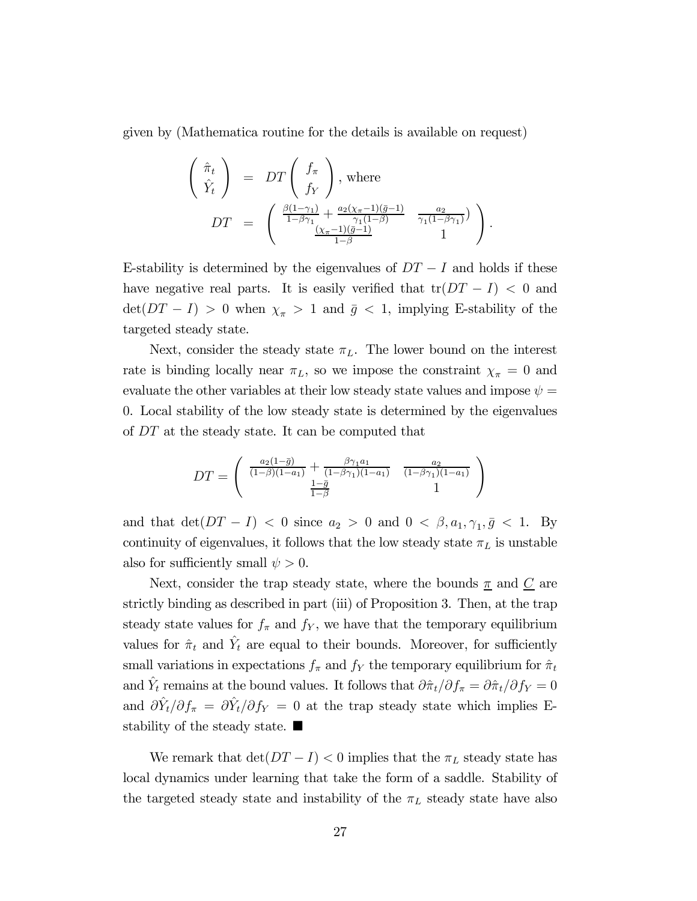given by (Mathematica routine for the details is available on request)

$$
\begin{pmatrix} \hat{\pi}_t \\ \hat{Y}_t \end{pmatrix} = DT \begin{pmatrix} f_\pi \\ f_Y \end{pmatrix}, \text{ where}
$$

$$
DT = \begin{pmatrix} \frac{\beta(1-\gamma_1)}{1-\beta\gamma_1} + \frac{a_2(\chi_\pi - 1)(\bar{g}-1)}{\gamma_1(1-\beta)} & \frac{a_2}{\gamma_1(1-\beta\gamma_1)}) \\ \frac{(\chi_\pi - 1)(\bar{g}-1)}{1-\beta} & 1 \end{pmatrix}.
$$

E-stability is determined by the eigenvalues of $DT - I$ and holds if these have negative real parts. It is easily verified that $\text{tr}(DT - I) < 0$ and $\det(DT - I) > 0$ when $\chi_\pi > 1$ and $\bar{g} < 1$, implying E-stability of the targeted steady state.

Next, consider the steady state $\pi_L$. The lower bound on the interest rate is binding locally near $\pi_L$, so we impose the constraint $\chi_\pi = 0$ and evaluate the other variables at their low steady state values and impose $\psi = 0$. Local stability of the low steady state is determined by the eigenvalues of $DT$ at the steady state. It can be computed that

$$
DT = \begin{pmatrix} \frac{a_2(1-\bar{g})}{(1-\beta)(1-a_1)} + \frac{\beta\gamma_1 a_1}{(1-\beta\gamma_1)(1-a_1)} & \frac{a_2}{(1-\beta\gamma_1)(1-a_1)} \\ \frac{1-\bar{g}}{1-\beta} & 1 \end{pmatrix}
$$

and that $\det(DT - I) < 0$ since $a_2 > 0$ and $0 < \beta, a_1, \gamma_1, \bar{g} < 1$. By continuity of eigenvalues, it follows that the low steady state $\pi_L$ is unstable also for sufficiently small $\psi > 0$.

Next, consider the trap steady state, where the bounds $\underline{\pi}$ and $\underline{C}$ are strictly binding as described in part (iii) of Proposition 3. Then, at the trap steady state values for $f_\pi$ and $f_Y$, we have that the temporary equilibrium values for $\hat{\pi}_t$ and $\hat{Y}_t$ are equal to their bounds. Moreover, for sufficiently small variations in expectations $f_\pi$ and $f_Y$ the temporary equilibrium for $\hat{\pi}_t$ and $\hat{Y}_t$ remains at the bound values. It follows that $\partial\hat{\pi}_t/\partial f_\pi = \partial\hat{\pi}_t/\partial f_Y = 0$ and $\partial\hat{Y}_t/\partial f_\pi = \partial\hat{Y}_t/\partial f_Y = 0$ at the trap steady state which implies E-stability of the steady state. ■

We remark that $\det(DT - I) < 0$ implies that the $\pi_L$ steady state has local dynamics under learning that take the form of a saddle. Stability of the targeted steady state and instability of the $\pi_L$ steady state have also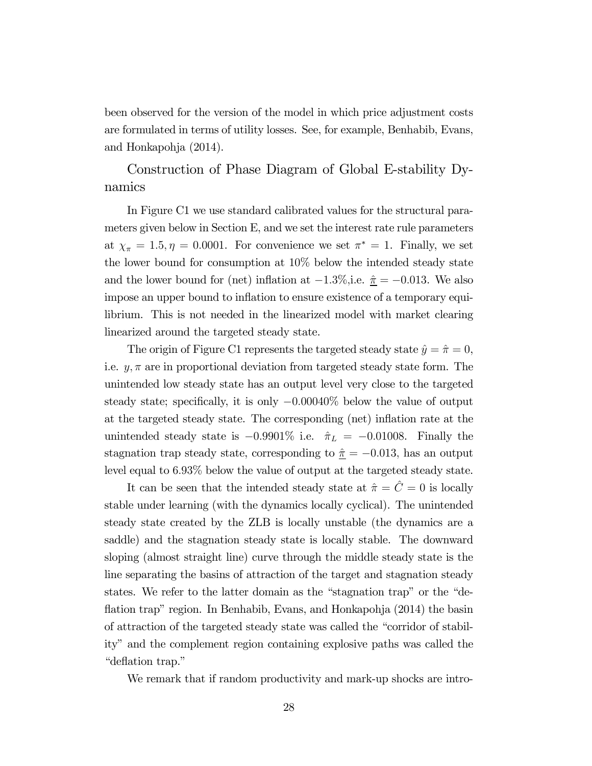been observed for the version of the model in which price adjustment costs are formulated in terms of utility losses. See, for example, Benhabib, Evans, and Honkapohja (2014).

## Construction of Phase Diagram of Global E-stability Dynamics

In Figure C1 we use standard calibrated values for the structural parameters given below in Section E, and we set the interest rate rule parameters at $\chi_\pi = 1.5, \eta = 0.0001$. For convenience we set $\pi^* = 1$. Finally, we set the lower bound for consumption at 10% below the intended steady state and the lower bound for (net) inflation at $-1.3\%$,i.e. $\underline{\hat{\pi}} = -0.013$. We also impose an upper bound to inflation to ensure existence of a temporary equilibrium. This is not needed in the linearized model with market clearing linearized around the targeted steady state.

The origin of Figure C1 represents the targeted steady state $\hat{y} = \hat{\pi} = 0$, i.e. $y, \pi$ are in proportional deviation from targeted steady state form. The unintended low steady state has an output level very close to the targeted steady state; specifically, it is only $-0.00040\%$ below the value of output at the targeted steady state. The corresponding (net) inflation rate at the unintended steady state is $-0.9901\%$ i.e. $\hat{\pi}_L = -0.01008$. Finally the stagnation trap steady state, corresponding to $\underline{\hat{\pi}} = -0.013$, has an output level equal to 6.93% below the value of output at the targeted steady state.

It can be seen that the intended steady state at $\hat{\pi} = \hat{C} = 0$ is locally stable under learning (with the dynamics locally cyclical). The unintended steady state created by the ZLB is locally unstable (the dynamics are a saddle) and the stagnation steady state is locally stable. The downward sloping (almost straight line) curve through the middle steady state is the line separating the basins of attraction of the target and stagnation steady states. We refer to the latter domain as the "stagnation trap" or the "deflation trap" region. In Benhabib, Evans, and Honkapohja (2014) the basin of attraction of the targeted steady state was called the "corridor of stability" and the complement region containing explosive paths was called the "deflation trap."

We remark that if random productivity and mark-up shocks are intro-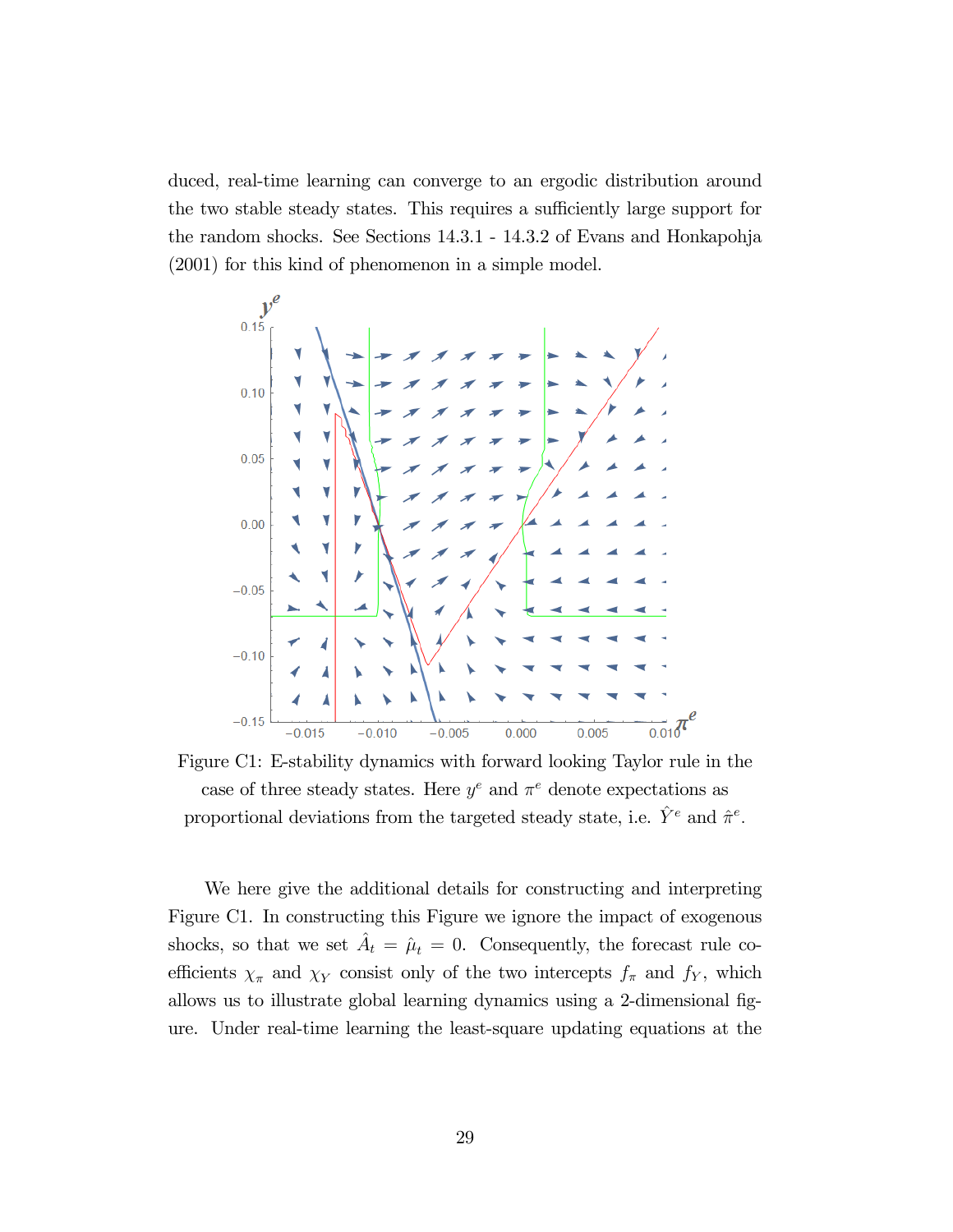duced, real-time learning can converge to an ergodic distribution around the two stable steady states. This requires a sufficiently large support for the random shocks. See Sections 14.3.1 - 14.3.2 of Evans and Honkapohja (2001) for this kind of phenomenon in a simple model.

Figure C1: E-stability dynamics with forward looking Taylor rule in the case of three steady states. Here $y^e$ and $\pi^e$ denote expectations as proportional deviations from the targeted steady state, i.e. $\hat{Y}^e$ and $\hat{\pi}^e$.

We here give the additional details for constructing and interpreting Figure C1. In constructing this Figure we ignore the impact of exogenous shocks, so that we set $\hat{A}_t = \hat{\mu}_t = 0$. Consequently, the forecast rule coefficients $\chi_\pi$ and $\chi_Y$ consist only of the two intercepts $f_\pi$ and $f_Y$, which allows us to illustrate global learning dynamics using a 2-dimensional figure. Under real-time learning the least-square updating equations at the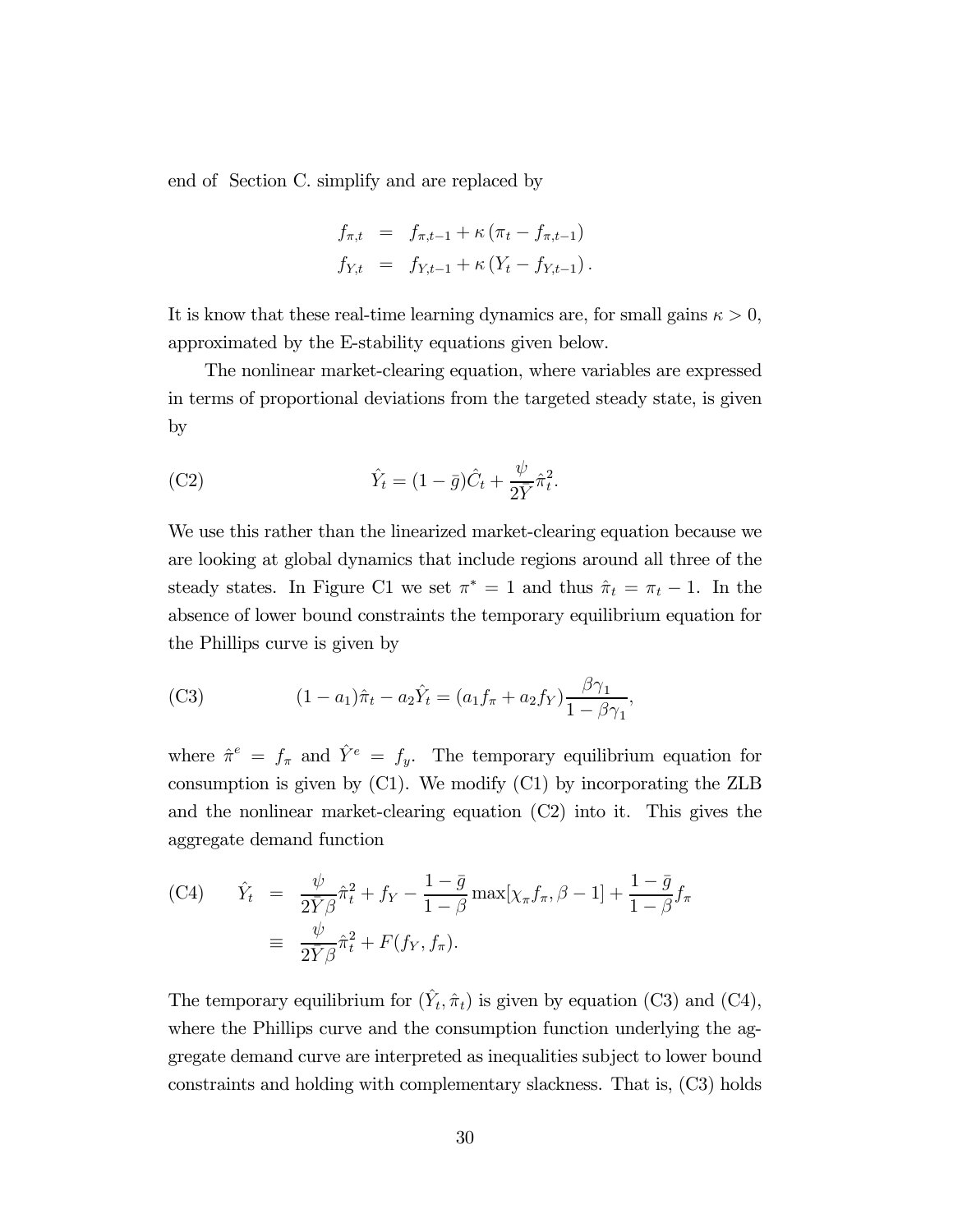end of Section C. simplify and are replaced by

$$
\begin{aligned}
f_{\pi,t} &= f_{\pi,t-1} + \kappa \left( \pi_t - f_{\pi,t-1} \right) \\
f_{Y,t} &= f_{Y,t-1} + \kappa \left( Y_t - f_{Y,t-1} \right).
\end{aligned}
$$

It is know that these real-time learning dynamics are, for small gains $\kappa > 0$, approximated by the E-stability equations given below.

The nonlinear market-clearing equation, where variables are expressed in terms of proportional deviations from the targeted steady state, is given by

$$
\text{(C2)} \qquad \hat{Y}_t = (1 - \bar{g})\hat{C}_t + \frac{\psi}{2\bar{Y}}\hat{\pi}_t^2.
$$

We use this rather than the linearized market-clearing equation because we are looking at global dynamics that include regions around all three of the steady states. In Figure C1 we set $\pi^* = 1$ and thus $\hat{\pi}_t = \pi_t - 1$. In the absence of lower bound constraints the temporary equilibrium equation for the Phillips curve is given by

$$
\text{(C3)} \qquad (1 - a_1)\hat{\pi}_t - a_2\hat{Y}_t = (a_1 f_\pi + a_2 f_Y)\frac{\beta\gamma_1}{1 - \beta\gamma_1},
$$

where $\hat{\pi}^e = f_\pi$ and $\hat{Y}^e = f_y$. The temporary equilibrium equation for consumption is given by (C1). We modify (C1) by incorporating the ZLB and the nonlinear market-clearing equation (C2) into it. This gives the aggregate demand function

$$
\begin{aligned}
\text{(C4)} \qquad \hat{Y}_t &= \frac{\psi}{2\bar{Y}\beta}\hat{\pi}_t^2 + f_Y - \frac{1 - \bar{g}}{1 - \beta}\max[\chi_\pi f_\pi, \beta - 1] + \frac{1 - \bar{g}}{1 - \beta}f_\pi \\
&\equiv \frac{\psi}{2\bar{Y}\beta}\hat{\pi}_t^2 + F(f_Y, f_\pi).
\end{aligned}
$$

The temporary equilibrium for $(\hat{Y}_t, \hat{\pi}_t)$ is given by equation (C3) and (C4), where the Phillips curve and the consumption function underlying the aggregate demand curve are interpreted as inequalities subject to lower bound constraints and holding with complementary slackness. That is, (C3) holds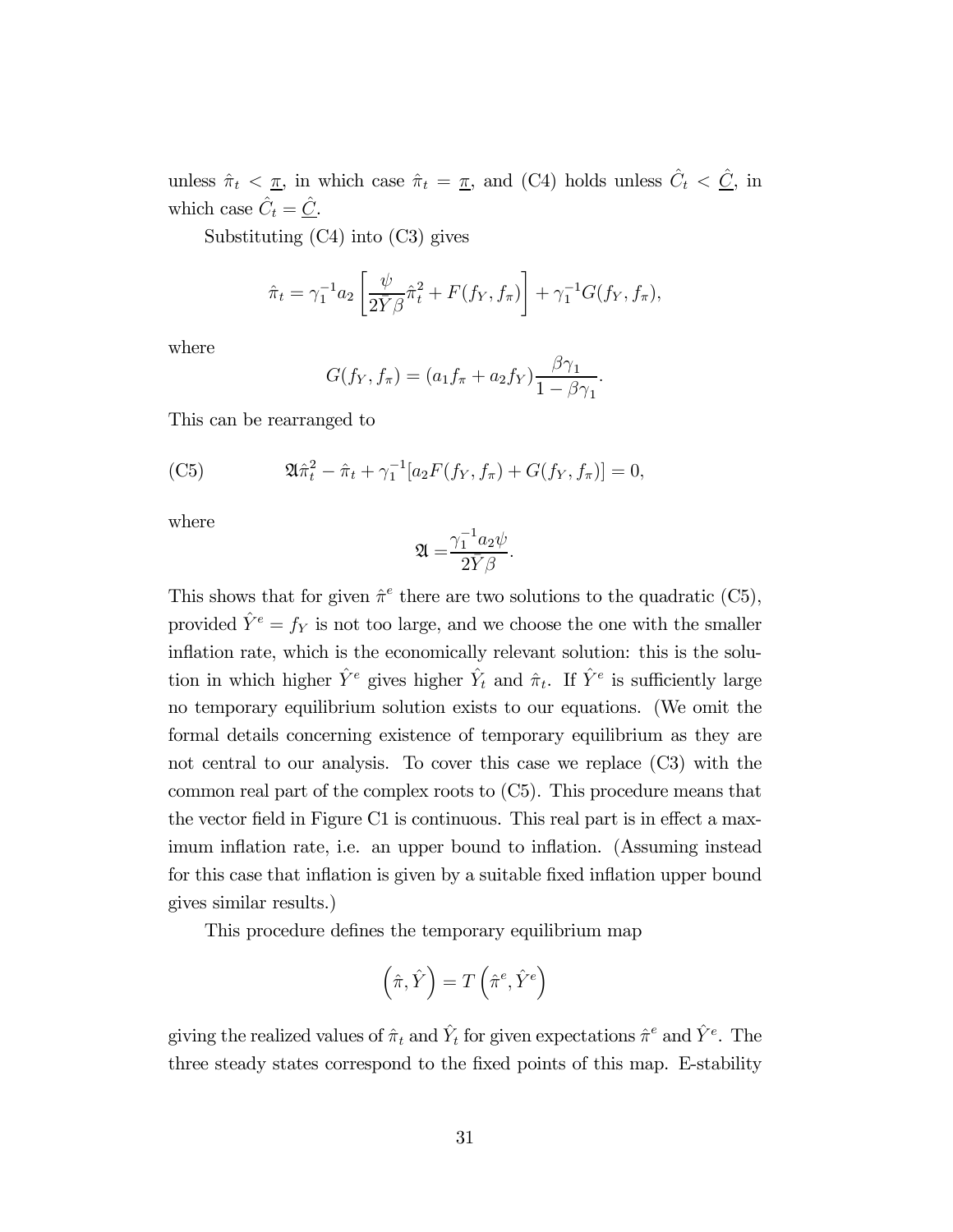unless $\hat{\pi}_t < \underline{\pi}$, in which case $\hat{\pi}_t = \underline{\pi}$, and (C4) holds unless $\hat{C}_t < \underline{\hat{C}}$, in which case $\hat{C}_t = \underline{\hat{C}}$.

Substituting (C4) into (C3) gives

$$\hat{\pi}_t = \gamma_1^{-1} a_2 \left[ \frac{\psi}{2\bar{Y}\beta} \hat{\pi}_t^2 + F(f_Y, f_\pi) \right] + \gamma_1^{-1} G(f_Y, f_\pi),$$

where

$$G(f_Y, f_\pi) = (a_1 f_\pi + a_2 f_Y) \frac{\beta \gamma_1}{1 - \beta \gamma_1}.$$

This can be rearranged to

$$\text{(C5)} \qquad \mathfrak{A} \hat{\pi}_t^2 - \hat{\pi}_t + \gamma_1^{-1} [a_2 F(f_Y, f_\pi) + G(f_Y, f_\pi)] = 0,$$

where

$$\mathfrak{A} = \frac{\gamma_1^{-1} a_2 \psi}{2\bar{Y}\beta}.$$

This shows that for given $\hat{\pi}^e$ there are two solutions to the quadratic (C5), provided $\hat{Y}^e = f_Y$ is not too large, and we choose the one with the smaller inflation rate, which is the economically relevant solution: this is the solution in which higher $\hat{Y}^e$ gives higher $\hat{Y}_t$ and $\hat{\pi}_t$. If $\hat{Y}^e$ is sufficiently large no temporary equilibrium solution exists to our equations. (We omit the formal details concerning existence of temporary equilibrium as they are not central to our analysis. To cover this case we replace (C3) with the common real part of the complex roots to (C5). This procedure means that the vector field in Figure C1 is continuous. This real part is in effect a maximum inflation rate, i.e. an upper bound to inflation. (Assuming instead for this case that inflation is given by a suitable fixed inflation upper bound gives similar results.)

This procedure defines the temporary equilibrium map

$$\left(\hat{\pi}, \hat{Y}\right) = T\left(\hat{\pi}^e, \hat{Y}^e\right)$$

giving the realized values of $\hat{\pi}_t$ and $\hat{Y}_t$ for given expectations $\hat{\pi}^e$ and $\hat{Y}^e$. The three steady states correspond to the fixed points of this map. E-stability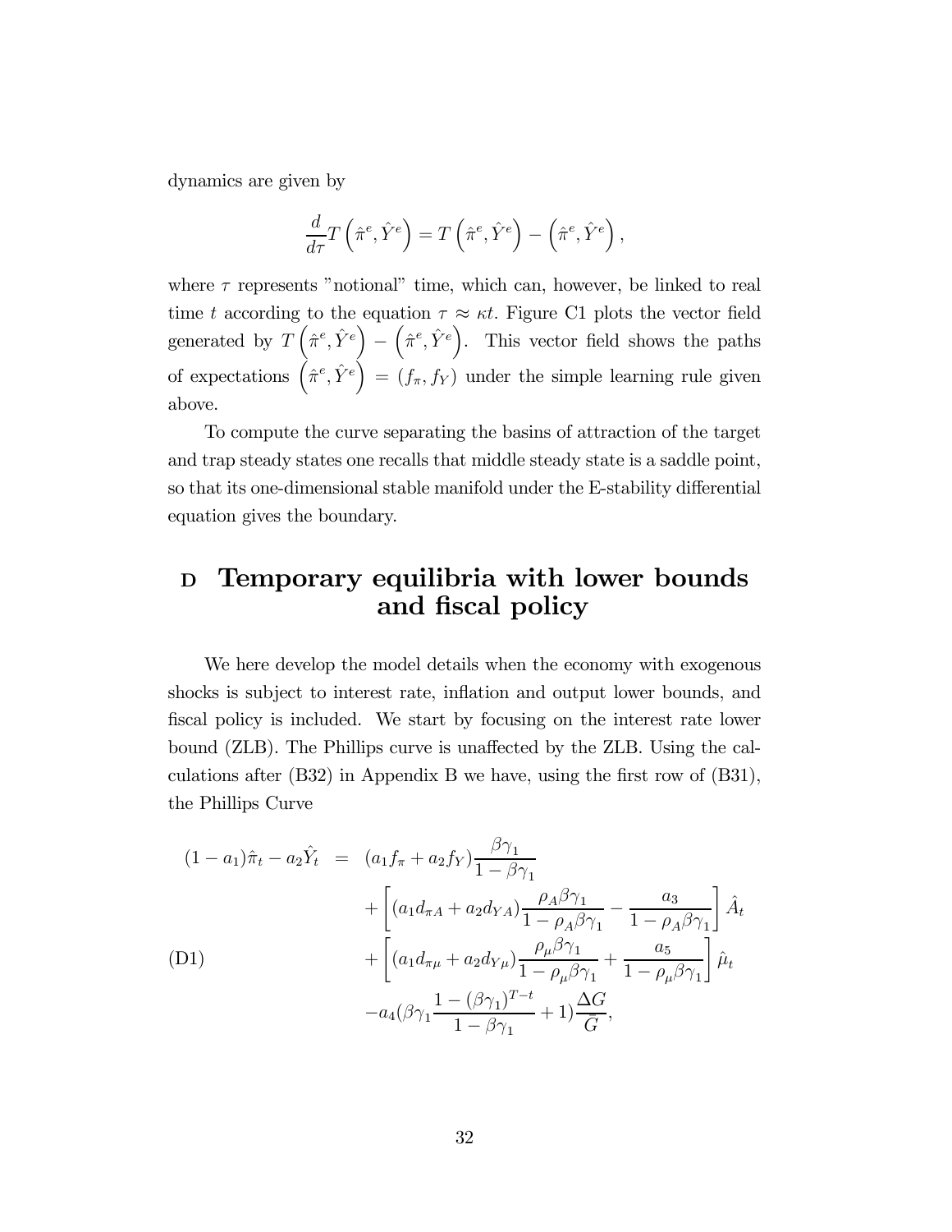dynamics are given by

$$\frac{d}{d\tau}T\left(\hat{\pi}^e, \hat{Y}^e\right) = T\left(\hat{\pi}^e, \hat{Y}^e\right) - \left(\hat{\pi}^e, \hat{Y}^e\right),$$

where $\tau$ represents "notional" time, which can, however, be linked to real time $t$ according to the equation $\tau \approx \kappa t$. Figure C1 plots the vector field generated by $T\left(\hat{\pi}^e, \hat{Y}^e\right) - \left(\hat{\pi}^e, \hat{Y}^e\right)$. This vector field shows the paths of expectations $\left(\hat{\pi}^e, \hat{Y}^e\right) = (f_\pi, f_Y)$ under the simple learning rule given above.

To compute the curve separating the basins of attraction of the target and trap steady states one recalls that middle steady state is a saddle point, so that its one-dimensional stable manifold under the E-stability differential equation gives the boundary.

# D Temporary equilibria with lower bounds and fiscal policy

We here develop the model details when the economy with exogenous shocks is subject to interest rate, inflation and output lower bounds, and fiscal policy is included. We start by focusing on the interest rate lower bound (ZLB). The Phillips curve is unaffected by the ZLB. Using the calculations after (B32) in Appendix B we have, using the first row of (B31), the Phillips Curve

$$\begin{aligned}
(1-a_1)\hat{\pi}_t - a_2\hat{Y}_t \;=\;& (a_1 f_\pi + a_2 f_Y)\frac{\beta\gamma_1}{1-\beta\gamma_1} \\
&+ \left[(a_1 d_{\pi A} + a_2 d_{YA})\frac{\rho_A\beta\gamma_1}{1-\rho_A\beta\gamma_1} - \frac{a_3}{1-\rho_A\beta\gamma_1}\right]\hat{A}_t \\
&+ \left[(a_1 d_{\pi\mu} + a_2 d_{Y\mu})\frac{\rho_\mu\beta\gamma_1}{1-\rho_\mu\beta\gamma_1} + \frac{a_5}{1-\rho_\mu\beta\gamma_1}\right]\hat{\mu}_t \\
&- a_4\left(\beta\gamma_1\frac{1-(\beta\gamma_1)^{T-t}}{1-\beta\gamma_1} + 1\right)\frac{\Delta G}{\bar{G}},
\end{aligned} \tag{D1}$$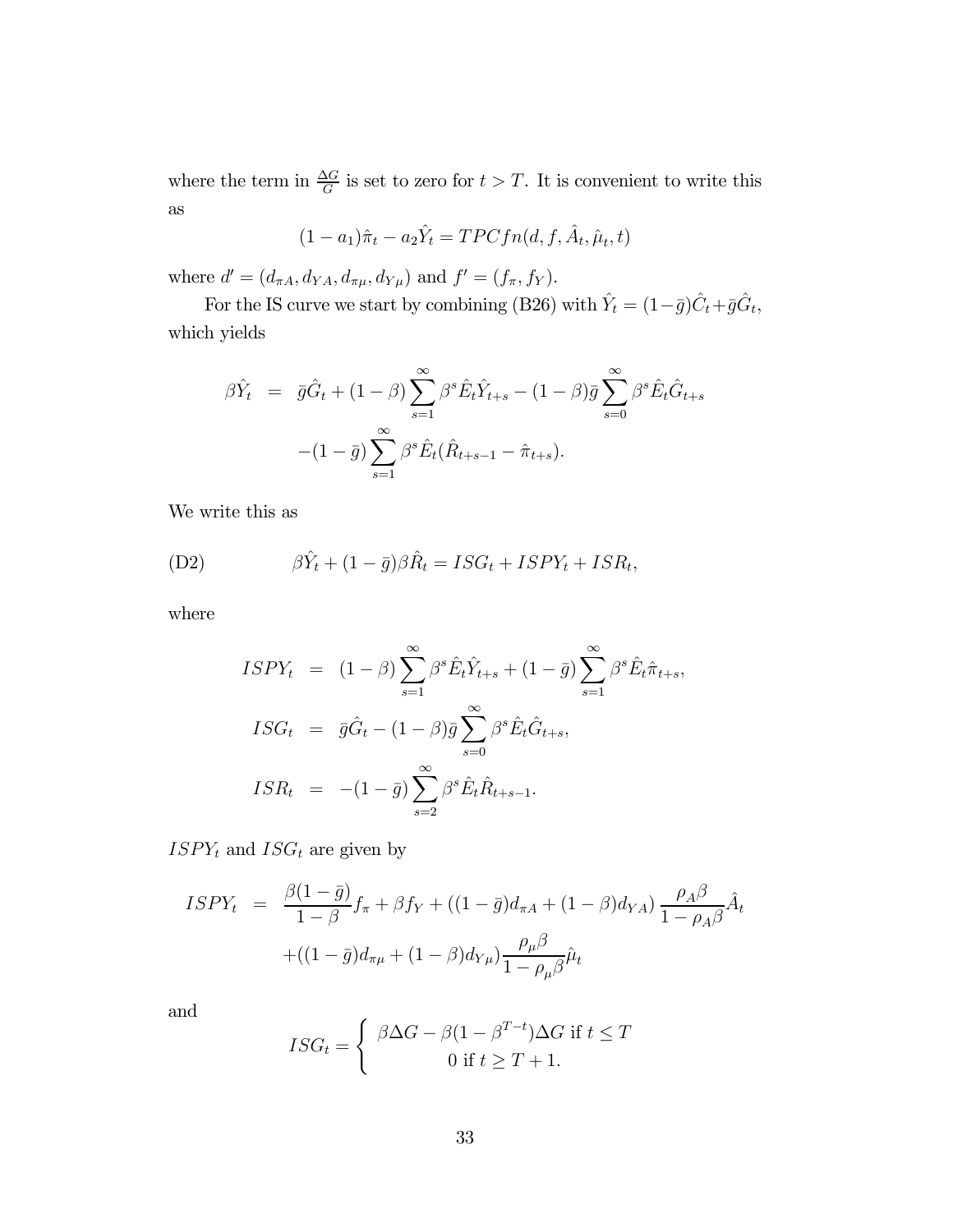where the term in $\frac{\Delta G}{G}$ is set to zero for $t > T$. It is convenient to write this as

$$(1-a_1)\hat{\pi}_t - a_2\hat{Y}_t = TPCfn(d, f, \hat{A}_t, \hat{\mu}_t, t)$$

where $d' = (d_{\pi A}, d_{YA}, d_{\pi\mu}, d_{Y\mu})$ and $f' = (f_\pi, f_Y)$.

For the IS curve we start by combining (B26) with $\hat{Y}_t = (1-\bar{g})\hat{C}_t + \bar{g}\hat{G}_t$, which yields

$$\begin{aligned}
\beta\hat{Y}_t &= \bar{g}\hat{G}_t + (1-\beta)\sum_{s=1}^{\infty}\beta^s\hat{E}_t\hat{Y}_{t+s} - (1-\beta)\bar{g}\sum_{s=0}^{\infty}\beta^s\hat{E}_t\hat{G}_{t+s} \\
&\quad -(1-\bar{g})\sum_{s=1}^{\infty}\beta^s\hat{E}_t(\hat{R}_{t+s-1} - \hat{\pi}_{t+s}).
\end{aligned}$$

We write this as

$$\text{(D2)} \qquad \beta\hat{Y}_t + (1-\bar{g})\beta\hat{R}_t = ISG_t + ISPY_t + ISR_t,$$

where

$$\begin{aligned}
ISPY_t &= (1-\beta)\sum_{s=1}^{\infty}\beta^s\hat{E}_t\hat{Y}_{t+s} + (1-\bar{g})\sum_{s=1}^{\infty}\beta^s\hat{E}_t\hat{\pi}_{t+s}, \\
ISG_t &= \bar{g}\hat{G}_t - (1-\beta)\bar{g}\sum_{s=0}^{\infty}\beta^s\hat{E}_t\hat{G}_{t+s}, \\
ISR_t &= -(1-\bar{g})\sum_{s=2}^{\infty}\beta^s\hat{E}_t\hat{R}_{t+s-1}.
\end{aligned}$$

$ISPY_t$ and $ISG_t$ are given by

$$\begin{aligned}
ISPY_t &= \frac{\beta(1-\bar{g})}{1-\beta}f_\pi + \beta f_Y + ((1-\bar{g})d_{\pi A} + (1-\beta)d_{YA})\frac{\rho_A\beta}{1-\rho_A\beta}\hat{A}_t \\
&\quad +((1-\bar{g})d_{\pi\mu} + (1-\beta)d_{Y\mu})\frac{\rho_\mu\beta}{1-\rho_\mu\beta}\hat{\mu}_t
\end{aligned}$$

and

$$ISG_t = \begin{cases} \beta\Delta G - \beta(1-\beta^{T-t})\Delta G \text{ if } t \leq T \\ 0 \text{ if } t \geq T+1. \end{cases}$$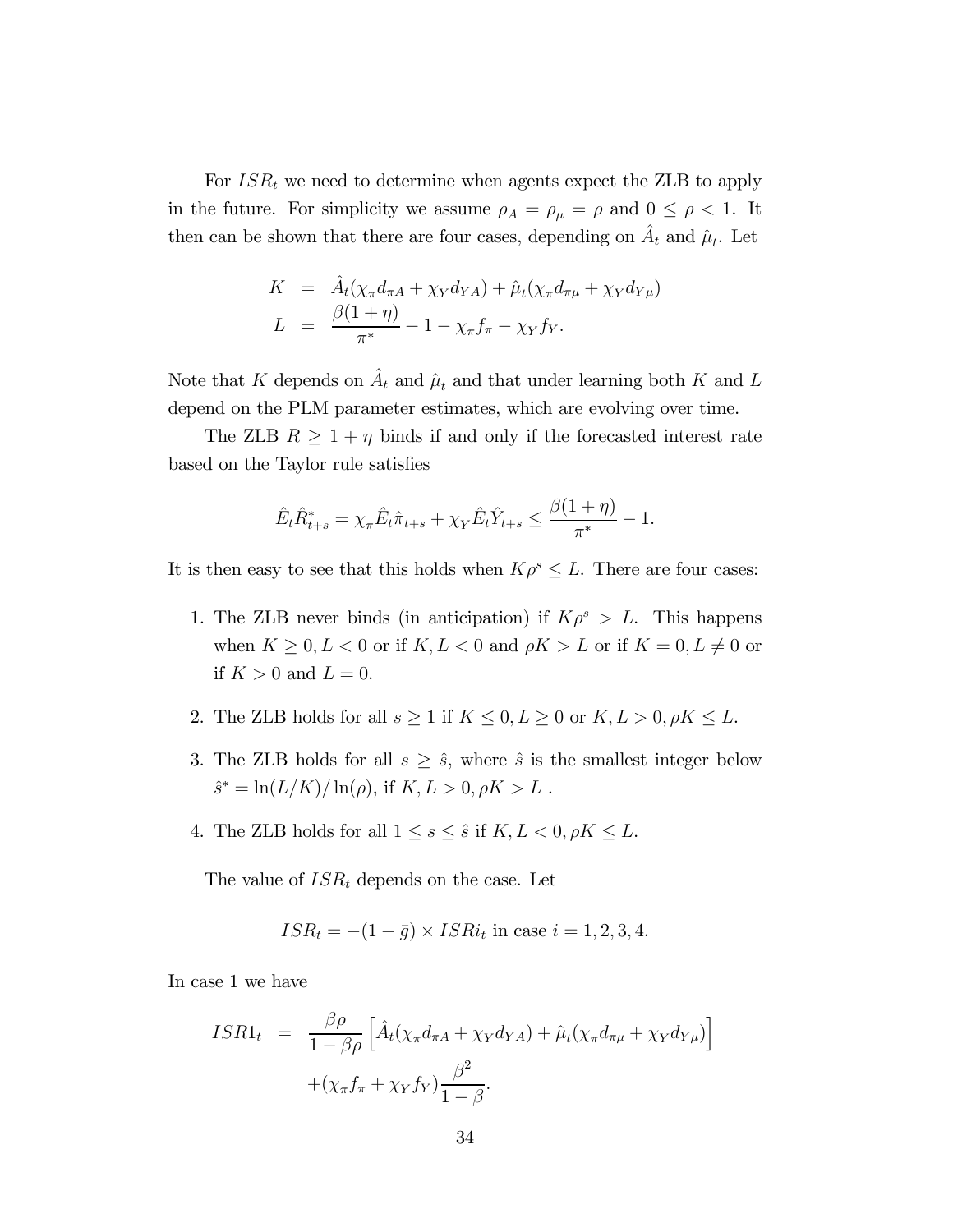For $ISR_t$ we need to determine when agents expect the ZLB to apply in the future. For simplicity we assume $\rho_A = \rho_\mu = \rho$ and $0 \leq \rho < 1$. It then can be shown that there are four cases, depending on $\hat{A}_t$ and $\hat{\mu}_t$. Let

$$
\begin{aligned}
K &= \hat{A}_t(\chi_\pi d_{\pi A} + \chi_Y d_{YA}) + \hat{\mu}_t(\chi_\pi d_{\pi\mu} + \chi_Y d_{Y\mu}) \\
L &= \frac{\beta(1+\eta)}{\pi^*} - 1 - \chi_\pi f_\pi - \chi_Y f_Y.
\end{aligned}
$$

Note that $K$ depends on $\hat{A}_t$ and $\hat{\mu}_t$ and that under learning both $K$ and $L$ depend on the PLM parameter estimates, which are evolving over time.

The ZLB $R \geq 1+\eta$ binds if and only if the forecasted interest rate based on the Taylor rule satisfies

$$
\hat{E}_t \hat{R}^*_{t+s} = \chi_\pi \hat{E}_t \hat{\pi}_{t+s} + \chi_Y \hat{E}_t \hat{Y}_{t+s} \leq \frac{\beta(1+\eta)}{\pi^*} - 1.
$$

It is then easy to see that this holds when $K\rho^s \leq L$. There are four cases:

1. The ZLB never binds (in anticipation) if $K\rho^s > L$. This happens when $K \geq 0, L < 0$ or if $K, L < 0$ and $\rho K > L$ or if $K = 0, L \neq 0$ or if $K > 0$ and $L = 0$.
2. The ZLB holds for all $s \geq 1$ if $K \leq 0, L \geq 0$ or $K, L > 0, \rho K \leq L$.
3. The ZLB holds for all $s \geq \hat{s}$, where $\hat{s}$ is the smallest integer below $\hat{s}^* = \ln(L/K)/\ln(\rho)$, if $K, L > 0, \rho K > L$ .
4. The ZLB holds for all $1 \leq s \leq \hat{s}$ if $K, L < 0, \rho K \leq L$.

The value of $ISR_t$ depends on the case. Let

$$
ISR_t = -(1-\bar{g}) \times ISRi_t \text{ in case } i = 1, 2, 3, 4.
$$

In case 1 we have

$$
\begin{aligned}
ISR1_t &= \frac{\beta\rho}{1-\beta\rho}\left[\hat{A}_t(\chi_\pi d_{\pi A} + \chi_Y d_{YA}) + \hat{\mu}_t(\chi_\pi d_{\pi\mu} + \chi_Y d_{Y\mu})\right] \\
&\quad + (\chi_\pi f_\pi + \chi_Y f_Y)\frac{\beta^2}{1-\beta}.
\end{aligned}
$$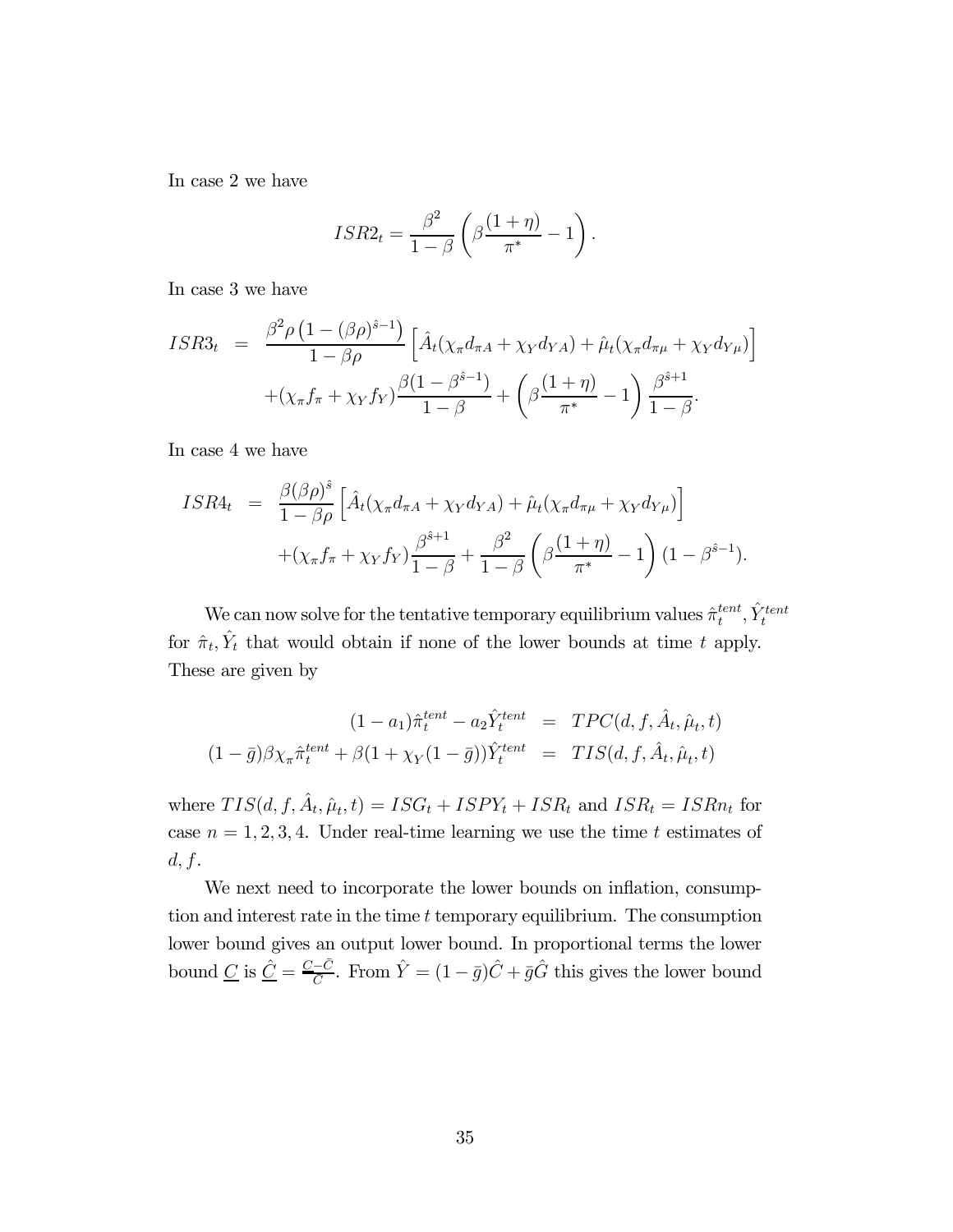In case 2 we have

$$ISR2_t = \frac{\beta^2}{1-\beta}\left(\beta\frac{(1+\eta)}{\pi^*} - 1\right).$$

In case 3 we have

$$\begin{aligned}
ISR3_t &= \frac{\beta^2\rho\left(1-(\beta\rho)^{\hat{s}-1}\right)}{1-\beta\rho}\left[\hat{A}_t(\chi_\pi d_{\pi A} + \chi_Y d_{YA}) + \hat{\mu}_t(\chi_\pi d_{\pi\mu} + \chi_Y d_{Y\mu})\right] \\
&\quad + (\chi_\pi f_\pi + \chi_Y f_Y)\frac{\beta(1-\beta^{\hat{s}-1})}{1-\beta} + \left(\beta\frac{(1+\eta)}{\pi^*} - 1\right)\frac{\beta^{\hat{s}+1}}{1-\beta}.
\end{aligned}$$

In case 4 we have

$$\begin{aligned}
ISR4_t &= \frac{\beta(\beta\rho)^{\hat{s}}}{1-\beta\rho}\left[\hat{A}_t(\chi_\pi d_{\pi A} + \chi_Y d_{YA}) + \hat{\mu}_t(\chi_\pi d_{\pi\mu} + \chi_Y d_{Y\mu})\right] \\
&\quad + (\chi_\pi f_\pi + \chi_Y f_Y)\frac{\beta^{\hat{s}+1}}{1-\beta} + \frac{\beta^2}{1-\beta}\left(\beta\frac{(1+\eta)}{\pi^*} - 1\right)(1-\beta^{\hat{s}-1}).
\end{aligned}$$

We can now solve for the tentative temporary equilibrium values $\hat{\pi}_t^{tent}, \hat{Y}_t^{tent}$ for $\hat{\pi}_t, \hat{Y}_t$ that would obtain if none of the lower bounds at time $t$ apply. These are given by

$$\begin{aligned}
(1-a_1)\hat{\pi}_t^{tent} - a_2\hat{Y}_t^{tent} &= TPC(d, f, \hat{A}_t, \hat{\mu}_t, t) \\
(1-\bar{g})\beta\chi_\pi\hat{\pi}_t^{tent} + \beta(1+\chi_Y(1-\bar{g}))\hat{Y}_t^{tent} &= TIS(d, f, \hat{A}_t, \hat{\mu}_t, t)
\end{aligned}$$

where $TIS(d, f, \hat{A}_t, \hat{\mu}_t, t) = ISG_t + ISPY_t + ISR_t$ and $ISR_t = ISRn_t$ for case $n = 1, 2, 3, 4$. Under real-time learning we use the time $t$ estimates of $d, f$.

We next need to incorporate the lower bounds on inflation, consumption and interest rate in the time $t$ temporary equilibrium. The consumption lower bound gives an output lower bound. In proportional terms the lower bound $\underline{C}$ is $\underline{\hat{C}} = \frac{\underline{C}-\bar{C}}{\bar{C}}$. From $\hat{Y} = (1-\bar{g})\hat{C} + \bar{g}\hat{G}$ this gives the lower bound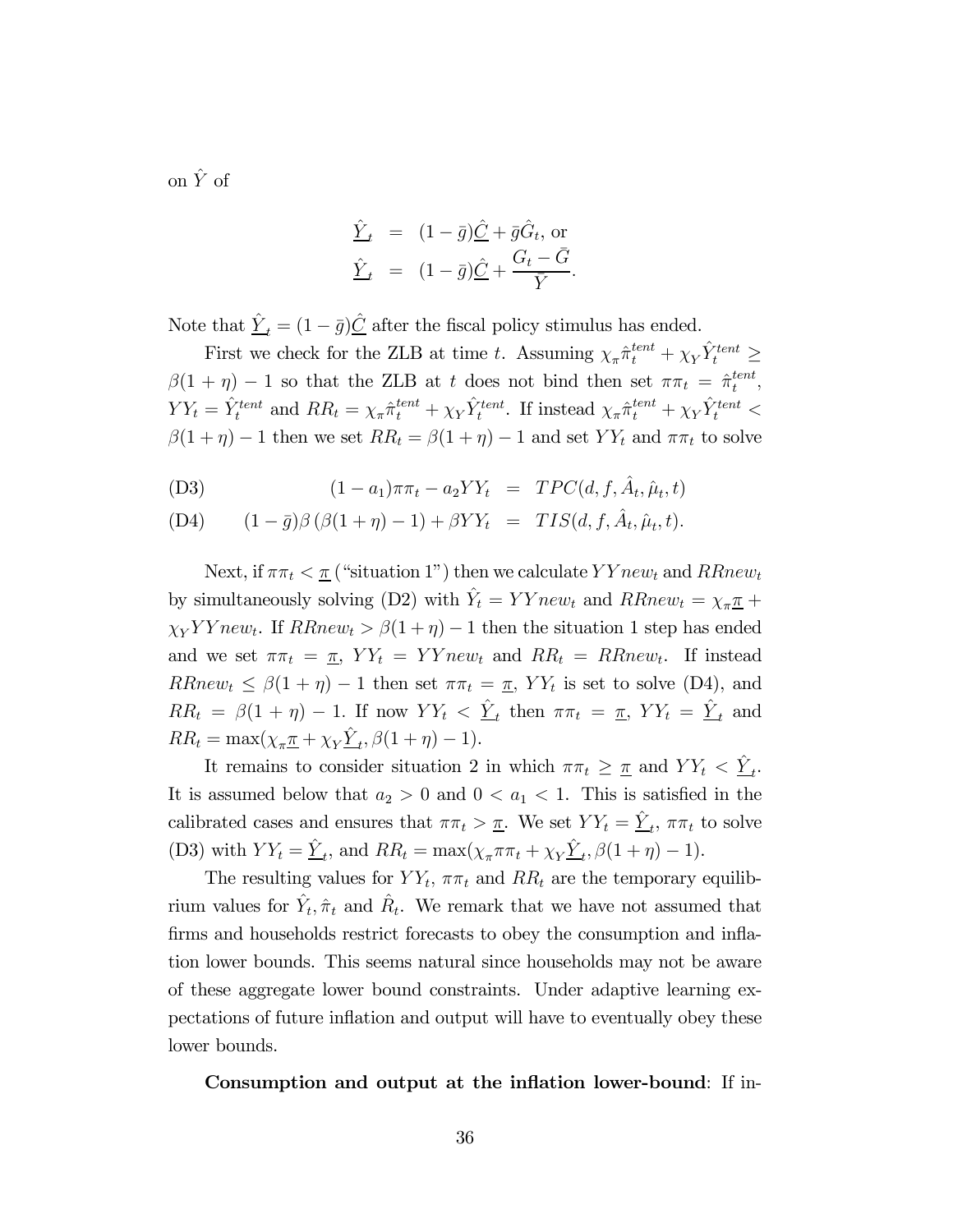on $\hat{Y}$ of

$$
\begin{aligned}
\underline{\hat{Y}}_t &= (1-\bar{g})\underline{\hat{C}} + \bar{g}\hat{G}_t, \text{ or} \\
\underline{\hat{Y}}_t &= (1-\bar{g})\underline{\hat{C}} + \frac{G_t - \bar{G}}{\bar{Y}}.
\end{aligned}
$$

Note that $\underline{\hat{Y}}_t = (1-\bar{g})\underline{\hat{C}}$ after the fiscal policy stimulus has ended.

First we check for the ZLB at time $t$. Assuming $\chi_\pi \hat{\pi}_t^{tent} + \chi_Y \hat{Y}_t^{tent} \geq \beta(1+\eta) - 1$ so that the ZLB at $t$ does not bind then set $\pi\pi_t = \hat{\pi}_t^{tent}$, $YY_t = \hat{Y}_t^{tent}$ and $RR_t = \chi_\pi \hat{\pi}_t^{tent} + \chi_Y \hat{Y}_t^{tent}$. If instead $\chi_\pi \hat{\pi}_t^{tent} + \chi_Y \hat{Y}_t^{tent} < \beta(1+\eta) - 1$ then we set $RR_t = \beta(1+\eta) - 1$ and set $YY_t$ and $\pi\pi_t$ to solve

$$
\begin{aligned}
&\text{(D3)} \qquad (1-a_1)\pi\pi_t - a_2 YY_t = TPC(d, f, \hat{A}_t, \hat{\mu}_t, t) \\
&\text{(D4)} \qquad (1-\bar{g})\beta\left(\beta(1+\eta) - 1\right) + \beta YY_t = TIS(d, f, \hat{A}_t, \hat{\mu}_t, t).
\end{aligned}
$$

Next, if $\pi\pi_t < \underline{\pi}$ ("situation 1") then we calculate $YYnew_t$ and $RRnew_t$ by simultaneously solving (D2) with $\hat{Y}_t = YYnew_t$ and $RRnew_t = \chi_\pi \underline{\pi} + \chi_Y YYnew_t$. If $RRnew_t > \beta(1+\eta) - 1$ then the situation 1 step has ended and we set $\pi\pi_t = \underline{\pi}$, $YY_t = YYnew_t$ and $RR_t = RRnew_t$. If instead $RRnew_t \leq \beta(1+\eta) - 1$ then set $\pi\pi_t = \underline{\pi}$, $YY_t$ is set to solve (D4), and $RR_t = \beta(1+\eta) - 1$. If now $YY_t < \underline{\hat{Y}}_t$ then $\pi\pi_t = \underline{\pi}$, $YY_t = \underline{\hat{Y}}_t$ and $RR_t = \max(\chi_\pi \underline{\pi} + \chi_Y \underline{\hat{Y}}_t, \beta(1+\eta) - 1)$.

It remains to consider situation 2 in which $\pi\pi_t \geq \underline{\pi}$ and $YY_t < \underline{\hat{Y}}_t$. It is assumed below that $a_2 > 0$ and $0 < a_1 < 1$. This is satisfied in the calibrated cases and ensures that $\pi\pi_t > \underline{\pi}$. We set $YY_t = \underline{\hat{Y}}_t$, $\pi\pi_t$ to solve (D3) with $YY_t = \underline{\hat{Y}}_t$, and $RR_t = \max(\chi_\pi \pi\pi_t + \chi_Y \underline{\hat{Y}}_t, \beta(1+\eta) - 1)$.

The resulting values for $YY_t$, $\pi\pi_t$ and $RR_t$ are the temporary equilibrium values for $\hat{Y}_t, \hat{\pi}_t$ and $\hat{R}_t$. We remark that we have not assumed that firms and households restrict forecasts to obey the consumption and inflation lower bounds. This seems natural since households may not be aware of these aggregate lower bound constraints. Under adaptive learning expectations of future inflation and output will have to eventually obey these lower bounds.

**Consumption and output at the inflation lower-bound**: If in-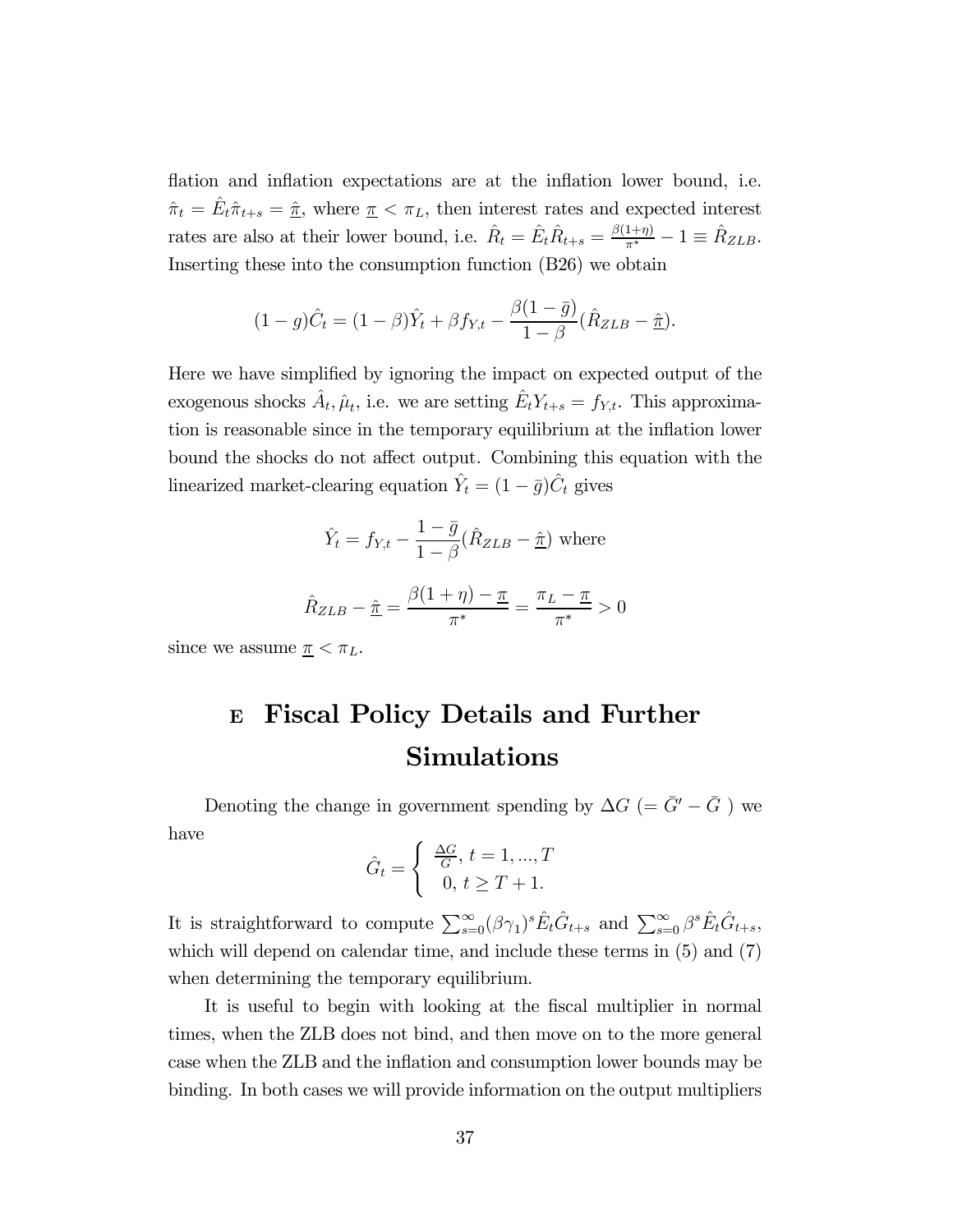flation and inflation expectations are at the inflation lower bound, i.e. $\hat{\pi}_t = \hat{E}_t \hat{\pi}_{t+s} = \underline{\hat{\pi}}$, where $\underline{\pi} < \pi_L$, then interest rates and expected interest rates are also at their lower bound, i.e. $\hat{R}_t = \hat{E}_t \hat{R}_{t+s} = \frac{\beta(1+\eta)}{\pi^*} - 1 \equiv \hat{R}_{ZLB}$. Inserting these into the consumption function (B26) we obtain

$$(1-g)\hat{C}_t = (1-\beta)\hat{Y}_t + \beta f_{Y,t} - \frac{\beta(1-\bar{g})}{1-\beta}(\hat{R}_{ZLB} - \underline{\hat{\pi}}).$$

Here we have simplified by ignoring the impact on expected output of the exogenous shocks $\hat{A}_t, \hat{\mu}_t$, i.e. we are setting $\hat{E}_t Y_{t+s} = f_{Y,t}$. This approximation is reasonable since in the temporary equilibrium at the inflation lower bound the shocks do not affect output. Combining this equation with the linearized market-clearing equation $\hat{Y}_t = (1-\bar{g})\hat{C}_t$ gives

$$\hat{Y}_t = f_{Y,t} - \frac{1-\bar{g}}{1-\beta}(\hat{R}_{ZLB} - \underline{\hat{\pi}}) \text{ where}$$

$$\hat{R}_{ZLB} - \underline{\hat{\pi}} = \frac{\beta(1+\eta) - \underline{\pi}}{\pi^*} = \frac{\pi_L - \underline{\pi}}{\pi^*} > 0$$

since we assume $\underline{\pi} < \pi_L$.

# E Fiscal Policy Details and Further Simulations

Denoting the change in government spending by $\Delta G$ $(= \bar{G}' - \bar{G}$ ) we have

$$\hat{G}_t = \begin{cases} \frac{\Delta G}{G}, \ t = 1, ..., T \\ 0, \ t \geq T+1. \end{cases}$$

It is straightforward to compute $\sum_{s=0}^{\infty} (\beta\gamma_1)^s \hat{E}_t \hat{G}_{t+s}$ and $\sum_{s=0}^{\infty} \beta^s \hat{E}_t \hat{G}_{t+s}$, which will depend on calendar time, and include these terms in (5) and (7) when determining the temporary equilibrium.

It is useful to begin with looking at the fiscal multiplier in normal times, when the ZLB does not bind, and then move on to the more general case when the ZLB and the inflation and consumption lower bounds may be binding. In both cases we will provide information on the output multipliers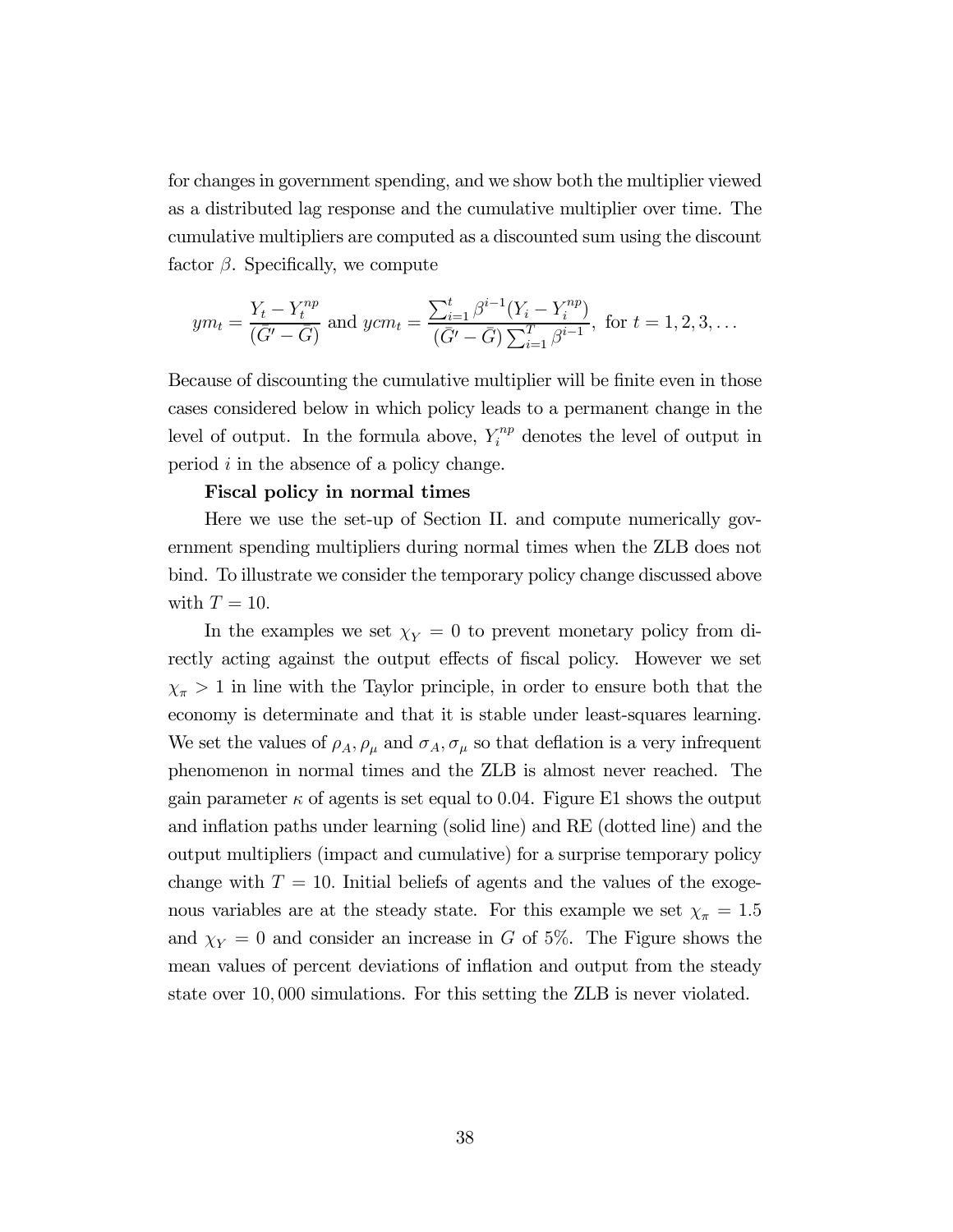for changes in government spending, and we show both the multiplier viewed as a distributed lag response and the cumulative multiplier over time. The cumulative multipliers are computed as a discounted sum using the discount factor $\beta$. Specifically, we compute

$$ym_t = \frac{Y_t - Y_t^{np}}{(\bar{G}' - \bar{G})} \text{ and } ycm_t = \frac{\sum_{i=1}^{t} \beta^{i-1}(Y_i - Y_i^{np})}{(\bar{G}' - \bar{G}) \sum_{i=1}^{T} \beta^{i-1}}, \text{ for } t = 1, 2, 3, \ldots$$

Because of discounting the cumulative multiplier will be finite even in those cases considered below in which policy leads to a permanent change in the level of output. In the formula above, $Y_i^{np}$ denotes the level of output in period $i$ in the absence of a policy change.

**Fiscal policy in normal times**

Here we use the set-up of Section II. and compute numerically government spending multipliers during normal times when the ZLB does not bind. To illustrate we consider the temporary policy change discussed above with $T = 10$.

In the examples we set $\chi_Y = 0$ to prevent monetary policy from directly acting against the output effects of fiscal policy. However we set $\chi_\pi > 1$ in line with the Taylor principle, in order to ensure both that the economy is determinate and that it is stable under least-squares learning. We set the values of $\rho_A, \rho_\mu$ and $\sigma_A, \sigma_\mu$ so that deflation is a very infrequent phenomenon in normal times and the ZLB is almost never reached. The gain parameter $\kappa$ of agents is set equal to 0.04. Figure E1 shows the output and inflation paths under learning (solid line) and RE (dotted line) and the output multipliers (impact and cumulative) for a surprise temporary policy change with $T = 10$. Initial beliefs of agents and the values of the exogenous variables are at the steady state. For this example we set $\chi_\pi = 1.5$ and $\chi_Y = 0$ and consider an increase in $G$ of 5%. The Figure shows the mean values of percent deviations of inflation and output from the steady state over $10,000$ simulations. For this setting the ZLB is never violated.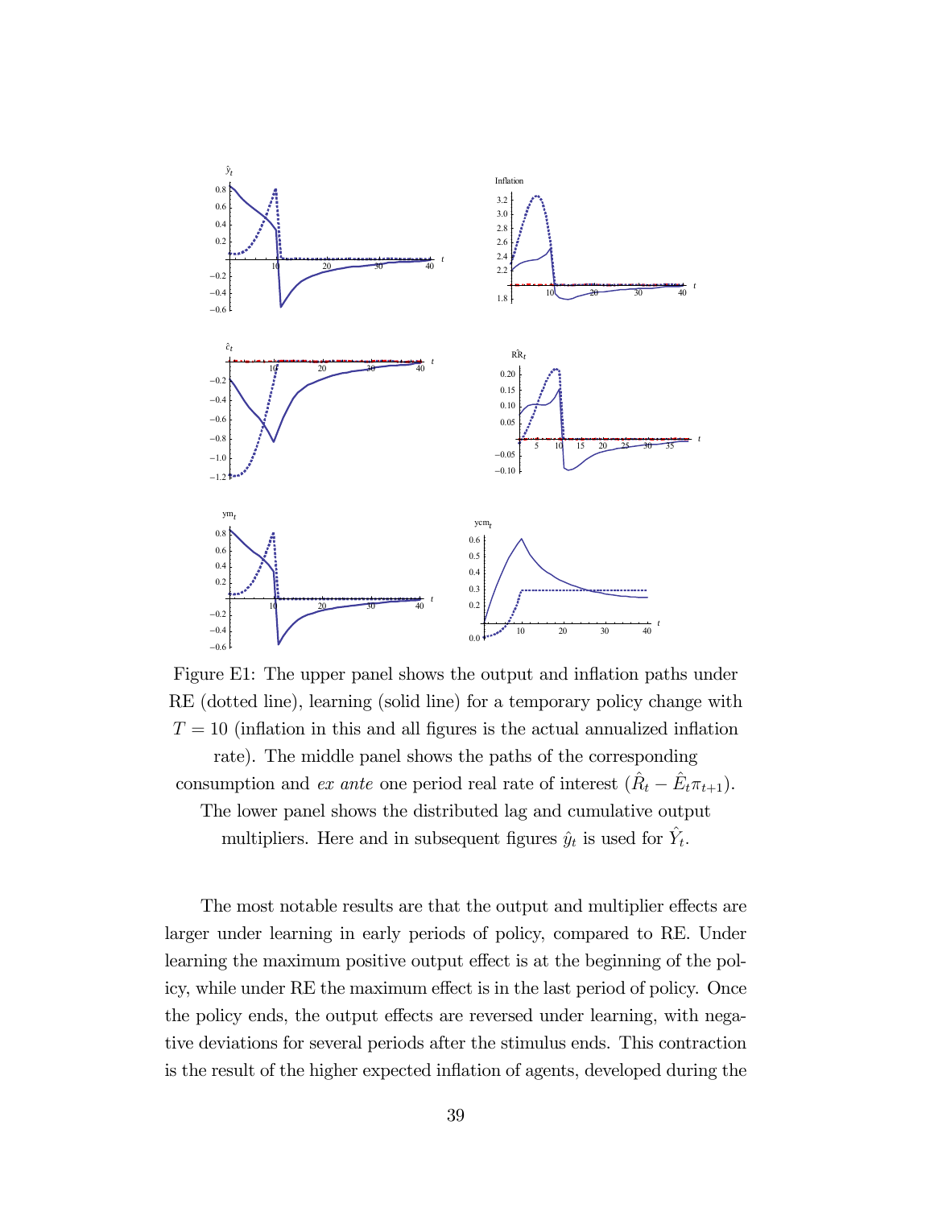Figure E1: The upper panel shows the output and inflation paths under RE (dotted line), learning (solid line) for a temporary policy change with $T = 10$ (inflation in this and all figures is the actual annualized inflation rate). The middle panel shows the paths of the corresponding consumption and *ex ante* one period real rate of interest ($\hat{R}_t - \hat{E}_t\pi_{t+1}$). The lower panel shows the distributed lag and cumulative output multipliers. Here and in subsequent figures $\hat{y}_t$ is used for $\hat{Y}_t$.

The most notable results are that the output and multiplier effects are larger under learning in early periods of policy, compared to RE. Under learning the maximum positive output effect is at the beginning of the policy, while under RE the maximum effect is in the last period of policy. Once the policy ends, the output effects are reversed under learning, with negative deviations for several periods after the stimulus ends. This contraction is the result of the higher expected inflation of agents, developed during the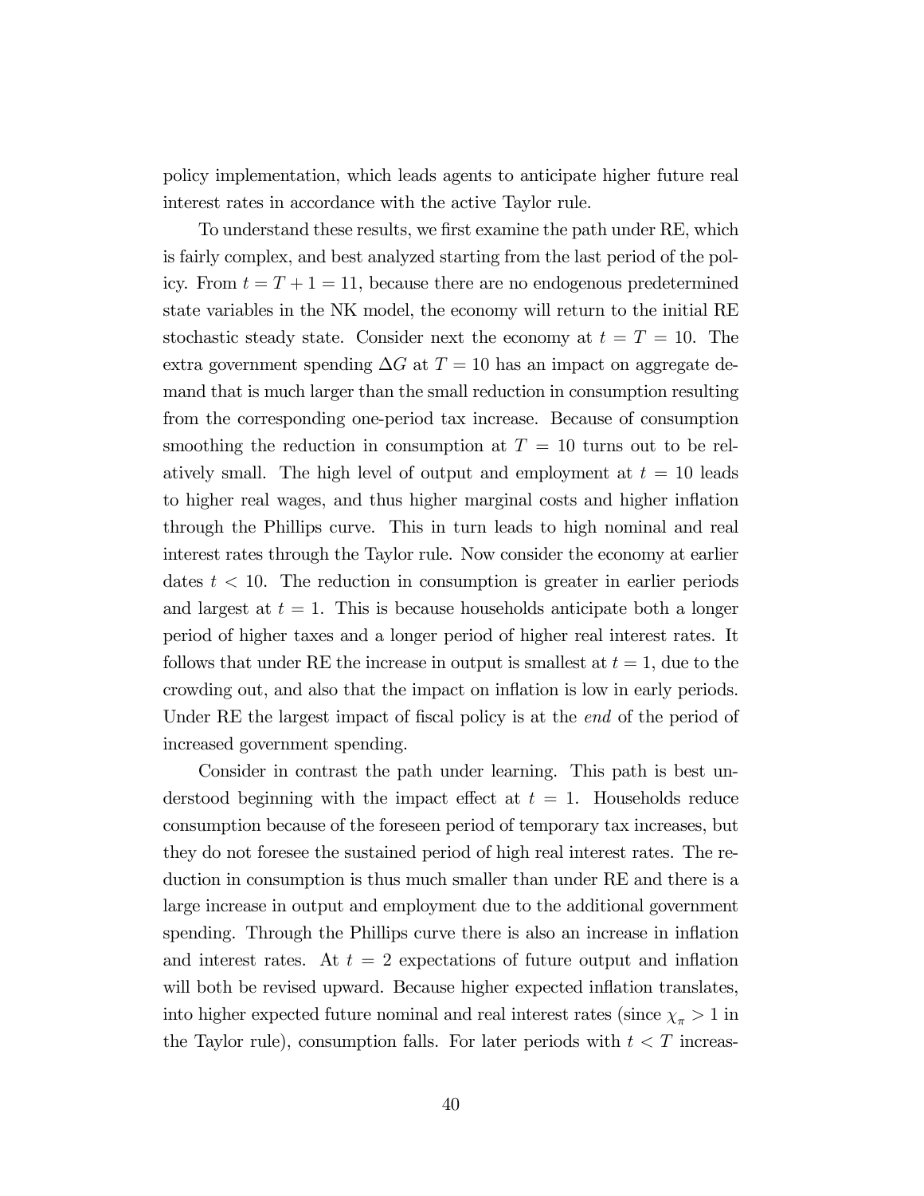policy implementation, which leads agents to anticipate higher future real interest rates in accordance with the active Taylor rule.

To understand these results, we first examine the path under RE, which is fairly complex, and best analyzed starting from the last period of the policy. From $t = T + 1 = 11$, because there are no endogenous predetermined state variables in the NK model, the economy will return to the initial RE stochastic steady state. Consider next the economy at $t = T = 10$. The extra government spending $\Delta G$ at $T = 10$ has an impact on aggregate demand that is much larger than the small reduction in consumption resulting from the corresponding one-period tax increase. Because of consumption smoothing the reduction in consumption at $T = 10$ turns out to be relatively small. The high level of output and employment at $t = 10$ leads to higher real wages, and thus higher marginal costs and higher inflation through the Phillips curve. This in turn leads to high nominal and real interest rates through the Taylor rule. Now consider the economy at earlier dates $t < 10$. The reduction in consumption is greater in earlier periods and largest at $t = 1$. This is because households anticipate both a longer period of higher taxes and a longer period of higher real interest rates. It follows that under RE the increase in output is smallest at $t = 1$, due to the crowding out, and also that the impact on inflation is low in early periods. Under RE the largest impact of fiscal policy is at the *end* of the period of increased government spending.

Consider in contrast the path under learning. This path is best understood beginning with the impact effect at $t = 1$. Households reduce consumption because of the foreseen period of temporary tax increases, but they do not foresee the sustained period of high real interest rates. The reduction in consumption is thus much smaller than under RE and there is a large increase in output and employment due to the additional government spending. Through the Phillips curve there is also an increase in inflation and interest rates. At $t = 2$ expectations of future output and inflation will both be revised upward. Because higher expected inflation translates, into higher expected future nominal and real interest rates (since $\chi_\pi > 1$ in the Taylor rule), consumption falls. For later periods with $t < T$ increas-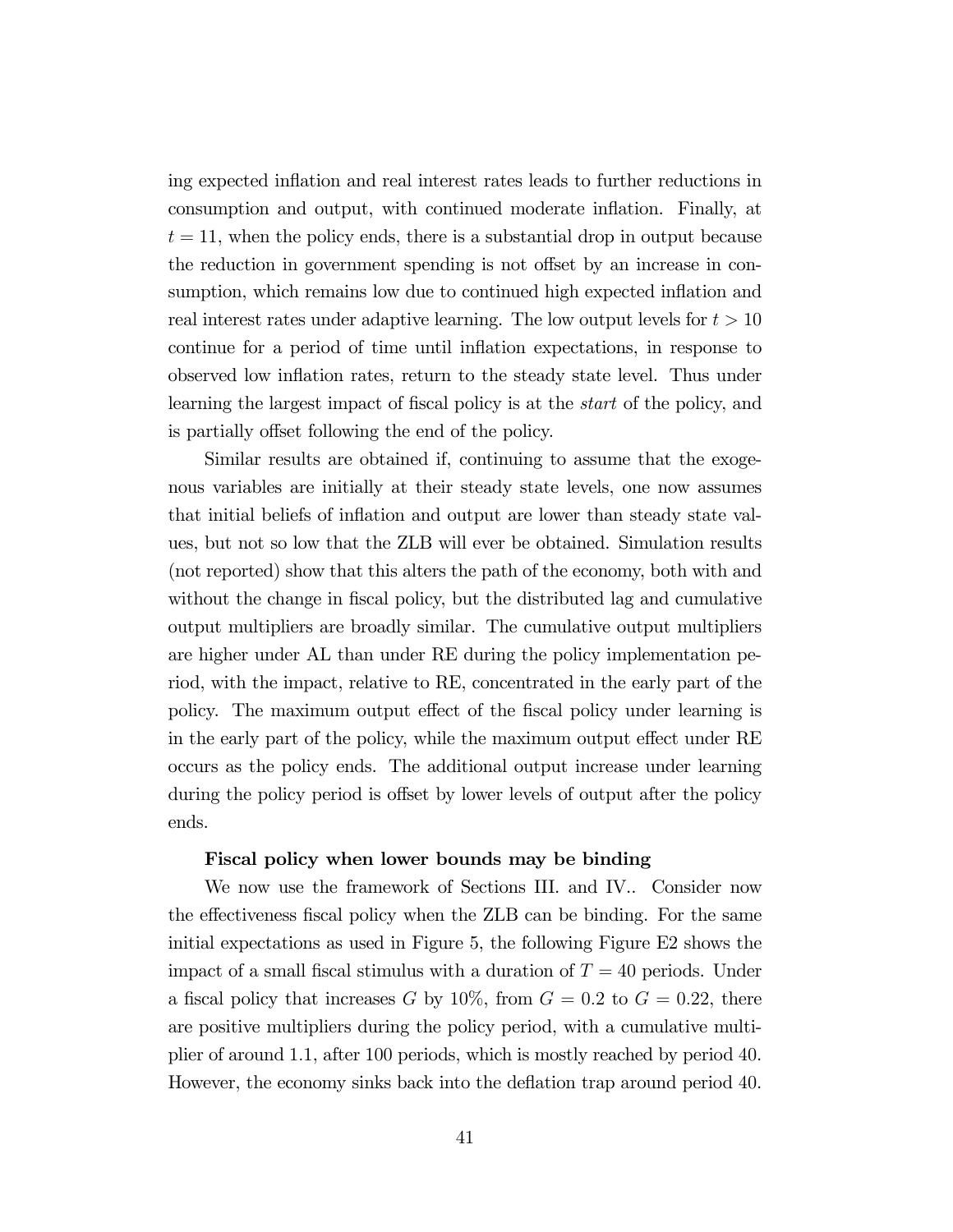ing expected inflation and real interest rates leads to further reductions in consumption and output, with continued moderate inflation. Finally, at $t = 11$, when the policy ends, there is a substantial drop in output because the reduction in government spending is not offset by an increase in consumption, which remains low due to continued high expected inflation and real interest rates under adaptive learning. The low output levels for $t > 10$ continue for a period of time until inflation expectations, in response to observed low inflation rates, return to the steady state level. Thus under learning the largest impact of fiscal policy is at the *start* of the policy, and is partially offset following the end of the policy.

Similar results are obtained if, continuing to assume that the exogenous variables are initially at their steady state levels, one now assumes that initial beliefs of inflation and output are lower than steady state values, but not so low that the ZLB will ever be obtained. Simulation results (not reported) show that this alters the path of the economy, both with and without the change in fiscal policy, but the distributed lag and cumulative output multipliers are broadly similar. The cumulative output multipliers are higher under AL than under RE during the policy implementation period, with the impact, relative to RE, concentrated in the early part of the policy. The maximum output effect of the fiscal policy under learning is in the early part of the policy, while the maximum output effect under RE occurs as the policy ends. The additional output increase under learning during the policy period is offset by lower levels of output after the policy ends.

**Fiscal policy when lower bounds may be binding**

We now use the framework of Sections III. and IV.. Consider now the effectiveness fiscal policy when the ZLB can be binding. For the same initial expectations as used in Figure 5, the following Figure E2 shows the impact of a small fiscal stimulus with a duration of $T = 40$ periods. Under a fiscal policy that increases $G$ by 10%, from $G = 0.2$ to $G = 0.22$, there are positive multipliers during the policy period, with a cumulative multiplier of around 1.1, after 100 periods, which is mostly reached by period 40. However, the economy sinks back into the deflation trap around period 40.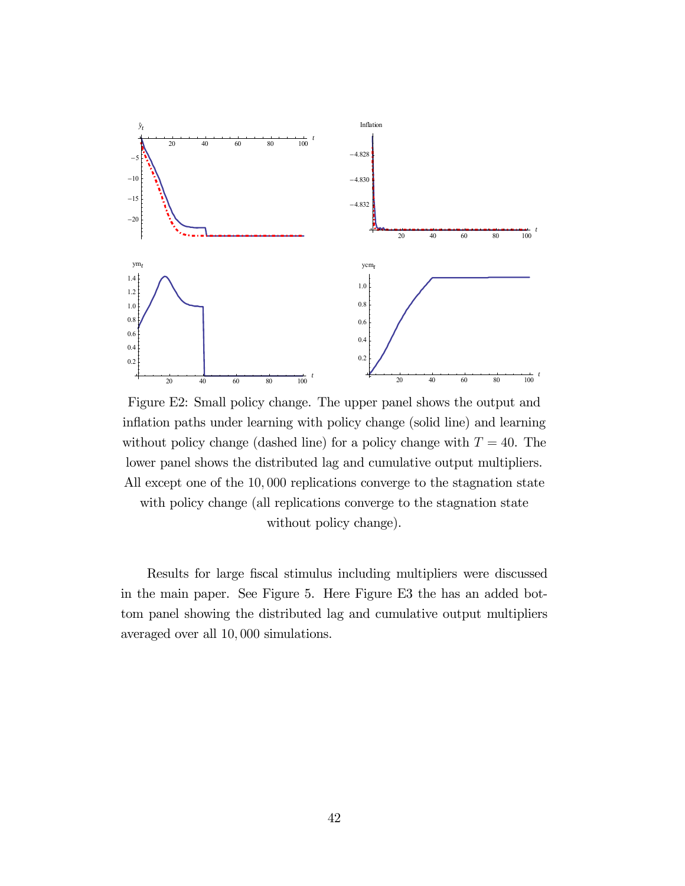Figure E2: Small policy change. The upper panel shows the output and inflation paths under learning with policy change (solid line) and learning without policy change (dashed line) for a policy change with $T = 40$. The lower panel shows the distributed lag and cumulative output multipliers. All except one of the 10,000 replications converge to the stagnation state with policy change (all replications converge to the stagnation state without policy change).

Results for large fiscal stimulus including multipliers were discussed in the main paper. See Figure 5. Here Figure E3 the has an added bottom panel showing the distributed lag and cumulative output multipliers averaged over all 10,000 simulations.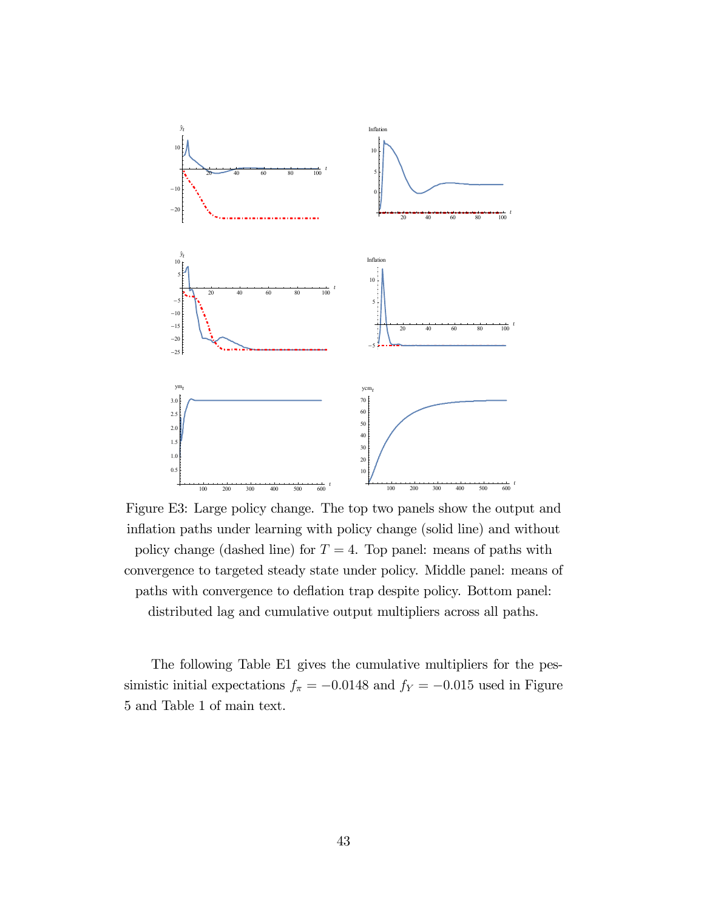Figure E3: Large policy change. The top two panels show the output and inflation paths under learning with policy change (solid line) and without policy change (dashed line) for $T = 4$. Top panel: means of paths with convergence to targeted steady state under policy. Middle panel: means of paths with convergence to deflation trap despite policy. Bottom panel: distributed lag and cumulative output multipliers across all paths.

The following Table E1 gives the cumulative multipliers for the pessimistic initial expectations $f_\pi = -0.0148$ and $f_Y = -0.015$ used in Figure 5 and Table 1 of main text.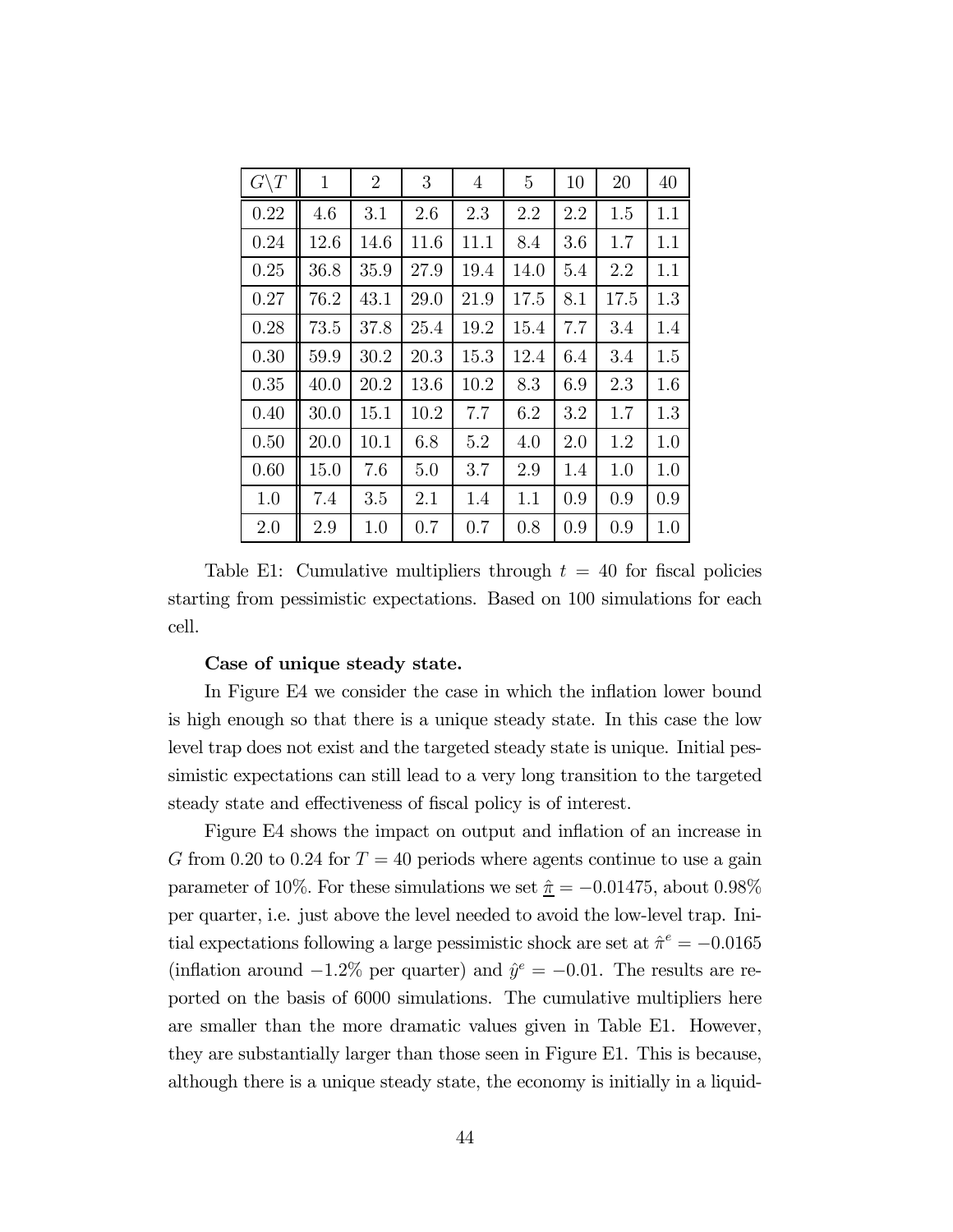| $G\backslash T$ | 1 | 2 | 3 | 4 | 5 | 10 | 20 | 40 |
|---|---|---|---|---|---|---|---|---|
| 0.22 | 4.6 | 3.1 | 2.6 | 2.3 | 2.2 | 2.2 | 1.5 | 1.1 |
| 0.24 | 12.6 | 14.6 | 11.6 | 11.1 | 8.4 | 3.6 | 1.7 | 1.1 |
| 0.25 | 36.8 | 35.9 | 27.9 | 19.4 | 14.0 | 5.4 | 2.2 | 1.1 |
| 0.27 | 76.2 | 43.1 | 29.0 | 21.9 | 17.5 | 8.1 | 17.5 | 1.3 |
| 0.28 | 73.5 | 37.8 | 25.4 | 19.2 | 15.4 | 7.7 | 3.4 | 1.4 |
| 0.30 | 59.9 | 30.2 | 20.3 | 15.3 | 12.4 | 6.4 | 3.4 | 1.5 |
| 0.35 | 40.0 | 20.2 | 13.6 | 10.2 | 8.3 | 6.9 | 2.3 | 1.6 |
| 0.40 | 30.0 | 15.1 | 10.2 | 7.7 | 6.2 | 3.2 | 1.7 | 1.3 |
| 0.50 | 20.0 | 10.1 | 6.8 | 5.2 | 4.0 | 2.0 | 1.2 | 1.0 |
| 0.60 | 15.0 | 7.6 | 5.0 | 3.7 | 2.9 | 1.4 | 1.0 | 1.0 |
| 1.0 | 7.4 | 3.5 | 2.1 | 1.4 | 1.1 | 0.9 | 0.9 | 0.9 |
| 2.0 | 2.9 | 1.0 | 0.7 | 0.7 | 0.8 | 0.9 | 0.9 | 1.0 |

Table E1: Cumulative multipliers through $t = 40$ for fiscal policies starting from pessimistic expectations. Based on 100 simulations for each cell.

**Case of unique steady state.**

In Figure E4 we consider the case in which the inflation lower bound is high enough so that there is a unique steady state. In this case the low level trap does not exist and the targeted steady state is unique. Initial pessimistic expectations can still lead to a very long transition to the targeted steady state and effectiveness of fiscal policy is of interest.

Figure E4 shows the impact on output and inflation of an increase in $G$ from 0.20 to 0.24 for $T = 40$ periods where agents continue to use a gain parameter of 10%. For these simulations we set $\hat{\underline{\pi}} = -0.01475$, about 0.98% per quarter, i.e. just above the level needed to avoid the low-level trap. Initial expectations following a large pessimistic shock are set at $\hat{\pi}^e = -0.0165$ (inflation around $-1.2\%$ per quarter) and $\hat{y}^e = -0.01$. The results are reported on the basis of 6000 simulations. The cumulative multipliers here are smaller than the more dramatic values given in Table E1. However, they are substantially larger than those seen in Figure E1. This is because, although there is a unique steady state, the economy is initially in a liquid-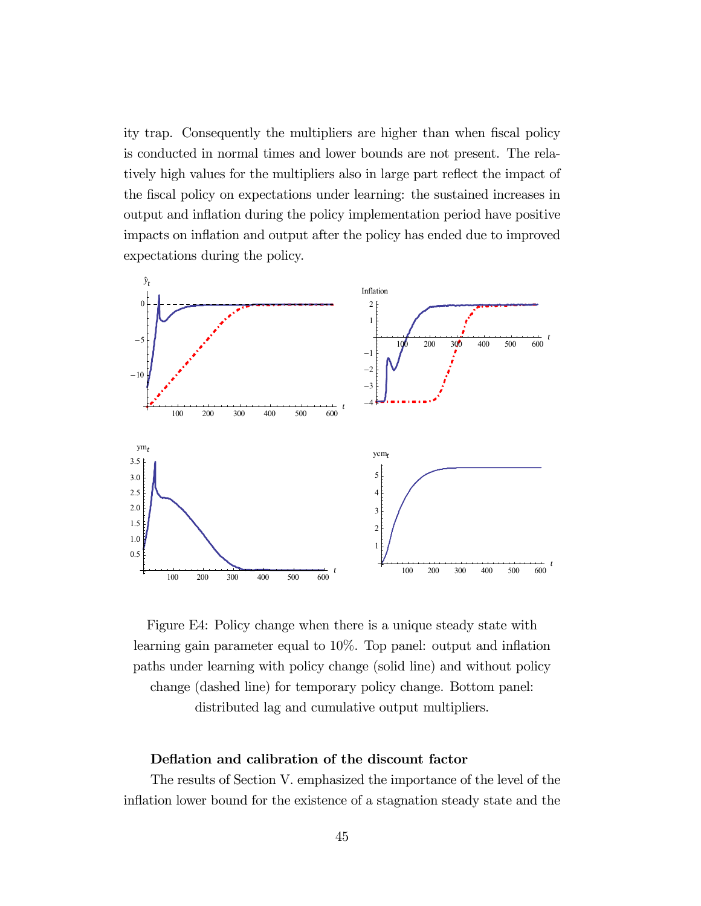ity trap. Consequently the multipliers are higher than when fiscal policy is conducted in normal times and lower bounds are not present. The relatively high values for the multipliers also in large part reflect the impact of the fiscal policy on expectations under learning: the sustained increases in output and inflation during the policy implementation period have positive impacts on inflation and output after the policy has ended due to improved expectations during the policy.

Figure E4: Policy change when there is a unique steady state with learning gain parameter equal to 10%. Top panel: output and inflation paths under learning with policy change (solid line) and without policy change (dashed line) for temporary policy change. Bottom panel: distributed lag and cumulative output multipliers.

### Deflation and calibration of the discount factor

The results of Section V. emphasized the importance of the level of the inflation lower bound for the existence of a stagnation steady state and the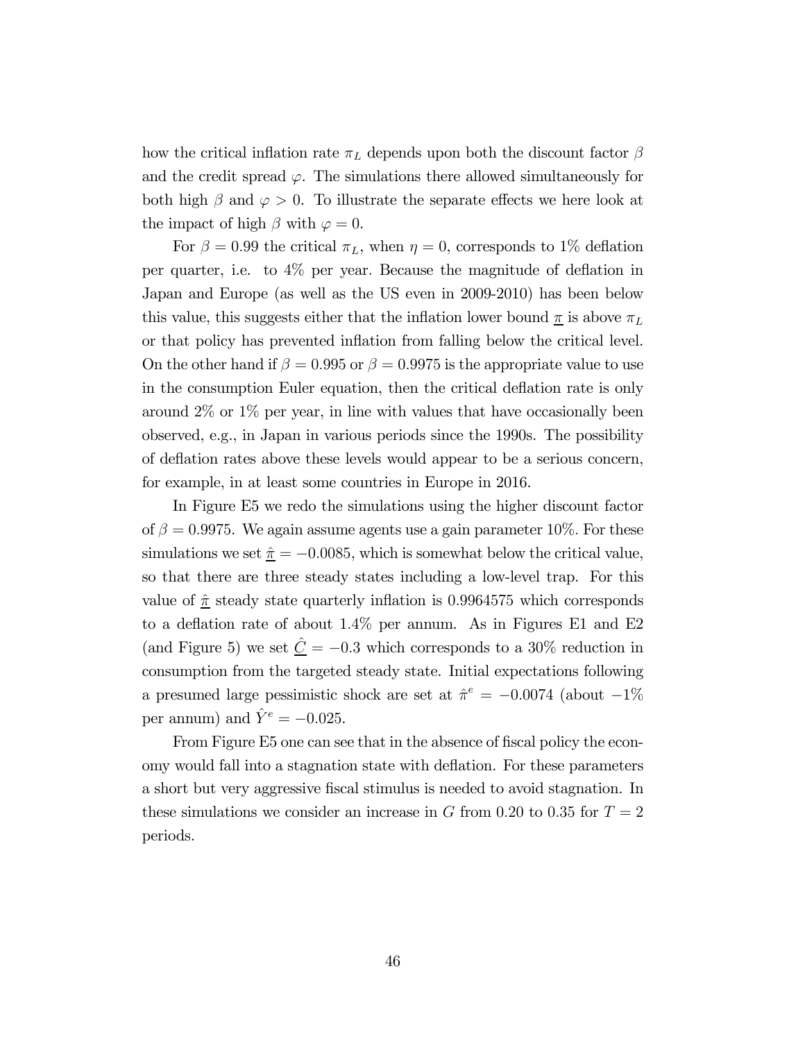how the critical inflation rate $\pi_L$ depends upon both the discount factor $\beta$ and the credit spread $\varphi$. The simulations there allowed simultaneously for both high $\beta$ and $\varphi > 0$. To illustrate the separate effects we here look at the impact of high $\beta$ with $\varphi = 0$.

For $\beta = 0.99$ the critical $\pi_L$, when $\eta = 0$, corresponds to 1% deflation per quarter, i.e. to 4% per year. Because the magnitude of deflation in Japan and Europe (as well as the US even in 2009-2010) has been below this value, this suggests either that the inflation lower bound $\underline{\pi}$ is above $\pi_L$ or that policy has prevented inflation from falling below the critical level. On the other hand if $\beta = 0.995$ or $\beta = 0.9975$ is the appropriate value to use in the consumption Euler equation, then the critical deflation rate is only around 2% or 1% per year, in line with values that have occasionally been observed, e.g., in Japan in various periods since the 1990s. The possibility of deflation rates above these levels would appear to be a serious concern, for example, in at least some countries in Europe in 2016.

In Figure E5 we redo the simulations using the higher discount factor of $\beta = 0.9975$. We again assume agents use a gain parameter 10%. For these simulations we set $\underline{\hat{\pi}} = -0.0085$, which is somewhat below the critical value, so that there are three steady states including a low-level trap. For this value of $\underline{\hat{\pi}}$ steady state quarterly inflation is 0.9964575 which corresponds to a deflation rate of about 1.4% per annum. As in Figures E1 and E2 (and Figure 5) we set $\underline{\hat{C}} = -0.3$ which corresponds to a 30% reduction in consumption from the targeted steady state. Initial expectations following a presumed large pessimistic shock are set at $\hat{\pi}^e = -0.0074$ (about $-1$% per annum) and $\hat{Y}^e = -0.025$.

From Figure E5 one can see that in the absence of fiscal policy the economy would fall into a stagnation state with deflation. For these parameters a short but very aggressive fiscal stimulus is needed to avoid stagnation. In these simulations we consider an increase in $G$ from 0.20 to 0.35 for $T = 2$ periods.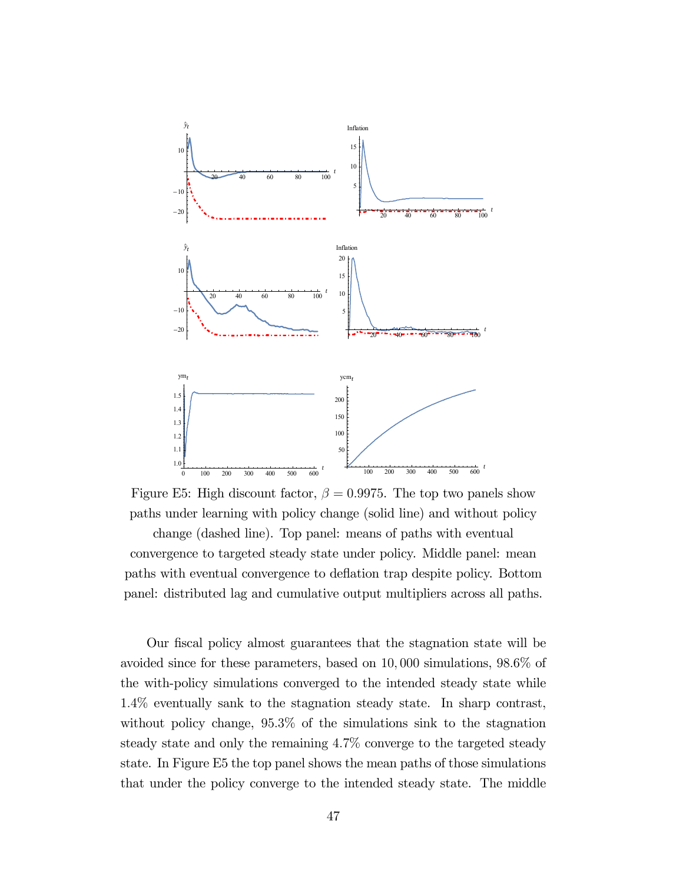Figure E5: High discount factor, $\beta = 0.9975$. The top two panels show paths under learning with policy change (solid line) and without policy change (dashed line). Top panel: means of paths with eventual convergence to targeted steady state under policy. Middle panel: mean paths with eventual convergence to deflation trap despite policy. Bottom panel: distributed lag and cumulative output multipliers across all paths.

Our fiscal policy almost guarantees that the stagnation state will be avoided since for these parameters, based on 10,000 simulations, 98.6% of the with-policy simulations converged to the intended steady state while 1.4% eventually sank to the stagnation steady state. In sharp contrast, without policy change, 95.3% of the simulations sink to the stagnation steady state and only the remaining 4.7% converge to the targeted steady state. In Figure E5 the top panel shows the mean paths of those simulations that under the policy converge to the intended steady state. The middle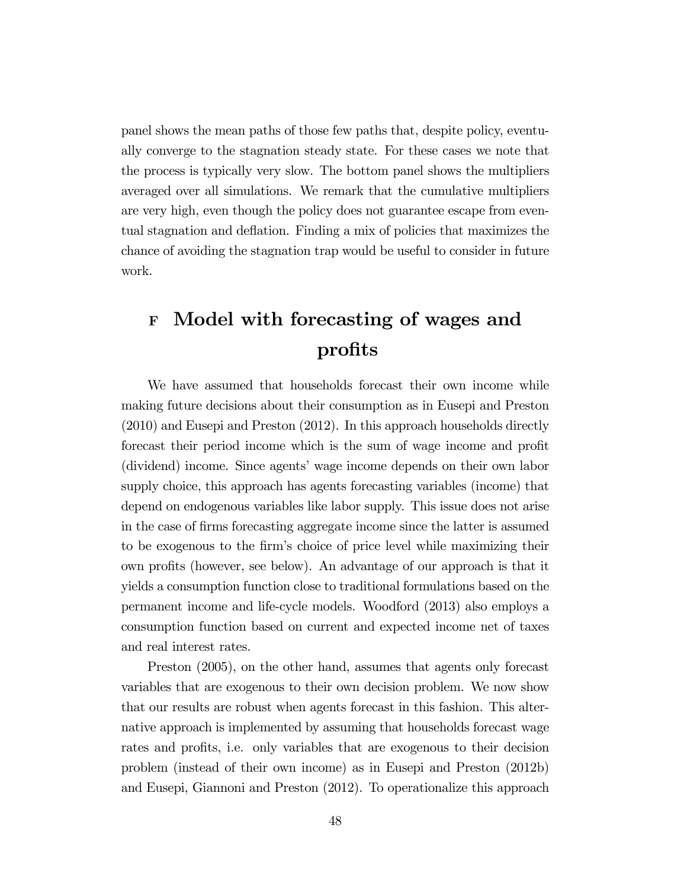panel shows the mean paths of those few paths that, despite policy, eventually converge to the stagnation steady state. For these cases we note that the process is typically very slow. The bottom panel shows the multipliers averaged over all simulations. We remark that the cumulative multipliers are very high, even though the policy does not guarantee escape from eventual stagnation and deflation. Finding a mix of policies that maximizes the chance of avoiding the stagnation trap would be useful to consider in future work.

# F Model with forecasting of wages and profits

We have assumed that households forecast their own income while making future decisions about their consumption as in Eusepi and Preston (2010) and Eusepi and Preston (2012). In this approach households directly forecast their period income which is the sum of wage income and profit (dividend) income. Since agents' wage income depends on their own labor supply choice, this approach has agents forecasting variables (income) that depend on endogenous variables like labor supply. This issue does not arise in the case of firms forecasting aggregate income since the latter is assumed to be exogenous to the firm's choice of price level while maximizing their own profits (however, see below). An advantage of our approach is that it yields a consumption function close to traditional formulations based on the permanent income and life-cycle models. Woodford (2013) also employs a consumption function based on current and expected income net of taxes and real interest rates.

Preston (2005), on the other hand, assumes that agents only forecast variables that are exogenous to their own decision problem. We now show that our results are robust when agents forecast in this fashion. This alternative approach is implemented by assuming that households forecast wage rates and profits, i.e. only variables that are exogenous to their decision problem (instead of their own income) as in Eusepi and Preston (2012b) and Eusepi, Giannoni and Preston (2012). To operationalize this approach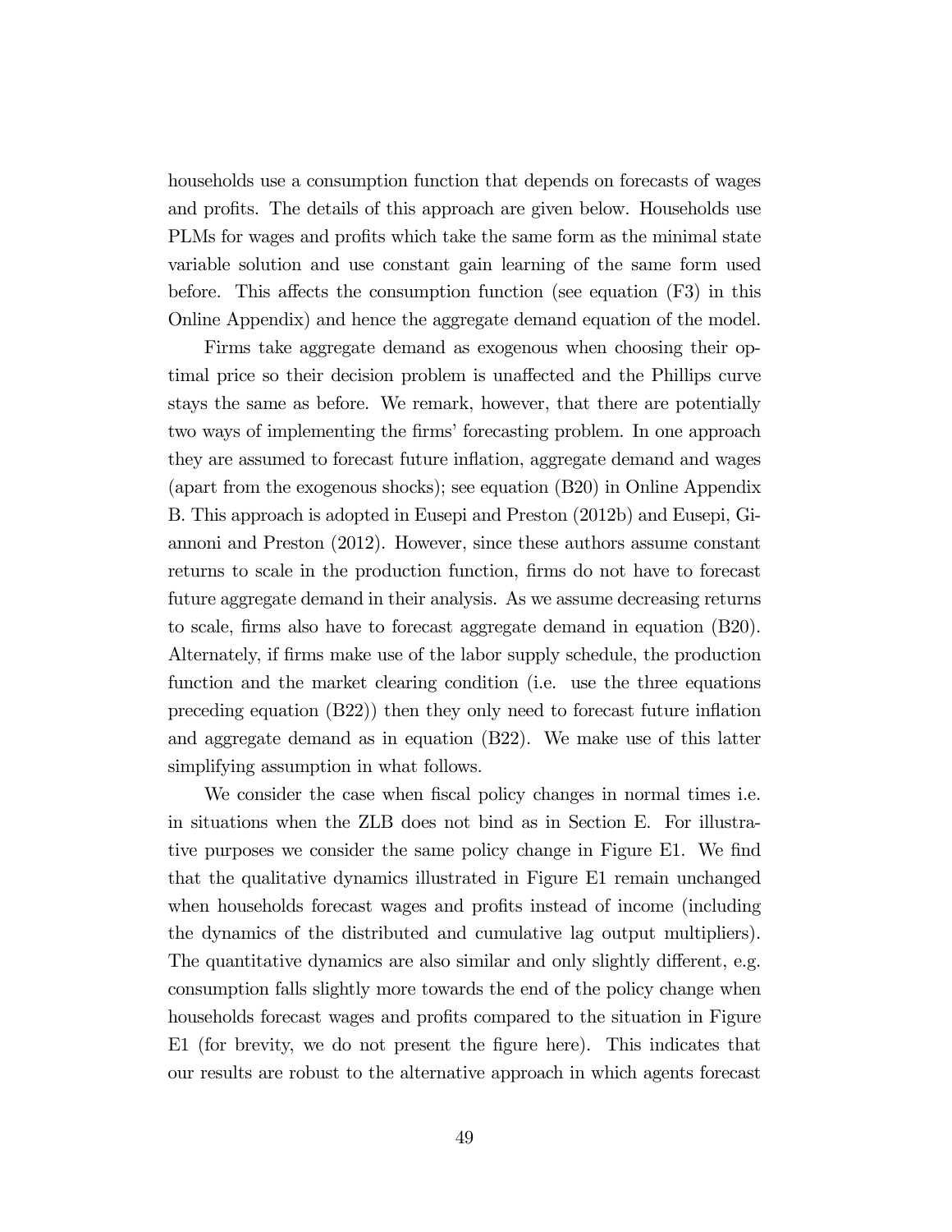households use a consumption function that depends on forecasts of wages and profits. The details of this approach are given below. Households use PLMs for wages and profits which take the same form as the minimal state variable solution and use constant gain learning of the same form used before. This affects the consumption function (see equation (F3) in this Online Appendix) and hence the aggregate demand equation of the model.

Firms take aggregate demand as exogenous when choosing their optimal price so their decision problem is unaffected and the Phillips curve stays the same as before. We remark, however, that there are potentially two ways of implementing the firms' forecasting problem. In one approach they are assumed to forecast future inflation, aggregate demand and wages (apart from the exogenous shocks); see equation (B20) in Online Appendix B. This approach is adopted in Eusepi and Preston (2012b) and Eusepi, Giannoni and Preston (2012). However, since these authors assume constant returns to scale in the production function, firms do not have to forecast future aggregate demand in their analysis. As we assume decreasing returns to scale, firms also have to forecast aggregate demand in equation (B20). Alternately, if firms make use of the labor supply schedule, the production function and the market clearing condition (i.e. use the three equations preceding equation (B22)) then they only need to forecast future inflation and aggregate demand as in equation (B22). We make use of this latter simplifying assumption in what follows.

We consider the case when fiscal policy changes in normal times i.e. in situations when the ZLB does not bind as in Section E. For illustrative purposes we consider the same policy change in Figure E1. We find that the qualitative dynamics illustrated in Figure E1 remain unchanged when households forecast wages and profits instead of income (including the dynamics of the distributed and cumulative lag output multipliers). The quantitative dynamics are also similar and only slightly different, e.g. consumption falls slightly more towards the end of the policy change when households forecast wages and profits compared to the situation in Figure E1 (for brevity, we do not present the figure here). This indicates that our results are robust to the alternative approach in which agents forecast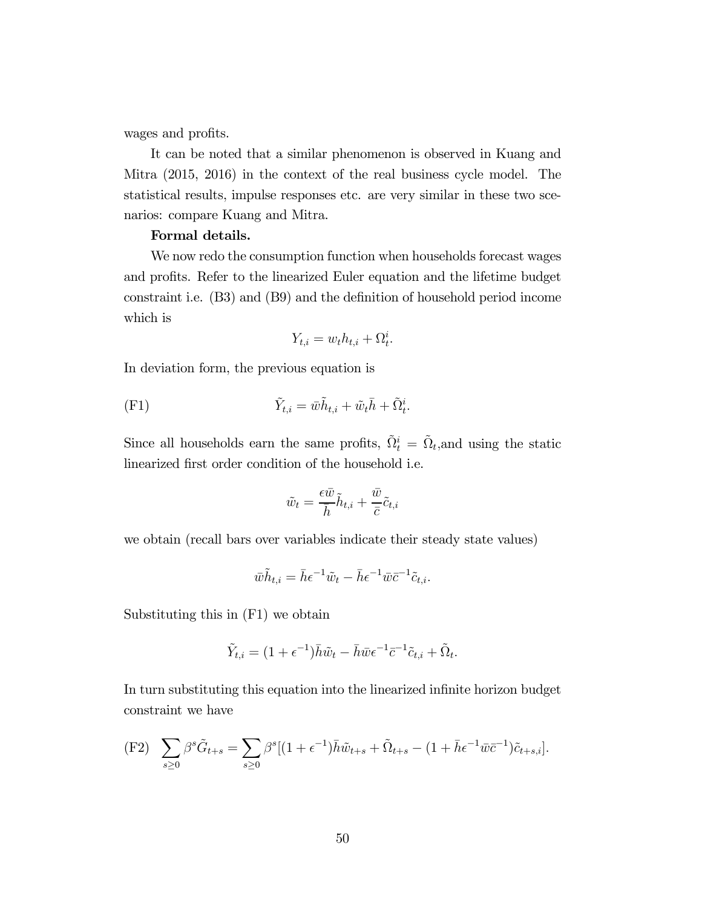wages and profits.

It can be noted that a similar phenomenon is observed in Kuang and Mitra (2015, 2016) in the context of the real business cycle model. The statistical results, impulse responses etc. are very similar in these two scenarios: compare Kuang and Mitra.

**Formal details.**

We now redo the consumption function when households forecast wages and profits. Refer to the linearized Euler equation and the lifetime budget constraint i.e. (B3) and (B9) and the definition of household period income which is

$$Y_{t,i} = w_t h_{t,i} + \Omega_t^i.$$

In deviation form, the previous equation is

$$\text{(F1)} \qquad \tilde{Y}_{t,i} = \bar{w}\tilde{h}_{t,i} + \tilde{w}_t\bar{h} + \tilde{\Omega}_t^i.$$

Since all households earn the same profits, $\tilde{\Omega}_t^i = \tilde{\Omega}_t$,and using the static linearized first order condition of the household i.e.

$$\tilde{w}_t = \frac{\epsilon\bar{w}}{\bar{h}}\tilde{h}_{t,i} + \frac{\bar{w}}{\bar{c}}\tilde{c}_{t,i}$$

we obtain (recall bars over variables indicate their steady state values)

$$\bar{w}\tilde{h}_{t,i} = \bar{h}\epsilon^{-1}\tilde{w}_t - \bar{h}\epsilon^{-1}\bar{w}\bar{c}^{-1}\tilde{c}_{t,i}.$$

Substituting this in (F1) we obtain

$$\tilde{Y}_{t,i} = (1+\epsilon^{-1})\bar{h}\tilde{w}_t - \bar{h}\bar{w}\epsilon^{-1}\bar{c}^{-1}\tilde{c}_{t,i} + \tilde{\Omega}_t.$$

In turn substituting this equation into the linearized infinite horizon budget constraint we have

$$\text{(F2)} \quad \sum_{s\geq 0}\beta^s\tilde{G}_{t+s} = \sum_{s\geq 0}\beta^s[(1+\epsilon^{-1})\bar{h}\tilde{w}_{t+s} + \tilde{\Omega}_{t+s} - (1+\bar{h}\epsilon^{-1}\bar{w}\bar{c}^{-1})\tilde{c}_{t+s,i}].$$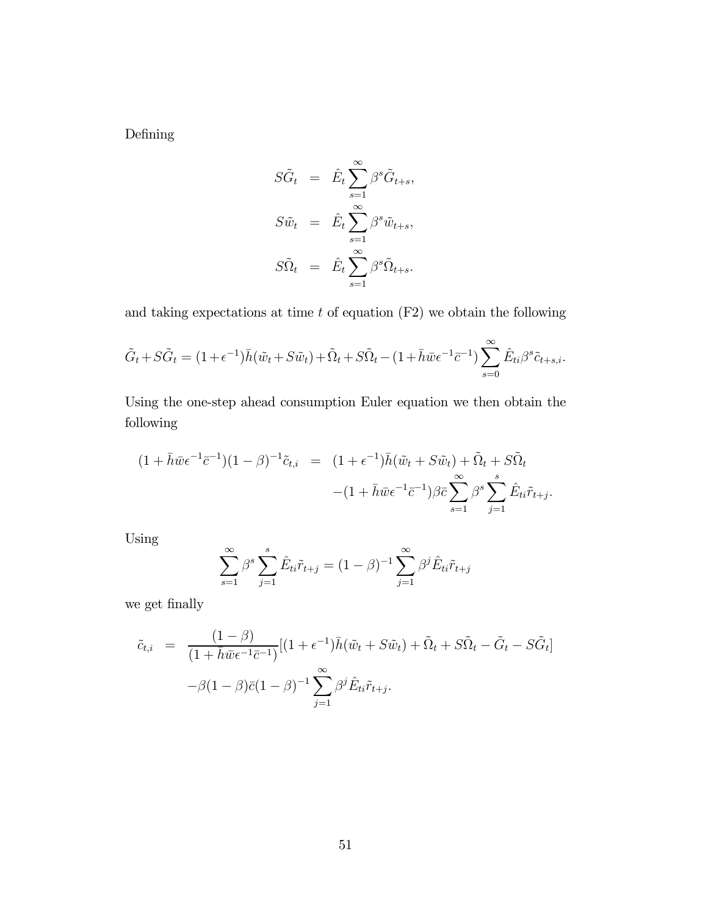Defining

$$
\begin{aligned}
S\tilde{G}_t &= \hat{E}_t \sum_{s=1}^{\infty} \beta^s \tilde{G}_{t+s}, \\
S\tilde{w}_t &= \hat{E}_t \sum_{s=1}^{\infty} \beta^s \tilde{w}_{t+s}, \\
S\tilde{\Omega}_t &= \hat{E}_t \sum_{s=1}^{\infty} \beta^s \tilde{\Omega}_{t+s}.
\end{aligned}
$$

and taking expectations at time $t$ of equation (F2) we obtain the following

$$
\tilde{G}_t + S\tilde{G}_t = (1+\epsilon^{-1})\bar{h}(\tilde{w}_t + S\tilde{w}_t) + \tilde{\Omega}_t + S\tilde{\Omega}_t - (1+\bar{h}\bar{w}\epsilon^{-1}\bar{c}^{-1}) \sum_{s=0}^{\infty} \hat{E}_{ti} \beta^s \tilde{c}_{t+s,i}.
$$

Using the one-step ahead consumption Euler equation we then obtain the following

$$
\begin{aligned}
(1+\bar{h}\bar{w}\epsilon^{-1}\bar{c}^{-1})(1-\beta)^{-1}\tilde{c}_{t,i} &= (1+\epsilon^{-1})\bar{h}(\tilde{w}_t + S\tilde{w}_t) + \tilde{\Omega}_t + S\tilde{\Omega}_t \\
&\quad -(1+\bar{h}\bar{w}\epsilon^{-1}\bar{c}^{-1})\beta\bar{c} \sum_{s=1}^{\infty} \beta^s \sum_{j=1}^{s} \hat{E}_{ti}\tilde{r}_{t+j}.
\end{aligned}
$$

Using

$$
\sum_{s=1}^{\infty} \beta^s \sum_{j=1}^{s} \hat{E}_{ti}\tilde{r}_{t+j} = (1-\beta)^{-1} \sum_{j=1}^{\infty} \beta^j \hat{E}_{ti}\tilde{r}_{t+j}
$$

we get finally

$$
\begin{aligned}
\tilde{c}_{t,i} &= \frac{(1-\beta)}{(1+\bar{h}\bar{w}\epsilon^{-1}\bar{c}^{-1})}[(1+\epsilon^{-1})\bar{h}(\tilde{w}_t + S\tilde{w}_t) + \tilde{\Omega}_t + S\tilde{\Omega}_t - \tilde{G}_t - S\tilde{G}_t] \\
&\quad -\beta(1-\beta)\bar{c}(1-\beta)^{-1} \sum_{j=1}^{\infty} \beta^j \hat{E}_{ti}\tilde{r}_{t+j}.
\end{aligned}
$$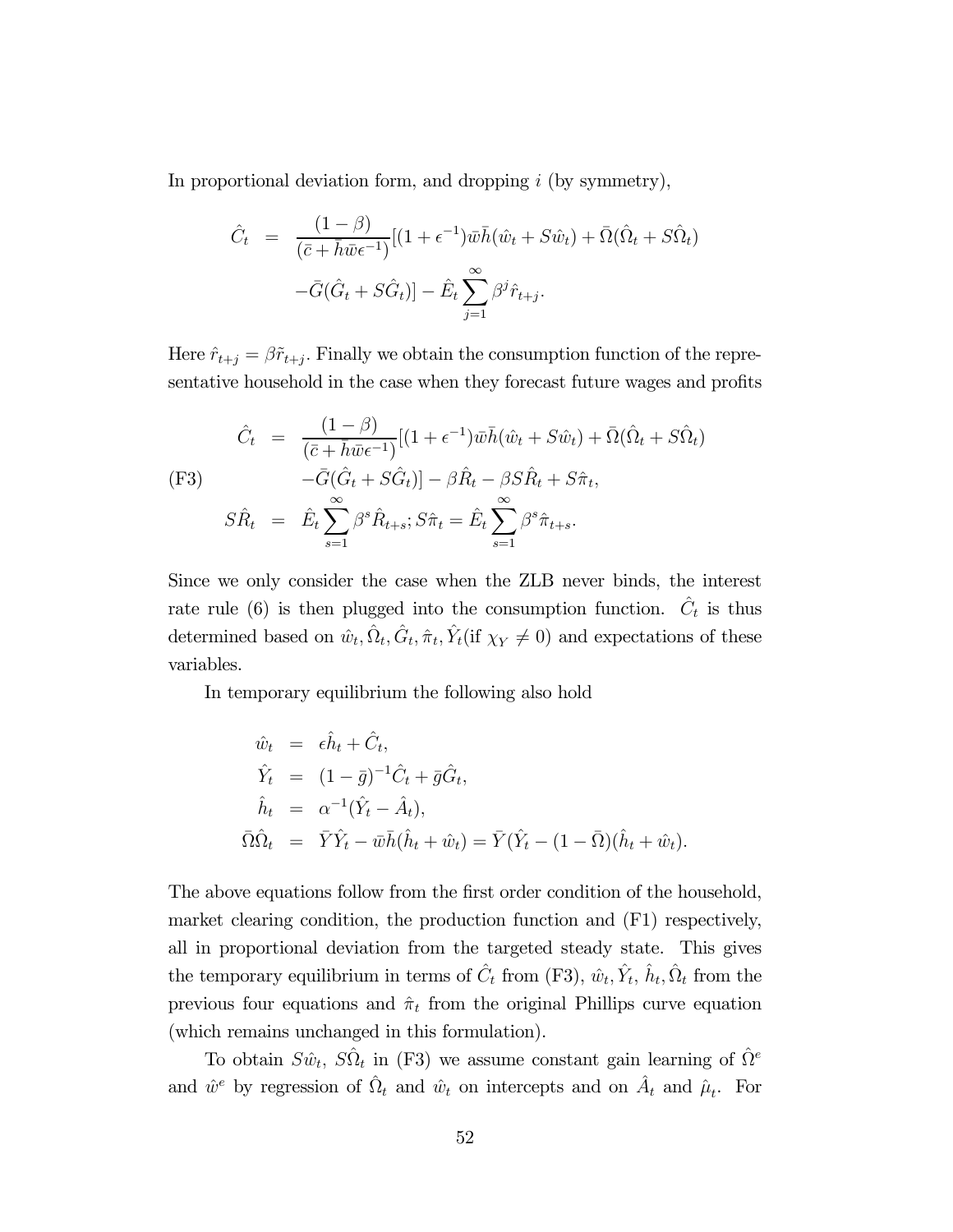In proportional deviation form, and dropping $i$ (by symmetry),

$$
\begin{aligned}
\hat{C}_t &= \frac{(1-\beta)}{(\bar{c}+\bar{h}\bar{w}\epsilon^{-1})}[(1+\epsilon^{-1})\bar{w}\bar{h}(\hat{w}_t + S\hat{w}_t) + \bar{\Omega}(\hat{\Omega}_t + S\hat{\Omega}_t) \\
&\quad -\bar{G}(\hat{G}_t + S\hat{G}_t)] - \hat{E}_t \sum_{j=1}^{\infty} \beta^j \hat{r}_{t+j}.
\end{aligned}
$$

Here $\hat{r}_{t+j} = \beta\tilde{r}_{t+j}$. Finally we obtain the consumption function of the representative household in the case when they forecast future wages and profits

$$
\begin{aligned}
\hat{C}_t &= \frac{(1-\beta)}{(\bar{c}+\bar{h}\bar{w}\epsilon^{-1})}[(1+\epsilon^{-1})\bar{w}\bar{h}(\hat{w}_t + S\hat{w}_t) + \bar{\Omega}(\hat{\Omega}_t + S\hat{\Omega}_t) \\
&\quad -\bar{G}(\hat{G}_t + S\hat{G}_t)] - \beta\hat{R}_t - \beta S\hat{R}_t + S\hat{\pi}_t, \qquad \text{(F3)} \\
S\hat{R}_t &= \hat{E}_t \sum_{s=1}^{\infty} \beta^s \hat{R}_{t+s}; S\hat{\pi}_t = \hat{E}_t \sum_{s=1}^{\infty} \beta^s \hat{\pi}_{t+s}.
\end{aligned}
$$

Since we only consider the case when the ZLB never binds, the interest rate rule (6) is then plugged into the consumption function. $\hat{C}_t$ is thus determined based on $\hat{w}_t, \hat{\Omega}_t, \hat{G}_t, \hat{\pi}_t, \hat{Y}_t$(if $\chi_Y \neq 0$) and expectations of these variables.

In temporary equilibrium the following also hold

$$
\begin{aligned}
\hat{w}_t &= \epsilon\hat{h}_t + \hat{C}_t, \\
\hat{Y}_t &= (1-\bar{g})^{-1}\hat{C}_t + \bar{g}\hat{G}_t, \\
\hat{h}_t &= \alpha^{-1}(\hat{Y}_t - \hat{A}_t), \\
\bar{\Omega}\hat{\Omega}_t &= \bar{Y}\hat{Y}_t - \bar{w}\bar{h}(\hat{h}_t + \hat{w}_t) = \bar{Y}(\hat{Y}_t - (1-\bar{\Omega})(\hat{h}_t + \hat{w}_t).
\end{aligned}
$$

The above equations follow from the first order condition of the household, market clearing condition, the production function and (F1) respectively, all in proportional deviation from the targeted steady state. This gives the temporary equilibrium in terms of $\hat{C}_t$ from (F3), $\hat{w}_t, \hat{Y}_t, \hat{h}_t, \hat{\Omega}_t$ from the previous four equations and $\hat{\pi}_t$ from the original Phillips curve equation (which remains unchanged in this formulation).

To obtain $S\hat{w}_t$, $S\hat{\Omega}_t$ in (F3) we assume constant gain learning of $\hat{\Omega}^e$ and $\hat{w}^e$ by regression of $\hat{\Omega}_t$ and $\hat{w}_t$ on intercepts and on $\hat{A}_t$ and $\hat{\mu}_t$. For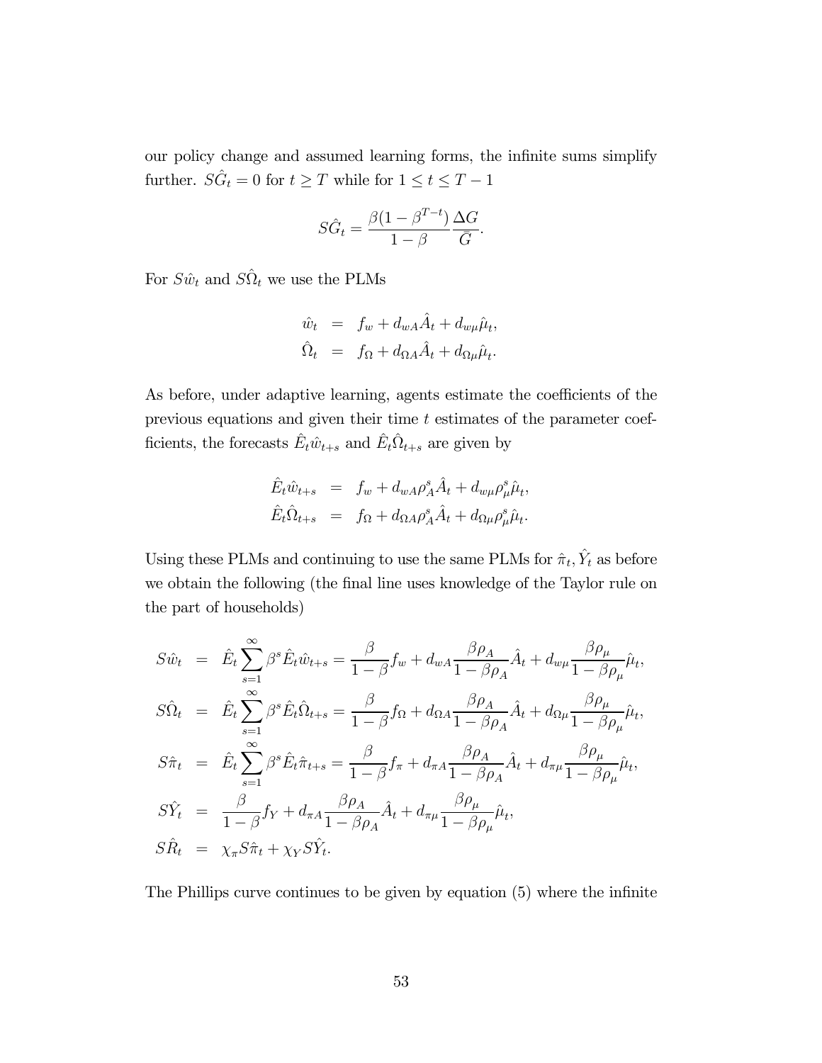our policy change and assumed learning forms, the infinite sums simplify further. $S\hat{G}_t = 0$ for $t \geq T$ while for $1 \leq t \leq T-1$

$$S\hat{G}_t = \frac{\beta(1-\beta^{T-t})}{1-\beta}\frac{\Delta G}{\bar{G}}.$$

For $S\hat{w}_t$ and $S\hat{\Omega}_t$ we use the PLMs

$$\begin{aligned}
\hat{w}_t &= f_w + d_{wA}\hat{A}_t + d_{w\mu}\hat{\mu}_t, \\
\hat{\Omega}_t &= f_\Omega + d_{\Omega A}\hat{A}_t + d_{\Omega\mu}\hat{\mu}_t.
\end{aligned}$$

As before, under adaptive learning, agents estimate the coefficients of the previous equations and given their time $t$ estimates of the parameter coefficients, the forecasts $\hat{E}_t\hat{w}_{t+s}$ and $\hat{E}_t\hat{\Omega}_{t+s}$ are given by

$$\begin{aligned}
\hat{E}_t\hat{w}_{t+s} &= f_w + d_{wA}\rho_A^s\hat{A}_t + d_{w\mu}\rho_\mu^s\hat{\mu}_t, \\
\hat{E}_t\hat{\Omega}_{t+s} &= f_\Omega + d_{\Omega A}\rho_A^s\hat{A}_t + d_{\Omega\mu}\rho_\mu^s\hat{\mu}_t.
\end{aligned}$$

Using these PLMs and continuing to use the same PLMs for $\hat{\pi}_t, \hat{Y}_t$ as before we obtain the following (the final line uses knowledge of the Taylor rule on the part of households)

$$\begin{aligned}
S\hat{w}_t &= \hat{E}_t\sum_{s=1}^{\infty}\beta^s\hat{E}_t\hat{w}_{t+s} = \frac{\beta}{1-\beta}f_w + d_{wA}\frac{\beta\rho_A}{1-\beta\rho_A}\hat{A}_t + d_{w\mu}\frac{\beta\rho_\mu}{1-\beta\rho_\mu}\hat{\mu}_t, \\
S\hat{\Omega}_t &= \hat{E}_t\sum_{s=1}^{\infty}\beta^s\hat{E}_t\hat{\Omega}_{t+s} = \frac{\beta}{1-\beta}f_\Omega + d_{\Omega A}\frac{\beta\rho_A}{1-\beta\rho_A}\hat{A}_t + d_{\Omega\mu}\frac{\beta\rho_\mu}{1-\beta\rho_\mu}\hat{\mu}_t, \\
S\hat{\pi}_t &= \hat{E}_t\sum_{s=1}^{\infty}\beta^s\hat{E}_t\hat{\pi}_{t+s} = \frac{\beta}{1-\beta}f_\pi + d_{\pi A}\frac{\beta\rho_A}{1-\beta\rho_A}\hat{A}_t + d_{\pi\mu}\frac{\beta\rho_\mu}{1-\beta\rho_\mu}\hat{\mu}_t, \\
S\hat{Y}_t &= \frac{\beta}{1-\beta}f_Y + d_{\pi A}\frac{\beta\rho_A}{1-\beta\rho_A}\hat{A}_t + d_{\pi\mu}\frac{\beta\rho_\mu}{1-\beta\rho_\mu}\hat{\mu}_t, \\
S\hat{R}_t &= \chi_\pi S\hat{\pi}_t + \chi_Y S\hat{Y}_t.
\end{aligned}$$

The Phillips curve continues to be given by equation (5) where the infinite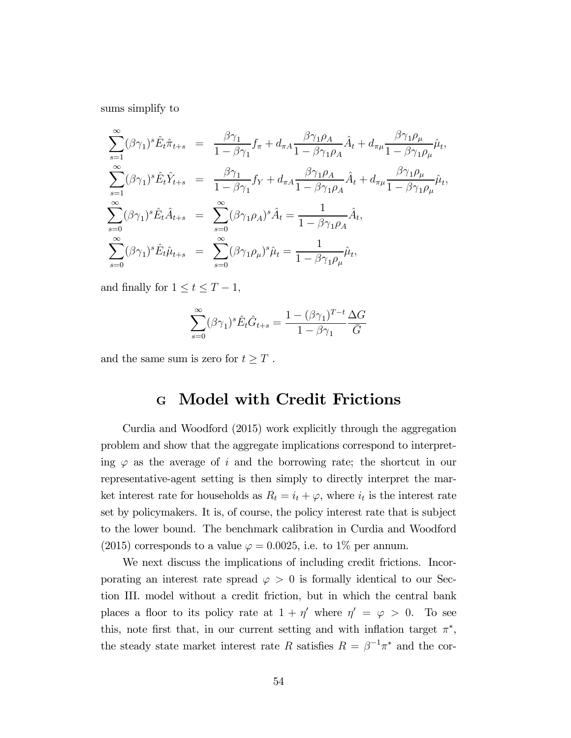sums simplify to

$$
\begin{aligned}
\sum_{s=1}^{\infty}(\beta\gamma_1)^s \hat{E}_t \hat{\pi}_{t+s} &= \frac{\beta\gamma_1}{1-\beta\gamma_1} f_\pi + d_{\pi A}\frac{\beta\gamma_1\rho_A}{1-\beta\gamma_1\rho_A}\hat{A}_t + d_{\pi\mu}\frac{\beta\gamma_1\rho_\mu}{1-\beta\gamma_1\rho_\mu}\hat{\mu}_t, \\
\sum_{s=1}^{\infty}(\beta\gamma_1)^s \hat{E}_t \hat{Y}_{t+s} &= \frac{\beta\gamma_1}{1-\beta\gamma_1} f_Y + d_{\pi A}\frac{\beta\gamma_1\rho_A}{1-\beta\gamma_1\rho_A}\hat{A}_t + d_{\pi\mu}\frac{\beta\gamma_1\rho_\mu}{1-\beta\gamma_1\rho_\mu}\hat{\mu}_t, \\
\sum_{s=0}^{\infty}(\beta\gamma_1)^s \hat{E}_t \hat{A}_{t+s} &= \sum_{s=0}^{\infty}(\beta\gamma_1\rho_A)^s \hat{A}_t = \frac{1}{1-\beta\gamma_1\rho_A}\hat{A}_t, \\
\sum_{s=0}^{\infty}(\beta\gamma_1)^s \hat{E}_t \hat{\mu}_{t+s} &= \sum_{s=0}^{\infty}(\beta\gamma_1\rho_\mu)^s \hat{\mu}_t = \frac{1}{1-\beta\gamma_1\rho_\mu}\hat{\mu}_t,
\end{aligned}
$$

and finally for $1 \leq t \leq T-1$,

$$
\sum_{s=0}^{\infty}(\beta\gamma_1)^s \hat{E}_t \hat{G}_{t+s} = \frac{1-(\beta\gamma_1)^{T-t}}{1-\beta\gamma_1}\frac{\Delta G}{\bar{G}}
$$

and the same sum is zero for $t \geq T$ .

# G Model with Credit Frictions

Curdia and Woodford (2015) work explicitly through the aggregation problem and show that the aggregate implications correspond to interpreting $\varphi$ as the average of $i$ and the borrowing rate; the shortcut in our representative-agent setting is then simply to directly interpret the market interest rate for households as $R_t = i_t + \varphi$, where $i_t$ is the interest rate set by policymakers. It is, of course, the policy interest rate that is subject to the lower bound. The benchmark calibration in Curdia and Woodford (2015) corresponds to a value $\varphi = 0.0025$, i.e. to 1% per annum.

We next discuss the implications of including credit frictions. Incorporating an interest rate spread $\varphi > 0$ is formally identical to our Section III. model without a credit friction, but in which the central bank places a floor to its policy rate at $1 + \eta'$ where $\eta' = \varphi > 0$. To see this, note first that, in our current setting and with inflation target $\pi^*$, the steady state market interest rate $R$ satisfies $R = \beta^{-1}\pi^*$ and the cor-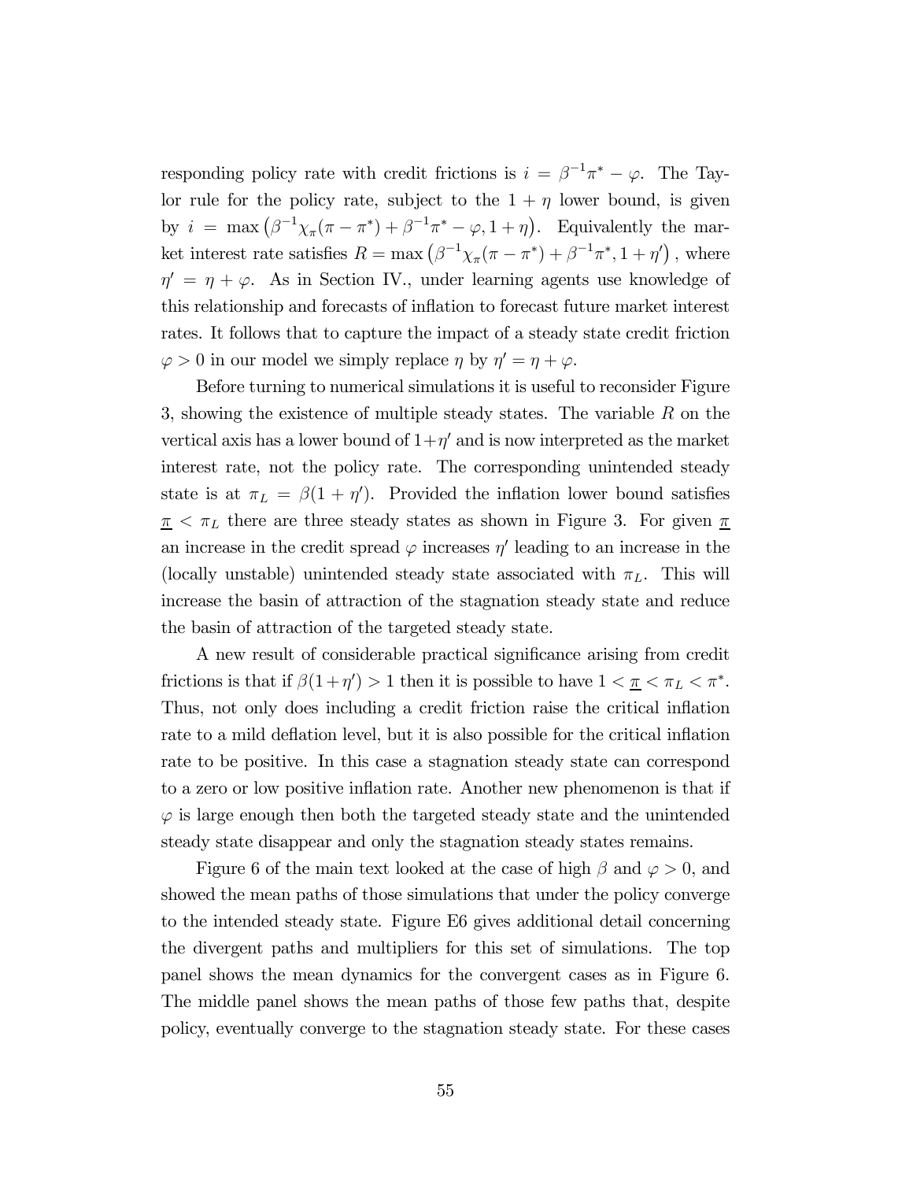responding policy rate with credit frictions is $i = \beta^{-1}\pi^* - \varphi$. The Taylor rule for the policy rate, subject to the $1 + \eta$ lower bound, is given by $i = \max\left(\beta^{-1}\chi_\pi(\pi - \pi^*) + \beta^{-1}\pi^* - \varphi, 1 + \eta\right)$. Equivalently the market interest rate satisfies $R = \max\left(\beta^{-1}\chi_\pi(\pi - \pi^*) + \beta^{-1}\pi^*, 1 + \eta'\right)$, where $\eta' = \eta + \varphi$. As in Section IV., under learning agents use knowledge of this relationship and forecasts of inflation to forecast future market interest rates. It follows that to capture the impact of a steady state credit friction $\varphi > 0$ in our model we simply replace $\eta$ by $\eta' = \eta + \varphi$.

Before turning to numerical simulations it is useful to reconsider Figure 3, showing the existence of multiple steady states. The variable $R$ on the vertical axis has a lower bound of $1+\eta'$ and is now interpreted as the market interest rate, not the policy rate. The corresponding unintended steady state is at $\pi_L = \beta(1 + \eta')$. Provided the inflation lower bound satisfies $\underline{\pi} < \pi_L$ there are three steady states as shown in Figure 3. For given $\underline{\pi}$ an increase in the credit spread $\varphi$ increases $\eta'$ leading to an increase in the (locally unstable) unintended steady state associated with $\pi_L$. This will increase the basin of attraction of the stagnation steady state and reduce the basin of attraction of the targeted steady state.

A new result of considerable practical significance arising from credit frictions is that if $\beta(1+\eta') > 1$ then it is possible to have $1 < \underline{\pi} < \pi_L < \pi^*$. Thus, not only does including a credit friction raise the critical inflation rate to a mild deflation level, but it is also possible for the critical inflation rate to be positive. In this case a stagnation steady state can correspond to a zero or low positive inflation rate. Another new phenomenon is that if $\varphi$ is large enough then both the targeted steady state and the unintended steady state disappear and only the stagnation steady states remains.

Figure 6 of the main text looked at the case of high $\beta$ and $\varphi > 0$, and showed the mean paths of those simulations that under the policy converge to the intended steady state. Figure E6 gives additional detail concerning the divergent paths and multipliers for this set of simulations. The top panel shows the mean dynamics for the convergent cases as in Figure 6. The middle panel shows the mean paths of those few paths that, despite policy, eventually converge to the stagnation steady state. For these cases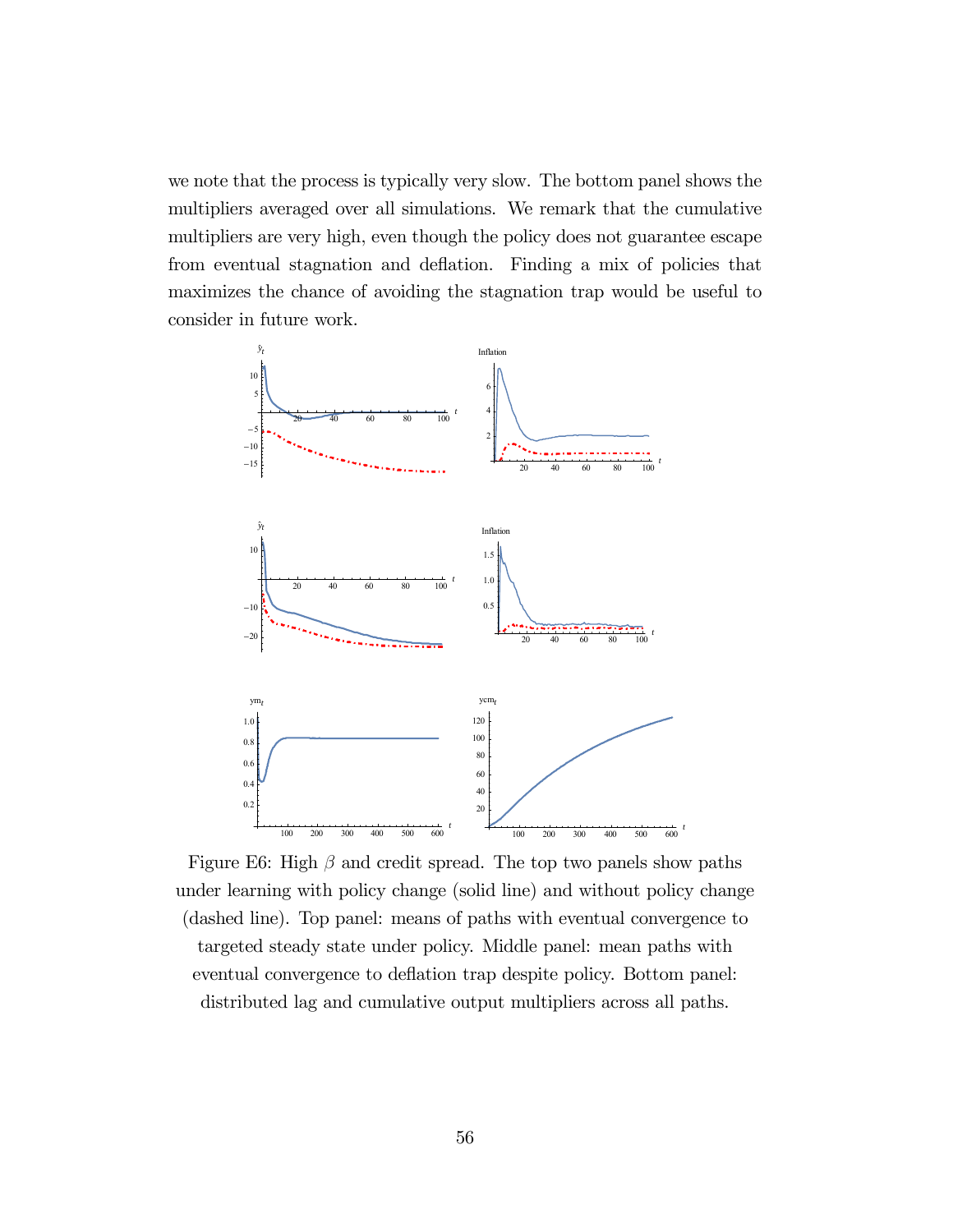we note that the process is typically very slow. The bottom panel shows the multipliers averaged over all simulations. We remark that the cumulative multipliers are very high, even though the policy does not guarantee escape from eventual stagnation and deflation. Finding a mix of policies that maximizes the chance of avoiding the stagnation trap would be useful to consider in future work.

Figure E6: High $\beta$ and credit spread. The top two panels show paths under learning with policy change (solid line) and without policy change (dashed line). Top panel: means of paths with eventual convergence to targeted steady state under policy. Middle panel: mean paths with eventual convergence to deflation trap despite policy. Bottom panel: distributed lag and cumulative output multipliers across all paths.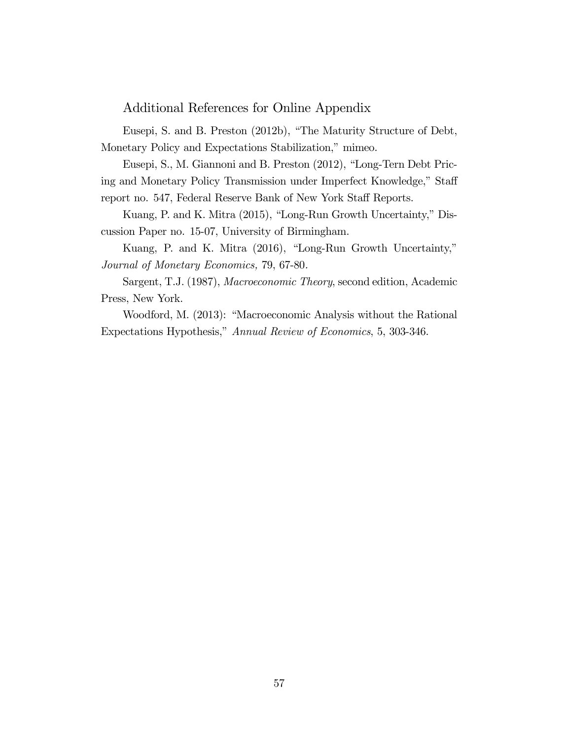## Additional References for Online Appendix

Eusepi, S. and B. Preston (2012b), "The Maturity Structure of Debt, Monetary Policy and Expectations Stabilization," mimeo.

Eusepi, S., M. Giannoni and B. Preston (2012), "Long-Tern Debt Pricing and Monetary Policy Transmission under Imperfect Knowledge," Staff report no. 547, Federal Reserve Bank of New York Staff Reports.

Kuang, P. and K. Mitra (2015), "Long-Run Growth Uncertainty," Discussion Paper no. 15-07, University of Birmingham.

Kuang, P. and K. Mitra (2016), "Long-Run Growth Uncertainty," *Journal of Monetary Economics,* 79, 67-80.

Sargent, T.J. (1987), *Macroeconomic Theory*, second edition, Academic Press, New York.

Woodford, M. (2013): "Macroeconomic Analysis without the Rational Expectations Hypothesis," *Annual Review of Economics*, 5, 303-346.